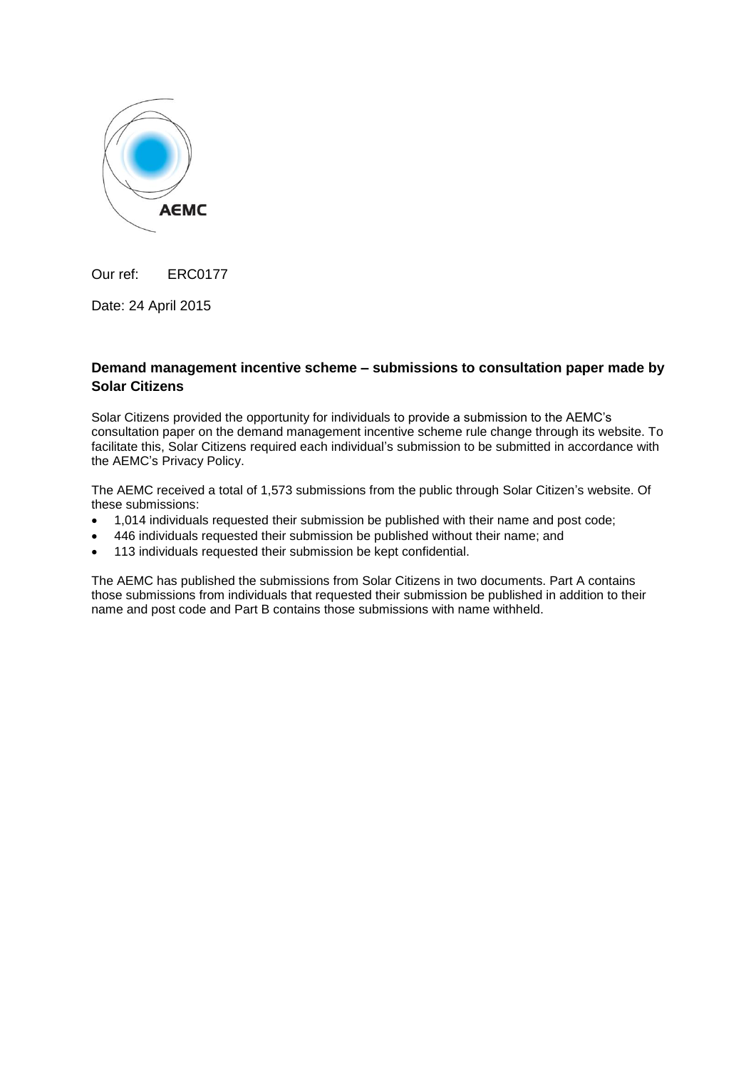AEMC

Our ref: ERC0177

Date: 24 April 2015

**Demand management incentive scheme – submissions to consultation paper made by Solar Citizens**

Solar Citizens provided the opportunity for individuals to provide a submission to the AEMC's consultation paper on the demand management incentive scheme rule change through its website. To facilitate this, Solar Citizens required each individual's submission to be submitted in accordance with the AEMC's Privacy Policy.

The AEMC received a total of 1,573 submissions from the public through Solar Citizen's website. Of these submissions:

- 1,014 individuals requested their submission be published with their name and post code;
- 446 individuals requested their submission be published without their name; and
- 113 individuals requested their submission be kept confidential.

The AEMC has published the submissions from Solar Citizens in two documents. Part A contains those submissions from individuals that requested their submission be published in addition to their name and post code and Part B contains those submissions with name withheld.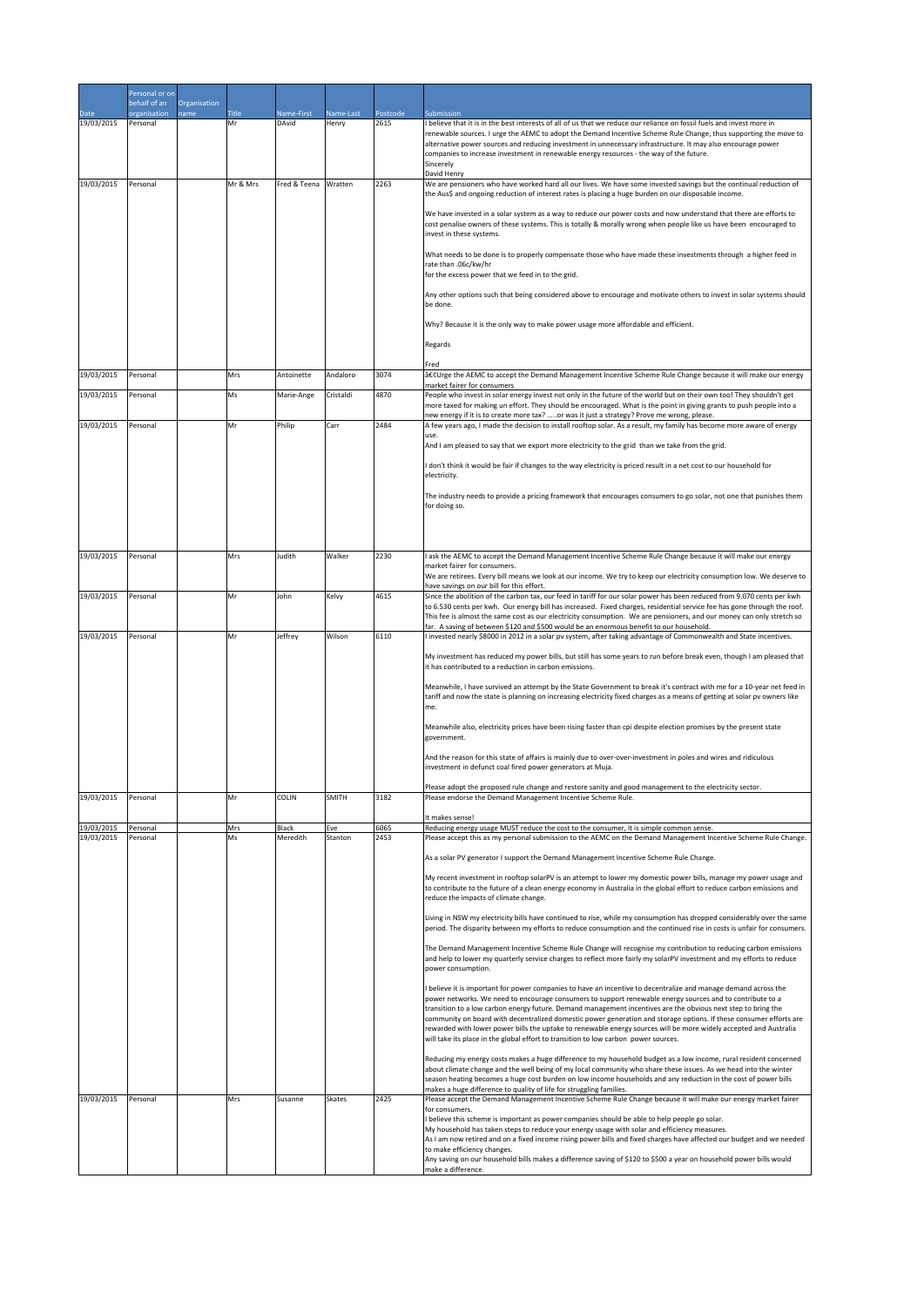| Date | Personal or on behalf of an organisation | Organisation name | Title | Name-First | Name-Last | Postcode | Submission |
|---|---|---|---|---|---|---|---|
| 19/03/2015 | Personal | | Mr | DAvid | Henry | 2615 | I believe that it is in the best interests of all of us that we reduce our reliance on fossil fuels and invest more in renewable sources. I urge the AEMC to adopt the Demand Incentive Scheme Rule Change, thus supporting the move to alternative power sources and reducing investment in unnecessary infrastructure. It may also encourage power companies to increase investment in renewable energy resources - the way of the future.<br>Sincerely<br>David Henry |
| 19/03/2015 | Personal | | Mr & Mrs | Fred & Teena | Wratten | 2263 | We are pensioners who have worked hard all our lives. We have some invested savings but the continual reduction of the Aus$ and ongoing reduction of interest rates is placing a huge burden on our disposable income.<br><br>We have invested in a solar system as a way to reduce our power costs and now understand that there are efforts to cost penalise owners of these systems. This is totally & morally wrong when people like us have been encouraged to invest in these systems.<br><br>What needs to be done is to properly compensate those who have made these investments through a higher feed in rate than .06c/kw/hr<br>for the excess power that we feed in to the grid.<br><br>Any other options such that being considered above to encourage and motivate others to invest in solar systems should be done.<br><br>Why? Because it is the only way to make power usage more affordable and efficient.<br><br>Regards<br><br>Fred |
| 19/03/2015 | Personal | | Mrs | Antoinette | Andaloro | 3074 | â€¢Urge the AEMC to accept the Demand Management Incentive Scheme Rule Change because it will make our energy market fairer for consumers |
| 19/03/2015 | Personal | | Ms | Marie-Ange | Cristaldi | 4870 | People who invest in solar energy invest not only in the future of the world but on their own too! They shouldn't get more taxed for making un effort. They should be encouraged. What is the point in giving grants to push people into a new energy if it is to create more tax? .....or was it just a strategy? Prove me wrong, please. |
| 19/03/2015 | Personal | | Mr | Philip | Carr | 2484 | A few years ago, I made the decision to install rooftop solar. As a result, my family has become more aware of energy use.<br>And I am pleased to say that we export more electricity to the grid than we take from the grid.<br><br>I don't think it would be fair if changes to the way electricity is priced result in a net cost to our household for electricity.<br><br>The industry needs to provide a pricing framework that encourages consumers to go solar, not one that punishes them for doing so. |
| 19/03/2015 | Personal | | Mrs | Judith | Walker | 2230 | I ask the AEMC to accept the Demand Management Incentive Scheme Rule Change because it will make our energy market fairer for consumers.<br>We are retirees. Every bill means we look at our income. We try to keep our electricity consumption low. We deserve to have savings on our bill for this effort. |
| 19/03/2015 | Personal | | Mr | John | Kelvy | 4615 | Since the abolition of the carbon tax, our feed in tariff for our solar power has been reduced from 9.070 cents per kwh to 6.530 cents per kwh. Our energy bill has increased. Fixed charges, residential service fee has gone through the roof. This fee is almost the same cost as our electricity consumption. We are pensioners, and our money can only stretch so far. A saving of between $120 and $500 would be an enormous benefit to our household. |
| 19/03/2015 | Personal | | Mr | Jeffrey | Wilson | 6110 | I invested nearly $8000 in 2012 in a solar pv system, after taking advantage of Commonwealth and State incentives.<br><br>My investment has reduced my power bills, but still has some years to run before break even, though I am pleased that it has contributed to a reduction in carbon emissions.<br><br>Meanwhile, I have survived an attempt by the State Government to break it's contract with me for a 10-year net feed in tariff and now the state is planning on increasing electricity fixed charges as a means of getting at solar pv owners like me.<br><br>Meanwhile also, electricity prices have been rising faster than cpi despite election promises by the present state government.<br><br>And the reason for this state of affairs is mainly due to over-over-investment in poles and wires and ridiculous investment in defunct coal fired power generators at Muja.<br><br>Please adopt the proposed rule change and restore sanity and good management to the electricity sector. |
| 19/03/2015 | Personal | | Mr | COLIN | SMITH | 3182 | Please endorse the Demand Management Incentive Scheme Rule.<br><br>It makes sense! |
| 19/03/2015 | Personal | | Mrs | Black | Eve | 6065 | Reducing energy usage MUST reduce the cost to the consumer, it is simple common sense. |
| 19/03/2015 | Personal | | Ms | Meredith | Stanton | 2453 | Please accept this as my personal submission to the AEMC on the Demand Management Incentive Scheme Rule Change.<br><br>As a solar PV generator I support the Demand Management Incentive Scheme Rule Change.<br><br>My recent investment in rooftop solarPV is an attempt to lower my domestic power bills, manage my power usage and to contribute to the future of a clean energy economy in Australia in the global effort to reduce carbon emissions and reduce the impacts of climate change.<br><br>Living in NSW my electricity bills have continued to rise, while my consumption has dropped considerably over the same period. The disparity between my efforts to reduce consumption and the continued rise in costs is unfair for consumers.<br><br>The Demand Management Incentive Scheme Rule Change will recognise my contribution to reducing carbon emissions and help to lower my quarterly service charges to reflect more fairly my solarPV investment and my efforts to reduce power consumption.<br><br>I believe it is important for power companies to have an incentive to decentralize and manage demand across the power networks. We need to encourage consumers to support renewable energy sources and to contribute to a transition to a low carbon energy future. Demand management incentives are the obvious next step to bring the community on board with decentralized domestic power generation and storage options. If these consumer efforts are rewarded with lower power bills the uptake to renewable energy sources will be more widely accepted and Australia will take its place in the global effort to transition to low carbon power sources.<br><br>Reducing my energy costs makes a huge difference to my household budget as a low income, rural resident concerned about climate change and the well being of my local community who share these issues. As we head into the winter season heating becomes a huge cost burden on low income households and any reduction in the cost of power bills makes a huge difference to quality of life for struggling families. |
| 19/03/2015 | Personal | | Mrs | Susanne | Skates | 2425 | Please accept the Demand Management Incentive Scheme Rule Change because it will make our energy market fairer for consumers.<br>I believe this scheme is important as power companies should be able to help people go solar.<br>My household has taken steps to reduce your energy usage with solar and efficiency measures.<br>As I am now retired and on a fixed income rising power bills and fixed charges have affected our budget and we needed to make efficiency changes.<br>Any saving on our household bills makes a difference saving of $120 to $500 a year on household power bills would make a difference. |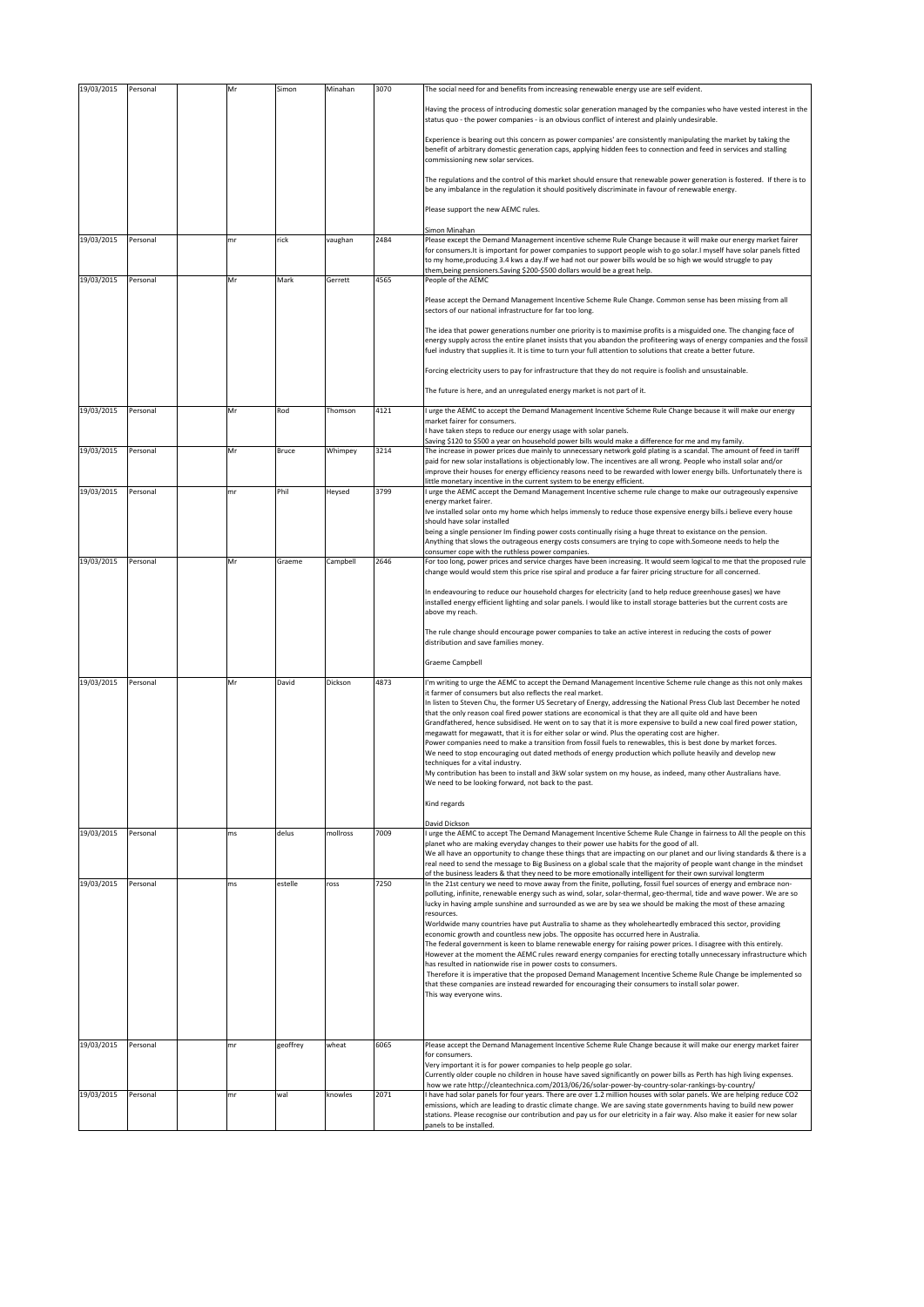| | | | | | | | |
|---|---|---|---|---|---|---|---|
| 19/03/2015 | Personal | | Mr | Simon | Minahan | 3070 | The social need for and benefits from increasing renewable energy use are self evident.<br><br>Having the process of introducing domestic solar generation managed by the companies who have vested interest in the status quo - the power companies - is an obvious conflict of interest and plainly undesirable.<br><br>Experience is bearing out this concern as power companies' are consistently manipulating the market by taking the benefit of arbitrary domestic generation caps, applying hidden fees to connection and feed in services and stalling commissioning new solar services.<br><br>The regulations and the control of this market should ensure that renewable power generation is fostered. If there is to be any imbalance in the regulation it should positively discriminate in favour of renewable energy.<br><br>Please support the new AEMC rules.<br><br>Simon Minahan |
| 19/03/2015 | Personal | | mr | rick | vaughan | 2484 | Please except the Demand Management incentive scheme Rule Change because it will make our energy market fairer for consumers.It is important for power companies to support people wish to go solar.I myself have solar panels fitted to my home,producing 3.4 kws a day.If we had not our power bills would be so high we would struggle to pay them,being pensioners.Saving $200-$500 dollars would be a great help. |
| 19/03/2015 | Personal | | Mr | Mark | Gerrett | 4565 | People of the AEMC<br><br>Please accept the Demand Management Incentive Scheme Rule Change. Common sense has been missing from all sectors of our national infrastructure for far too long.<br><br>The idea that power generations number one priority is to maximise profits is a misguided one. The changing face of energy supply across the entire planet insists that you abandon the profiteering ways of energy companies and the fossil fuel industry that supplies it. It is time to turn your full attention to solutions that create a better future.<br><br>Forcing electricity users to pay for infrastructure that they do not require is foolish and unsustainable.<br><br>The future is here, and an unregulated energy market is not part of it. |
| 19/03/2015 | Personal | | Mr | Rod | Thomson | 4121 | I urge the AEMC to accept the Demand Management Incentive Scheme Rule Change because it will make our energy market fairer for consumers.<br>I have taken steps to reduce our energy usage with solar panels.<br>Saving $120 to $500 a year on household power bills would make a difference for me and my family. |
| 19/03/2015 | Personal | | Mr | Bruce | Whimpey | 3214 | The increase in power prices due mainly to unnecessary network gold plating is a scandal. The amount of feed in tariff paid for new solar installations is objectionably low. The incentives are all wrong. People who install solar and/or improve their houses for energy efficiency reasons need to be rewarded with lower energy bills. Unfortunately there is little monetary incentive in the current system to be energy efficient. |
| 19/03/2015 | Personal | | mr | Phil | Heysed | 3799 | I urge the AEMC accept the Demand Management Incentive scheme rule change to make our outrageously expensive energy market fairer.<br>Ive installed solar onto my home which helps immensly to reduce those expensive energy bills.i believe every house should have solar installed<br>being a single pensioner Im finding power costs continually rising a huge threat to existance on the pension.<br>Anything that slows the outrageous energy costs consumers are trying to cope with.Someone needs to help the consumer cope with the ruthless power companies. |
| 19/03/2015 | Personal | | Mr | Graeme | Campbell | 2646 | For too long, power prices and service charges have been increasing. It would seem logical to me that the proposed rule change would would stem this price rise spiral and produce a far fairer pricing structure for all concerned.<br><br>In endeavouring to reduce our household charges for electricity (and to help reduce greenhouse gases) we have installed energy efficient lighting and solar panels. I would like to install storage batteries but the current costs are above my reach.<br><br>The rule change should encourage power companies to take an active interest in reducing the costs of power distribution and save families money.<br><br>Graeme Campbell |
| 19/03/2015 | Personal | | Mr | David | Dickson | 4873 | I'm writing to urge the AEMC to accept the Demand Management Incentive Scheme rule change as this not only makes it farmer of consumers but also reflects the real market.<br>In listen to Steven Chu, the former US Secretary of Energy, addressing the National Press Club last December he noted that the only reason coal fired power stations are economical is that they are all quite old and have been Grandfathered, hence subsidised. He went on to say that it is more expensive to build a new coal fired power station, megawatt for megawatt, that it is for either solar or wind. Plus the operating cost are higher.<br>Power companies need to make a transition from fossil fuels to renewables, this is best done by market forces.<br>We need to stop encouraging out dated methods of energy production which pollute heavily and develop new techniques for a vital industry.<br>My contribution has been to install and 3kW solar system on my house, as indeed, many other Australians have.<br>We need to be looking forward, not back to the past.<br><br>Kind regards<br><br>David Dickson |
| 19/03/2015 | Personal | | ms | delus | mollross | 7009 | I urge the AEMC to accept The Demand Management Incentive Scheme Rule Change in fairness to All the people on this planet who are making everyday changes to their power use habits for the good of all.<br>We all have an opportunity to change these things that are impacting on our planet and our living standards & there is a real need to send the message to Big Business on a global scale that the majority of people want change in the mindset of the business leaders & that they need to be more emotionally intelligent for their own survival longterm |
| 19/03/2015 | Personal | | ms | estelle | ross | 7250 | In the 21st century we need to move away from the finite, polluting, fossil fuel sources of energy and embrace non-polluting, infinite, renewable energy such as wind, solar, solar-thermal, geo-thermal, tide and wave power. We are so lucky in having ample sunshine and surrounded as we are by sea we should be making the most of these amazing resources.<br>Worldwide many countries have put Australia to shame as they wholeheartedly embraced this sector, providing economic growth and countless new jobs. The opposite has occurred here in Australia.<br>The federal government is keen to blame renewable energy for raising power prices. I disagree with this entirely. However at the moment the AEMC rules reward energy companies for erecting totally unnecessary infrastructure which has resulted in nationwide rise in power costs to consumers.<br>Therefore it is imperative that the proposed Demand Management Incentive Scheme Rule Change be implemented so that these companies are instead rewarded for encouraging their consumers to install solar power.<br>This way everyone wins. |
| 19/03/2015 | Personal | | mr | geoffrey | wheat | 6065 | Please accept the Demand Management Incentive Scheme Rule Change because it will make our energy market fairer for consumers.<br>Very important it is for power companies to help people go solar.<br>Currently older couple no children in house have saved significantly on power bills as Perth has high living expenses.<br>how we rate http://cleantechnica.com/2013/06/26/solar-power-by-country-solar-rankings-by-country/ |
| 19/03/2015 | Personal | | mr | wal | knowles | 2071 | I have had solar panels for four years. There are over 1.2 million houses with solar panels. We are helping reduce CO2 emissions, which are leading to drastic climate change. We are saving state governments having to build new power stations. Please recognise our contribution and pay us for our eletricity in a fair way. Also make it easier for new solar panels to be installed. |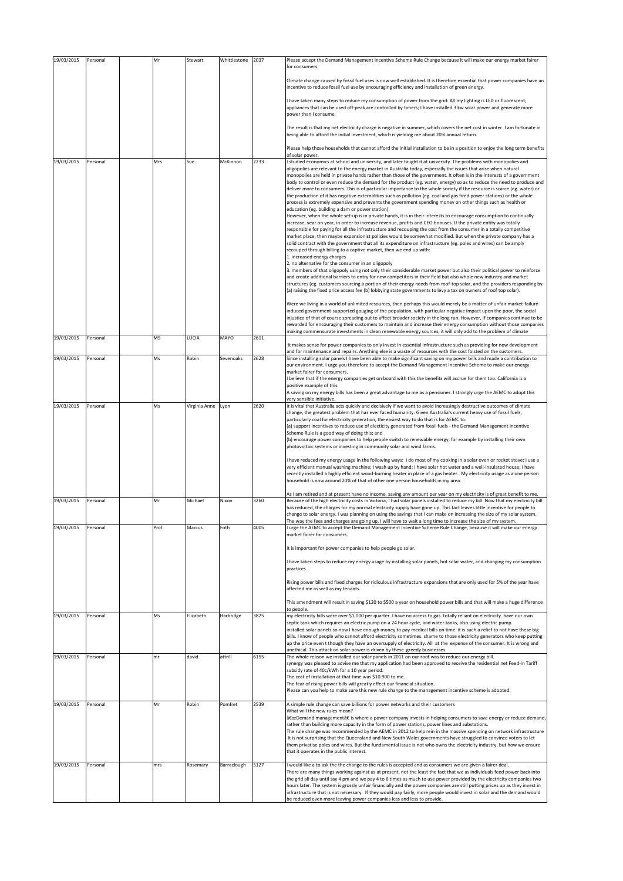| 19/03/2015 | Personal | | Mr | Stewart | Whittlestone | 2037 | Please accept the Demand Management Incentive Scheme Rule Change because it will make our energy market fairer for consumers.<br><br>Climate change caused by fossil fuel uses is now well established. It is therefore essential that power companies have an incentive to reduce fossil fuel use by encouraging efficiency and installation of green energy.<br><br>I have taken many steps to reduce my consumption of power from the grid: All my lighting is LED or fluorescent; appliances that can be used off-peak are controlled by timers; I have installed 3 kw solar power and generate more power than I consume.<br><br>The result is that my net electricity charge is negative in summer, which covers the net cost in winter. I am fortunate in being able to afford the initial investment, which is yielding me about 20% annual return.<br><br>Please help those households that cannot afford the initial installation to be in a position to enjoy the long term benefits of solar power. |
|---|---|---|---|---|---|---|---|
| 19/03/2015 | Personal | | Mrs | Sue | McKinnon | 2233 | I studied economics at school and university, and later taught it at university. The problems with monopolies and oligopolies are relevant to the energy market in Australia today, especially the issues that arise when natural monopolies are held in private hands rather than those of the government. It often is in the interests of a government body to control or even reduce the demand for the product (eg. water, energy) so as to reduce the need to produce and deliver more to consumers. This is of particular importance to the whole society if the resource is scarce (eg. water) or the production of it has negative externalities such as pollution (eg. coal and gas fired power stations) or the whole process is extremely expensive and prevents the government spending money on other things such as health or education (eg. building a dam or power station).<br>However, when the whole set-up is in private hands, it is in their interests to encourage consumption to continually increase, year on year, in order to increase revenue, profits and CEO bonuses. If the private entity was totally responsible for paying for all the infrastructure and recouping the cost from the consumer in a totally competitive market place, then maybe expansionist policies would be somewhat modified. But when the private company has a solid contract with the government that all its expenditure on infrastructure (eg. poles and wires) can be amply recouped through billing to a captive market, then we end up with:<br>1. increased energy charges<br>2. no alternative for the consumer in an oligopoly<br>3. members of that oligopoly using not only their considerable market power but also their political power to reinforce and create additional barriers to entry for new competitors in their field but also whole new industry and market structures (eg. customers sourcing a portion of their energy needs from roof-top solar, and the providers responding by (a) raising the fixed price access fee (b) lobbying state governments to levy a tax on owners of roof top solar).<br><br>Were we living in a world of unlimited resources, then perhaps this would merely be a matter of unfair market-failure-induced government-supported gouging of the population, with particular negative impact upon the poor, the social injustice of that of course spreading out to affect broader society in the long run. However, if companies continue to be rewarded for encouraging their customers to maintain and increase their energy consumption without those companies making commensurate investments in clean renewable energy sources, it will only add to the problem of climate |
| 19/03/2015 | Personal | | MS | LUCIA | MAYO | 2611 | It makes sense for power companies to only invest in essential infrastructure such as providing for new development and for maintenance and repairs. Anything else is a waste of resources with the cost foisted on the customers. |
| 19/03/2015 | Personal | | Ms | Robin | Sevenoaks | 2628 | Since installing solar panels I have been able to make significant saving on my power bills and made a contribution to our environment. I urge you therefore to accept the Demand Management Incentive Scheme to make our energy market fairer for consumers.<br>I believe that if the energy companies get on board with this the benefits will accrue for them too. California is a positive example of this.<br>A saving on my energy bills has been a great advantage to me as a pensioner. I strongly urge the AEMC to adopt this very sensible initiative. |
| 19/03/2015 | Personal | | Ms | Virginia Anne | Lyon | 2620 | It is vital that Australia acts quickly and decisively if we want to avoid increasingly destructive outcomes of climate change, the greatest problem that has ever faced humanity. Given Australia's current heavy use of fossil fuels, particularly coal for electricity generation, the easiest way to do that is for AEMC to:<br>(a) support incentives to reduce use of electicity generated from fossil fuels - the Demand Management Incentive Scheme Rule is a good way of doing this; and<br>(b) encourage power companies to help people switch to renewable energy, for example by installing their own photovoltaic systems or investing in community solar and wind farms.<br><br>I have reduced my energy usage in the following ways: I do most of my cooking in a solar oven or rocket stove; I use a very efficient manual washing machine; I wash up by hand; I have solar hot water and a well-insulated house; I have recently installed a highly efficient wood-burning heater in place of a gas heater. My electricity usage as a one person household is now around 20% of that of other one person households in my area.<br><br>As I am retired and at present have no income, saving any amount per year on my electricity is of great benefit to me. |
| 19/03/2015 | Personal | | Mr | Michael | Nixon | 3260 | Because of the high electricity costs in Victoria, I had solar panels installed to reduce my bill. Now that my electricity bill has reduced, the charges for my normal electricity supply have gone up. This fact leaves little incentive for people to change to solar energy. I was planning on using the savings that I can make on increasing the size of my solar system. The way the fees and charges are going up, I will have to wait a long time to increase the size of my system. |
| 19/03/2015 | Personal | | Prof. | Marcus | Foth | 4005 | I urge the AEMC to accept the Demand Management Incentive Scheme Rule Change, because it will make our energy market fairer for consumers.<br><br>It is important for power companies to help people go solar.<br><br>I have taken steps to reduce my energy usage by installing solar panels, hot solar water, and changing my consumption practices.<br><br>Rising power bills and fixed charges for ridiculous infrastructure expansions that are only used for 5% of the year have affected me as well as my tenants.<br><br>This amendment will result in saving $120 to $500 a year on household power bills and that will make a huge difference to people. |
| 19/03/2015 | Personal | | Ms | Elizabeth | Harbridge | 3825 | my electricity bills were over $1,000 per quarter. I have no access to gas. totally reliant on electricity. have our own septic tank which requires an electric pump on a 24 hour cycle, and water tanks, also using electric pump.<br>installed solar panels so now I have enough money to pay medical bills on time. it is such a relief to not have these big bills. I know of people who cannot afford electricity sometimes. shame to those electricity generators who keep putting up the price even t though they have an oversupply of electricity. All at the expense of the consumer. It is wrong and unethical. This attack on solar power is driven by these greedy businesses. |
| 19/03/2015 | Personal | | mr | david | attrill | 6155 | The whole reason we installed our solar panels in 2011 on our roof was to reduce our energy bill.<br>synergy was pleased to advise me that my application had been approved to receive the residential net Feed-in Tariff subsidy rate of 40c/kWh for a 10 year period.<br>The cost of installation at that time was $10.900 to me.<br>The fear of rising power bills will greatly effect our financial situation.<br>Please can you help to make sure this new rule change to the management incentive scheme is adopted. |
| 19/03/2015 | Personal | | Mr | Robin | Pomfret | 2539 | A simple rule change can save billions for power networks and their customers<br>What will the new rules mean?<br>â€œDemand managementâ€ is where a power company invests in helping consumers to save energy or reduce demand, rather than building more capacity in the form of power stations, power lines and substations.<br>The rule change was recommended by the AEMC in 2012 to help rein in the massive spending on network infrastructure It is not surprising that the Queensland and New South Wales governments have struggled to convince voters to let them privatise poles and wires. But the fundamental issue is not who owns the electricity industry, but how we ensure that it operates in the public interest. |
| 19/03/2015 | Personal | | mrs | Rosemary | Barraclough | 5127 | I would like a to ask the the change to the rules is accepted and as consumers we are given a fairer deal.<br>There are many things working against us at present, not the least the fact that we as individuals feed power back into the grid all day until say 4 pm and we pay 4 to 6 times as much to use power provided by the electricity companies two hours later. The system is grossly unfair financially and the power companies are still putting prices up as they invest in infrastructure that is not necessary. If they would pay fairly, more people would invest in solar and the demand would be reduced even more leaving power companies less and less to provide. |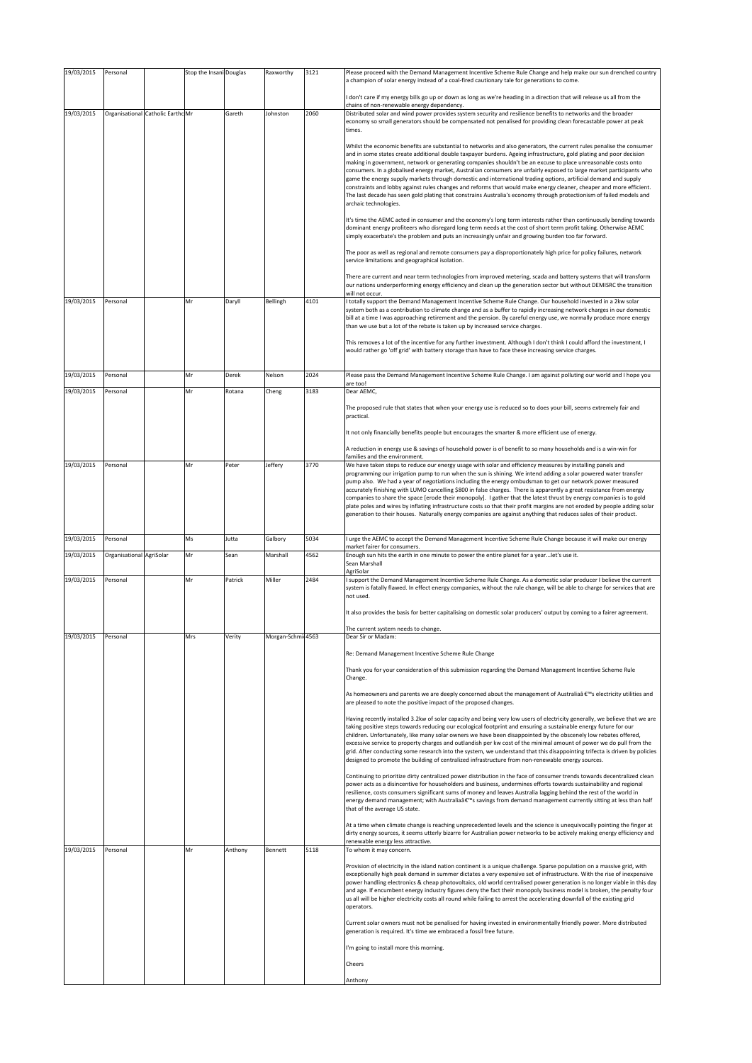| | | | | | | | |
|---|---|---|---|---|---|---|---|
| 19/03/2015 | Personal | | Stop the Insani | Douglas | Raxworthy | 3121 | Please proceed with the Demand Management Incentive Scheme Rule Change and help make our sun drenched country a champion of solar energy instead of a coal-fired cautionary tale for generations to come.<br><br>I don't care if my energy bills go up or down as long as we're heading in a direction that will release us all from the chains of non-renewable energy dependency. |
| 19/03/2015 | Organisational | Catholic Earthc | Mr | Gareth | Johnston | 2060 | Distributed solar and wind power provides system security and resilience benefits to networks and the broader economy so small generators should be compensated not penalised for providing clean forecastable power at peak times.<br><br>Whilst the economic benefits are substantial to networks and also generators, the current rules penalise the consumer and in some states create additional double taxpayer burdens. Ageing infrastructure, gold plating and poor decision making in government, network or generating companies shouldn't be an excuse to place unreasonable costs onto consumers. In a globalised energy market, Australian consumers are unfairly exposed to large market participants who game the energy supply markets through domestic and international trading options, artificial demand and supply constraints and lobby against rules changes and reforms that would make energy cleaner, cheaper and more efficient. The last decade has seen gold plating that constrains Australia's economy through protectionism of failed models and archaic technologies.<br><br>It's time the AEMC acted in consumer and the economy's long term interests rather than continuously bending towards dominant energy profiteers who disregard long term needs at the cost of short term profit taking. Otherwise AEMC simply exacerbate's the problem and puts an increasingly unfair and growing burden too far forward.<br><br>The poor as well as regional and remote consumers pay a disproportionately high price for policy failures, network service limitations and geographical isolation.<br><br>There are current and near term technologies from improved metering, scada and battery systems that will transform our nations underperforming energy efficiency and clean up the generation sector but without DEMISRC the transition will not occur. |
| 19/03/2015 | Personal | | Mr | Daryll | Bellingh | 4101 | I totally support the Demand Management Incentive Scheme Rule Change. Our household invested in a 2kw solar system both as a contribution to climate change and as a buffer to rapidly increasing network charges in our domestic bill at a time I was approaching retirement and the pension. By careful energy use, we normally produce more energy than we use but a lot of the rebate is taken up by increased service charges.<br><br>This removes a lot of the incentive for any further investment. Although I don't think I could afford the investment, I would rather go 'off grid' with battery storage than have to face these increasing service charges. |
| 19/03/2015 | Personal | | Mr | Derek | Nelson | 2024 | Please pass the Demand Management Incentive Scheme Rule Change. I am against polluting our world and I hope you are too! |
| 19/03/2015 | Personal | | Mr | Rotana | Cheng | 3183 | Dear AEMC,<br><br>The proposed rule that states that when your energy use is reduced so to does your bill, seems extremely fair and practical.<br><br>It not only financially benefits people but encourages the smarter & more efficient use of energy.<br><br>A reduction in energy use & savings of household power is of benefit to so many households and is a win-win for families and the environment. |
| 19/03/2015 | Personal | | Mr | Peter | Jeffery | 3770 | We have taken steps to reduce our energy usage with solar and efficiency measures by installing panels and programming our irrigation pump to run when the sun is shining. We intend adding a solar powered water transfer pump also. We had a year of negotiations including the energy ombudsman to get our network power measured accurately finishing with LUMO cancelling $800 in false charges. There is apparently a great resistance from energy companies to share the space [erode their monopoly]. I gather that the latest thrust by energy companies is to gold plate poles and wires by inflating infrastructure costs so that their profit margins are not eroded by people adding solar generation to their houses. Naturally energy companies are against anything that reduces sales of their product. |
| 19/03/2015 | Personal | | Ms | Jutta | Galbory | 5034 | I urge the AEMC to accept the Demand Management Incentive Scheme Rule Change because it will make our energy market fairer for consumers. |
| 19/03/2015 | Organisational | AgriSolar | Mr | Sean | Marshall | 4562 | Enough sun hits the earth in one minute to power the entire planet for a year...let's use it.<br>Sean Marshall<br>AgriSolar |
| 19/03/2015 | Personal | | Mr | Patrick | Miller | 2484 | I support the Demand Management Incentive Scheme Rule Change. As a domestic solar producer I believe the current system is fatally flawed. In effect energy companies, without the rule change, will be able to charge for services that are not used.<br><br>It also provides the basis for better capitalising on domestic solar producers' output by coming to a fairer agreement.<br><br>The current system needs to change. |
| 19/03/2015 | Personal | | Mrs | Verity | Morgan-Schmi | 4563 | Dear Sir or Madam:<br><br>Re: Demand Management Incentive Scheme Rule Change<br><br>Thank you for your consideration of this submission regarding the Demand Management Incentive Scheme Rule Change.<br><br>As homeowners and parents we are deeply concerned about the management of Australiaâ€™s electricity utilities and are pleased to note the positive impact of the proposed changes.<br><br>Having recently installed 3.2kw of solar capacity and being very low users of electricity generally, we believe that we are taking positive steps towards reducing our ecological footprint and ensuring a sustainable energy future for our children. Unfortunately, like many solar owners we have been disappointed by the obscenely low rebates offered, excessive service to property charges and outlandish per kw cost of the minimal amount of power we do pull from the grid. After conducting some research into the system, we understand that this disappointing trifecta is driven by policies designed to promote the building of centralized infrastructure from non-renewable energy sources.<br><br>Continuing to prioritize dirty centralized power distribution in the face of consumer trends towards decentralized clean power acts as a disincentive for householders and business, undermines efforts towards sustainability and regional resilience, costs consumers significant sums of money and leaves Australia lagging behind the rest of the world in energy demand management; with Australiaâ€™s savings from demand management currently sitting at less than half that of the average US state.<br><br>At a time when climate change is reaching unprecedented levels and the science is unequivocally pointing the finger at dirty energy sources, it seems utterly bizarre for Australian power networks to be actively making energy efficiency and renewable energy less attractive. |
| 19/03/2015 | Personal | | Mr | Anthony | Bennett | 5118 | To whom it may concern.<br><br>Provision of electricity in the island nation continent is a unique challenge. Sparse population on a massive grid, with exceptionally high peak demand in summer dictates a very expensive set of infrastructure. With the rise of inexpensive power handling electronics & cheap photovoltaics, old world centralised power generation is no longer viable in this day and age. If encumbent energy industry figures deny the fact their monopoly business model is broken, the penalty four us all will be higher electricity costs all round while failing to arrest the accelerating downfall of the existing grid operators.<br><br>Current solar owners must not be penalised for having invested in environmentally friendly power. More distributed generation is required. It's time we embraced a fossil free future.<br><br>I'm going to install more this morning.<br><br>Cheers<br><br>Anthony |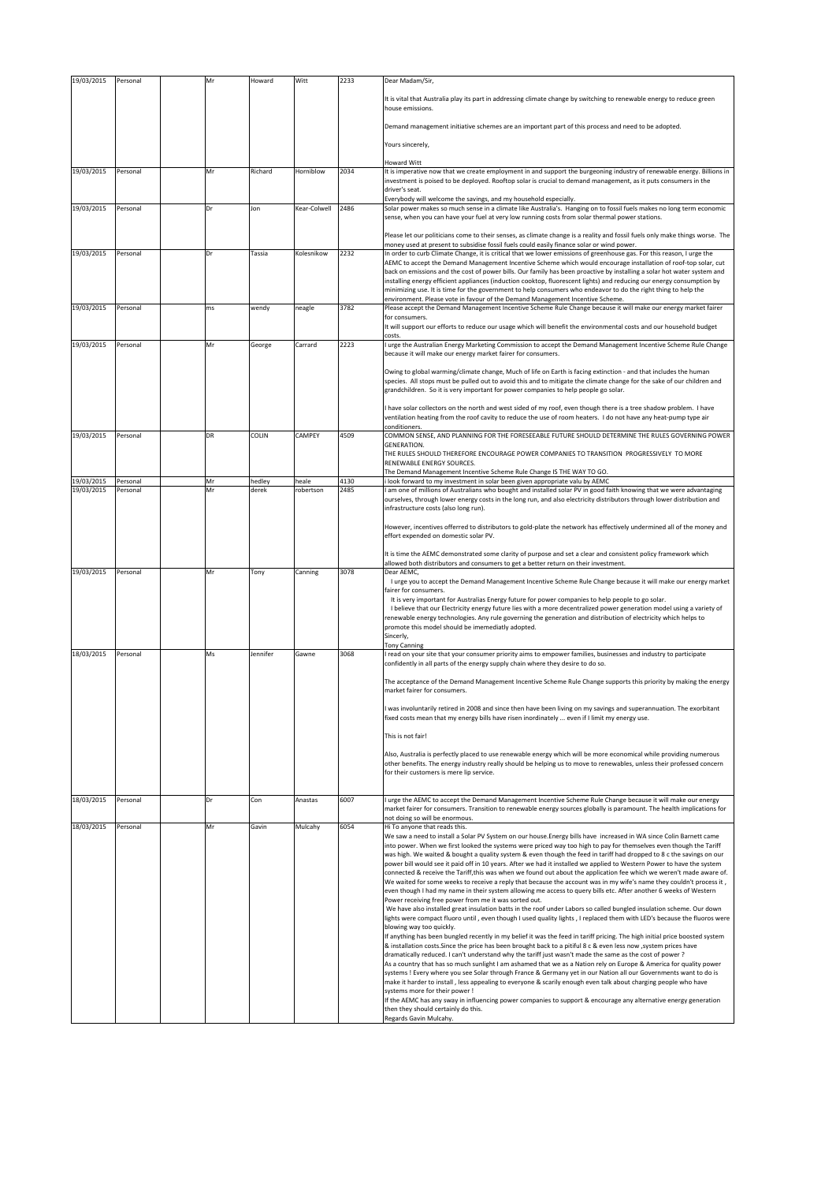| 19/03/2015 | Personal | | Mr | Howard | Witt | 2233 | Dear Madam/Sir,<br><br>It is vital that Australia play its part in addressing climate change by switching to renewable energy to reduce green house emissions.<br><br>Demand management initiative schemes are an important part of this process and need to be adopted.<br><br>Yours sincerely,<br><br>Howard Witt |
|---|---|---|---|---|---|---|---|
| 19/03/2015 | Personal | | Mr | Richard | Horniblow | 2034 | It is imperative now that we create employment in and support the burgeoning industry of renewable energy. Billions in investment is poised to be deployed. Rooftop solar is crucial to demand management, as it puts consumers in the driver's seat.<br>Everybody will welcome the savings, and my household especially. |
| 19/03/2015 | Personal | | Dr | Jon | Kear-Colwell | 2486 | Solar power makes so much sense in a climate like Australia's. Hanging on to fossil fuels makes no long term economic sense, when you can have your fuel at very low running costs from solar thermal power stations.<br><br>Please let our politicians come to their senses, as climate change is a reality and fossil fuels only make things worse. The money used at present to subsidise fossil fuels could easily finance solar or wind power. |
| 19/03/2015 | Personal | | Dr | Tassia | Kolesnikow | 2232 | In order to curb Climate Change, it is critical that we lower emissions of greenhouse gas. For this reason, I urge the AEMC to accept the Demand Management Incentive Scheme which would encourage installation of roof-top solar, cut back on emissions and the cost of power bills. Our family has been proactive by installing a solar hot water system and installing energy efficient appliances (induction cooktop, fluorescent lights) and reducing our energy consumption by minimizing use. It is time for the government to help consumers who endeavor to do the right thing to help the environment. Please vote in favour of the Demand Management Incentive Scheme. |
| 19/03/2015 | Personal | | ms | wendy | neagle | 3782 | Please accept the Demand Management Incentive Scheme Rule Change because it will make our energy market fairer for consumers.<br>It will support our efforts to reduce our usage which will benefit the environmental costs and our household budget costs. |
| 19/03/2015 | Personal | | Mr | George | Carrard | 2223 | I urge the Australian Energy Marketing Commission to accept the Demand Management Incentive Scheme Rule Change because it will make our energy market fairer for consumers.<br><br>Owing to global warming/climate change, Much of life on Earth is facing extinction - and that includes the human species. All stops must be pulled out to avoid this and to mitigate the climate change for the sake of our children and grandchildren. So it is very important for power companies to help people go solar.<br><br>I have solar collectors on the north and west sided of my roof, even though there is a tree shadow problem. I have ventilation heating from the roof cavity to reduce the use of room heaters. I do not have any heat-pump type air conditioners. |
| 19/03/2015 | Personal | | DR | COLIN | CAMPEY | 4509 | COMMON SENSE, AND PLANNING FOR THE FORESEEABLE FUTURE SHOULD DETERMINE THE RULES GOVERNING POWER GENERATION.<br>THE RULES SHOULD THEREFORE ENCOURAGE POWER COMPANIES TO TRANSITION PROGRESSIVELY TO MORE RENEWABLE ENERGY SOURCES.<br>The Demand Management Incentive Scheme Rule Change IS THE WAY TO GO. |
| 19/03/2015 | Personal | | Mr | hedley | heale | 4130 | i look forward to my investment in solar been given appropriate valu by AEMC |
| 19/03/2015 | Personal | | Mr | derek | robertson | 2485 | I am one of millions of Australians who bought and installed solar PV in good faith knowing that we were advantaging ourselves, through lower energy costs in the long run, and also electricity distributors through lower distribution and infrastructure costs (also long run).<br><br>However, incentives offerred to distributors to gold-plate the network has effectively undermined all of the money and effort expended on domestic solar PV.<br><br>It is time the AEMC demonstrated some clarity of purpose and set a clear and consistent policy framework which allowed both distributors and consumers to get a better return on their investment. |
| 19/03/2015 | Personal | | Mr | Tony | Canning | 3078 | Dear AEMC,<br>I urge you to accept the Demand Management Incentive Scheme Rule Change because it will make our energy market fairer for consumers.<br>It is very important for Australias Energy future for power companies to help people to go solar.<br>I believe that our Electricity energy future lies with a more decentralized power generation model using a variety of renewable energy technologies. Any rule governing the generation and distribution of electricity which helps to promote this model should be imemediatly adopted.<br>Sincerly,<br>Tony Canning |
| 18/03/2015 | Personal | | Ms | Jennifer | Gawne | 3068 | I read on your site that your consumer priority aims to empower families, businesses and industry to participate confidently in all parts of the energy supply chain where they desire to do so.<br><br>The acceptance of the Demand Management Incentive Scheme Rule Change supports this priority by making the energy market fairer for consumers.<br><br>I was involuntarily retired in 2008 and since then have been living on my savings and superannuation. The exorbitant fixed costs mean that my energy bills have risen inordinately ... even if I limit my energy use.<br><br>This is not fair!<br><br>Also, Australia is perfectly placed to use renewable energy which will be more economical while providing numerous other benefits. The energy industry really should be helping us to move to renewables, unless their professed concern for their customers is mere lip service. |
| 18/03/2015 | Personal | | Dr | Con | Anastas | 6007 | I urge the AEMC to accept the Demand Management Incentive Scheme Rule Change because it will make our energy market fairer for consumers. Transition to renewable energy sources globally is paramount. The health implications for not doing so will be enormous. |
| 18/03/2015 | Personal | | Mr | Gavin | Mulcahy | 6054 | Hi To anyone that reads this.<br>We saw a need to install a Solar PV System on our house.Energy bills have increased in WA since Colin Barnett came into power. When we first looked the systems were priced way too high to pay for themselves even though the Tariff was high. We waited & bought a quality system & even though the feed in tariff had dropped to 8 c the savings on our power bill would see it paid off in 10 years. After we had it installed we applied to Western Power to have the system connected & receive the Tariff,this was when we found out about the application fee which we weren't made aware of. We waited for some weeks to receive a reply that because the account was in my wife's name they couldn't process it , even though I had my name in their system allowing me access to query bills etc. After another 6 weeks of Western Power receiving free power from me it was sorted out.<br>We have also installed great insulation batts in the roof under Labors so called bungled insulation scheme. Our down lights were compact fluoro until , even though I used quality lights , I replaced them with LED's because the fluoros were blowing way too quickly.<br>If anything has been bungled recently in my belief it was the feed in tariff pricing. The high initial price boosted system & installation costs.Since the price has been brought back to a pitiful 8 c & even less now ,system prices have dramatically reduced. I can't understand why the tariff just wasn't made the same as the cost of power ?<br>As a country that has so much sunlight I am ashamed that we as a Nation rely on Europe & America for quality power systems ! Every where you see Solar through France & Germany yet in our Nation all our Governments want to do is make it harder to install , less appealing to everyone & scarily enough even talk about charging people who have systems more for their power !<br>If the AEMC has any sway in influencing power companies to support & encourage any alternative energy generation then they should certainly do this.<br>Regards Gavin Mulcahy. |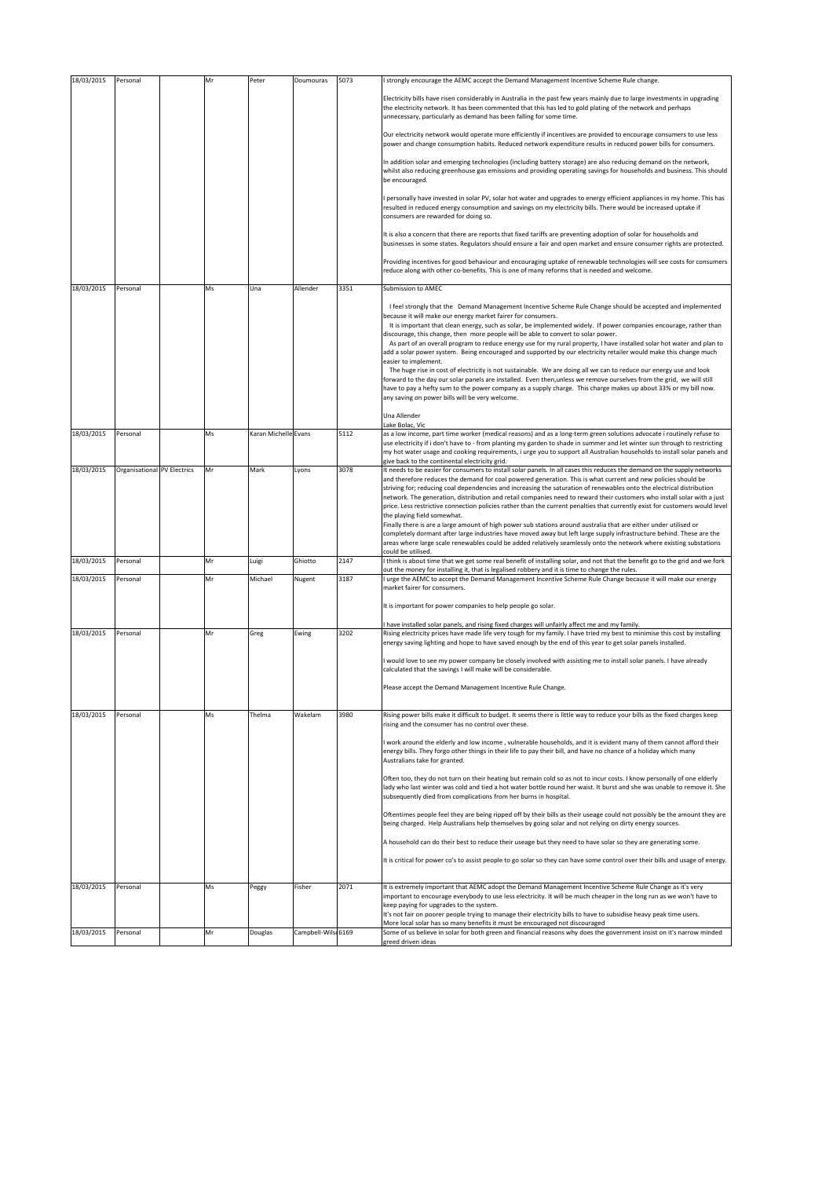| 18/03/2015 | Personal | | Mr | Peter | Doumouras | 5073 | I strongly encourage the AEMC accept the Demand Management Incentive Scheme Rule change.<br><br>Electricity bills have risen considerably in Australia in the past few years mainly due to large investments in upgrading the electricity network. It has been commented that this has led to gold plating of the network and perhaps unnecessary, particularly as demand has been falling for some time.<br><br>Our electricity network would operate more efficiently if incentives are provided to encourage consumers to use less power and change consumption habits. Reduced network expenditure results in reduced power bills for consumers.<br><br>In addition solar and emerging technologies (including battery storage) are also reducing demand on the network, whilst also reducing greenhouse gas emissions and providing operating savings for households and business. This should be encouraged.<br><br>I personally have invested in solar PV, solar hot water and upgrades to energy efficient appliances in my home. This has resulted in reduced energy consumption and savings on my electricity bills. There would be increased uptake if consumers are rewarded for doing so.<br><br>It is also a concern that there are reports that fixed tariffs are preventing adoption of solar for households and businesses in some states. Regulators should ensure a fair and open market and ensure consumer rights are protected.<br><br>Providing incentives for good behaviour and encouraging uptake of renewable technologies will see costs for consumers reduce along with other co-benefits. This is one of many reforms that is needed and welcome. |
|---|---|---|---|---|---|---|---|
| 18/03/2015 | Personal | | Ms | Una | Allender | 3351 | Submission to AMEC<br><br>I feel strongly that the Demand Management Incentive Scheme Rule Change should be accepted and implemented because it will make our energy market fairer for consumers.<br>It is important that clean energy, such as solar, be implemented widely. If power companies encourage, rather than discourage, this change, then more people will be able to convert to solar power.<br>As part of an overall program to reduce energy use for my rural property, I have installed solar hot water and plan to add a solar power system. Being encouraged and supported by our electricity retailer would make this change much easier to implement.<br>The huge rise in cost of electricity is not sustainable. We are doing all we can to reduce our energy use and look forward to the day our solar panels are installed. Even then,unless we remove ourselves from the grid, we will still have to pay a hefty sum to the power company as a supply charge. This charge makes up about 33% or my bill now. any saving on power bills will be very welcome.<br><br>Una Allender<br>Lake Bolac, Vic |
| 18/03/2015 | Personal | | Ms | Karan Michelle | Evans | 5112 | as a low income, part time worker (medical reasons) and as a long-term green solutions advocate i routinely refuse to use electricity if i don't have to - from planting my garden to shade in summer and let winter sun through to restricting my hot water usage and cooking requirements, i urge you to support all Australian households to install solar panels and give back to the continental electricity grid. |
| 18/03/2015 | Organisational | PV Electrics | Mr | Mark | Lyons | 3078 | It needs to be easier for consumers to install solar panels. In all cases this reduces the demand on the supply networks and therefore reduces the demand for coal powered generation. This is what current and new policies should be striving for; reducing coal dependencies and increasing the saturation of renewables onto the electrical distribution network. The generation, distribution and retail companies need to reward their customers who install solar with a just price. Less restrictive connection policies rather than the current penalties that currently exist for customers would level the playing field somewhat.<br>Finally there is are a large amount of high power sub stations around australia that are either under utilised or completely dormant after large industries have moved away but left large supply infrastructure behind. These are the areas where large scale renewables could be added relatively seamlessly onto the network where existing substations could be utilised. |
| 18/03/2015 | Personal | | Mr | Luigi | Ghiotto | 2147 | I think is about time that we get some real benefit of installing solar, and not that the benefit go to the grid and we fork out the money for installing it, that is legalised robbery and it is time to change the rules. |
| 18/03/2015 | Personal | | Mr | Michael | Nugent | 3187 | I urge the AEMC to accept the Demand Management Incentive Scheme Rule Change because it will make our energy market fairer for consumers.<br><br>It is important for power companies to help people go solar.<br><br>I have installed solar panels, and rising fixed charges will unfairly affect me and my family. |
| 18/03/2015 | Personal | | Mr | Greg | Ewing | 3202 | Rising electricity prices have made life very tough for my family. I have tried my best to minimise this cost by installing energy saving lighting and hope to have saved enough by the end of this year to get solar panels installed.<br><br>I would love to see my power company be closely involved with assisting me to install solar panels. I have already calculated that the savings I will make will be considerable.<br><br>Please accept the Demand Management Incentive Rule Change. |
| 18/03/2015 | Personal | | Ms | Thelma | Wakelam | 3980 | Rising power bills make it difficult to budget. It seems there is little way to reduce your bills as the fixed charges keep rising and the consumer has no control over these.<br><br>I work around the elderly and low income , vulnerable households, and it is evident many of them cannot afford their energy bills. They forgo other things in their life to pay their bill, and have no chance of a holiday which many Australians take for granted.<br><br>Often too, they do not turn on their heating but remain cold so as not to incur costs. I know personally of one elderly lady who last winter was cold and tied a hot water bottle round her waist. It burst and she was unable to remove it. She subsequently died from complications from her burns in hospital.<br><br>Oftentimes people feel they are being ripped off by their bills as their useage could not possibly be the amount they are being charged. Help Australians help themselves by going solar and not relying on dirty energy sources.<br><br>A household can do their best to reduce their useage but they need to have solar so they are generating some.<br><br>It is critical for power co's to assist people to go solar so they can have some control over their bills and usage of energy. |
| 18/03/2015 | Personal | | Ms | Peggy | Fisher | 2071 | It is extremely important that AEMC adopt the Demand Management Incentive Scheme Rule Change as it's very important to encourage everybody to use less electricity. It will be much cheaper in the long run as we won't have to keep paying for upgrades to the system.<br>It's not fair on poorer people trying to manage their electricity bills to have to subsidise heavy peak time users.<br>More local solar has so many benefits it must be encouraged not discouraged |
| 18/03/2015 | Personal | | Mr | Douglas | Campbell-Wils | 6169 | Some of us believe in solar for both green and financial reasons why does the government insist on it's narrow minded greed driven ideas |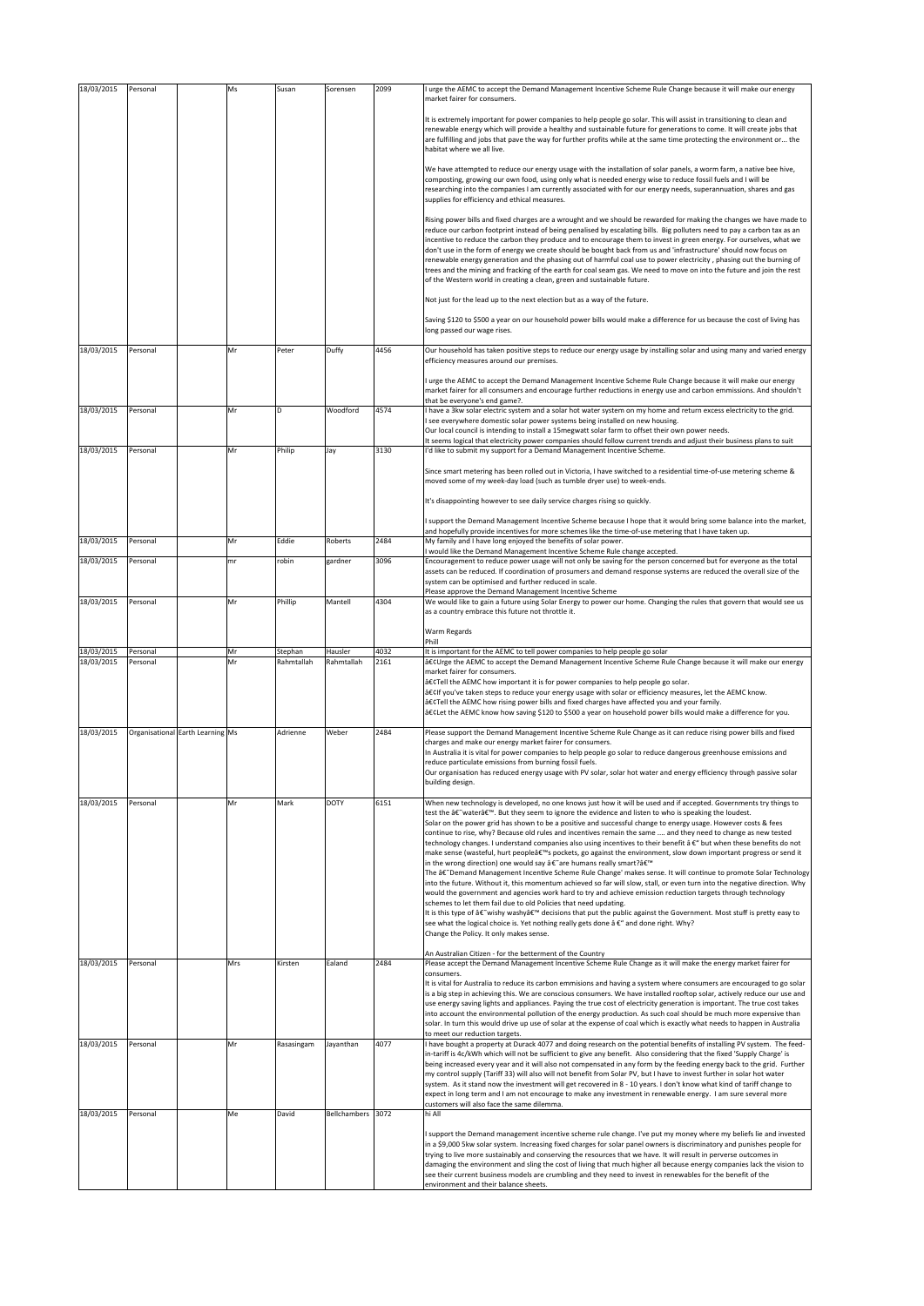| | | | | | | | |
|---|---|---|---|---|---|---|---|
| 18/03/2015 | Personal | | Ms | Susan | Sorensen | 2099 | I urge the AEMC to accept the Demand Management Incentive Scheme Rule Change because it will make our energy market fairer for consumers.<br><br>It is extremely important for power companies to help people go solar. This will assist in transitioning to clean and renewable energy which will provide a healthy and sustainable future for generations to come. It will create jobs that are fulfilling and jobs that pave the way for further profits while at the same time protecting the environment or... the habitat where we all live.<br><br>We have attempted to reduce our energy usage with the installation of solar panels, a worm farm, a native bee hive, composting, growing our own food, using only what is needed energy wise to reduce fossil fuels and I will be researching into the companies I am currently associated with for our energy needs, superannuation, shares and gas supplies for efficiency and ethical measures.<br><br>Rising power bills and fixed charges are a wrought and we should be rewarded for making the changes we have made to reduce our carbon footprint instead of being penalised by escalating bills. Big polluters need to pay a carbon tax as an incentive to reduce the carbon they produce and to encourage them to invest in green energy. For ourselves, what we don't use in the form of energy we create should be bought back from us and 'infrastructure' should now focus on renewable energy generation and the phasing out of harmful coal use to power electricity , phasing out the burning of trees and the mining and fracking of the earth for coal seam gas. We need to move on into the future and join the rest of the Western world in creating a clean, green and sustainable future.<br><br>Not just for the lead up to the next election but as a way of the future.<br><br>Saving $120 to $500 a year on our household power bills would make a difference for us because the cost of living has long passed our wage rises. |
| 18/03/2015 | Personal | | Mr | Peter | Duffy | 4456 | Our household has taken positive steps to reduce our energy usage by installing solar and using many and varied energy efficiency measures around our premises.<br><br>I urge the AEMC to accept the Demand Management Incentive Scheme Rule Change because it will make our energy market fairer for all consumers and encourage further reductions in energy use and carbon emmissions. And shouldn't that be everyone's end game?. |
| 18/03/2015 | Personal | | Mr | D | Woodford | 4574 | I have a 3kw solar electric system and a solar hot water system on my home and return excess electricity to the grid.<br>I see everywhere domestic solar power systems being installed on new housing.<br>Our local council is intending to install a 15megwatt solar farm to offset their own power needs.<br>It seems logical that electricity power companies should follow current trends and adjust their business plans to suit |
| 18/03/2015 | Personal | | Mr | Philip | Jay | 3130 | I'd like to submit my support for a Demand Management Incentive Scheme.<br><br>Since smart metering has been rolled out in Victoria, I have switched to a residential time-of-use metering scheme & moved some of my week-day load (such as tumble dryer use) to week-ends.<br><br>It's disappointing however to see daily service charges rising so quickly.<br><br>I support the Demand Management Incentive Scheme because I hope that it would bring some balance into the market, and hopefully provide incentives for more schemes like the time-of-use metering that I have taken up. |
| 18/03/2015 | Personal | | Mr | Eddie | Roberts | 2484 | My family and I have long enjoyed the benefits of solar power.<br>I would like the Demand Management Incentive Scheme Rule change accepted. |
| 18/03/2015 | Personal | | mr | robin | gardner | 3096 | Encouragement to reduce power usage will not only be saving for the person concerned but for everyone as the total assets can be reduced. If coordination of prosumers and demand response systems are reduced the overall size of the system can be optimised and further reduced in scale.<br>Please approve the Demand Management Incentive Scheme |
| 18/03/2015 | Personal | | Mr | Phillip | Mantell | 4304 | We would like to gain a future using Solar Energy to power our home. Changing the rules that govern that would see us as a country embrace this future not throttle it.<br><br>Warm Regards<br>Phill |
| 18/03/2015 | Personal | | Mr | Stephan | Hausler | 4032 | It is important for the AEMC to tell power companies to help people go solar |
| 18/03/2015 | Personal | | Mr | Rahmtallah | Rahmtallah | 2161 | â€¢Urge the AEMC to accept the Demand Management Incentive Scheme Rule Change because it will make our energy market fairer for consumers.<br>â€¢Tell the AEMC how important it is for power companies to help people go solar.<br>â€¢If you've taken steps to reduce your energy usage with solar or efficiency measures, let the AEMC know.<br>â€¢Tell the AEMC how rising power bills and fixed charges have affected you and your family.<br>â€¢Let the AEMC know how saving $120 to $500 a year on household power bills would make a difference for you. |
| 18/03/2015 | Organisational | Earth Learning | Ms | Adrienne | Weber | 2484 | Please support the Demand Management Incentive Scheme Rule Change as it can reduce rising power bills and fixed charges and make our energy market fairer for consumers.<br>In Australia it is vital for power companies to help people go solar to reduce dangerous greenhouse emissions and reduce particulate emissions from burning fossil fuels.<br>Our organisation has reduced energy usage with PV solar, solar hot water and energy efficiency through passive solar building design. |
| 18/03/2015 | Personal | | Mr | Mark | DOTY | 6151 | When new technology is developed, no one knows just how it will be used and if accepted. Governments try things to test the â€˜waterâ€™. But they seem to ignore the evidence and listen to who is speaking the loudest.<br>Solar on the power grid has shown to be a positive and successful change to energy usage. However costs & fees continue to rise, why? Because old rules and incentives remain the same .... and they need to change as new tested technology changes. I understand companies also using incentives to their benefit â €" but when these benefits do not make sense (wasteful, hurt peopleâ€™s pockets, go against the environment, slow down important progress or send it in the wrong direction) one would say â€˜are humans really smart?â€™<br>The â€˜Demand Management Incentive Scheme Rule Change' makes sense. It will continue to promote Solar Technology into the future. Without it, this momentum achieved so far will slow, stall, or even turn into the negative direction. Why would the government and agencies work hard to try and achieve emission reduction targets through technology schemes to let them fail due to old Policies that need updating.<br>It is this type of â€˜wishy washyâ€™ decisions that put the public against the Government. Most stuff is pretty easy to see what the logical choice is. Yet nothing really gets done â €" and done right. Why?<br>Change the Policy. It only makes sense.<br><br>An Australian Citizen - for the betterment of the Country |
| 18/03/2015 | Personal | | Mrs | Kirsten | Ealand | 2484 | Please accept the Demand Management Incentive Scheme Rule Change as it will make the energy market fairer for consumers.<br>It is vital for Australia to reduce its carbon emmisions and having a system where consumers are encouraged to go solar is a big step in achieving this. We are conscious consumers. We have installed rooftop solar, actively reduce our use and use energy saving lights and appliances. Paying the true cost of electricity generation is important. The true cost takes into account the environmental pollution of the energy production. As such coal should be much more expensive than solar. In turn this would drive up use of solar at the expense of coal which is exactly what needs to happen in Australia to meet our reduction targets. |
| 18/03/2015 | Personal | | Mr | Rasasingam | Jayanthan | 4077 | I have bought a property at Durack 4077 and doing research on the potential benefits of installing PV system. The feed-in-tariff is 4c/kWh which will not be sufficient to give any benefit. Also considering that the fixed 'Supply Charge' is being increased every year and it will also not compensated in any form by the feeding energy back to the grid. Further my control supply (Tariff 33) will also will not benefit from Solar PV, but I have to invest further in solar hot water system. As it stand now the investment will get recovered in 8 - 10 years. I don't know what kind of tariff change to expect in long term and I am not encourage to make any investment in renewable energy. I am sure several more customers will also face the same dilemma. |
| 18/03/2015 | Personal | | Me | David | Bellchambers | 3072 | hi All<br><br>I support the Demand management incentive scheme rule change. I've put my money where my beliefs lie and invested in a $9,000 5kw solar system. Increasing fixed charges for solar panel owners is discriminatory and punishes people for trying to live more sustainably and conserving the resources that we have. It will result in perverse outcomes in damaging the environment and sling the cost of living that much higher all because energy companies lack the vision to see their current business models are crumbling and they need to invest in renewables for the benefit of the environment and their balance sheets. |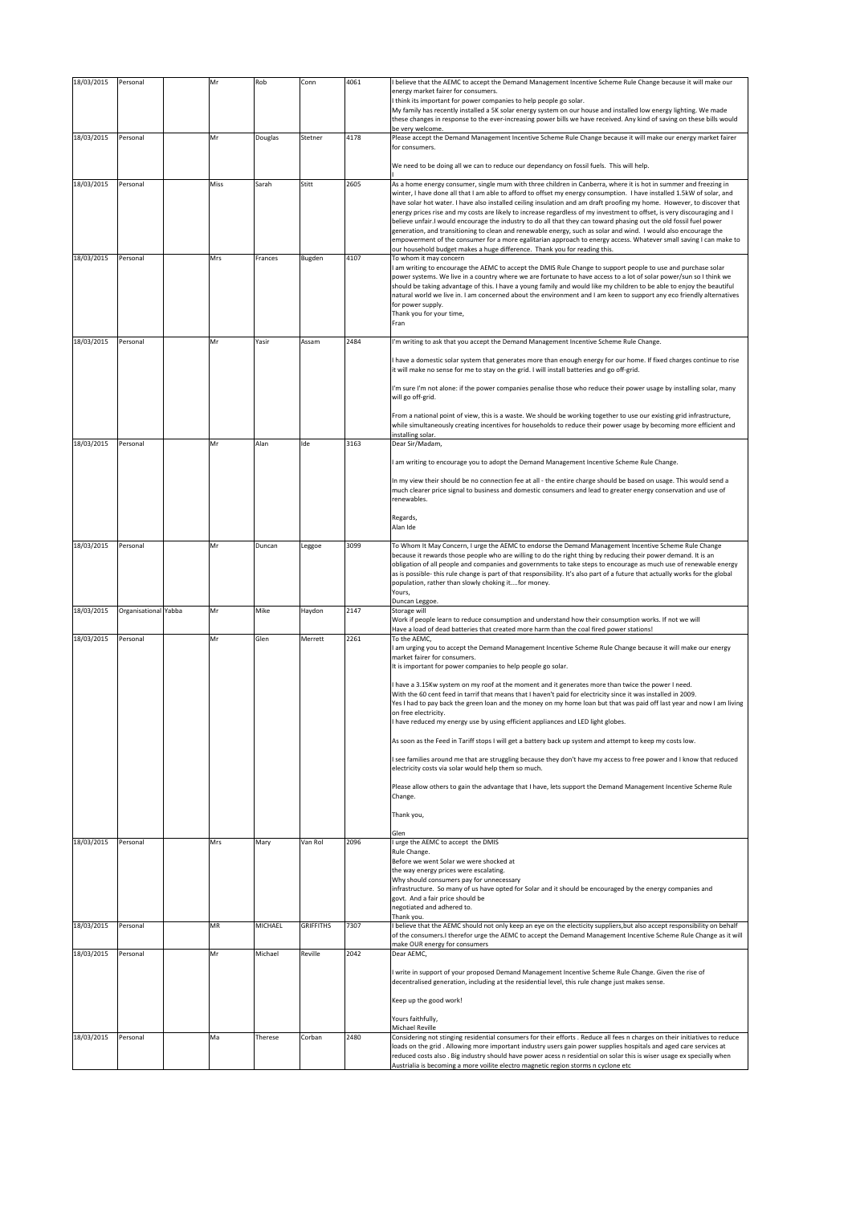| 18/03/2015 | Personal | | Mr | Rob | Conn | 4061 | I believe that the AEMC to accept the Demand Management Incentive Scheme Rule Change because it will make our energy market fairer for consumers.<br>I think its important for power companies to help people go solar.<br>My family has recently installed a 5K solar energy system on our house and installed low energy lighting. We made these changes in response to the ever-increasing power bills we have received. Any kind of saving on these bills would be very welcome. |
|---|---|---|---|---|---|---|---|
| 18/03/2015 | Personal | | Mr | Douglas | Stetner | 4178 | Please accept the Demand Management Incentive Scheme Rule Change because it will make our energy market fairer for consumers.<br><br>We need to be doing all we can to reduce our dependancy on fossil fuels. This will help.<br><br>I |
| 18/03/2015 | Personal | | Miss | Sarah | Stitt | 2605 | As a home energy consumer, single mum with three children in Canberra, where it is hot in summer and freezing in winter, I have done all that I am able to afford to offset my energy consumption. I have installed 1.5kW of solar, and have solar hot water. I have also installed ceiling insulation and am draft proofing my home. However, to discover that energy prices rise and my costs are likely to increase regardless of my investment to offset, is very discouraging and I believe unfair.I would encourage the industry to do all that they can toward phasing out the old fossil fuel power generation, and transitioning to clean and renewable energy, such as solar and wind. I would also encourage the empowerment of the consumer for a more egalitarian approach to energy access. Whatever small saving I can make to our household budget makes a huge difference. Thank you for reading this. |
| 18/03/2015 | Personal | | Mrs | Frances | Bugden | 4107 | To whom it may concern<br>I am writing to encourage the AEMC to accept the DMIS Rule Change to support people to use and purchase solar power systems. We live in a country where we are fortunate to have access to a lot of solar power/sun so I think we should be taking advantage of this. I have a young family and would like my children to be able to enjoy the beautiful natural world we live in. I am concerned about the environment and I am keen to support any eco friendly alternatives for power supply.<br>Thank you for your time,<br>Fran |
| 18/03/2015 | Personal | | Mr | Yasir | Assam | 2484 | I'm writing to ask that you accept the Demand Management Incentive Scheme Rule Change.<br><br>I have a domestic solar system that generates more than enough energy for our home. If fixed charges continue to rise it will make no sense for me to stay on the grid. I will install batteries and go off-grid.<br><br>I'm sure I'm not alone: if the power companies penalise those who reduce their power usage by installing solar, many will go off-grid.<br><br>From a national point of view, this is a waste. We should be working together to use our existing grid infrastructure, while simultaneously creating incentives for households to reduce their power usage by becoming more efficient and installing solar. |
| 18/03/2015 | Personal | | Mr | Alan | Ide | 3163 | Dear Sir/Madam,<br><br>I am writing to encourage you to adopt the Demand Management Incentive Scheme Rule Change.<br><br>In my view their should be no connection fee at all - the entire charge should be based on usage. This would send a much clearer price signal to business and domestic consumers and lead to greater energy conservation and use of renewables.<br><br>Regards,<br>Alan Ide |
| 18/03/2015 | Personal | | Mr | Duncan | Leggoe | 3099 | To Whom It May Concern, I urge the AEMC to endorse the Demand Management Incentive Scheme Rule Change because it rewards those people who are willing to do the right thing by reducing their power demand. It is an obligation of all people and companies and governments to take steps to encourage as much use of renewable energy as is possible- this rule change is part of that responsibility. It's also part of a future that actually works for the global population, rather than slowly choking it....for money.<br>Yours,<br>Duncan Leggoe. |
| 18/03/2015 | Organisational | Yabba | Mr | Mike | Haydon | 2147 | Storage will<br>Work if people learn to reduce consumption and understand how their consumption works. If not we will<br>Have a load of dead batteries that created more harm than the coal fired power stations! |
| 18/03/2015 | Personal | | Mr | Glen | Merrett | 2261 | To the AEMC,<br>I am urging you to accept the Demand Management Incentive Scheme Rule Change because it will make our energy market fairer for consumers.<br>It is important for power companies to help people go solar.<br><br>I have a 3.15Kw system on my roof at the moment and it generates more than twice the power I need.<br>With the 60 cent feed in tarrif that means that I haven't paid for electricity since it was installed in 2009.<br>Yes I had to pay back the green loan and the money on my home loan but that was paid off last year and now I am living on free electricity.<br>I have reduced my energy use by using efficient appliances and LED light globes.<br><br>As soon as the Feed in Tariff stops I will get a battery back up system and attempt to keep my costs low.<br><br>I see families around me that are struggling because they don't have my access to free power and I know that reduced electricity costs via solar would help them so much.<br><br>Please allow others to gain the advantage that I have, lets support the Demand Management Incentive Scheme Rule Change.<br><br>Thank you,<br><br>Glen |
| 18/03/2015 | Personal | | Mrs | Mary | Van Rol | 2096 | I urge the AEMC to accept the DMIS<br>Rule Change.<br>Before we went Solar we were shocked at<br>the way energy prices were escalating.<br>Why should consumers pay for unnecessary<br>infrastructure. So many of us have opted for Solar and it should be encouraged by the energy companies and<br>govt. And a fair price should be<br>negotiated and adhered to.<br>Thank you. |
| 18/03/2015 | Personal | | MR | MICHAEL | GRIFFITHS | 7307 | I believe that the AEMC should not only keep an eye on the electicity suppliers,but also accept responsibility on behalf of the consumers.I therefor urge the AEMC to accept the Demand Management Incentive Scheme Rule Change as it will make OUR energy for consumers |
| 18/03/2015 | Personal | | Mr | Michael | Reville | 2042 | Dear AEMC,<br><br>I write in support of your proposed Demand Management Incentive Scheme Rule Change. Given the rise of decentralised generation, including at the residential level, this rule change just makes sense.<br><br>Keep up the good work!<br><br>Yours faithfully,<br>Michael Reville |
| 18/03/2015 | Personal | | Ma | Therese | Corban | 2480 | Considering not stinging residential consumers for their efforts . Reduce all fees n charges on their initiatives to reduce loads on the grid . Allowing more important industry users gain power supplies hospitals and aged care services at reduced costs also . Big industry should have power acess n residential on solar this is wiser usage ex specially when Austrialia is becoming a more voilite electro magnetic region storms n cyclone etc |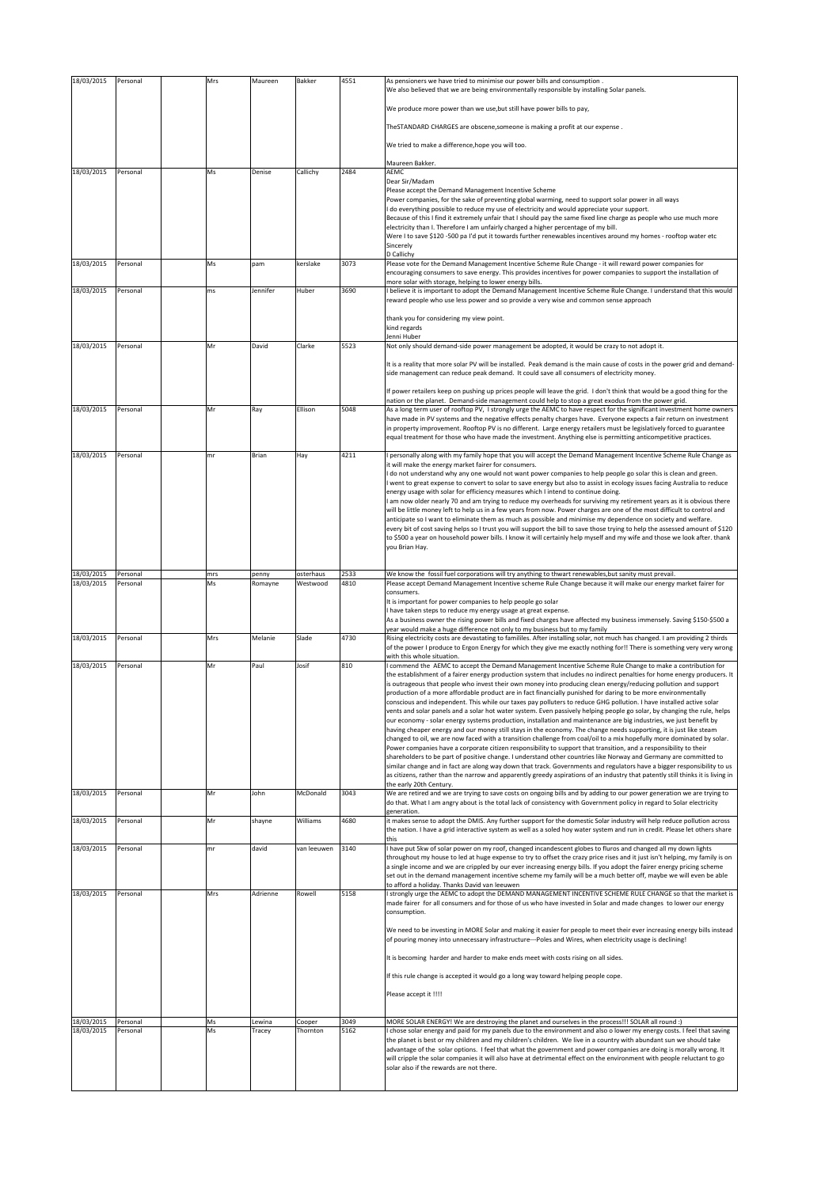| 18/03/2015 | Personal | | Mrs | Maureen | Bakker | 4551 | As pensioners we have tried to minimise our power bills and consumption .<br>We also believed that we are being environmentally responsible by installing Solar panels.<br><br>We produce more power than we use,but still have power bills to pay,<br><br>TheSTANDARD CHARGES are obscene,someone is making a profit at our expense .<br><br>We tried to make a difference,hope you will too.<br><br>Maureen Bakker. |
|---|---|---|---|---|---|---|---|
| 18/03/2015 | Personal | | Ms | Denise | Callichy | 2484 | AEMC<br>Dear Sir/Madam<br>Please accept the Demand Management Incentive Scheme<br>Power companies, for the sake of preventing global warming, need to support solar power in all ways<br>I do everything possible to reduce my use of electricity and would appreciate your support.<br>Because of this I find it extremely unfair that I should pay the same fixed line charge as people who use much more electricity than I. Therefore I am unfairly charged a higher percentage of my bill.<br>Were I to save $120 -500 pa I'd put it towards further renewables incentives around my homes - rooftop water etc<br>Sincerely<br>D Callichy |
| 18/03/2015 | Personal | | Ms | pam | kerslake | 3073 | Please vote for the Demand Management Incentive Scheme Rule Change - it will reward power companies for encouraging consumers to save energy. This provides incentives for power companies to support the installation of more solar with storage, helping to lower energy bills. |
| 18/03/2015 | Personal | | ms | Jennifer | Huber | 3690 | I believe it is important to adopt the Demand Management Incentive Scheme Rule Change. I understand that this would reward people who use less power and so provide a very wise and common sense approach<br><br>thank you for considering my view point.<br>kind regards<br>Jenni Huber |
| 18/03/2015 | Personal | | Mr | David | Clarke | 5523 | Not only should demand-side power management be adopted, it would be crazy to not adopt it.<br><br>It is a reality that more solar PV will be installed. Peak demand is the main cause of costs in the power grid and demand-side management can reduce peak demand. It could save all consumers of electricity money.<br><br>If power retailers keep on pushing up prices people will leave the grid. I don't think that would be a good thing for the nation or the planet. Demand-side management could help to stop a great exodus from the power grid. |
| 18/03/2015 | Personal | | Mr | Ray | Ellison | 5048 | As a long term user of rooftop PV, I strongly urge the AEMC to have respect for the significant investment home owners have made in PV systems and the negative effects penalty charges have. Everyone expects a fair return on investment in property improvement. Rooftop PV is no different. Large energy retailers must be legislatively forced to guarantee equal treatment for those who have made the investment. Anything else is permitting anticompetitive practices. |
| 18/03/2015 | Personal | | mr | Brian | Hay | 4211 | I personally along with my family hope that you will accept the Demand Management Incentive Scheme Rule Change as it will make the energy market fairer for consumers.<br>I do not understand why any one would not want power companies to help people go solar this is clean and green.<br>I went to great expense to convert to solar to save energy but also to assist in ecology issues facing Australia to reduce energy usage with solar for efficiency measures which I intend to continue doing.<br>I am now older nearly 70 and am trying to reduce my overheads for surviving my retirement years as it is obvious there will be little money left to help us in a few years from now. Power charges are one of the most difficult to control and anticipate so I want to eliminate them as much as possible and minimise my dependence on society and welfare.<br>every bit of cost saving helps so I trust you will support the bill to save those trying to help the assessed amount of $120 to $500 a year on household power bills. I know it will certainly help myself and my wife and those we look after. thank you Brian Hay. |
| 18/03/2015 | Personal | | mrs | penny | osterhaus | 2533 | We know the fossil fuel corporations will try anything to thwart renewables,but sanity must prevail. |
| 18/03/2015 | Personal | | Ms | Romayne | Westwood | 4810 | Please accept Demand Management Incentive scheme Rule Change because it will make our energy market fairer for consumers.<br>It is important for power companies to help people go solar<br>I have taken steps to reduce my energy usage at great expense.<br>As a business owner the rising power bills and fixed charges have affected my business immensely. Saving $150-$500 a year would make a huge difference not only to my business but to my family |
| 18/03/2015 | Personal | | Mrs | Melanie | Slade | 4730 | Rising electricity costs are devastating to famililes. After installing solar, not much has changed. I am providing 2 thirds of the power I produce to Ergon Energy for which they give me exactly nothing for!! There is something very very wrong with this whole situation. |
| 18/03/2015 | Personal | | Mr | Paul | Josif | 810 | I commend the AEMC to accept the Demand Management Incentive Scheme Rule Change to make a contribution for the establishment of a fairer energy production system that includes no indirect penalties for home energy producers. It is outrageous that people who invest their own money into producing clean energy/reducing pollution and support production of a more affordable product are in fact financially punished for daring to be more environmentally conscious and independent. This while our taxes pay polluters to reduce GHG pollution. I have installed active solar vents and solar panels and a solar hot water system. Even passively helping people go solar, by changing the rule, helps our economy - solar energy systems production, installation and maintenance are big industries, we just benefit by having cheaper energy and our money still stays in the economy. The change needs supporting, it is just like steam changed to oil, we are now faced with a transition challenge from coal/oil to a mix hopefully more dominated by solar. Power companies have a corporate citizen responsibility to support that transition, and a responsibility to their shareholders to be part of positive change. I understand other countries like Norway and Germany are committed to similar change and in fact are along way down that track. Governments and regulators have a bigger responsibility to us as citizens, rather than the narrow and apparently greedy aspirations of an industry that patently still thinks it is living in the early 20th Century. |
| 18/03/2015 | Personal | | Mr | John | McDonald | 3043 | We are retired and we are trying to save costs on ongoing bills and by adding to our power generation we are trying to do that. What I am angry about is the total lack of consistency with Government policy in regard to Solar electricity generation. |
| 18/03/2015 | Personal | | Mr | shayne | Williams | 4680 | it makes sense to adopt the DMIS. Any further support for the domestic Solar industry will help reduce pollution across the nation. I have a grid interactive system as well as a soled hoy water system and run in credit. Please let others share this |
| 18/03/2015 | Personal | | mr | david | van leeuwen | 3140 | I have put 5kw of solar power on my roof, changed incandescent globes to fluros and changed all my down lights throughout my house to led at huge expense to try to offset the crazy price rises and it just isn't helping, my family is on a single income and we are crippled by our ever increasing energy bills. If you adopt the fairer energy pricing scheme set out in the demand management incentive scheme my family will be a much better off, maybe we will even be able to afford a holiday. Thanks David van leeuwen |
| 18/03/2015 | Personal | | Mrs | Adrienne | Rowell | 5158 | I strongly urge the AEMC to adopt the DEMAND MANAGEMENT INCENTIVE SCHEME RULE CHANGE so that the market is made fairer for all consumers and for those of us who have invested in Solar and made changes to lower our energy consumption.<br><br>We need to be investing in MORE Solar and making it easier for people to meet their ever increasing energy bills instead of pouring money into unnecessary infrastructure---Poles and Wires, when electricity usage is declining!<br><br>It is becoming harder and harder to make ends meet with costs rising on all sides.<br><br>If this rule change is accepted it would go a long way toward helping people cope.<br><br>Please accept it !!!! |
| 18/03/2015 | Personal | | Ms | Lewina | Cooper | 3049 | MORE SOLAR ENERGY! We are destroying the planet and ourselves in the process!!! SOLAR all round :) |
| 18/03/2015 | Personal | | Ms | Tracey | Thornton | 5162 | I chose solar energy and paid for my panels due to the environment and also o lower my energy costs. I feel that saving the planet is best or my children and my children's children. We live in a country with abundant sun we should take advantage of the solar options. I feel that what the government and power companies are doing is morally wrong. It will cripple the solar companies it will also have at detrimental effect on the environment with people reluctant to go solar also if the rewards are not there. |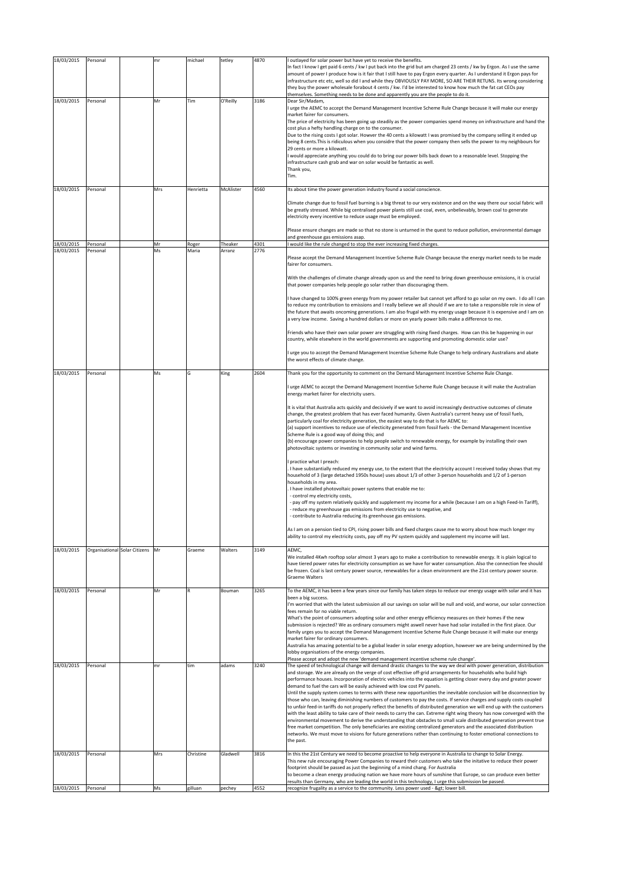| | | | | | | | |
|---|---|---|---|---|---|---|---|
| 18/03/2015 | Personal | | mr | michael | tetley | 4870 | I outlayed for solar power but have yet to receive the benefits.<br>In fact I know I get paid 6 cents / kw I put back into the grid but am charged 23 cents / kw by Ergon. As I use the same amount of power I produce how is it fair that I still have to pay Ergon every quarter. As I understand it Ergon pays for infrastructure etc etc, well so did I and while they OBVIOUSLY PAY MORE, SO ARE THEIR RETUNS. Its wrong considering they buy the power wholesale forabout 4 cents / kw. I'd be interested to know how much the fat cat CEOs pay themselves. Something needs to be done and apparently you are the people to do it. |
| 18/03/2015 | Personal | | Mr | Tim | O'Reilly | 3186 | Dear Sir/Madam,<br>I urge the AEMC to accept the Demand Management Incentive Scheme Rule Change because it will make our energy market fairer for consumers.<br>The price of electricity has been going up steadily as the power companies spend money on infrastructure and hand the cost plus a hefty handling charge on to the consumer.<br>Due to the rising costs I got solar. Howver the 40 cents a kilowatt I was promised by the company selling it ended up being 8 cents.This is ridiculous when you considre that the power company then sells the power to my neighbours for 29 cents or more a kilowatt.<br>I would appreciate anything you could do to bring our power bills back down to a reasonable level. Stopping the infrastructure cash grab and war on solar would be fantastic as well.<br>Thank you,<br>Tim. |
| 18/03/2015 | Personal | | Mrs | Henrietta | McAlister | 4560 | Its about time the power generation industry found a social conscience.<br><br>Climate change due to fossil fuel burning is a big threat to our very existence and on the way there our social fabric will be greatly stressed. While big centralised power plants still use coal, even, unbelievably, brown coal to generate electricity every incentive to reduce usage must be employed.<br><br>Please ensure changes are made so that no stone is unturned in the quest to reduce pollution, environmental damage and greenhouse gas emissions asap. |
| 18/03/2015 | Personal | | Mr | Roger | Theaker | 4301 | I would like the rule changed to stop the ever increasing fixed charges. |
| 18/03/2015 | Personal | | Ms | Maria | Arranz | 2776 | Please accept the Demand Management Incentive Scheme Rule Change because the energy market needs to be made fairer for consumers.<br><br>With the challenges of climate change already upon us and the need to bring down greenhouse emissions, it is crucial that power companies help people go solar rather than discouraging them.<br><br>I have changed to 100% green energy from my power retailer but cannot yet afford to go solar on my own. I do all I can to reduce my contribution to emissions and I really believe we all should if we are to take a responsible role in view of the future that awaits oncoming generations. I am also frugal with my energy usage because it is expensive and I am on a very low income. Saving a hundred dollars or more on yearly power bills make a difference to me.<br><br>Friends who have their own solar power are struggling with rising fixed charges. How can this be happening in our country, while elsewhere in the world governments are supporting and promoting domestic solar use?<br><br>I urge you to accept the Demand Management Incentive Scheme Rule Change to help ordinary Australians and abate the worst effects of climate change. |
| 18/03/2015 | Personal | | Ms | G | King | 2604 | Thank you for the opportunity to comment on the Demand Management Incentive Scheme Rule Change.<br><br>I urge AEMC to accept the Demand Management Incentive Scheme Rule Change because it will make the Australian energy market fairer for electricity users.<br><br>It is vital that Australia acts quickly and decisively if we want to avoid increasingly destructive outcomes of climate change, the greatest problem that has ever faced humanity. Given Australia's current heavy use of fossil fuels, particularly coal for electricity generation, the easiest way to do that is for AEMC to:<br>(a) support incentives to reduce use of electicity generated from fossil fuels - the Demand Management Incentive Scheme Rule is a good way of doing this; and<br>(b) encourage power companies to help people switch to renewable energy, for example by installing their own photovoltaic systems or investing in community solar and wind farms.<br><br>I practice what I preach:<br>. I have substantially reduced my energy use, to the extent that the electricity account I received today shows that my household of 3 (large detached 1950s house) uses about 1/3 of other 3-person households and 1/2 of 1-person households in my area.<br>. I have installed photovoltaic power systems that enable me to:<br>- control my electricity costs,<br>- pay off my system relatively quickly and supplement my income for a while (because I am on a high Feed-In Tariff),<br>- reduce my greenhouse gas emissions from electricity use to negative, and<br>- contribute to Australia reducing its greenhouse gas emissions.<br><br>As I am on a pension tied to CPI, rising power bills and fixed charges cause me to worry about how much longer my ability to control my electricity costs, pay off my PV system quickly and supplement my income will last. |
| 18/03/2015 | Organisational | Solar Citizens | Mr | Graeme | Walters | 3149 | AEMC,<br>We installed 4Kwh rooftop solar almost 3 years ago to make a contribution to renewable energy. It is plain logical to have tiered power rates for electricity consumption as we have for water consumption. Also the connection fee should be frozen. Coal is last century power source, renewables for a clean environment are the 21st century power source.<br>Graeme Walters |
| 18/03/2015 | Personal | | Mr | R | Bouman | 3265 | To the AEMC, it has been a few years since our family has taken steps to reduce our energy usage with solar and it has been a big success.<br>I'm worried that with the latest submission all our savings on solar will be null and void, and worse, our solar connection fees remain for no viable return.<br>What's the point of consumers adopting solar and other energy efficiency measures on their homes if the new submission is rejected? We as ordinary consumers might aswell never have had solar installed in the first place. Our family urges you to accept the Demand Management Incentive Scheme Rule Change because it will make our energy market fairer for ordinary consumers.<br>Australia has amazing potential to be a global leader in solar energy adoption, however we are being undermined by the lobby organisations of the energy companies.<br>Please accept and adopt the new 'demand management incentive scheme rule change'. |
| 18/03/2015 | Personal | | mr | tim | adams | 3240 | The speed of technological change will demand drastic changes to the way we deal with power generation, distribution and storage. We are already on the verge of cost effective off-grid arrangements for households who build high performance houses. Incorporation of electric vehicles into the equation is getting closer every day and greater power demand to fuel the cars will be easily achieved with low cost PV panels.<br>Until the supply system comes to terms with these new opportunities the inevitable conclusion will be disconnection by those who can, leaving diminishing numbers of customers to pay the costs. If service charges and supply costs coupled to unfair feed-in tariffs do not properly reflect the benefits of distributed generation we will end up with the customers with the least ability to take care of their needs to carry the can. Extreme right wing theory has now converged with the environmental movement to derive the understanding that obstacles to small scale distributed generation prevent true free market competition. The only beneficiaries are existing centralized generators and the associated distribution networks. We must move to visions for future generations rather than continuing to foster emotional connections to the past. |
| 18/03/2015 | Personal | | Mrs | Christine | Gladwell | 3816 | In this the 21st Century we need to become proactive to help everyone in Australia to change to Solar Energy.<br>This new rule encouraging Power Companies to reward their customers who take the initative to reduce their power footprint should be passed as just the beginning of a mind chang. For Australia<br>to become a clean energy producing nation we have more hours of sunshine that Europe, so can produce even better results than Germany, who are leading the world in this technology, I urge this submission be passed. |
| 18/03/2015 | Personal | | Ms | gilluan | pechey | 4552 | recognize frugality as a service to the community. Less power used - &gt; lower bill. |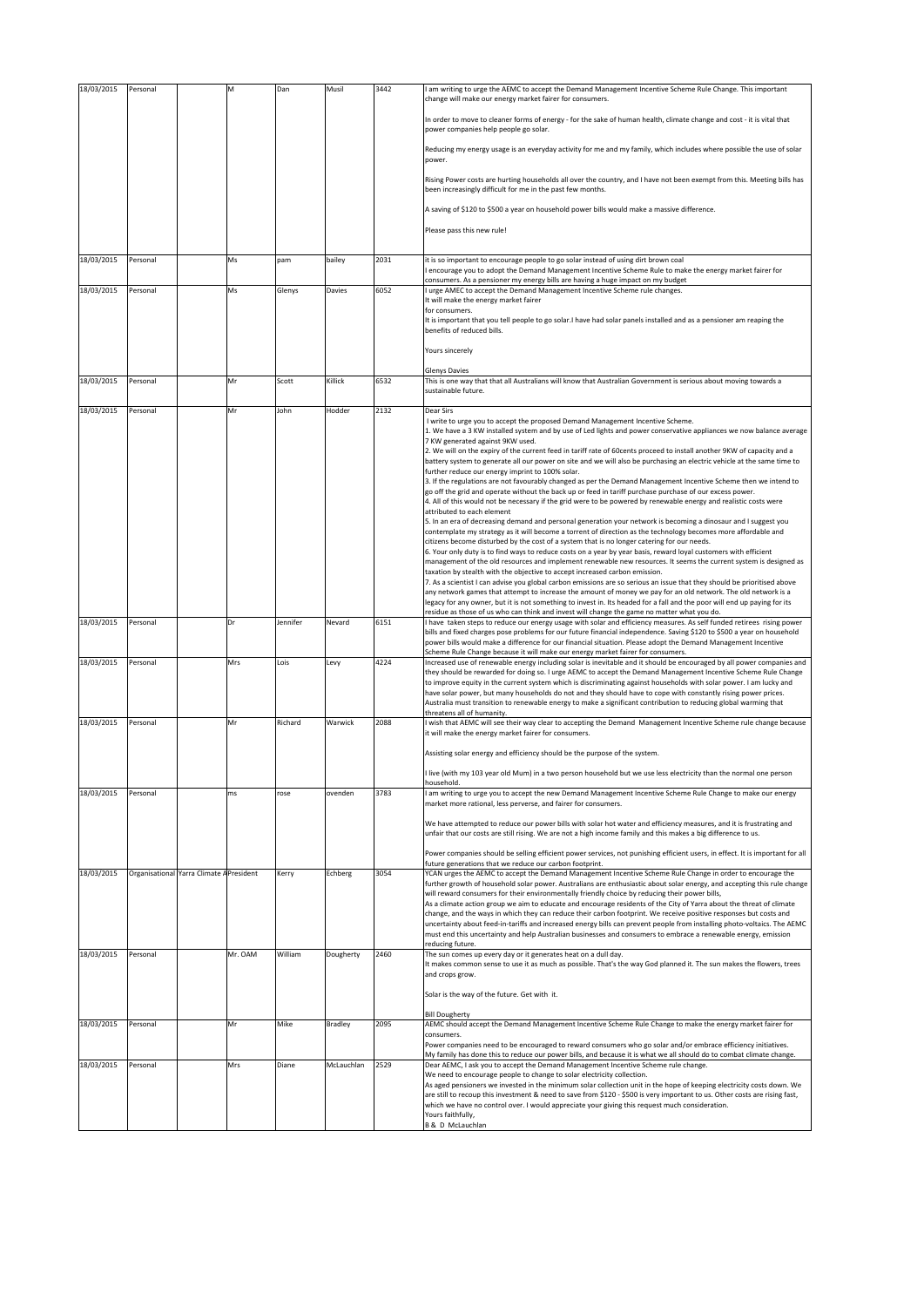| 18/03/2015 | Personal | | M | Dan | Musil | 3442 | I am writing to urge the AEMC to accept the Demand Management Incentive Scheme Rule Change. This important change will make our energy market fairer for consumers.<br><br>In order to move to cleaner forms of energy - for the sake of human health, climate change and cost - it is vital that power companies help people go solar.<br><br>Reducing my energy usage is an everyday activity for me and my family, which includes where possible the use of solar power.<br><br>Rising Power costs are hurting households all over the country, and I have not been exempt from this. Meeting bills has been increasingly difficult for me in the past few months.<br><br>A saving of $120 to $500 a year on household power bills would make a massive difference.<br><br>Please pass this new rule! |
|---|---|---|---|---|---|---|---|
| 18/03/2015 | Personal | | Ms | pam | bailey | 2031 | it is so important to encourage people to go solar instead of using dirt brown coal<br>I encourage you to adopt the Demand Management Incentive Scheme Rule to make the energy market fairer for consumers. As a pensioner my energy bills are having a huge impact on my budget |
| 18/03/2015 | Personal | | Ms | Glenys | Davies | 6052 | I urge AMEC to accept the Demand Management Incentive Scheme rule changes.<br>It will make the energy market fairer<br>for consumers.<br>It is important that you tell people to go solar.I have had solar panels installed and as a pensioner am reaping the benefits of reduced bills.<br><br>Yours sincerely<br><br>Glenys Davies |
| 18/03/2015 | Personal | | Mr | Scott | Killick | 6532 | This is one way that that all Australians will know that Australian Government is serious about moving towards a sustainable future. |
| 18/03/2015 | Personal | | Mr | John | Hodder | 2132 | Dear Sirs<br>I write to urge you to accept the proposed Demand Management Incentive Scheme.<br>1. We have a 3 KW installed system and by use of Led lights and power conservative appliances we now balance average 7 KW generated against 9KW used.<br>2. We will on the expiry of the current feed in tariff rate of 60cents proceed to install another 9KW of capacity and a battery system to generate all our power on site and we will also be purchasing an electric vehicle at the same time to further reduce our energy imprint to 100% solar.<br>3. If the regulations are not favourably changed as per the Demand Management Incentive Scheme then we intend to go off the grid and operate without the back up or feed in tariff purchase purchase of our excess power.<br>4. All of this would not be necessary if the grid were to be powered by renewable energy and realistic costs were attributed to each element<br>5. In an era of decreasing demand and personal generation your network is becoming a dinosaur and I suggest you contemplate my strategy as it will become a torrent of direction as the technology becomes more affordable and citizens become disturbed by the cost of a system that is no longer catering for our needs.<br>6. Your only duty is to find ways to reduce costs on a year by year basis, reward loyal customers with efficient management of the old resources and implement renewable new resources. It seems the current system is designed as taxation by stealth with the objective to accept increased carbon emission.<br>7. As a scientist I can advise you global carbon emissions are so serious an issue that they should be prioritised above any network games that attempt to increase the amount of money we pay for an old network. The old network is a legacy for any owner, but it is not something to invest in. Its headed for a fall and the poor will end up paying for its residue as those of us who can think and invest will change the game no matter what you do. |
| 18/03/2015 | Personal | | Dr | Jennifer | Nevard | 6151 | I have taken steps to reduce our energy usage with solar and efficiency measures. As self funded retirees rising power bills and fixed charges pose problems for our future financial independence. Saving $120 to $500 a year on household power bills would make a difference for our financial situation. Please adopt the Demand Management Incentive Scheme Rule Change because it will make our energy market fairer for consumers. |
| 18/03/2015 | Personal | | Mrs | Lois | Levy | 4224 | Increased use of renewable energy including solar is inevitable and it should be encouraged by all power companies and they should be rewarded for doing so. I urge AEMC to accept the Demand Management Incentive Scheme Rule Change to improve equity in the current system which is discriminating against households with solar power. I am lucky and have solar power, but many households do not and they should have to cope with constantly rising power prices. Australia must transition to renewable energy to make a significant contribution to reducing global warming that threatens all of humanity. |
| 18/03/2015 | Personal | | Mr | Richard | Warwick | 2088 | I wish that AEMC will see their way clear to accepting the Demand Management Incentive Scheme rule change because it will make the energy market fairer for consumers.<br><br>Assisting solar energy and efficiency should be the purpose of the system.<br><br>I live (with my 103 year old Mum) in a two person household but we use less electricity than the normal one person household. |
| 18/03/2015 | Personal | | ms | rose | ovenden | 3783 | I am writing to urge you to accept the new Demand Management Incentive Scheme Rule Change to make our energy market more rational, less perverse, and fairer for consumers.<br><br>We have attempted to reduce our power bills with solar hot water and efficiency measures, and it is frustrating and unfair that our costs are still rising. We are not a high income family and this makes a big difference to us.<br><br>Power companies should be selling efficient power services, not punishing efficient users, in effect. It is important for all future generations that we reduce our carbon footprint. |
| 18/03/2015 | Organisational | Yarra Climate A | President | Kerry | Echberg | 3054 | YCAN urges the AEMC to accept the Demand Management Incentive Scheme Rule Change in order to encourage the further growth of household solar power. Australians are enthusiastic about solar energy, and accepting this rule change will reward consumers for their environmentally friendly choice by reducing their power bills,<br>As a climate action group we aim to educate and encourage residents of the City of Yarra about the threat of climate change, and the ways in which they can reduce their carbon footprint. We receive positive responses but costs and uncertainty about feed-in-tariffs and increased energy bills can prevent people from installing photo-voltaics. The AEMC must end this uncertainty and help Australian businesses and consumers to embrace a renewable energy, emission reducing future. |
| 18/03/2015 | Personal | | Mr. OAM | William | Dougherty | 2460 | The sun comes up every day or it generates heat on a dull day.<br>It makes common sense to use it as much as possible. That's the way God planned it. The sun makes the flowers, trees and crops grow.<br><br>Solar is the way of the future. Get with it.<br><br>Bill Dougherty |
| 18/03/2015 | Personal | | Mr | Mike | Bradley | 2095 | AEMC should accept the Demand Management Incentive Scheme Rule Change to make the energy market fairer for consumers.<br>Power companies need to be encouraged to reward consumers who go solar and/or embrace efficiency initiatives.<br>My family has done this to reduce our power bills, and because it is what we all should do to combat climate change. |
| 18/03/2015 | Personal | | Mrs | Diane | McLauchlan | 2529 | Dear AEMC, I ask you to accept the Demand Management Incentive Scheme rule change.<br>We need to encourage people to change to solar electricity collection.<br>As aged pensioners we invested in the minimum solar collection unit in the hope of keeping electricity costs down. We are still to recoup this investment & need to save from $120 - $500 is very important to us. Other costs are rising fast, which we have no control over. I would appreciate your giving this request much consideration.<br>Yours faithfully,<br>B & D McLauchlan |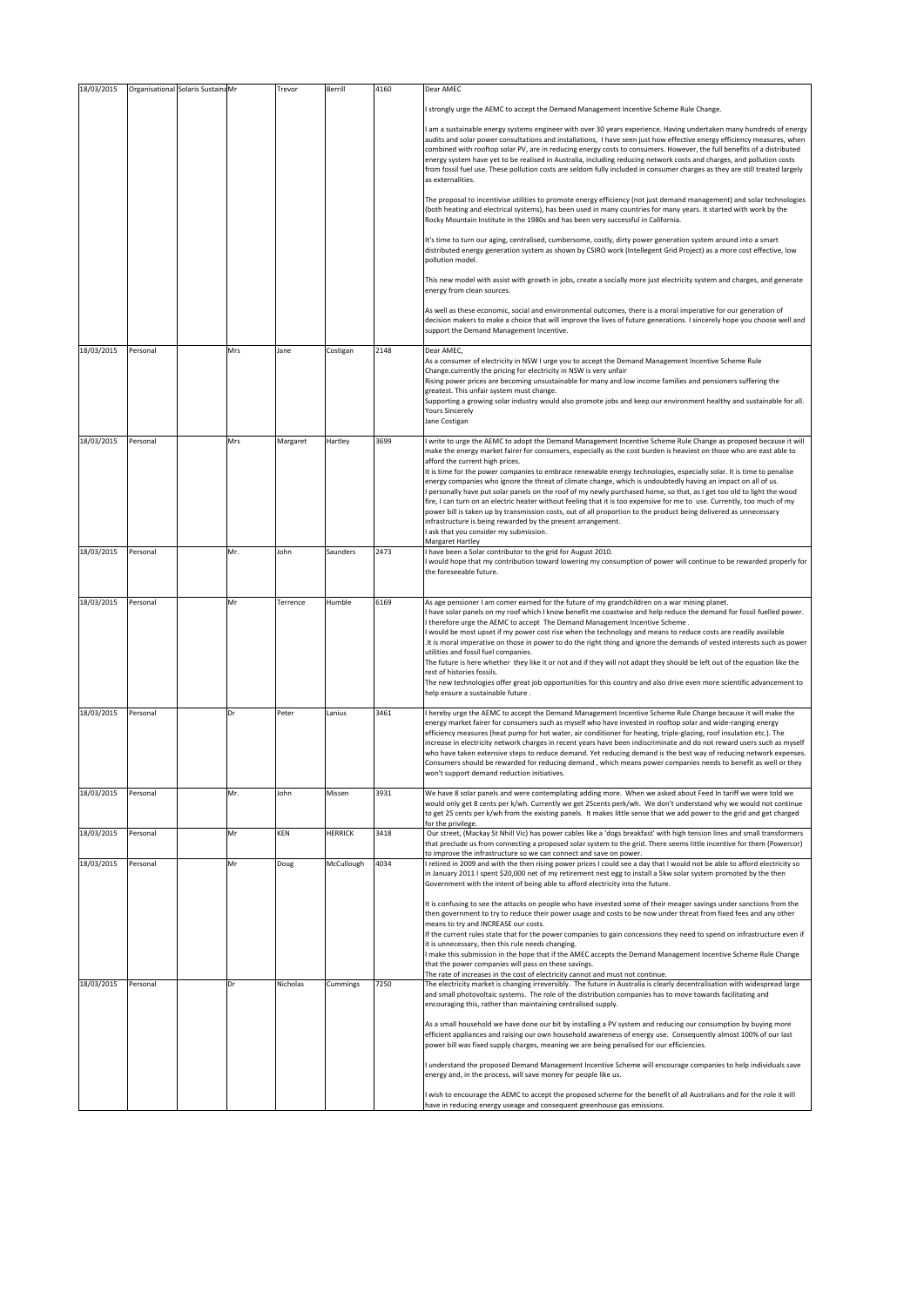| | | | | | | | |
|---|---|---|---|---|---|---|---|
| 18/03/2015 | Organisational | Solaris Sustaina | Mr | Trevor | Berrill | 4160 | Dear AMEC<br><br>I strongly urge the AEMC to accept the Demand Management Incentive Scheme Rule Change.<br><br>I am a sustainable energy systems engineer with over 30 years experience. Having undertaken many hundreds of energy audits and solar power consultations and installations, I have seen just how effective energy efficiency measures, when combined with rooftop solar PV, are in reducing energy costs to consumers. However, the full benefits of a distributed energy system have yet to be realised in Australia, including reducing network costs and charges, and pollution costs from fossil fuel use. These pollution costs are seldom fully included in consumer charges as they are still treated largely as externalities.<br><br>The proposal to incentivise utilities to promote energy efficiency (not just demand management) and solar technologies (both heating and electrical systems), has been used in many countries for many years. It started with work by the Rocky Mountain Institute in the 1980s and has been very successful in California.<br><br>It's time to turn our aging, centralised, cumbersome, costly, dirty power generation system around into a smart distributed energy generation system as shown by CSIRO work (Intellegent Grid Project) as a more cost effective, low pollution model.<br><br>This new model with assist with growth in jobs, create a socially more just electricity system and charges, and generate energy from clean sources.<br><br>As well as these economic, social and environmental outcomes, there is a moral imperative for our generation of decision makers to make a choice that will improve the lives of future generations. I sincerely hope you choose well and support the Demand Management Incentive. |
| 18/03/2015 | Personal | | Mrs | Jane | Costigan | 2148 | Dear AMEC,<br>As a consumer of electricity in NSW I urge you to accept the Demand Management Incentive Scheme Rule Change.currently the pricing for electricity in NSW is very unfair<br>Rising power prices are becoming unsustainable for many and low income families and pensioners suffering the greatest. This unfair system must change.<br>Supporting a growing solar industry would also promote jobs and keep our environment healthy and sustainable for all.<br>Yours Sincerely<br>Jane Costigan |
| 18/03/2015 | Personal | | Mrs | Margaret | Hartley | 3699 | I write to urge the AEMC to adopt the Demand Management Incentive Scheme Rule Change as proposed because it will make the energy market fairer for consumers, especially as the cost burden is heaviest on those who are east able to afford the current high prices.<br>It is time for the power companies to embrace renewable energy technologies, especially solar. It is time to penalise energy companies who ignore the threat of climate change, which is undoubtedly having an impact on all of us.<br>I personally have put solar panels on the roof of my newly purchased home, so that, as I get too old to light the wood fire, I can turn on an electric heater without feeling that it is too expensive for me to use. Currently, too much of my power bill is taken up by transmission costs, out of all proportion to the product being delivered as unnecessary infrastructure is being rewarded by the present arrangement.<br>I ask that you consider my submission.<br>Margaret Hartley |
| 18/03/2015 | Personal | | Mr. | John | Saunders | 2473 | I have been a Solar contributor to the grid for August 2010.<br>I would hope that my contribution toward lowering my consumption of power will continue to be rewarded properly for the foreseeable future. |
| 18/03/2015 | Personal | | Mr | Terrence | Humble | 6169 | As age pensioner I am comer earned for the future of my grandchildren on a war mining planet.<br>I have solar panels on my roof which I know benefit me coastwise and help reduce the demand for fossil fuelled power.<br>I therefore urge the AEMC to accept The Demand Management Incentive Scheme .<br>I would be most upset if my power cost rise when the technology and means to reduce costs are readily available<br>.It is moral imperative on those in power to do the right thing and ignore the demands of vested interests such as power utilities and fossil fuel companies.<br>The future is here whether they like it or not and if they will not adapt they should be left out of the equation like the rest of histories fossils.<br>The new technologies offer great job opportunities for this country and also drive even more scientific advancement to help ensure a sustainable future . |
| 18/03/2015 | Personal | | Dr | Peter | Lanius | 3461 | I hereby urge the AEMC to accept the Demand Management Incentive Scheme Rule Change because it will make the energy market fairer for consumers such as myself who have invested in rooftop solar and wide-ranging energy efficiency measures (heat pump for hot water, air conditioner for heating, triple-glazing, roof insulation etc.). The increase in electricity network charges in recent years have been indiscriminate and do not reward users such as myself who have taken extensive steps to reduce demand. Yet reducing demand is the best way of reducing network expenses. Consumers should be rewarded for reducing demand , which means power companies needs to benefit as well or they won't support demand reduction initiatives. |
| 18/03/2015 | Personal | | Mr. | John | Missen | 3931 | We have 8 solar panels and were contemplating adding more. When we asked about Feed In tariff we were told we would only get 8 cents per k/wh. Currently we get 25cents perk/wh. We don't understand why we would not continue to get 25 cents per k/wh from the existing panels. It makes little sense that we add power to the grid and get charged for the privilege. |
| 18/03/2015 | Personal | | Mr | KEN | HERRICK | 3418 | Our street, (Mackay St Nhill Vic) has power cables like a 'dogs breakfast' with high tension lines and small transformers that preclude us from connecting a proposed solar system to the grid. There seems little incentive for them (Powercor) to improve the infrastructure so we can connect and save on power. |
| 18/03/2015 | Personal | | Mr | Doug | McCullough | 4034 | I retired in 2009 and with the then rising power prices I could see a day that I would not be able to afford electricity so in January 2011 I spent $20,000 net of my retirement nest egg to install a 5kw solar system promoted by the then Government with the intent of being able to afford electricity into the future.<br><br>It is confusing to see the attacks on people who have invested some of their meager savings under sanctions from the then government to try to reduce their power usage and costs to be now under threat from fixed fees and any other means to try and INCREASE our costs.<br>If the current rules state that for the power companies to gain concessions they need to spend on infrastructure even if it is unnecessary, then this rule needs changing.<br>I make this submission in the hope that if the AMEC accepts the Demand Management Incentive Scheme Rule Change that the power companies will pass on these savings.<br>The rate of increases in the cost of electricity cannot and must not continue. |
| 18/03/2015 | Personal | | Dr | Nicholas | Cummings | 7250 | The electricity market is changing irreversibly. The future in Australia is clearly decentralisation with widespread large and small photovoltaic systems. The role of the distribution companies has to move towards facilitating and encouraging this, rather than maintaining centralised supply.<br><br>As a small household we have done our bit by installing a PV system and reducing our consumption by buying more efficient appliances and raising our own household awareness of energy use. Consequently almost 100% of our last power bill was fixed supply charges, meaning we are being penalised for our efficiencies.<br><br>I understand the proposed Demand Management Incentive Scheme will encourage companies to help individuals save energy and, in the process, will save money for people like us.<br><br>I wish to encourage the AEMC to accept the proposed scheme for the benefit of all Australians and for the role it will have in reducing energy useage and consequent greenhouse gas emissions. |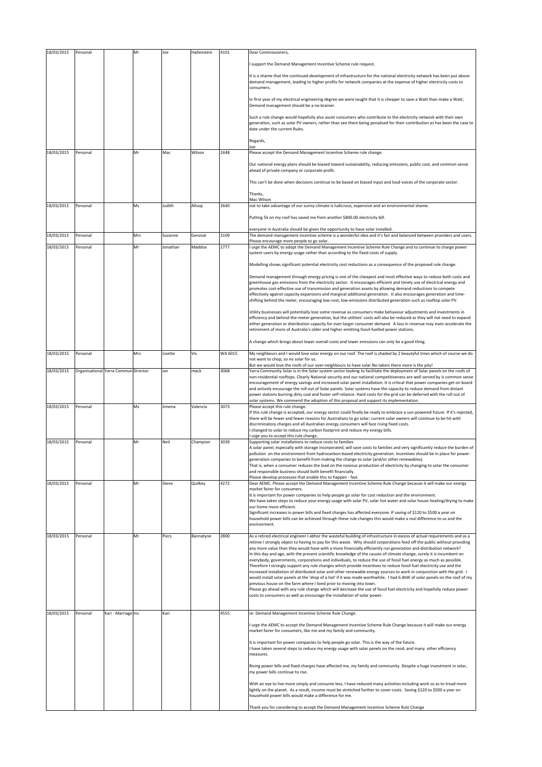| 18/03/2015 | Personal | | Mr | Joe | Hallenstein | 4101 | Dear Commissioners,<br><br>I support the Demand Management Incentive Scheme rule request.<br><br>It is a shame that the continued development of infrastructure for the national electricity network has been put above demand management, leading to higher profits for network companies at the expense of higher electricity costs to consumers.<br><br>In first year of my electrical engineering degree we were taught that it is cheaper to save a Watt than make a Watt; Demand management should be a no-brainer.<br><br>Such a rule change would hopefully also assist consumers who contribute to the electricity network with their own generation, such as solar PV owners, rather than see them being penalised for their contribution as has been the case to date under the current Rules.<br><br>Regards,<br>Joe |
|---|---|---|---|---|---|---|---|
| 18/03/2015 | Personal | | Mr | Mac | Wilson | 2448 | Please accept the Demand Management Incentive Scheme rule change.<br><br>Our national energy plans should be biased toward sustainability, reducing emissions, public cost, and common sense ahead of private company or corporate profit.<br><br>This can't be done when decisions continue to be based on biased input and loud voices of the corporate sector.<br><br>Thanks,<br>Mac Wilson |
| 18/03/2015 | Personal | | Ms | Judith | Allsop | 2640 | not to take advantage of our sunny climate is ludicrous, expensive and an environmental shame.<br><br>Putting 5k on my roof has saved me from another $800.00 electricity bill.<br><br>everyone in Australia should be given the opportunity to have solar installed. |
| 18/03/2015 | Personal | | Mrs | Suzanne | Genziuk | 3109 | The demand management incentive scheme is a wonderful idea and it's fair and balanced between providers and users. Please encourage more people to go solar. |
| 18/03/2015 | Personal | | Mr | Jonathan | Maddox | 2777 | I urge the AEMC to adopt the Demand Management Incentive Scheme Rule Change and to continue to charge power system users by energy usage rather than according to the fixed costs of supply.<br><br>Modelling shows significant potential electricity cost reductions as a consequence of the proposed rule change.<br><br>Demand management through energy pricing is one of the cheapest and most effective ways to reduce both costs and greenhouse gas emissions from the electricity sector. It encourages efficient and timely use of electrical energy and promotes cost-effective use of transmission and generation assets by allowing demand reductions to compete effectively against capacity expansions and marginal additional generation. It also encourages generation and time-shifting behind the meter, encouraging low-cost, low-emissions distributed generation such as rooftop solar PV.<br><br>Utility businesses will potentially lose some revenue as consumers make behaviour adjustments and investments in efficiency and behind-the-meter generation, but the utilities' costs will also be reduced as they will not need to expand either generation or distribution capacity for ever-larger consumer demand. A loss in revenue may even accelerate the retirement of more of Australia's older and higher-emitting fossil-fuelled power stations.<br><br>A change which brings about lower overall costs and lower emissions can only be a good thing. |
| 18/03/2015 | Personal | | Mrs | Lisette | Vis | WA 6015 | My neighbours and I would love solar energy on our roof. The roof is shaded by 2 beautyful trees which of course we do not want to chop, so no solar for us.<br>But we would love the roofs of our over-neighbours to have solar.No takers there more is the pity! |
| 18/03/2015 | Organisational | Yarra Commun | Director | ian | mack | 3068 | Yarra Community Solar is in the Solar system sector looking to facilitate the deployment of Solar panels on the roofs of non-residential rooftops. Clearly National security and our national competitiveness are well served by is common sense encouragement of energy savings and increased solar panel installation. It is critical that power companies get on board and actively encourage the roll out of Solar panels. Solar systems have the capacity to reduce demand from distant power stations burning dirty coal and foster self reliance. Hard costs for the grid can be deferred with the roll out of solar systems. We commend the adoption of this proposal and support its implementation. |
| 18/03/2015 | Personal | | Ms | Jimena | Valencia | 3073 | Please accept this rule change.<br>If this rule change is accepted, our energy sector could finally be ready to embrace a sun-powered future. If it's rejected, there will be fewer and fewer reasons for Australians to go solar; current solar owners will continue to be hit with discriminatory charges and all Australian energy consumers will face rising fixed costs.<br>I changed to solar to reduce my carbon footprint and reduce my energy bills.<br>I urge you to accept this rule change. |
| 18/03/2015 | Personal | | Mr | Neil | Champion | 3039 | Supporting solar installations to reduce costs to families<br>A solar panel, especially with storage incorporated, will save costs to families and very significantly reduce the burden of pollution on the environment from hydrocarbon-based electricity generation. Incentives should be in place for power-generation companies to benefit from making the change to solar (and/or other renewables).<br>That is, when a consumer reduces the load on the noxious production of electricity by changing to solar the consumer and responsible business should both benefit financially.<br>Please develop processes that enable this to happen - fast. |
| 18/03/2015 | Personal | | Mr | Steve | Quilkey | 4272 | Dear AEMC. Please accept the Demand Management Incentive Scheme Rule Change because it will make our energy market fairer for consumers.<br>It is important for power companies to help people go solar for cost reduction and the environment.<br>We have taken steps to reduce your energy usage with solar PV, solar hot water and solar house heating/drying to make our home more efficient.<br>Significant increases in power bills and fixed charges has affected everyone. If saving of $120 to $500 a year on household power bills can be achieved through these rule changes this would make a real difference to us and the environment. |
| 18/03/2015 | Personal | | Mr | Piers | Bannatyne | 2800 | As a retired electrical engineer I abhor the wasteful building of infrastructure in excess of actual requirements and as a retiree I strongly object to having to pay for this waste. Why should corporations feed off the public without providing any more value than they would have with a more financially efficiently run generation and distribution network?<br>In this day and age, with the present scientific knowledge of the causes of climate change, surely it is incumbent on everybody, governments, corporations and individuals, to reduce the use of fossil fuel energy as much as possible. Therefore I strongly support any rule changes which provide incentives to reduce fossil fuel electricity use and the increased installation of distributed solar and other renewable energy sources to work in conjunction with the grid. I would install solar panels at the 'drop of a hat' if it was made worthwhile. I had 6.4kW of solar panels on the roof of my previous house on the farm where I lived prior to moving into town.<br>Please go ahead with any rule change which will decrease the use of fossil fuel electricity and hopefully reduce power costs to consumers as well as encourage the installation of solar power. |
| 18/03/2015 | Personal | Kari - Marriage | ms | Kari | . | 4555 | re: Demand Management Incentive Scheme Rule Change.<br><br>I urge the AEMC to accept the Demand Management Incentive Scheme Rule Change because it will make our energy market fairer for consumers, like me and my family and community.<br><br>It is important for power companies to help people go solar. This is the way of the future.<br>I have taken several steps to reduce my energy usage with solar panels on the rood, and many other efficiency measures.<br><br>Rising power bills and fixed charges have affected me, my family and community. Despite a huge investment in solar, my power bills continue to rise.<br><br>With an eye to live more simply and consume less, I have reduced many activities including work so as to tread more lightly on the planet. As a result, income must be stretched further to cover costs. Saving $120 to $500 a year on household power bills would make a difference for me.<br><br>Thank you for considering to accept the Demand Management Incentive Scheme Rule Change |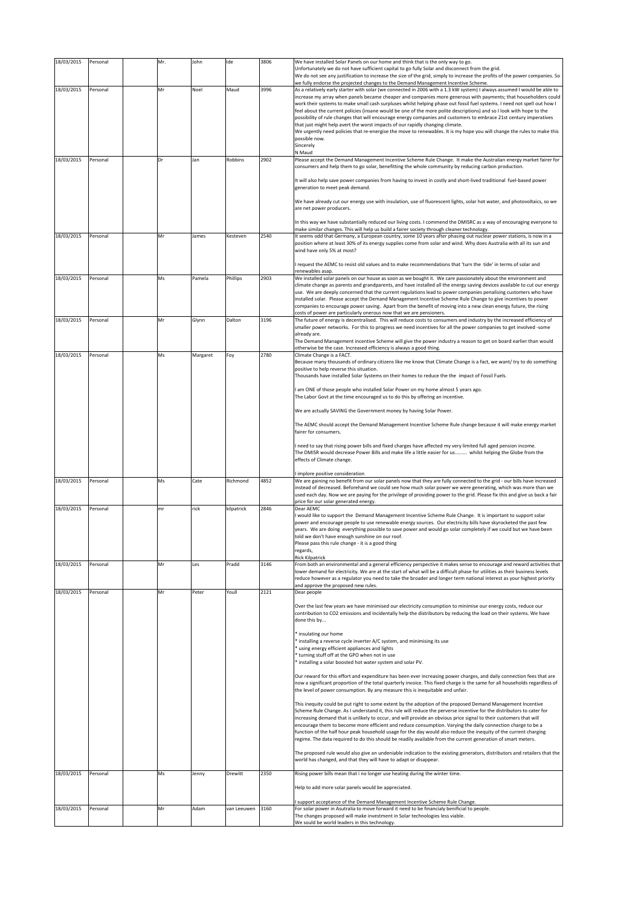| 18/03/2015 | Personal | | Mr. | John | Ide | 3806 | We have installed Solar Panels on our home and think that is the only way to go.<br>Unfortunately we do not have sufficient capital to go fully Solar and disconnect from the grid.<br>We do not see any justification to increase the size of the grid, simply to increase the profits of the power companies. So we fully endorse the projected changes to the Demand Management Incentive Scheme. |
|---|---|---|---|---|---|---|---|
| 18/03/2015 | Personal | | Mr | Noel | Maud | 3996 | As a relatively early starter with solar (we connected in 2006 with a 1.3 kW system) I always assumed I would be able to increase my array when panels became cheaper and companies more generous with payments; that householders could work their systems to make small cash surpluses whilst helping phase out fossil fuel systems. I need not spell out how I feel about the current policies (insane would be one of the more polite descriptions) and so I look with hope to the possibility of rule changes that will encourage energy companies and customers to embrace 21st century imperatives that just might help avert the worst impacts of our rapidly changing climate.<br>We urgently need policies that re-energise the move to renewables. It is my hope you will change the rules to make this possible now.<br>Sincerely<br>N Maud |
| 18/03/2015 | Personal | | Dr | Jan | Robbins | 2902 | Please accept the Demand Management Incentive Scheme Rule Change. It make the Australian energy market fairer for consumers and help them to go solar, benefitting the whole community by reducing carbon production.<br><br>It will also help save power companies from having to invest in costly and short-lived traditional fuel-based power generation to meet peak demand.<br><br>We have already cut our energy use with insulation, use of fluorescent lights, solar hot water, and photovoltaics, so we are net power producers.<br><br>In this way we have substantially reduced our living costs. I commend the DMISRC as a way of encouraging everyone to make similar changes. This will help us build a fairer society through cleaner technology. |
| 18/03/2015 | Personal | | Mr | James | Kesteven | 2540 | It seems odd that Germany, a European country, some 10 years after phasing out nuclear power stations, is now in a position where at least 30% of its energy supplies come from solar and wind. Why does Australia with all its sun and wind have only 5% at most?<br><br>I request the AEMC to resist old values and to make recommendations that 'turn the tide' in terms of solar and renewables asap. |
| 18/03/2015 | Personal | | Ms | Pamela | Phillips | 2903 | We installed solar panels on our house as soon as we bought it. We care passionately about the environment and climate change as parents and grandparents, and have installed all the energy saving devices available to cut our energy use. We are deeply concerned that the current regulations lead to power companies penalising customers who have installed solar. Please accept the Demand Management Incentive Scheme Rule Change to give incentives to power companies to encourage power saving. Apart from the benefit of moving into a new clean energy future, the rising costs of power are particularly onerous now that we are pensioners. |
| 18/03/2015 | Personal | | Mr | Glynn | Dalton | 3196 | The future of energy is decentralised. This will reduce costs to consumers and industry by the increased efficiency of smaller power networks. For this to progress we need incentives for all the power companies to get involved -some already are.<br>The Demand Management incentive Scheme will give the power industry a reason to get on board earlier than would otherwise be the case. Increased efficiency is always a good thing. |
| 18/03/2015 | Personal | | Ms | Margaret | Foy | 2780 | Climate Change is a FACT.<br>Because many thousands of ordinary citizens like me know that Climate Change is a fact, we want/ try to do something positive to help reverse this situation.<br>Thousands have installed Solar Systems on their homes to reduce the the impact of Fossil Fuels.<br><br>I am ONE of those people who installed Solar Power on my home almost 5 years ago.<br>The Labor Govt at the time encouraged us to do this by offering an incentive.<br><br>We are actually SAVING the Government money by having Solar Power.<br><br>The AEMC should accept the Demand Management Incentive Scheme Rule change because it will make energy market fairer for consumers.<br><br>I need to say that rising power bills and fixed charges have affected my very limited full aged pension income.<br>The DMISR would decrease Power Bills and make life a little easier for us......... whilst helping the Globe from the effects of Climate change.<br><br>I implore positive consideration |
| 18/03/2015 | Personal | | Ms | Cate | Richmond | 4852 | We are gaining no benefit from our solar panels now that they are fully connected to the grid - our bills have increased instead of decreased. Beforehand we could see how much solar power we were generating, which was more than we used each day. Now we are paying for the privilege of providing power to the grid. Please fix this and give us back a fair price for our solar generated energy. |
| 18/03/2015 | Personal | | mr | rick | kilpatrick | 2846 | Dear AEMC<br>I would like to support the Demand Management Incentive Scheme Rule Change. It is important to support solar power and encourage people to use renewable energy sources. Our electricity bills have skyrocketed the past few years. We are doing everything possible to save power and would go solar completely if we could but we have been told we don't have enough sunshine on our roof.<br>Please pass this rule change - it is a good thing<br>regards,<br>Rick Kilpatrick |
| 18/03/2015 | Personal | | Mr | Les | Pradd | 3146 | From both an environmental and a general efficiency perspective it makes sense to encourage and reward activities that lower demand for electricity. We are at the start of what will be a difficult phase for utilities as their business levels reduce however as a regulator you need to take the broader and longer term national interest as your highest priority and approve the proposed new rules. |
| 18/03/2015 | Personal | | Mr | Peter | Youll | 2121 | Dear people<br><br>Over the last few years we have minimised our electricity consumption to minimise our energy costs, reduce our contribution to CO2 emissions and incidentally help the distributors by reducing the load on their systems. We have done this by...<br><br>* insulating our home<br>* installing a reverse cycle inverter A/C system, and minimising its use<br>* using energy efficient appliances and lights<br>* turning stuff off at the GPO when not in use<br>* installing a solar boosted hot water system and solar PV.<br><br>Our reward for this effort and expenditure has been ever increasing power charges, and daily connection fees that are now a significant proportion of the total quarterly invoice. This fixed charge is the same for all households regardless of the level of power consumption. By any measure this is inequitable and unfair.<br><br>This inequity could be put right to some extent by the adoption of the proposed Demand Management Incentive Scheme Rule Change. As I understand it, this rule will reduce the perverse incentive for the distributors to cater for increasing demand that is unlikely to occur, and will provide an obvious price signal to their customers that will encourage them to become more efficient and reduce consumption. Varying the daily connection charge to be a function of the half hour peak household usage for the day would also reduce the inequity of the current charging regime. The data required to do this should be readily available from the current generation of smart meters.<br><br>The proposed rule would also give an undeniable indication to the existing generators, distributors and retailers that the world has changed, and that they will have to adapt or disappear. |
| 18/03/2015 | Personal | | Ms | Jenny | Drewitt | 2350 | Rising power bills mean that i no longer use heating during the winter time.<br><br>Help to add more solar panels would be appreciated.<br><br>I support acceptance of the Demand Management Incentive Scheme Rule Change. |
| 18/03/2015 | Personal | | Mr | Adam | van Leeuwen | 3160 | For solar power in Asutralia to move forward it need to be financialy benificial to people.<br>The changes proposed will make investment in Solar technologies less viable.<br>We sould be world leaders in this technology. |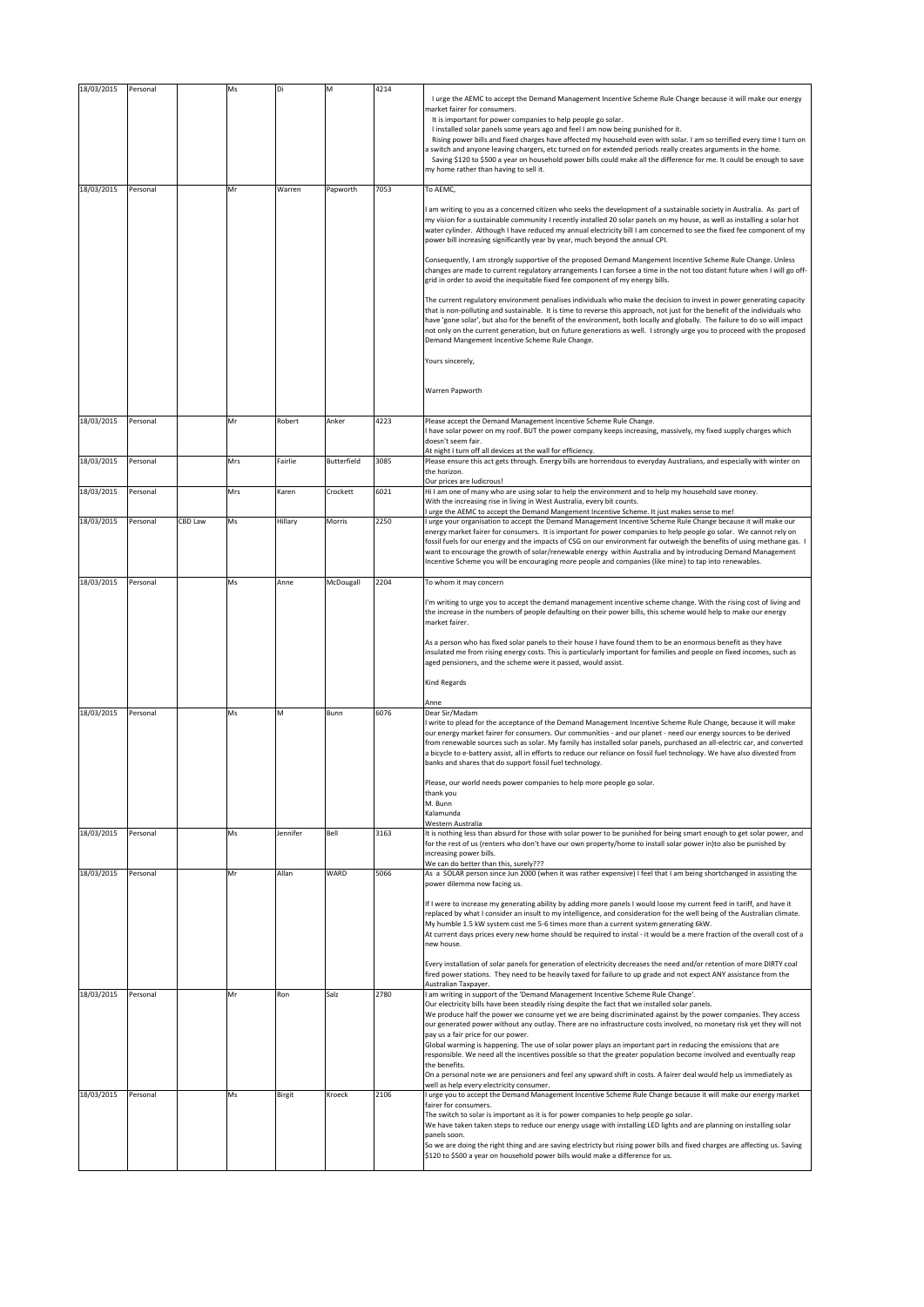| | | | | | | | |
|---|---|---|---|---|---|---|---|
| 18/03/2015 | Personal | | Ms | Di | M | 4214 | I urge the AEMC to accept the Demand Management Incentive Scheme Rule Change because it will make our energy market fairer for consumers.<br>It is important for power companies to help people go solar.<br>I installed solar panels some years ago and feel I am now being punished for it.<br>Rising power bills and fixed charges have affected my household even with solar. I am so terrified every time I turn on a switch and anyone leaving chargers, etc turned on for extended periods really creates arguments in the home.<br>Saving $120 to $500 a year on household power bills could make all the difference for me. It could be enough to save my home rather than having to sell it. |
| 18/03/2015 | Personal | | Mr | Warren | Papworth | 7053 | To AEMC,<br><br>I am writing to you as a concerned citizen who seeks the development of a sustainable society in Australia. As part of my vision for a sustainable community I recently installed 20 solar panels on my house, as well as installing a solar hot water cylinder. Although I have reduced my annual electricity bill I am concerned to see the fixed fee component of my power bill increasing significantly year by year, much beyond the annual CPI.<br><br>Consequently, I am strongly supportive of the proposed Demand Mangement Incentive Scheme Rule Change. Unless changes are made to current regulatory arrangements I can forsee a time in the not too distant future when I will go off-grid in order to avoid the inequitable fixed fee component of my energy bills.<br><br>The current regulatory environment penalises individuals who make the decision to invest in power generating capacity that is non-polluting and sustainable. It is time to reverse this approach, not just for the benefit of the individuals who have 'gone solar', but also for the benefit of the environment, both locally and globally. The failure to do so will impact not only on the current generation, but on future generations as well. I strongly urge you to proceed with the proposed Demand Mangement Incentive Scheme Rule Change.<br><br>Yours sincerely,<br><br>Warren Papworth |
| 18/03/2015 | Personal | | Mr | Robert | Anker | 4223 | Please accept the Demand Management Incentive Scheme Rule Change.<br>I have solar power on my roof. BUT the power company keeps increasing, massively, my fixed supply charges which doesn't seem fair.<br>At night I turn off all devices at the wall for efficiency. |
| 18/03/2015 | Personal | | Mrs | Fairlie | Butterfield | 3085 | Please ensure this act gets through. Energy bills are horrendous to everyday Australians, and especially with winter on the horizon.<br>Our prices are ludicrous! |
| 18/03/2015 | Personal | | Mrs | Karen | Crockett | 6021 | Hi I am one of many who are using solar to help the environment and to help my household save money.<br>With the increasing rise in living in West Australia, every bit counts.<br>I urge the AEMC to accept the Demand Mangement Incentive Scheme. It just makes sense to me! |
| 18/03/2015 | Personal | CBD Law | Ms | Hillary | Morris | 2250 | I urge your organisation to accept the Demand Management Incentive Scheme Rule Change because it will make our energy market fairer for consumers. It is important for power companies to help people go solar. We cannot rely on fossil fuels for our energy and the impacts of CSG on our environment far outweigh the benefits of using methane gas. I want to encourage the growth of solar/renewable energy within Australia and by introducing Demand Management Incentive Scheme you will be encouraging more people and companies (like mine) to tap into renewables. |
| 18/03/2015 | Personal | | Ms | Anne | McDougall | 2204 | To whom it may concern<br><br>I'm writing to urge you to accept the demand management incentive scheme change. With the rising cost of living and the increase in the numbers of people defaulting on their power bills, this scheme would help to make our energy market fairer.<br><br>As a person who has fixed solar panels to their house I have found them to be an enormous benefit as they have insulated me from rising energy costs. This is particularly important for families and people on fixed incomes, such as aged pensioners, and the scheme were it passed, would assist.<br><br>Kind Regards<br><br>Anne |
| 18/03/2015 | Personal | | Ms | M | Bunn | 6076 | Dear Sir/Madam<br>I write to plead for the acceptance of the Demand Management Incentive Scheme Rule Change, because it will make our energy market fairer for consumers. Our communities - and our planet - need our energy sources to be derived from renewable sources such as solar. My family has installed solar panels, purchased an all-electric car, and converted a bicycle to e-battery assist, all in efforts to reduce our reliance on fossil fuel technology. We have also divested from banks and shares that do support fossil fuel technology.<br><br>Please, our world needs power companies to help more people go solar.<br>thank you<br>M. Bunn<br>Kalamunda<br>Western Australia |
| 18/03/2015 | Personal | | Ms | Jennifer | Bell | 3163 | It is nothing less than absurd for those with solar power to be punished for being smart enough to get solar power, and for the rest of us (renters who don't have our own property/home to install solar power in)to also be punished by increasing power bills.<br>We can do better than this, surely??? |
| 18/03/2015 | Personal | | Mr | Allan | WARD | 5066 | As a SOLAR person since Jun 2000 (when it was rather expensive) I feel that I am being shortchanged in assisting the power dilemma now facing us.<br><br>If I were to increase my generating ability by adding more panels I would loose my current feed in tariff, and have it replaced by what I consider an insult to my intelligence, and consideration for the well being of the Australian climate.<br>My humble 1.5 kW system cost me 5-6 times more than a current system generating 6kW.<br>At current days prices every new home should be required to instal - it would be a mere fraction of the overall cost of a new house.<br><br>Every installation of solar panels for generation of electricity decreases the need and/or retention of more DIRTY coal fired power stations. They need to be heavily taxed for failure to up grade and not expect ANY assistance from the Australian Taxpayer. |
| 18/03/2015 | Personal | | Mr | Ron | Salz | 2780 | I am writing in support of the 'Demand Management Incentive Scheme Rule Change'.<br>Our electricity bills have been steadily rising despite the fact that we installed solar panels.<br>We produce half the power we consume yet we are being discriminated against by the power companies. They access our generated power without any outlay. There are no infrastructure costs involved, no monetary risk yet they will not pay us a fair price for our power.<br>Global warming is happening. The use of solar power plays an important part in reducing the emissions that are responsible. We need all the incentives possible so that the greater population become involved and eventually reap the benefits.<br>On a personal note we are pensioners and feel any upward shift in costs. A fairer deal would help us immediately as well as help every electricity consumer. |
| 18/03/2015 | Personal | | Ms | Birgit | Kroeck | 2106 | I urge you to accept the Demand Management Incentive Scheme Rule Change because it will make our energy market fairer for consumers.<br>The switch to solar is important as it is for power companies to help people go solar.<br>We have taken taken steps to reduce our energy usage with installing LED lights and are planning on installing solar panels soon.<br>So we are doing the right thing and are saving electricty but rising power bills and fixed charges are affecting us. Saving $120 to $500 a year on household power bills would make a difference for us. |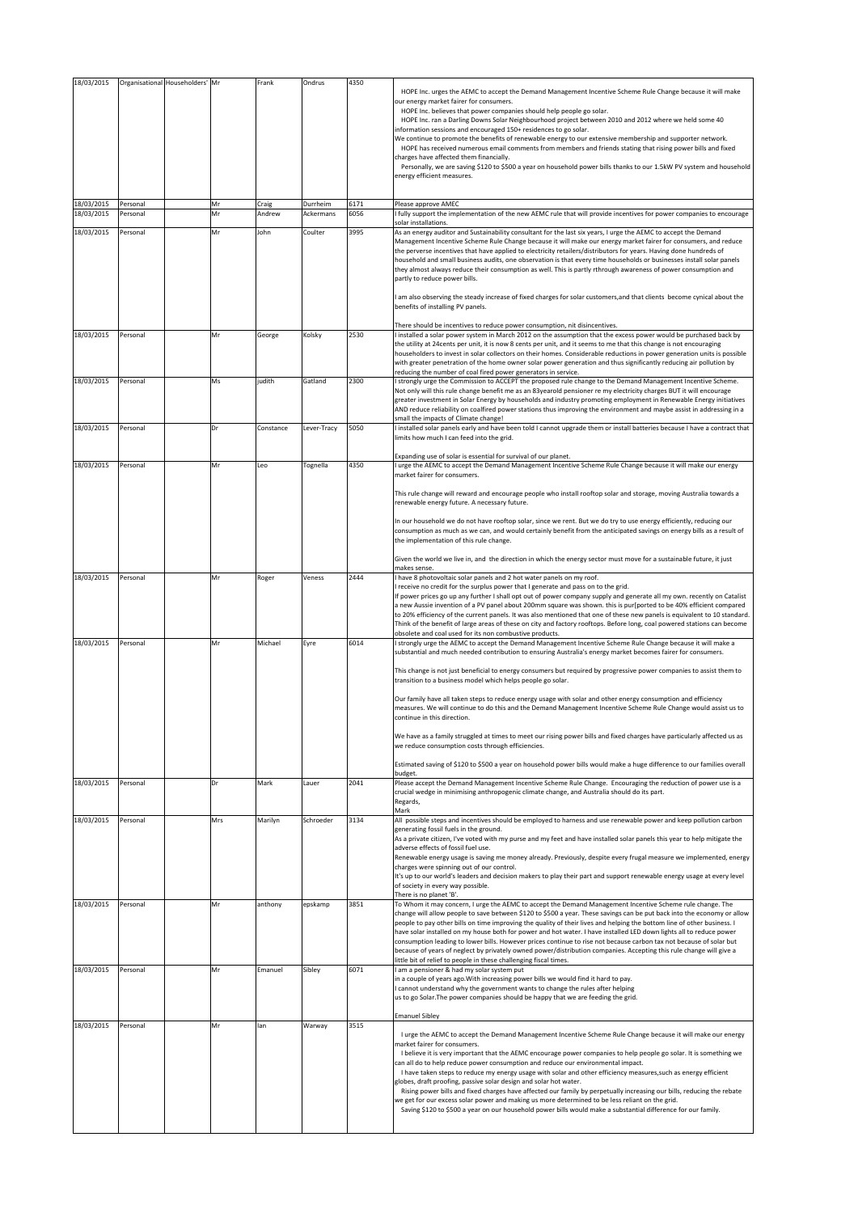| 18/03/2015 | Organisational | Householders' | Mr | Frank | Ondrus | 4350 | HOPE Inc. urges the AEMC to accept the Demand Management Incentive Scheme Rule Change because it will make our energy market fairer for consumers.<br>HOPE Inc. believes that power companies should help people go solar.<br>HOPE Inc. ran a Darling Downs Solar Neighbourhood project between 2010 and 2012 where we held some 40 information sessions and encouraged 150+ residences to go solar.<br>We continue to promote the benefits of renewable energy to our extensive membership and supporter network.<br>HOPE Inc. has received numerous email comments from members and friends stating that rising power bills and fixed charges have affected them financially.<br>Personally, we are saving $120 to $500 a year on household power bills thanks to our 1.5kW PV system and household energy efficient measures. |
|---|---|---|---|---|---|---|---|
| 18/03/2015 | Personal | | Mr | Craig | Durrheim | 6171 | Please approve AMEC |
| 18/03/2015 | Personal | | Mr | Andrew | Ackermans | 6056 | I fully support the implementation of the new AEMC rule that will provide incentives for power companies to encourage solar installations. |
| 18/03/2015 | Personal | | Mr | John | Coulter | 3995 | As an energy auditor and Sustainability consultant for the last six years, I urge the AEMC to accept the Demand Management Incentive Scheme Rule Change because it will make our energy market fairer for consumers, and reduce the perverse incentives that have applied to electricity retailers/distributors for years. Having done hundreds of household and small business audits, one observation is that every time households or businesses install solar panels they almost always reduce their consumption as well. This is partly rthrough awareness of power consumption and partly to reduce power bills.<br><br>I am also observing the steady increase of fixed charges for solar customers,and that clients become cynical about the benefits of installing PV panels.<br><br>There should be incentives to reduce power consumption, nit disincentives. |
| 18/03/2015 | Personal | | Mr | George | Kolsky | 2530 | I installed a solar power system in March 2012 on the assumption that the excess power would be purchased back by the utility at 24cents per unit, it is now 8 cents per unit, and it seems to me that this change is not encouraging householders to invest in solar collectors on their homes. Considerable reductions in power generation units is possible with greater penetration of the home owner solar power generation and thus significantly reducing air pollution by reducing the number of coal fired power generators in service. |
| 18/03/2015 | Personal | | Ms | judith | Gatland | 2300 | I strongly urge the Commission to ACCEPT the proposed rule change to the Demand Management Incentive Scheme. Not only will this rule change benefit me as an 83yearold pensioner re my electricity charges BUT it will encourage greater investment in Solar Energy by households and industry promoting employment in Renewable Energy initiatives AND reduce reliability on coalfired power stations thus improving the environment and maybe assist in addressing in a small the impacts of Climate change! |
| 18/03/2015 | Personal | | Dr | Constance | Lever-Tracy | 5050 | I installed solar panels early and have been told I cannot upgrade them or install batteries because I have a contract that limits how much I can feed into the grid.<br><br>Expanding use of solar is essential for survival of our planet. |
| 18/03/2015 | Personal | | Mr | Leo | Tognella | 4350 | I urge the AEMC to accept the Demand Management Incentive Scheme Rule Change because it will make our energy market fairer for consumers.<br><br>This rule change will reward and encourage people who install rooftop solar and storage, moving Australia towards a renewable energy future. A necessary future.<br><br>In our household we do not have rooftop solar, since we rent. But we do try to use energy efficiently, reducing our consumption as much as we can, and would certainly benefit from the anticipated savings on energy bills as a result of the implementation of this rule change.<br><br>Given the world we live in, and the direction in which the energy sector must move for a sustainable future, it just makes sense. |
| 18/03/2015 | Personal | | Mr | Roger | Veness | 2444 | I have 8 photovoltaic solar panels and 2 hot water panels on my roof.<br>I receive no credit for the surplus power that I generate and pass on to the grid.<br>If power prices go up any further I shall opt out of power company supply and generate all my own. recently on Catalist a new Aussie invention of a PV panel about 200mm square was shown. this is pur[ported to be 40% efficient compared to 20% efficiency of the current panels. It was also mentioned that one of these new panels is equivalent to 10 standard. Think of the benefit of large areas of these on city and factory rooftops. Before long, coal powered stations can become obsolete and coal used for its non combustive products. |
| 18/03/2015 | Personal | | Mr | Michael | Eyre | 6014 | I strongly urge the AEMC to accept the Demand Management Incentive Scheme Rule Change because it will make a substantial and much needed contribution to ensuring Australia's energy market becomes fairer for consumers.<br><br>This change is not just beneficial to energy consumers but required by progressive power companies to assist them to transition to a business model which helps people go solar.<br><br>Our family have all taken steps to reduce energy usage with solar and other energy consumption and efficiency measures. We will continue to do this and the Demand Management Incentive Scheme Rule Change would assist us to continue in this direction.<br><br>We have as a family struggled at times to meet our rising power bills and fixed charges have particularly affected us as we reduce consumption costs through efficiencies.<br><br>Estimated saving of $120 to $500 a year on household power bills would make a huge difference to our families overall budget. |
| 18/03/2015 | Personal | | Dr | Mark | Lauer | 2041 | Please accept the Demand Management Incentive Scheme Rule Change. Encouraging the reduction of power use is a crucial wedge in minimising anthropogenic climate change, and Australia should do its part.<br>Regards,<br>Mark |
| 18/03/2015 | Personal | | Mrs | Marilyn | Schroeder | 3134 | All possible steps and incentives should be employed to harness and use renewable power and keep pollution carbon generating fossil fuels in the ground.<br>As a private citizen, I've voted with my purse and my feet and have installed solar panels this year to help mitigate the adverse effects of fossil fuel use.<br>Renewable energy usage is saving me money already. Previously, despite every frugal measure we implemented, energy charges were spinning out of our control.<br>It's up to our world's leaders and decision makers to play their part and support renewable energy usage at every level of society in every way possible.<br>There is no planet 'B'. |
| 18/03/2015 | Personal | | Mr | anthony | epskamp | 3851 | To Whom it may concern, I urge the AEMC to accept the Demand Management Incentive Scheme rule change. The change will allow people to save between $120 to $500 a year. These savings can be put back into the economy or allow people to pay other bills on time improving the quality of their lives and helping the bottom line of other business. I have solar installed on my house both for power and hot water. I have installed LED down lights all to reduce power consumption leading to lower bills. However prices continue to rise not because carbon tax not because of solar but because of years of neglect by privately owned power/distribution companies. Accepting this rule change will give a little bit of relief to people in these challenging fiscal times. |
| 18/03/2015 | Personal | | Mr | Emanuel | Sibley | 6071 | I am a pensioner & had my solar system put<br>in a couple of years ago.With increasing power bills we would find it hard to pay.<br>I cannot understand why the government wants to change the rules after helping<br>us to go Solar.The power companies should be happy that we are feeding the grid.<br><br>Emanuel Sibley |
| 18/03/2015 | Personal | | Mr | Ian | Warway | 3515 | I urge the AEMC to accept the Demand Management Incentive Scheme Rule Change because it will make our energy market fairer for consumers.<br>I believe it is very important that the AEMC encourage power companies to help people go solar. It is something we can all do to help reduce power consumption and reduce our environmental impact.<br>I have taken steps to reduce my energy usage with solar and other efficiency measures,such as energy efficient globes, draft proofing, passive solar design and solar hot water.<br>Rising power bills and fixed charges have affected our family by perpetually increasing our bills, reducing the rebate we get for our excess solar power and making us more determined to be less reliant on the grid.<br>Saving $120 to $500 a year on our household power bills would make a substantial difference for our family. |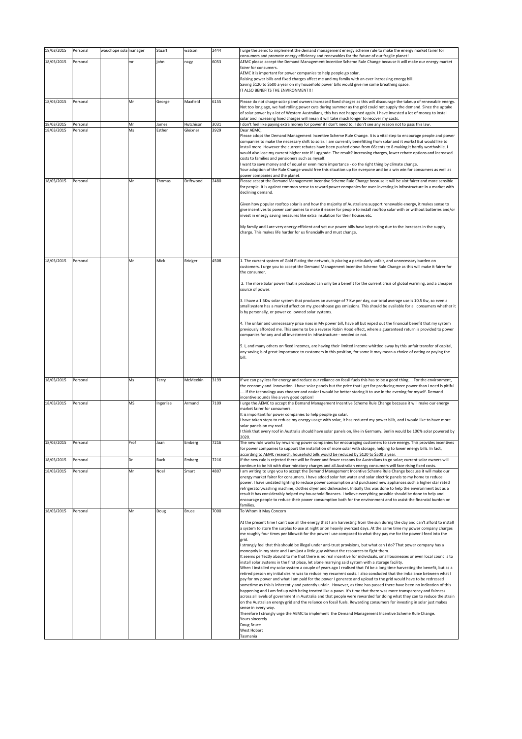| 18/03/2015 | Personal | wauchope sola manager | Stuart | watson | 2444 | I urge the aemc to implement the demand management energy scheme rule to make the energy market fairer for consumers and promote energy efficiency and renewables for the future of our fragile planet! |
|---|---|---|---|---|---|---|
| 18/03/2015 | Personal | mr | john | nagy | 6053 | AEMC please accept the Demand Management Incentive Scheme Rule Change because it will make our energy market fairer for consumers.<br>AEMC it is important for power companies to help people go solar.<br>Raising power bills and fixed charges affect me and my family with an ever increasing energy bill.<br>Saving $120 to $500 a year on my household power bills would give me some breathing space.<br>IT ALSO BENEFITS THE ENVIRONMENT!!! |
| 18/03/2015 | Personal | Mr | George | Maxfield | 6155 | Please do not charge solar panel owners increased fixed charges as this will discourage the takeup of renewable energy. Not too long ago, we had rolling power cuts during summer as the grid could not supply the demand. Since the uptake of solar power by a lot of Western Australians, this has not happened again. I have invested a lot of money to install solar and increasing fixed charges will mean it will take much longer to recover my costs. |
| 18/03/2015 | Personal | Mr | James | Hutchison | 3031 | I don't feel like paying extra money for power if I don't need to, I don't see any reason not to pass this law. |
| 18/03/2015 | Personal | Ms | Esther | Gleixner | 3929 | Dear AEMC,<br>Please adopt the Demand Management Incentive Scheme Rule Change. It is a vital step to encourage people and power companies to make the necessary shift to solar. I am currently benefitting from solar and it works! But would like to install more. However the current rebates have been pushed down from 66cents to 8 making it hardly worthwhile. I would also lose my current higher rate if I upgrade. The result? Increasing charges, lower rebate options and increased costs to families and pensioners such as myself.<br>I want to save money and of equal or even more importance - do the right thing by climate change.<br>Your adoption of the Rule Change would free this situation up for everyone and be a win win for consumers as well as power companies and the planet. |
| 18/03/2015 | Personal | Mr | Thomas | Driftwood | 2480 | Please accept the Demand Management Incentive Scheme Rule Change because it will be alot fairer and more sensible for people. It is against common sense to reward power companies for over-investing in infrastructure in a market with declining demand.<br><br>Given how popular rooftop solar is and how the majority of Australians support renewable energy, it makes sense to give incentives to power companies to make it easier for people to install rooftop solar with or without batteries and/or invest in energy saving measures like extra insulation for their houses etc.<br><br>My family and I are very energy efficient and yet our power bills have kept rising due to the increases in the supply charge. This makes life harder for us financially and must change. |
| 18/03/2015 | Personal | Mr | Mick | Bridger | 4508 | 1. The current system of Gold Plating the network, is placing a particularly unfair, and unnecessary burden on customers. I urge you to accept the Demand Management Incentive Scheme Rule Change as this will make it fairer for the consumer.<br><br>2. The more Solar power that is produced can only be a benefit for the current crisis of global warming, and a cheaper source of power.<br><br>3. I have a 1.5Kw solar system that produces an average of 7 Kw per day, our total average use is 10.5 Kw, so even a small system has a marked affect on my greenhouse gas emissions. This should be available for all consumers whether it is by personally, or power co. owned solar systems.<br><br>4. The unfair and unnecessary price rises in My power bill, have all but wiped out the financial benefit that my system previously afforded me. This seems to be a reverse Robin Hood effect, where a guaranteed return is provided to power companies for any and all investment in infrastructure - needed or not.<br><br>5. I, and many others on fixed incomes, are having their limited income whittled away by this unfair transfer of capital, any saving is of great importance to customers in this position, for some it may mean a choice of eating or paying the bill. |
| 18/03/2015 | Personal | Ms | Terry | McMeekin | 3199 | If we can pay less for energy and reduce our reliance on fossil fuels this has to be a good thing ... For the environment, the economy and innovation. I have solar panels but the price that I get for producing more power than I need is pitiful .... If the technology was cheaper and easier I would be better storing it to use in the evening for myself. Demand incentive sounds like a very good option! |
| 18/03/2015 | Personal | MS | Ingerlise | Armand | 7109 | I urge the AEMC to accept the Demand Management Incentive Scheme Rule Change because it will make our energy market fairer for consumers.<br>It is important for power companies to help people go solar.<br>I have taken steps to reduce my energy usage with solar, it has reduced my power bills, and I would like to have more solar panels on my roof.<br>I think that every roof in Australia should have solar panels on, like in Germany. Berlin would be 100% solar powered by 2020. |
| 18/03/2015 | Personal | Prof | Joan | Emberg | 7216 | The new rule works by rewarding power companies for encouraging customers to save energy. This provides incentives for power companies to support the installation of more solar with storage, helping to lower energy bills. In fact, according to AEMC research, household bills would be reduced by $120 to $500 a year. |
| 18/03/2015 | Personal | Dr | Buck | Emberg | 7216 | If the new rule is rejected there will be fewer and fewer reasons for Australians to go solar; current solar owners will continue to be hit with discriminatory charges and all Australian energy consumers will face rising fixed costs. |
| 18/03/2015 | Personal | Mr | Noel | Smart | 4807 | I am writing to urge you to accept the Demand Management Incentive Scheme Rule Change because it will make our energy market fairer for consumers. I have added solar hot water and solar electric panels to my home to reduce power. I have updated lighting to reduce power consumption and purchased new appliances such a higher star rated refrigerator,washing machine, clothes dryer and dishwasher. Initially this was done to help the environment but as a result it has considerably helped my household finances. I believe everything possible should be done to help and encourage people to reduce their power consumption both for the environment and to assist the financial burden on families. |
| 18/03/2015 | Personal | Mr | Doug | Bruce | 7000 | To Whom It May Concern<br><br>At the present time I can't use all the energy that I am harvesting from the sun during the day and can't afford to install a system to store the surplus to use at night or on heavily overcast days. At the same time my power company charges me roughly four times per kilowatt for the power I use compared to what they pay me for the power I feed into the grid.<br>I strongly feel that this should be illegal under anti-trust provisions, but what can I do? That power company has a monopoly in my state and I am just a little guy without the resources to fight them.<br>It seems perfectly absurd to me that there is no real incentive for individuals, small businesses or even local councils to install solar systems in the first place, let alone marrying said system with a storage facility.<br>When I installed my solar system a couple of years ago I realised that I'd be a long time harvesting the benefit, but as a retired person my initial desire was to reduce my recurrent costs. I also concluded that the imbalance between what I pay for my power and what I am paid for the power I generate and upload to the grid would have to be redressed sometime as this is inherently and patently unfair. However, as time has passed there have been no indication of this happening and I am fed up with being treated like a pawn. It's time that there was more transparency and fairness across all levels of government in Australia and that people were rewarded for doing what they can to reduce the strain on the Australian energy grid and the reliance on fossil fuels. Rewarding consumers for investing in solar just makes sense in every way.<br>Therefore I strongly urge the AEMC to implement the Demand Management Incentive Scheme Rule Change.<br>Yours sincerely<br>Doug Bruce<br>West Hobart<br>Tasmania |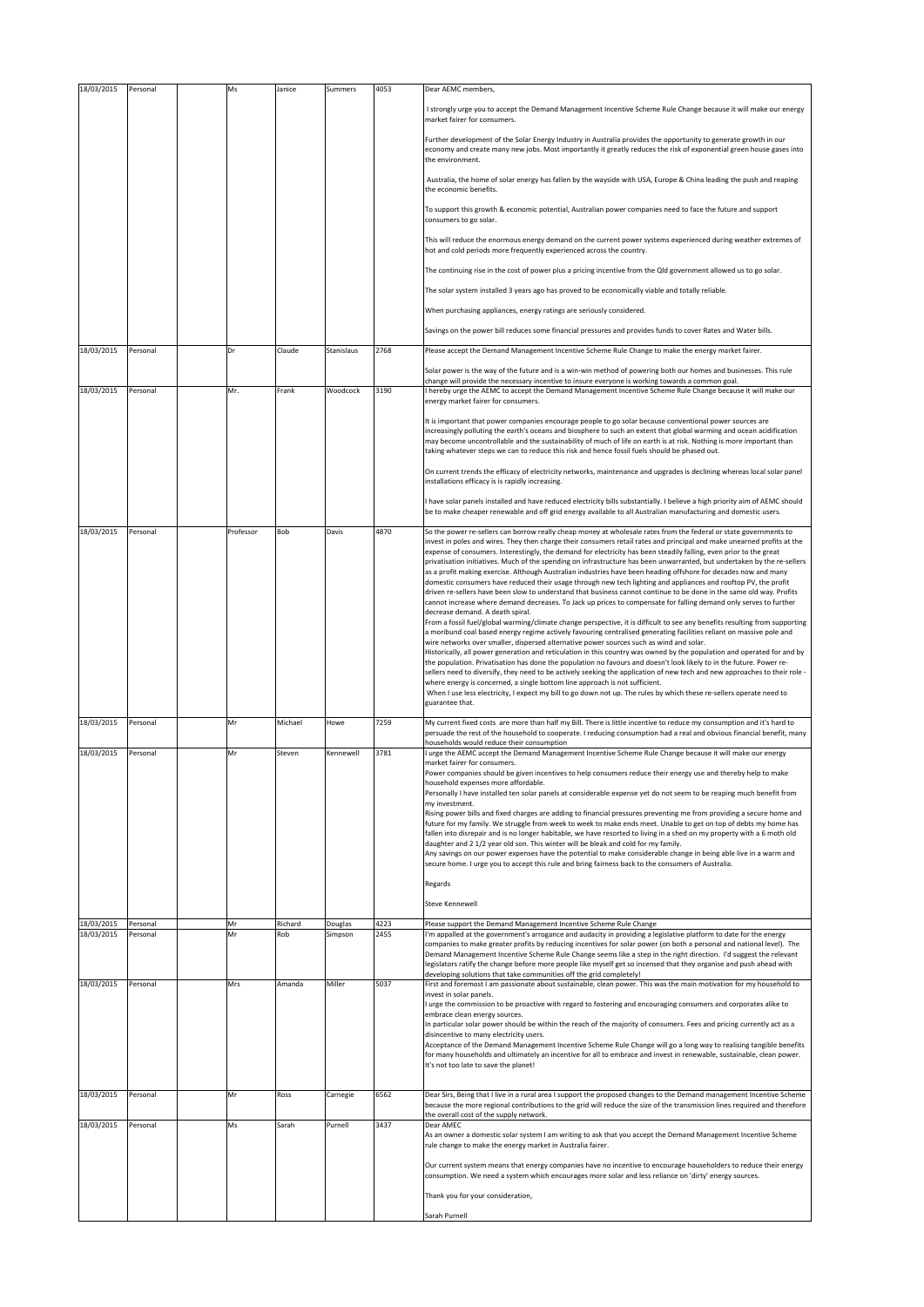| | | | | | | | |
|---|---|---|---|---|---|---|---|
| 18/03/2015 | Personal | | Ms | Janice | Summers | 4053 | Dear AEMC members,<br><br>I strongly urge you to accept the Demand Management Incentive Scheme Rule Change because it will make our energy market fairer for consumers.<br><br>Further development of the Solar Energy Industry in Australia provides the opportunity to generate growth in our economy and create many new jobs. Most importantly it greatly reduces the risk of exponential green house gases into the environment.<br><br>Australia, the home of solar energy has fallen by the wayside with USA, Europe & China leading the push and reaping the economic benefits.<br><br>To support this growth & economic potential, Australian power companies need to face the future and support consumers to go solar.<br><br>This will reduce the enormous energy demand on the current power systems experienced during weather extremes of hot and cold periods more frequently experienced across the country.<br><br>The continuing rise in the cost of power plus a pricing incentive from the Qld government allowed us to go solar.<br><br>The solar system installed 3 years ago has proved to be economically viable and totally reliable.<br><br>When purchasing appliances, energy ratings are seriously considered.<br><br>Savings on the power bill reduces some financial pressures and provides funds to cover Rates and Water bills. |
| 18/03/2015 | Personal | | Dr | Claude | Stanislaus | 2768 | Please accept the Demand Management Incentive Scheme Rule Change to make the energy market fairer.<br><br>Solar power is the way of the future and is a win-win method of powering both our homes and businesses. This rule change will provide the necessary incentive to insure everyone is working towards a common goal. |
| 18/03/2015 | Personal | | Mr. | Frank | Woodcock | 3190 | I hereby urge the AEMC to accept the Demand Management Incentive Scheme Rule Change because it will make our energy market fairer for consumers.<br><br>It is important that power companies encourage people to go solar because conventional power sources are increasingly polluting the earth's oceans and biosphere to such an extent that global warming and ocean acidification may become uncontrollable and the sustainability of much of life on earth is at risk. Nothing is more important than taking whatever steps we can to reduce this risk and hence fossil fuels should be phased out.<br><br>On current trends the efficacy of electricity networks, maintenance and upgrades is declining whereas local solar panel installations efficacy is is rapidly increasing.<br><br>I have solar panels installed and have reduced electricity bills substantially. I believe a high priority aim of AEMC should be to make cheaper renewable and off grid energy available to all Australian manufacturing and domestic users. |
| 18/03/2015 | Personal | | Professor | Bob | Davis | 4870 | So the power re-sellers can borrow really cheap money at wholesale rates from the federal or state governments to invest in poles and wires. They then charge their consumers retail rates and principal and make unearned profits at the expense of consumers. Interestingly, the demand for electricity has been steadily falling, even prior to the great privatisation initiatives. Much of the spending on infrastructure has been unwarranted, but undertaken by the re-sellers as a profit making exercise. Although Australian industries have been heading offshore for decades now and many domestic consumers have reduced their usage through new tech lighting and appliances and rooftop PV, the profit driven re-sellers have been slow to understand that business cannot continue to be done in the same old way. Profits cannot increase where demand decreases. To Jack up prices to compensate for falling demand only serves to further decrease demand. A death spiral.<br>From a fossil fuel/global warming/climate change perspective, it is difficult to see any benefits resulting from supporting a moribund coal based energy regime actively favouring centralised generating facilities reliant on massive pole and wire networks over smaller, dispersed alternative power sources such as wind and solar.<br>Historically, all power generation and reticulation in this country was owned by the population and operated for and by the population. Privatisation has done the population no favours and doesn't look likely to in the future. Power re-sellers need to diversify, they need to be actively seeking the application of new tech and new approaches to their role - where energy is concerned, a single bottom line approach is not sufficient.<br>When I use less electricity, I expect my bill to go down not up. The rules by which these re-sellers operate need to guarantee that. |
| 18/03/2015 | Personal | | Mr | Michael | Howe | 7259 | My current fixed costs are more than half my Bill. There is little incentive to reduce my consumption and it's hard to persuade the rest of the household to cooperate. I reducing consumption had a real and obvious financial benefit, many households would reduce their consumption |
| 18/03/2015 | Personal | | Mr | Steven | Kennewell | 3781 | I urge the AEMC accept the Demand Management Incentive Scheme Rule Change because it will make our energy market fairer for consumers.<br>Power companies should be given incentives to help consumers reduce their energy use and thereby help to make household expenses more affordable.<br>Personally I have installed ten solar panels at considerable expense yet do not seem to be reaping much benefit from my investment.<br>Rising power bills and fixed charges are adding to financial pressures preventing me from providing a secure home and future for my family. We struggle from week to week to make ends meet. Unable to get on top of debts my home has fallen into disrepair and is no longer habitable, we have resorted to living in a shed on my property with a 6 moth old daughter and 2 1/2 year old son. This winter will be bleak and cold for my family.<br>Any savings on our power expenses have the potential to make considerable change in being able live in a warm and secure home. I urge you to accept this rule and bring fairness back to the consumers of Australia.<br><br>Regards<br><br>Steve Kennewell |
| 18/03/2015 | Personal | | Mr | Richard | Douglas | 4223 | Please support the Demand Management Incentive Scheme Rule Change |
| 18/03/2015 | Personal | | Mr | Rob | Simpson | 2455 | I'm appalled at the government's arrogance and audacity in providing a legislative platform to date for the energy companies to make greater profits by reducing incentives for solar power (on both a personal and national level). The Demand Management Incentive Scheme Rule Change seems like a step in the right direction. I'd suggest the relevant legislators ratify the change before more people like myself get so incensed that they organise and push ahead with developing solutions that take communities off the grid completely! |
| 18/03/2015 | Personal | | Mrs | Amanda | Miller | 5037 | First and foremost I am passionate about sustainable, clean power. This was the main motivation for my household to invest in solar panels.<br>I urge the commission to be proactive with regard to fostering and encouraging consumers and corporates alike to embrace clean energy sources.<br>In particular solar power should be within the reach of the majority of consumers. Fees and pricing currently act as a disincentive to many electricity users.<br>Acceptance of the Demand Management Incentive Scheme Rule Change will go a long way to realising tangible benefits for many households and ultimately an incentive for all to embrace and invest in renewable, sustainable, clean power. It's not too late to save the planet! |
| 18/03/2015 | Personal | | Mr | Ross | Carnegie | 6562 | Dear Sirs, Being that I live in a rural area I support the proposed changes to the Demand management Incentive Scheme because the more regional contributions to the grid will reduce the size of the transmission lines required and therefore the overall cost of the supply network. |
| 18/03/2015 | Personal | | Ms | Sarah | Purnell | 3437 | Dear AMEC<br>As an owner a domestic solar system I am writing to ask that you accept the Demand Management Incentive Scheme rule change to make the energy market in Australia fairer.<br><br>Our current system means that energy companies have no incentive to encourage householders to reduce their energy consumption. We need a system which encourages more solar and less reliance on 'dirty' energy sources.<br><br>Thank you for your consideration,<br><br>Sarah Purnell |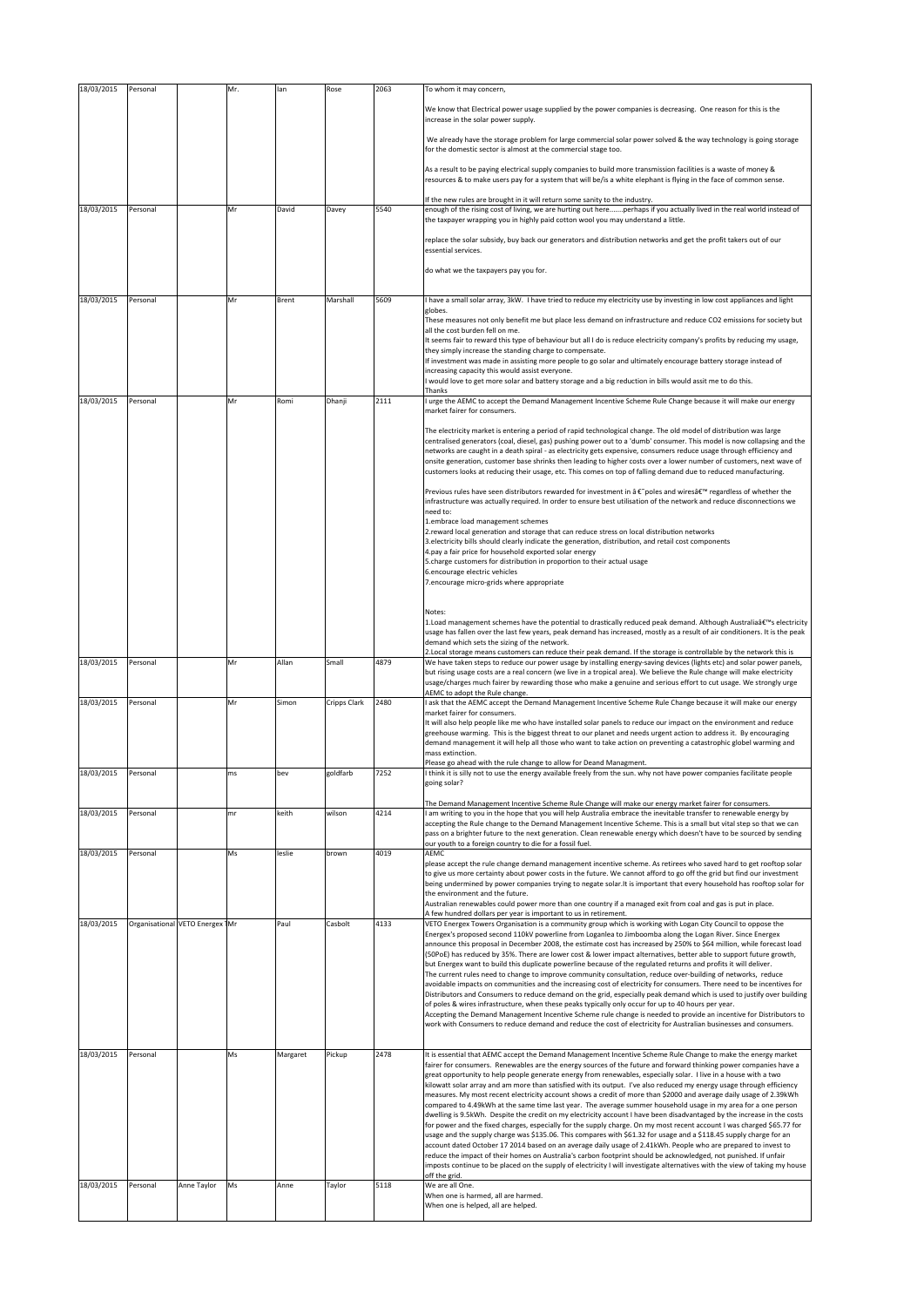| | | | | | | | |
|---|---|---|---|---|---|---|---|
| 18/03/2015 | Personal | | Mr. | Ian | Rose | 2063 | To whom it may concern,<br><br>We know that Electrical power usage supplied by the power companies is decreasing. One reason for this is the increase in the solar power supply.<br><br>We already have the storage problem for large commercial solar power solved & the way technology is going storage for the domestic sector is almost at the commercial stage too.<br><br>As a result to be paying electrical supply companies to build more transmission facilities is a waste of money & resources & to make users pay for a system that will be/is a white elephant is flying in the face of common sense.<br><br>If the new rules are brought in it will return some sanity to the industry. |
| 18/03/2015 | Personal | | Mr | David | Davey | 5540 | enough of the rising cost of living, we are hurting out here.......perhaps if you actually lived in the real world instead of the taxpayer wrapping you in highly paid cotton wool you may understand a little.<br><br>replace the solar subsidy, buy back our generators and distribution networks and get the profit takers out of our essential services.<br><br>do what we the taxpayers pay you for. |
| 18/03/2015 | Personal | | Mr | Brent | Marshall | 5609 | I have a small solar array, 3kW. I have tried to reduce my electricity use by investing in low cost appliances and light globes.<br>These measures not only benefit me but place less demand on infrastructure and reduce CO2 emissions for society but all the cost burden fell on me.<br>It seems fair to reward this type of behaviour but all I do is reduce electricity company's profits by reducing my usage, they simply increase the standing charge to compensate.<br>If investment was made in assisting more people to go solar and ultimately encourage battery storage instead of increasing capacity this would assist everyone.<br>I would love to get more solar and battery storage and a big reduction in bills would assit me to do this.<br>Thanks |
| 18/03/2015 | Personal | | Mr | Romi | Dhanji | 2111 | I urge the AEMC to accept the Demand Management Incentive Scheme Rule Change because it will make our energy market fairer for consumers.<br><br>The electricity market is entering a period of rapid technological change. The old model of distribution was large centralised generators (coal, diesel, gas) pushing power out to a 'dumb' consumer. This model is now collapsing and the networks are caught in a death spiral - as electricity gets expensive, consumers reduce usage through efficiency and onsite generation, customer base shrinks then leading to higher costs over a lower number of customers, next wave of customers looks at reducing their usage, etc. This comes on top of falling demand due to reduced manufacturing.<br><br>Previous rules have seen distributors rewarded for investment in â€˜poles and wiresâ€™ regardless of whether the infrastructure was actually required. In order to ensure best utilisation of the network and reduce disconnections we need to:<br>1.embrace load management schemes<br>2.reward local generation and storage that can reduce stress on local distribution networks<br>3.electricity bills should clearly indicate the generation, distribution, and retail cost components<br>4.pay a fair price for household exported solar energy<br>5.charge customers for distribution in proportion to their actual usage<br>6.encourage electric vehicles<br>7.encourage micro-grids where appropriate<br><br>Notes:<br>1.Load management schemes have the potential to drastically reduced peak demand. Although Australiaâ€™s electricity usage has fallen over the last few years, peak demand has increased, mostly as a result of air conditioners. It is the peak demand which sets the sizing of the network.<br>2.Local storage means customers can reduce their peak demand. If the storage is controllable by the network this is |
| 18/03/2015 | Personal | | Mr | Allan | Small | 4879 | We have taken steps to reduce our power usage by installing energy-saving devices (lights etc) and solar power panels, but rising usage costs are a real concern (we live in a tropical area). We believe the Rule change will make electricity usage/charges much fairer by rewarding those who make a genuine and serious effort to cut usage. We strongly urge AEMC to adopt the Rule change. |
| 18/03/2015 | Personal | | Mr | Simon | Cripps Clark | 2480 | I ask that the AEMC accept the Demand Management Incentive Scheme Rule Change because it will make our energy market fairer for consumers.<br>It will also help people like me who have installed solar panels to reduce our impact on the environment and reduce greehouse warming. This is the biggest threat to our planet and needs urgent action to address it. By encouraging demand management it will help all those who want to take action on preventing a catastrophic globel warming and mass extinction.<br>Please go ahead with the rule change to allow for Deand Managment. |
| 18/03/2015 | Personal | | ms | bev | goldfarb | 7252 | I think it is silly not to use the energy available freely from the sun. why not have power companies facilitate people going solar?<br><br>The Demand Management Incentive Scheme Rule Change will make our energy market fairer for consumers. |
| 18/03/2015 | Personal | | mr | keith | wilson | 4214 | I am writing to you in the hope that you will help Australia embrace the inevitable transfer to renewable energy by accepting the Rule change to the Demand Management Incentive Scheme. This is a small but vital step so that we can pass on a brighter future to the next generation. Clean renewable energy which doesn't have to be sourced by sending our youth to a foreign country to die for a fossil fuel. |
| 18/03/2015 | Personal | | Ms | leslie | brown | 4019 | AEMC<br>please accept the rule change demand management incentive scheme. As retirees who saved hard to get rooftop solar to give us more certainty about power costs in the future. We cannot afford to go off the grid but find our investment being undermined by power companies trying to negate solar.It is important that every household has rooftop solar for the environment and the future.<br>Australian renewables could power more than one country if a managed exit from coal and gas is put in place.<br>A few hundred dollars per year is important to us in retirement. |
| 18/03/2015 | Organisational | VETO Energex T | Mr | Paul | Casbolt | 4133 | VETO Energex Towers Organisation is a community group which is working with Logan City Council to oppose the Energex's proposed second 110kV powerline from Loganlea to Jimboomba along the Logan River. Since Energex announce this proposal in December 2008, the estimate cost has increased by 250% to $64 million, while forecast load (50PoE) has reduced by 35%. There are lower cost & lower impact alternatives, better able to support future growth, but Energex want to build this duplicate powerline because of the regulated returns and profits it will deliver.<br>The current rules need to change to improve community consultation, reduce over-building of networks, reduce avoidable impacts on communities and the increasing cost of electricity for consumers. There need to be incentives for Distributors and Consumers to reduce demand on the grid, especially peak demand which is used to justify over building of poles & wires infrastructure, when these peaks typically only occur for up to 40 hours per year.<br>Accepting the Demand Management Incentive Scheme rule change is needed to provide an incentive for Distributors to work with Consumers to reduce demand and reduce the cost of electricity for Australian businesses and consumers. |
| 18/03/2015 | Personal | | Ms | Margaret | Pickup | 2478 | It is essential that AEMC accept the Demand Management Incentive Scheme Rule Change to make the energy market fairer for consumers. Renewables are the energy sources of the future and forward thinking power companies have a great opportunity to help people generate energy from renewables, especially solar. I live in a house with a two kilowatt solar array and am more than satisfied with its output. I've also reduced my energy usage through efficiency measures. My most recent electricity account shows a credit of more than $2000 and average daily usage of 2.39kWh compared to 4.49kWh at the same time last year. The average summer household usage in my area for a one person dwelling is 9.5kWh. Despite the credit on my electricity account I have been disadvantaged by the increase in the costs for power and the fixed charges, especially for the supply charge. On my most recent account I was charged $65.77 for usage and the supply charge was $135.06. This compares with $61.32 for usage and a $118.45 supply charge for an account dated October 17 2014 based on an average daily usage of 2.41kWh. People who are prepared to invest to reduce the impact of their homes on Australia's carbon footprint should be acknowledged, not punished. If unfair imposts continue to be placed on the supply of electricity I will investigate alternatives with the view of taking my house off the grid. |
| 18/03/2015 | Personal | Anne Taylor | Ms | Anne | Taylor | 5118 | We are all One.<br>When one is harmed, all are harmed.<br>When one is helped, all are helped. |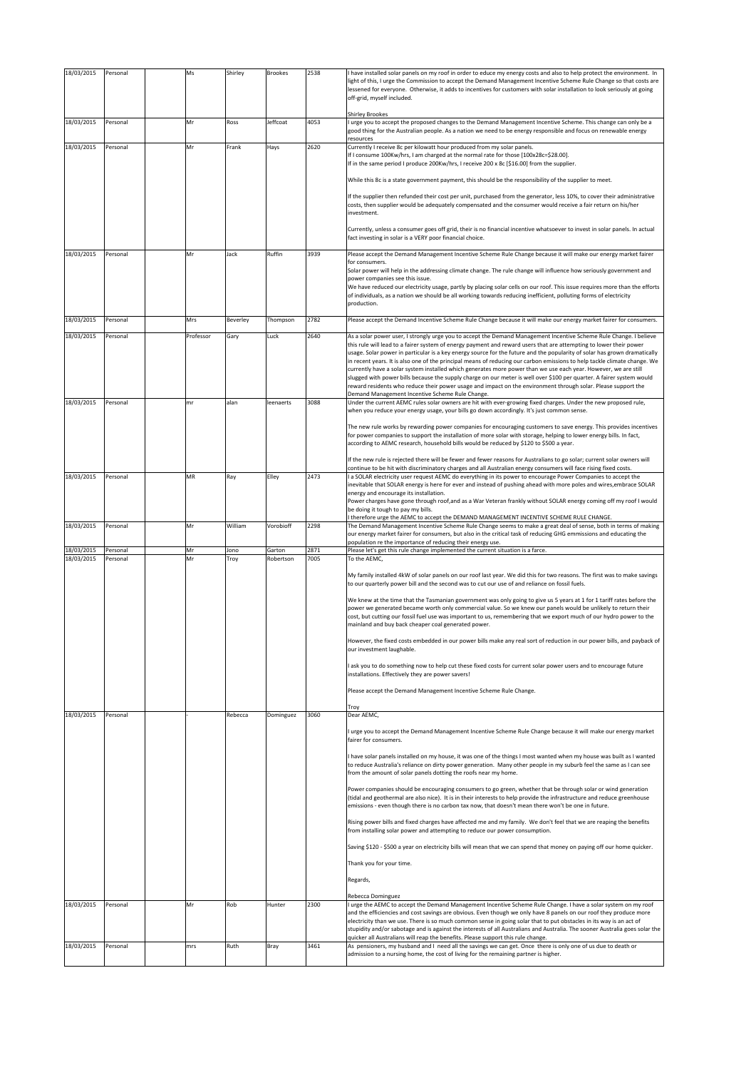| 18/03/2015 | Personal | | Ms | Shirley | Brookes | 2538 | I have installed solar panels on my roof in order to educe my energy costs and also to help protect the environment. In light of this, I urge the Commission to accept the Demand Management Incentive Scheme Rule Change so that costs are lessened for everyone. Otherwise, it adds to incentives for customers with solar installation to look seriously at going off-grid, myself included.<br><br>Shirley Brookes |
|---|---|---|---|---|---|---|---|
| 18/03/2015 | Personal | | Mr | Ross | Jeffcoat | 4053 | I urge you to accept the proposed changes to the Demand Management Incentive Scheme. This change can only be a good thing for the Australian people. As a nation we need to be energy responsible and focus on renewable energy resources |
| 18/03/2015 | Personal | | Mr | Frank | Hays | 2620 | Currently I receive 8c per kilowatt hour produced from my solar panels.<br>If I consume 100Kw/hrs, I am charged at the normal rate for those [100x28c=$28.00].<br>If in the same period I produce 200Kw/hrs, I receive 200 x 8c [$16.00] from the supplier.<br><br>While this 8c is a state government payment, this should be the responsibility of the supplier to meet.<br><br>If the supplier then refunded their cost per unit, purchased from the generator, less 10%, to cover their administrative costs, then supplier would be adequately compensated and the consumer would receive a fair return on his/her investment.<br><br>Currently, unless a consumer goes off grid, their is no financial incentive whatsoever to invest in solar panels. In actual fact investing in solar is a VERY poor financial choice. |
| 18/03/2015 | Personal | | Mr | Jack | Ruffin | 3939 | Please accept the Demand Management Incentive Scheme Rule Change because it will make our energy market fairer for consumers.<br>Solar power will help in the addressing climate change. The rule change will influence how seriously government and power companies see this issue.<br>We have reduced our electricity usage, partly by placing solar cells on our roof. This issue requires more than the efforts of individuals, as a nation we should be all working towards reducing inefficient, polluting forms of electricity production. |
| 18/03/2015 | Personal | | Mrs | Beverley | Thompson | 2782 | Please accept the Demand Incentive Scheme Rule Change because it will make our energy market fairer for consumers. |
| 18/03/2015 | Personal | | Professor | Gary | Luck | 2640 | As a solar power user, I strongly urge you to accept the Demand Management Incentive Scheme Rule Change. I believe this rule will lead to a fairer system of energy payment and reward users that are attempting to lower their power usage. Solar power in particular is a key energy source for the future and the popularity of solar has grown dramatically in recent years. It is also one of the principal means of reducing our carbon emissions to help tackle climate change. We currently have a solar system installed which generates more power than we use each year. However, we are still slugged with power bills because the supply charge on our meter is well over $100 per quarter. A fairer system would reward residents who reduce their power usage and impact on the environment through solar. Please support the Demand Management Incentive Scheme Rule Change. |
| 18/03/2015 | Personal | | mr | alan | leenaerts | 3088 | Under the current AEMC rules solar owners are hit with ever-growing fixed charges. Under the new proposed rule, when you reduce your energy usage, your bills go down accordingly. It's just common sense.<br><br>The new rule works by rewarding power companies for encouraging customers to save energy. This provides incentives for power companies to support the installation of more solar with storage, helping to lower energy bills. In fact, according to AEMC research, household bills would be reduced by $120 to $500 a year.<br><br>If the new rule is rejected there will be fewer and fewer reasons for Australians to go solar; current solar owners will continue to be hit with discriminatory charges and all Australian energy consumers will face rising fixed costs. |
| 18/03/2015 | Personal | | MR | Ray | Elley | 2473 | I a SOLAR electricity user request AEMC do everything in its power to encourage Power Companies to accept the inevitable that SOLAR energy is here for ever and instead of pushing ahead with more poles and wires,embrace SOLAR energy and encourage its installation.<br>Power charges have gone through roof,and as a War Veteran frankly without SOLAR energy coming off my roof I would be doing it tough to pay my bills.<br>I therefore urge the AEMC to accept the DEMAND MANAGEMENT INCENTIVE SCHEME RULE CHANGE. |
| 18/03/2015 | Personal | | Mr | William | Vorobioff | 2298 | The Demand Management Incentive Scheme Rule Change seems to make a great deal of sense, both in terms of making our energy market fairer for consumers, but also in the critical task of reducing GHG emmissions and educating the population re the importance of reducing their energy use. |
| 18/03/2015 | Personal | | Mr | Jono | Garton | 2871 | Please let's get this rule change implemented the current situation is a farce. |
| 18/03/2015 | Personal | | Mr | Troy | Robertson | 7005 | To the AEMC,<br><br>My family installed 4kW of solar panels on our roof last year. We did this for two reasons. The first was to make savings to our quarterly power bill and the second was to cut our use of and reliance on fossil fuels.<br><br>We knew at the time that the Tasmanian government was only going to give us 5 years at 1 for 1 tariff rates before the power we generated became worth only commercial value. So we knew our panels would be unlikely to return their cost, but cutting our fossil fuel use was important to us, remembering that we export much of our hydro power to the mainland and buy back cheaper coal generated power.<br><br>However, the fixed costs embedded in our power bills make any real sort of reduction in our power bills, and payback of our investment laughable.<br><br>I ask you to do something now to help cut these fixed costs for current solar power users and to encourage future installations. Effectively they are power savers!<br><br>Please accept the Demand Management Incentive Scheme Rule Change.<br><br>Troy |
| 18/03/2015 | Personal | | - | Rebecca | Dominguez | 3060 | Dear AEMC,<br><br>I urge you to accept the Demand Management Incentive Scheme Rule Change because it will make our energy market fairer for consumers.<br><br>I have solar panels installed on my house, it was one of the things I most wanted when my house was built as I wanted to reduce Australia's reliance on dirty power generation. Many other people in my suburb feel the same as I can see from the amount of solar panels dotting the roofs near my home.<br><br>Power companies should be encouraging consumers to go green, whether that be through solar or wind generation (tidal and geothermal are also nice). It is in their interests to help provide the infrastructure and reduce greenhouse emissions - even though there is no carbon tax now, that doesn't mean there won't be one in future.<br><br>Rising power bills and fixed charges have affected me and my family. We don't feel that we are reaping the benefits from installing solar power and attempting to reduce our power consumption.<br><br>Saving $120 - $500 a year on electricity bills will mean that we can spend that money on paying off our home quicker.<br><br>Thank you for your time.<br><br>Regards,<br><br>Rebecca Dominguez |
| 18/03/2015 | Personal | | Mr | Rob | Hunter | 2300 | I urge the AEMC to accept the Demand Management Incentive Scheme Rule Change. I have a solar system on my roof and the efficiencies and cost savings are obvious. Even though we only have 8 panels on our roof they produce more electricity than we use. There is so much common sense in going solar that to put obstacles in its way is an act of stupidity and/or sabotage and is against the interests of all Australians and Australia. The sooner Australia goes solar the quicker all Australians will reap the benefits. Please support this rule change. |
| 18/03/2015 | Personal | | mrs | Ruth | Bray | 3461 | As pensioners, my husband and I need all the savings we can get. Once there is only one of us due to death or admission to a nursing home, the cost of living for the remaining partner is higher. |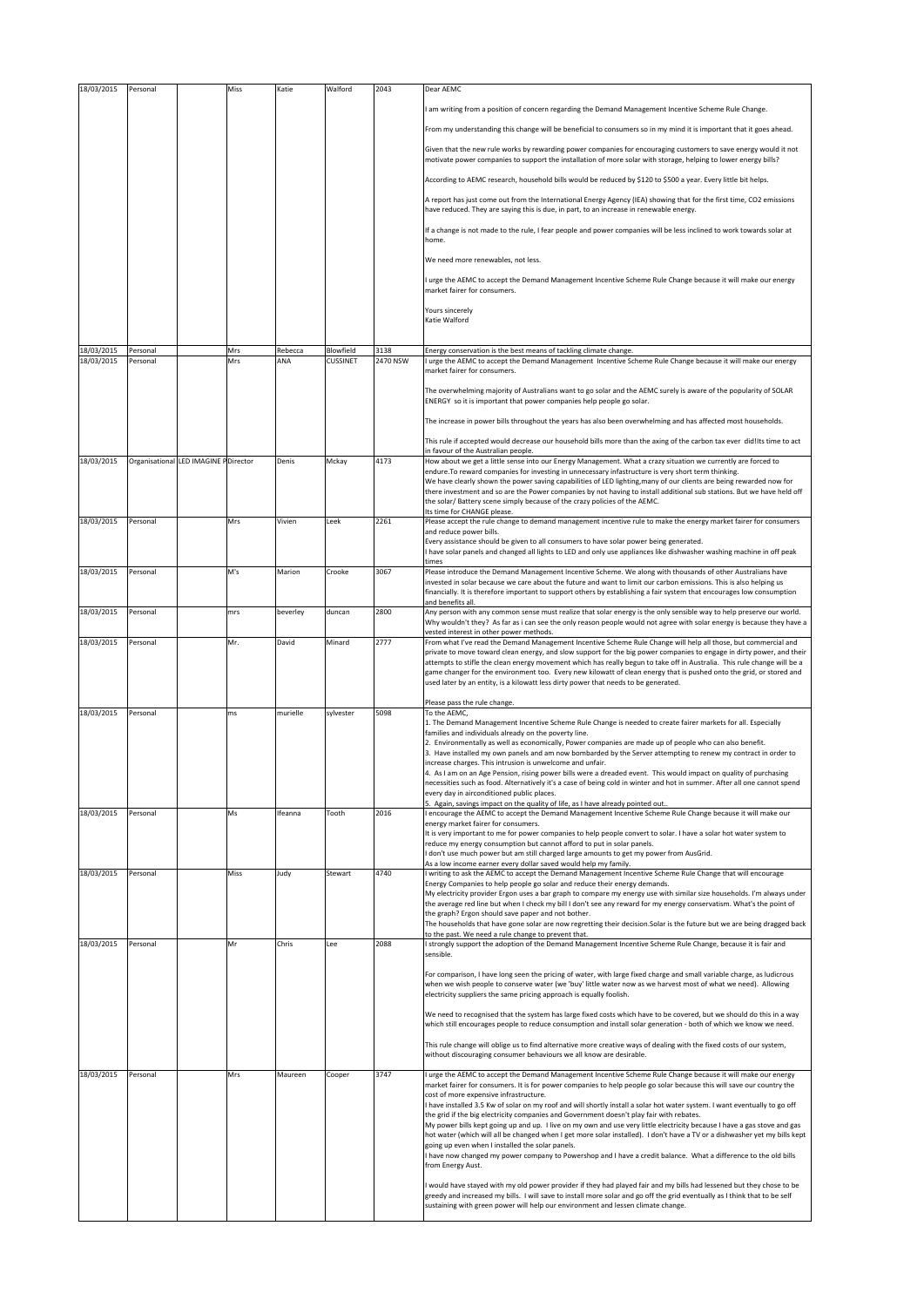| | | | | | | | |
|---|---|---|---|---|---|---|---|
| 18/03/2015 | Personal | | Miss | Katie | Walford | 2043 | Dear AEMC<br><br>I am writing from a position of concern regarding the Demand Management Incentive Scheme Rule Change.<br><br>From my understanding this change will be beneficial to consumers so in my mind it is important that it goes ahead.<br><br>Given that the new rule works by rewarding power companies for encouraging customers to save energy would it not motivate power companies to support the installation of more solar with storage, helping to lower energy bills?<br><br>According to AEMC research, household bills would be reduced by $120 to $500 a year. Every little bit helps.<br><br>A report has just come out from the International Energy Agency (IEA) showing that for the first time, CO2 emissions have reduced. They are saying this is due, in part, to an increase in renewable energy.<br><br>If a change is not made to the rule, I fear people and power companies will be less inclined to work towards solar at home.<br><br>We need more renewables, not less.<br><br>I urge the AEMC to accept the Demand Management Incentive Scheme Rule Change because it will make our energy market fairer for consumers.<br><br>Yours sincerely<br>Katie Walford |
| 18/03/2015 | Personal | | Mrs | Rebecca | Blowfield | 3138 | Energy conservation is the best means of tackling climate change. |
| 18/03/2015 | Personal | | Mrs | ANA | CUSSINET | 2470 NSW | I urge the AEMC to accept the Demand Management Incentive Scheme Rule Change because it will make our energy market fairer for consumers.<br><br>The overwhelming majority of Australians want to go solar and the AEMC surely is aware of the popularity of SOLAR ENERGY so it is important that power companies help people go solar.<br><br>The increase in power bills throughout the years has also been overwhelming and has affected most households.<br><br>This rule if accepted would decrease our household bills more than the axing of the carbon tax ever did!Its time to act in favour of the Australian people. |
| 18/03/2015 | Organisational | LED IMAGINE P | Director | Denis | Mckay | 4173 | How about we get a little sense into our Energy Management. What a crazy situation we currently are forced to endure.To reward companies for investing in unnecessary infastructure is very short term thinking.<br>We have clearly shown the power saving capabilities of LED lighting,many of our clients are being rewarded now for there investment and so are the Power companies by not having to install additional sub stations. But we have held off the solar/ Battery scene simply because of the crazy policies of the AEMC.<br>Its time for CHANGE please. |
| 18/03/2015 | Personal | | Mrs | Vivien | Leek | 2261 | Please accept the rule change to demand management incentive rule to make the energy market fairer for consumers and reduce power bills.<br>Every assistance should be given to all consumers to have solar power being generated.<br>I have solar panels and changed all lights to LED and only use appliances like dishwasher washing machine in off peak times |
| 18/03/2015 | Personal | | M's | Marion | Crooke | 3067 | Please introduce the Demand Management Incentive Scheme. We along with thousands of other Australians have invested in solar because we care about the future and want to limit our carbon emissions. This is also helping us financially. It is therefore important to support others by establishing a fair system that encourages low consumption and benefits all. |
| 18/03/2015 | Personal | | mrs | beverley | duncan | 2800 | Any person with any common sense must realize that solar energy is the only sensible way to help preserve our world. Why wouldn't they? As far as i can see the only reason people would not agree with solar energy is because they have a vested interest in other power methods. |
| 18/03/2015 | Personal | | Mr. | David | Minard | 2777 | From what I've read the Demand Management Incentive Scheme Rule Change will help all those, but commercial and private to move toward clean energy, and slow support for the big power companies to engage in dirty power, and their attempts to stifle the clean energy movement which has really begun to take off in Australia. This rule change will be a game changer for the environment too. Every new kilowatt of clean energy that is pushed onto the grid, or stored and used later by an entity, is a kilowatt less dirty power that needs to be generated.<br><br>Please pass the rule change. |
| 18/03/2015 | Personal | | ms | murielle | sylvester | 5098 | To the AEMC,<br>1. The Demand Management Incentive Scheme Rule Change is needed to create fairer markets for all. Especially families and individuals already on the poverty line.<br>2. Environmentally as well as economically, Power companies are made up of people who can also benefit.<br>3. Have installed my own panels and am now bombarded by the Server attempting to renew my contract in order to increase charges. This intrusion is unwelcome and unfair.<br>4. As I am on an Age Pension, rising power bills were a dreaded event. This would impact on quality of purchasing necessities such as food. Alternatively it's a case of being cold in winter and hot in summer. After all one cannot spend every day in airconditioned public places.<br>5. Again, savings impact on the quality of life, as I have already pointed out.. |
| 18/03/2015 | Personal | | Ms | Ifeanna | Tooth | 2016 | I encourage the AEMC to accept the Demand Management Incentive Scheme Rule Change because it will make our energy market fairer for consumers.<br>It is very important to me for power companies to help people convert to solar. I have a solar hot water system to reduce my energy consumption but cannot afford to put in solar panels.<br>I don't use much power but am still charged large amounts to get my power from AusGrid.<br>As a low income earner every dollar saved would help my family. |
| 18/03/2015 | Personal | | Miss | Judy | Stewart | 4740 | I writing to ask the AEMC to accept the Demand Management Incentive Scheme Rule Change that will encourage Energy Companies to help people go solar and reduce their energy demands.<br>My electricity provider Ergon uses a bar graph to compare my energy use with similar size households. I'm always under the average red line but when I check my bill I don't see any reward for my energy conservatism. What's the point of the graph? Ergon should save paper and not bother.<br>The households that have gone solar are now regretting their decision.Solar is the future but we are being dragged back to the past. We need a rule change to prevent that. |
| 18/03/2015 | Personal | | Mr | Chris | Lee | 2088 | I strongly support the adoption of the Demand Management Incentive Scheme Rule Change, because it is fair and sensible.<br><br>For comparison, I have long seen the pricing of water, with large fixed charge and small variable charge, as ludicrous when we wish people to conserve water (we 'buy' little water now as we harvest most of what we need). Allowing electricity suppliers the same pricing approach is equally foolish.<br><br>We need to recognised that the system has large fixed costs which have to be covered, but we should do this in a way which still encourages people to reduce consumption and install solar generation - both of which we know we need.<br><br>This rule change will oblige us to find alternative more creative ways of dealing with the fixed costs of our system, without discouraging consumer behaviours we all know are desirable. |
| 18/03/2015 | Personal | | Mrs | Maureen | Cooper | 3747 | I urge the AEMC to accept the Demand Management Incentive Scheme Rule Change because it will make our energy market fairer for consumers. It is for power companies to help people go solar because this will save our country the cost of more expensive infrastructure.<br>I have installed 3.5 Kw of solar on my roof and will shortly install a solar hot water system. I want eventually to go off the grid if the big electricity companies and Government doesn't play fair with rebates.<br>My power bills kept going up and up. I live on my own and use very little electricity because I have a gas stove and gas hot water (which will all be changed when I get more solar installed). I don't have a TV or a dishwasher yet my bills kept going up even when I installed the solar panels.<br>I have now changed my power company to Powershop and I have a credit balance. What a difference to the old bills from Energy Aust.<br><br>I would have stayed with my old power provider if they had played fair and my bills had lessened but they chose to be greedy and increased my bills. I will save to install more solar and go off the grid eventually as I think that to be self sustaining with green power will help our environment and lessen climate change. |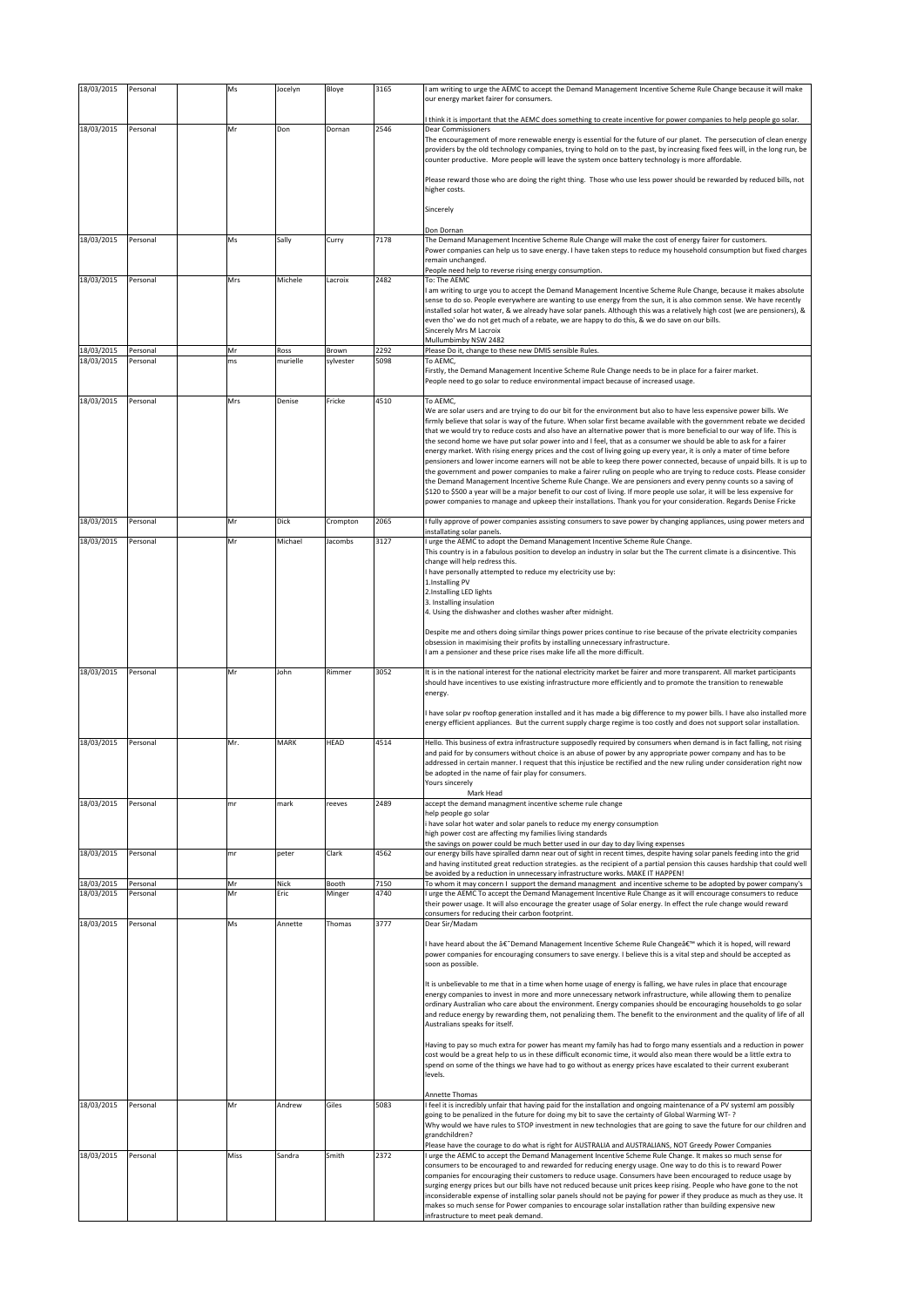| 18/03/2015 | Personal | | Ms | Jocelyn | Bloye | 3165 | I am writing to urge the AEMC to accept the Demand Management Incentive Scheme Rule Change because it will make our energy market fairer for consumers.<br><br>I think it is important that the AEMC does something to create incentive for power companies to help people go solar. |
|---|---|---|---|---|---|---|---|
| 18/03/2015 | Personal | | Mr | Don | Dornan | 2546 | Dear Commissioners<br>The encouragement of more renewable energy is essential for the future of our planet. The persecution of clean energy providers by the old technology companies, trying to hold on to the past, by increasing fixed fees will, in the long run, be counter productive. More people will leave the system once battery technology is more affordable.<br><br>Please reward those who are doing the right thing. Those who use less power should be rewarded by reduced bills, not higher costs.<br><br>Sincerely<br><br>Don Dornan |
| 18/03/2015 | Personal | | Ms | Sally | Curry | 7178 | The Demand Management Incentive Scheme Rule Change will make the cost of energy fairer for customers.<br>Power companies can help us to save energy. I have taken steps to reduce my household consumption but fixed charges remain unchanged.<br>People need help to reverse rising energy consumption. |
| 18/03/2015 | Personal | | Mrs | Michele | Lacroix | 2482 | To: The AEMC<br>I am writing to urge you to accept the Demand Management Incentive Scheme Rule Change, because it makes absolute sense to do so. People everywhere are wanting to use energy from the sun, it is also common sense. We have recently installed solar hot water, & we already have solar panels. Although this was a relatively high cost (we are pensioners), & even tho' we do not get much of a rebate, we are happy to do this, & we do save on our bills.<br>Sincerely Mrs M Lacroix<br>Mullumbimby NSW 2482 |
| 18/03/2015 | Personal | | Mr | Ross | Brown | 2292 | Please Do it, change to these new DMIS sensible Rules. |
| 18/03/2015 | Personal | | ms | murielle | sylvester | 5098 | To AEMC,<br>Firstly, the Demand Management Incentive Scheme Rule Change needs to be in place for a fairer market.<br>People need to go solar to reduce environmental impact because of increased usage. |
| 18/03/2015 | Personal | | Mrs | Denise | Fricke | 4510 | To AEMC,<br>We are solar users and are trying to do our bit for the environment but also to have less expensive power bills. We firmly believe that solar is way of the future. When solar first became available with the government rebate we decided that we would try to reduce costs and also have an alternative power that is more beneficial to our way of life. This is the second home we have put solar power into and I feel, that as a consumer we should be able to ask for a fairer energy market. With rising energy prices and the cost of living going up every year, it is only a mater of time before pensioners and lower income earners will not be able to keep there power connected, because of unpaid bills. It is up to the government and power companies to make a fairer ruling on people who are trying to reduce costs. Please consider the Demand Management Incentive Scheme Rule Change. We are pensioners and every penny counts so a saving of $120 to $500 a year will be a major benefit to our cost of living. If more people use solar, it will be less expensive for power companies to manage and upkeep their installations. Thank you for your consideration. Regards Denise Fricke |
| 18/03/2015 | Personal | | Mr | Dick | Crompton | 2065 | I fully approve of power companies assisting consumers to save power by changing appliances, using power meters and installating solar panels. |
| 18/03/2015 | Personal | | Mr | Michael | Jacombs | 3127 | I urge the AEMC to adopt the Demand Management Incentive Scheme Rule Change.<br>This country is in a fabulous position to develop an industry in solar but the The current climate is a disincentive. This change will help redress this.<br>I have personally attempted to reduce my electricity use by:<br>1.Installing PV<br>2.Installing LED lights<br>3. Installing insulation<br>4. Using the dishwasher and clothes washer after midnight.<br><br>Despite me and others doing similar things power prices continue to rise because of the private electricity companies obsession in maximising their profits by installing unnecessary infrastructure.<br>I am a pensioner and these price rises make life all the more difficult. |
| 18/03/2015 | Personal | | Mr | John | Rimmer | 3052 | It is in the national interest for the national electricity market be fairer and more transparent. All market participants should have incentives to use existing infrastructure more efficiently and to promote the transition to renewable energy.<br><br>I have solar pv rooftop generation installed and it has made a big difference to my power bills. I have also installed more energy efficient appliances. But the current supply charge regime is too costly and does not support solar installation. |
| 18/03/2015 | Personal | | Mr. | MARK | HEAD | 4514 | Hello. This business of extra infrastructure supposedly required by consumers when demand is in fact falling, not rising and paid for by consumers without choice is an abuse of power by any appropriate power company and has to be addressed in certain manner. I request that this injustice be rectified and the new ruling under consideration right now be adopted in the name of fair play for consumers.<br>Yours sincerely<br>Mark Head |
| 18/03/2015 | Personal | | mr | mark | reeves | 2489 | accept the demand management incentive scheme rule change<br>help people go solar<br>i have solar hot water and solar panels to reduce my energy consumption<br>high power cost are affecting my families living standards<br>the savings on power could be much better used in our day to day living expenses |
| 18/03/2015 | Personal | | mr | peter | Clark | 4562 | our energy bills have spiralled damn near out of sight in recent times, despite having solar panels feeding into the grid and having instituted great reduction strategies. as the recipient of a partial pension this causes hardship that could well be avoided by a reduction in unnecessary infrastructure works. MAKE IT HAPPEN! |
| 18/03/2015 | Personal | | Mr | Nick | Booth | 7150 | To whom it may concern I support the demand managment and incentive scheme to be adopted by power company's |
| 18/03/2015 | Personal | | Mr | Eric | Minger | 4740 | I urge the AEMC To accept the Demand Management Incentive Rule Change as it will encourage consumers to reduce their power usage. It will also encourage the greater usage of Solar energy. In effect the rule change would reward consumers for reducing their carbon footprint. |
| 18/03/2015 | Personal | | Ms | Annette | Thomas | 3777 | Dear Sir/Madam<br><br>I have heard about the â€˜Demand Management Incentive Scheme Rule Changeâ€™ which it is hoped, will reward power companies for encouraging consumers to save energy. I believe this is a vital step and should be accepted as soon as possible.<br><br>It is unbelievable to me that in a time when home usage of energy is falling, we have rules in place that encourage energy companies to invest in more and more unnecessary network infrastructure, while allowing them to penalize ordinary Australian who care about the environment. Energy companies should be encouraging households to go solar and reduce energy by rewarding them, not penalizing them. The benefit to the environment and the quality of life of all Australians speaks for itself.<br><br>Having to pay so much extra for power has meant my family has had to forgo many essentials and a reduction in power cost would be a great help to us in these difficult economic time, it would also mean there would be a little extra to spend on some of the things we have had to go without as energy prices have escalated to their current exuberant levels.<br><br>Annette Thomas |
| 18/03/2015 | Personal | | Mr | Andrew | Giles | 5083 | I feel it is incredibly unfair that having paid for the installation and ongoing maintenance of a PV systemI am possibly going to be penalized in the future for doing my bit to save the certainty of Global Warming WT- ?<br>Why would we have rules to STOP investment in new technologies that are going to save the future for our children and grandchildren?<br>Please have the courage to do what is right for AUSTRALIA and AUSTRALIANS, NOT Greedy Power Companies |
| 18/03/2015 | Personal | | Miss | Sandra | Smith | 2372 | I urge the AEMC to accept the Demand Management Incentive Scheme Rule Change. It makes so much sense for consumers to be encouraged to and rewarded for reducing energy usage. One way to do this is to reward Power companies for encouraging their customers to reduce usage. Consumers have been encouraged to reduce usage by surging energy prices but our bills have not reduced because unit prices keep rising. People who have gone to the not inconsiderable expense of installing solar panels should not be paying for power if they produce as much as they use. It makes so much sense for Power companies to encourage solar installation rather than building expensive new infrastructure to meet peak demand. |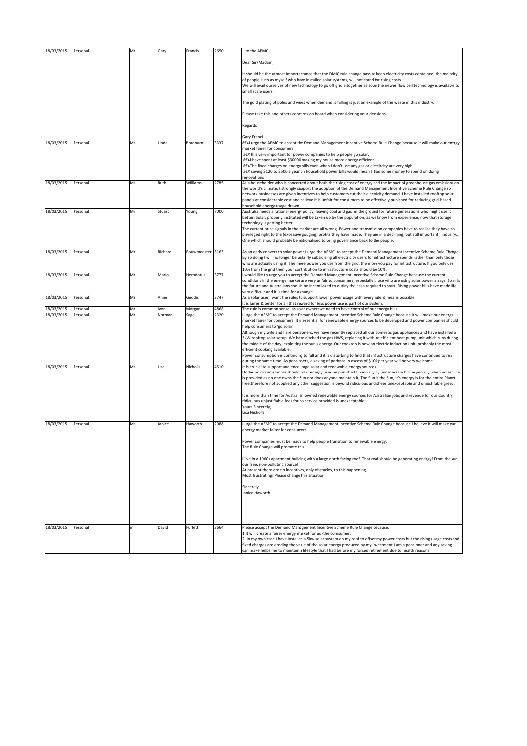| 18/03/2015 | Personal | | Mr | Gary | Francis | 2650 | . to the AEMC<br><br>Dear Sir/Madam,<br><br>It should be the utmost importantance that the DMIC rule change pass to keep electricity costs contained. the majority of people such as myself who have installed solar systems, will not stand for rising costs.<br>We will avail ourselves of new technology to go off grid altogether as soon the newer flow cell technology is available to small scale users.<br><br>The gold plating of poles and wires when demand is falling is just an example of the waste in this industry.<br><br>Please take this and others concerns on board when considering your decisions<br><br>Regards<br><br>Gary Franci |
|---|---|---|---|---|---|---|---|
| 18/03/2015 | Personal | | Ms | Linda | Bradburn | 3337 | â€¢I urge the AEMC to accept the Demand Management Incentive Scheme Rule Change because it will make our energy market fairer for consumers.<br>â€¢ It is very important for power companies to help people go solar.<br>â€¢I have spent at least $30000 making my house more energy efficient<br>â€¢The fixed charges on energy bills even when i don't use any gas or electircity are very high<br>â€¢ saving $120 to $500 a year on household power bills would mean I had some money to spend on doing renovations |
| 18/03/2015 | Personal | | Ms | Ruth | Williams | 2785 | As a householder who is concerned about both the rising cost of energy and the impact of greenhouse gas emissions on the world's climate, I strongly support the adoption of the Demand Management Incentive Scheme Rule Change so network businesses are given incentives to help customers cut their electricity demand. I have installed rooftop solar panels at considerable cost and believe it is unfair for consumers to be effectively punished for reducing grid-based household energy usage drawn |
| 18/03/2015 | Personal | | Mr | Stuart | Young | 7000 | Australia needs a rational energy policy, leaving coal and gas in the ground for future generations who might use it better. Solar, properly instituted will be taken up by the population, as we know from experience, now that storage technology is getting better.<br>The current price signals in the market are all wrong. Power and transmission companies have to realise they have no privileged right to the (excessive gouging) profits they have made. They are in a declining, but still important , industry... One which should probably be nationalised to bring governance back to the people. |
| 18/03/2015 | Personal | | Mr | Richard | Bouwmeester | 3163 | As an early convert to solar power I urge the AEMC to accept the Demand Management Incentive Scheme Rule Change. By so doing I will no longer be unfairly subsidising all electricity users for infrastructure spends rather than only those who are actually using it. The more power you use from the grid, the more you pay for infrastructure. If you only use 10% from the grid then your contribution to infrastructure costs should be 10%. |
| 18/03/2015 | Personal | | Mr. | Mario | Herodotus | 3777 | I would like to urge you to accept the Demand Management Incentive Scheme Rule Change because the current conditions in the energy market are very unfair to consumers, especially those who are using solar power arrays. Solar is the future and Australians should be incentivized to outlay the cash required to start. Rising power bills have made life very difficult and it is time for a change. |
| 18/03/2015 | Personal | | Ms | Anne | Geddis | 3747 | As a solar user I want the rules to support lower power usage with every rule & means possible.<br>It is fairer & better for all that reward for less power use is part of our system. |
| 18/03/2015 | Personal | | Mr | Ivor | Morgan | 4868 | The rule is common sense, as solar ownerswe need to have control of our energy bills |
| 18/03/2015 | Personal | | Mr | Norman | Sage | 2320 | I urge the AEMC to accept the Demand Management Incentive Scheme Rule Change because it will make our energy market fairer for consumers. It is essential for renewable energy sources to be developed and power companies should help consumers to 'go solar'.<br>Although my wife and I are pensioners, we have recently replaced all our domestic gas appliances and have installed a 3kW rooftop solar setup. We have ditched the gas HWS, replacing it with an efficient heat pump unit which runs during the middle of the day, exploiting the sun's energy. Our cooktop is now an electric induction unit, probably the most efficient cooking available.<br>Power consumption is continuing to fall and it is disturbing to find that infrastructure charges have continued to rise during the same time. As pensioners, a saving of perhaps in excess of $100 per year will be very welcome. |
| 18/03/2015 | Personal | | Ms | Lisa | Nicholls | 4510 | It is crucial to support and encourage solar and renewable energy sources.<br>Under no circumstances should solar energy uses be punished financially by unnecessary bill, especially when no service is provided as no one owns the Sun nor does anyone maintain it, The Sun is the Sun, it's energy is for the entire Planet free,therefore not supplied any other suggestion is beyond ridiculous and sheer unexceptable and unjustifable greed.<br><br>It is more than time for Australian owned renewable energy sources for Australian jobs and revenue for our Country, ridiculous unjustifiable fees for no service provided is unexceptable.<br>Yours Sincerely,<br>Lisa Nicholls |
| 18/03/2015 | Personal | | Ms | Janice | Haworth | 2088 | I urge the AEMC to accept the Demand Management Incentive Scheme Rule Change because I believe it will make our energy market fairer for consumers.<br><br>Power companies must be made to help people transition to renewable energy.<br>The Rule Change will promote this.<br><br>I live in a 1960s apartment building with a large north facing roof. That roof should be generating energy! From the sun, our free, non-polluting source!<br>At present there are no incentives, only obstacles, to this happening.<br>Most frustrating! Please change this situation.<br><br>Sincerely<br>Janice Haworth |
| 18/03/2015 | Personal | | mr | David | Furletti | 3664 | Please accept the Demand Management Incentive Scheme Rule Change because:<br>1.It will create a fairer energy market for us -the comsumer.<br>2. In my own case I have installed a 5kw solar system on my roof to offset my power costs but the rising usage costs and fixed charges are eroding the value of the solar energy produced by my investment.I am a pensioner and any saving I can make helps me to maintain a lifestyle that I had before my forced retirement due to health reasons. |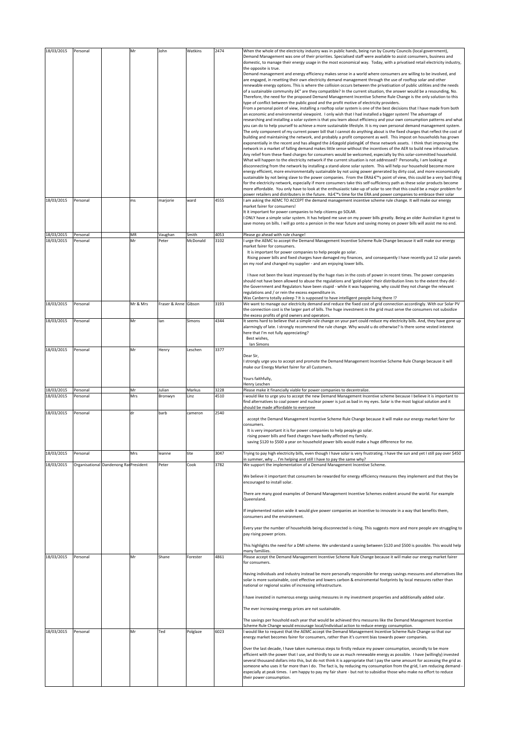| | | | | | | | |
|---|---|---|---|---|---|---|---|
| 18/03/2015 | Personal | | Mr | John | Watkins | 2474 | When the whole of the electricity industry was in public hands, being run by County Councils (local government), Demand Management was one of their priorities. Specialised staff were available to assist consumers, business and domestic, to manage their energy usage in the most economical way. Today, with a privatised retail electricity industry, the opposite is true.<br>Demand management and energy efficiency makes sense in a world where consumers are willing to be involved, and are engaged, in resetting their own electricity demand management through the use of rooftop solar and other renewable energy options. This is where the collision occurs between the privatisation of public utilities and the needs of a sustainable community â€" are they compatible? In the current situation, the answer would be a resounding, No. Therefore, the need for the proposed Demand Management Incentive Scheme Rule Change is the only solution to this type of conflict between the public good and the profit motive of electricity providers.<br>From a personal point of view, installing a rooftop solar system is one of the best decisions that I have made from both an economic and environmental viewpoint. I only wish that I had installed a bigger system! The advantage of researching and installing a solar system is that you learn about efficiency and your own consumption patterns and what you can do to help yourself to achieve a more sustainable lifestyle. It is my own personal demand management system.<br>The only component of my current power bill that I cannot do anything about is the fixed charges that reflect the cost of building and maintaining the network, and probably a profit component as well. This impost on households has grown exponentially in the recent and has alleged the â€œgold platingâ€ of these network assets. I think that improving the network in a market of falling demand makes little sense without the incentives of the AER to build new infrastructure. Any relief from these fixed charges for consumers would be welcomed, especially by this solar-committed household. What will happen to the electricity network if the current situation is not addressed? Personally, I am looking at disconnecting from the network by installing a stand-alone solar system. This will help our household become more energy efficient, more environmentally sustainable by not using power generated by dirty coal, and more economically sustainable by not being slave to the power companies. From the ERAâ€™s point of view, this could be a very bad thing for the electricity network, especially if more consumers take this self-sufficiency path as these solar products become more affordable. You only have to look at the enthusiastic take-up of solar to see that this could be a major problem for power retailers and distributers in the future. Itâ€™s time for the ERA and power companies to embrace their solar |
| 18/03/2015 | Personal | | ms | marjorie | ward | 4555 | I am asking the AEMC TO ACCEPT the demand management incentive scheme rule change. It will make our energy market fairer for consumers!<br>It it important for power companies to help citizens go SOLAR.<br>I ONLY have a simple solar system. It has helped me save on my power bills greatly. Being an older Australian it great to save money on bills. I will go onto a pension in the near future and saving money on power bills will assist me no end. |
| 18/03/2015 | Personal | | MR | Vaughan | Smith | 4053 | Please go ahead with rule change! |
| 18/03/2015 | Personal | | Mr | Peter | McDonald | 3102 | I urge the AEMC to accept the Demand Management Incentive Scheme Rule Change because it will make our energy market fairer for consumers.<br>It is important for power companies to help people go solar.<br>Rising power bills and fixed charges have damaged my finances, and consequently I have recently put 12 solar panels on my roof and changed my supplier - and am enjoying lower bills.<br><br>I have not been the least impressed by the huge rises in the costs of power in recent times. The power companies should not have been allowed to abuse the regulations and 'gold-plate' their distribution lines to the extent they did - the Government and Regulators have been stupid - while it was happening, why could they not change the relevant regulations and / or rein the excess expenditure in.<br>Was Canberra totally asleep ? It is supposed to have intelligent people living there !? |
| 18/03/2015 | Personal | | Mr & Mrs | Fraser & Anne | Gibson | 3193 | We want to manage our electricity demand and reduce the fixed cost of grid connection accordingly. With our Solar PV the connection cost is the larger part of bills. The huge investment in the grid must serve the consumers not subsidize the excess profits of grid owners and operators. |
| 18/03/2015 | Personal | | Mr | Ian | Simons | 4344 | It seems hard to believe that a simple rule change on your part could reduce my electricity bills. And, they have gone up alarmingly of late. I strongly recommend the rule change. Why would u do otherwise? Is there some vested interest here that I'm not fully appreciating?<br>Best wishes,<br>Ian Simons |
| 18/03/2015 | Personal | | Mr | Henry | Leschen | 3377 | Dear Sir,<br>I strongly urge you to accept and promote the Demand Management Incentive Scheme Rule Change because it will make our Energy Market fairer for all Customers.<br><br>Yours faithfully,<br>Henry Leschen |
| 18/03/2015 | Personal | | Mr | Julian | Markus | 3228 | Please make it financially viable for power companies to decentralize. |
| 18/03/2015 | Personal | | Mrs | Bronwyn | Linz | 4510 | I would like to urge you to accept the new Demand Management Incentive scheme because I believe it is important to find alternatives to coal power and nuclear power is just as bad in my eyes. Solar is the most logical solution and it should be made affordable to everyone |
| 18/03/2015 | Personal | | dr | barb | cameron | 2540 | accept the Demand Management Incentive Scheme Rule Change because it will make our energy market fairer for consumers.<br>It is very important it is for power companies to help people go solar.<br>rising power bills and fixed charges have badly affected my family.<br>saving $120 to $500 a year on household power bills would make a huge difference for me. |
| 18/03/2015 | Personal | | Mrs | leanne | tite | 3047 | Trying to pay high electricity bills, even though I have solar is very frustrating. I have the sun and yet I still pay over $450 in summer, why .... I'm helping and still I have to pay the same why? |
| 18/03/2015 | Organisational | Dandenong Ra | President | Peter | Cook | 3782 | We support the implementation of a Demand Management Incentive Scheme.<br><br>We believe it important that consumers be rewarded for energy efficiency measures they implement and that they be encouraged to install solar.<br><br>There are many good examples of Demand Management Incentive Schemes evident around the world. For example Queensland.<br><br>If implemented nation wide it would give power companies an incentive to innovate in a way that benefits them, consumers and the environment.<br><br>Every year the number of households being disconnected is rising. This suggests more and more people are struggling to pay rising power prices.<br><br>This highlights the need for a DMI scheme. We understand a saving between $120 and $500 is possible. This would help many famiilies. |
| 18/03/2015 | Personal | | Mr | Shane | Forester | 4861 | Please accept the Demand Management Incentive Scheme Rule Change because it will make our energy market fairer for consumers.<br><br>Having individuals and industry instead be more personally responsible for energy savings messures and alternatives like solar is more sustainable, cost effective and lowers carbon & enviromental footprints by local messures rather than national or regional scales of increasing infrastructure.<br><br>I have invested in numerous energy saving messures in my investment properties and additionally added solar.<br><br>The ever increasing energy prices are not sustainable.<br><br>The savings per houshold each year that would be achieved thru messures like the Demand Management Incentive Scheme Rule Change would encourage local/individual action to reduce energy consumption. |
| 18/03/2015 | Personal | | Mr | Ted | Polglaze | 6023 | I would like to request that the AEMC accept the Demand Management Incentive Scheme Rule Change so that our energy market becomes fairer for consumers, rather than it's current bias towards power companies.<br><br>Over the last decade, I have taken numerous steps to firstly reduce my power consumption, secondly to be more efficient with the power that I use, and thirdly to use as much renewable energy as possible. I have (willingly) invested several thousand dollars into this, but do not think it is appropriate that I pay the same amount for accessing the grid as someone who uses it far more than I do. The fact is, by reducing my consumption from the grid, I am reducing demand - especially at peak times. I am happy to pay my fair share - but not to subsidise those who make no effort to reduce their power consumption. |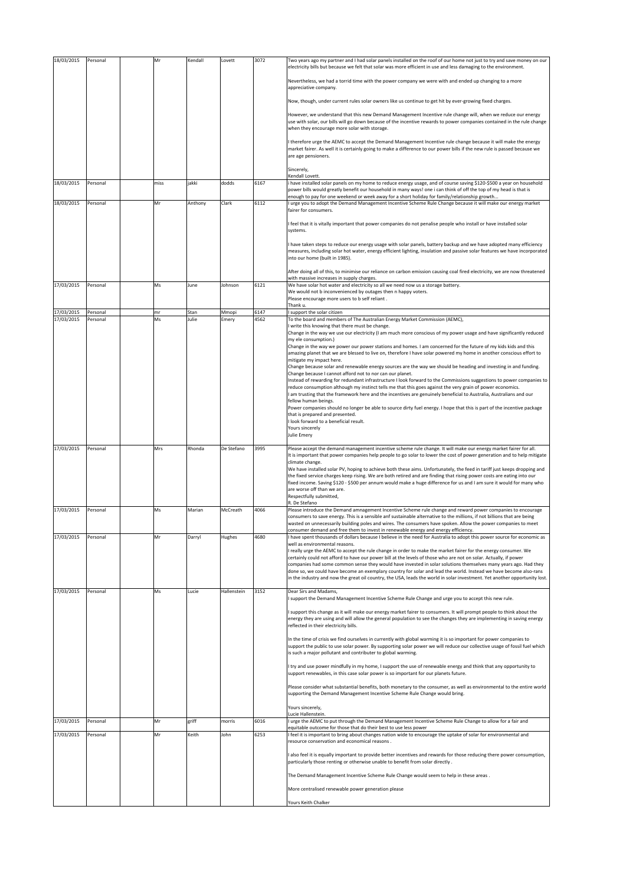| 18/03/2015 | Personal | | Mr | Kendall | Lovett | 3072 | Two years ago my partner and I had solar panels installed on the roof of our home not just to try and save money on our electricity bills but because we felt that solar was more efficient in use and less damaging to the environment.<br><br>Nevertheless, we had a torrid time with the power company we were with and ended up changing to a more appreciative company.<br><br>Now, though, under current rules solar owners like us continue to get hit by ever-growing fixed charges.<br><br>However, we understand that this new Demand Management Incentive rule change will, when we reduce our energy use with solar, our bills will go down because of the incentive rewards to power companies contained in the rule change when they encourage more solar with storage.<br><br>I therefore urge the AEMC to accept the Demand Management Incentive rule change because it will make the energy market fairer. As well it is certainly going to make a difference to our power bills if the new rule is passed because we are age pensioners.<br><br>Sincerely,<br>Kendall Lovett. |
|---|---|---|---|---|---|---|---|
| 18/03/2015 | Personal | | miss | jakki | dodds | 6167 | i have installed solar panels on my home to reduce energy usage, and of course saving $120-$500 a year on household power bills would greatly benefit our household in many ways! one i can think of off the top of my head is that is enough to pay for one weekend or week away for a short holiday for family/relationship growth... |
| 18/03/2015 | Personal | | Mr | Anthony | Clark | 6112 | I urge you to adopt the Demand Management Incentive Scheme Rule Change because it will make our energy market fairer for consumers.<br><br>I feel that it is vitally important that power companies do not penalise people who install or have installed solar systems.<br><br>I have taken steps to reduce our energy usage with solar panels, battery backup and we have adopted many efficiency measures, including solar hot water, energy efficient lighting, insulation and passive solar features we have incorporated into our home (built in 1985).<br><br>After doing all of this, to minimise our reliance on carbon emission causing coal fired electricity, we are now threatened with massive increases in supply charges. |
| 17/03/2015 | Personal | | Ms | June | Johnson | 6121 | We have solar hot water and electricity so all we need now us a storage battery.<br>We would not b inconvenienced by outages then n happy voters.<br>Please encourage more users to b self reliant .<br>Thank u. |
| 17/03/2015 | Personal | | mr | Stan | Mmopi | 6147 | I support the solar citizen |
| 17/03/2015 | Personal | | Ms | Julie | Emery | 4562 | To the board and members of The Australian Energy Market Commission (AEMC),<br>I write this knowing that there must be change.<br>Change in the way we use our electricity (I am much more conscious of my power usage and have significantly reduced my ele consumption.)<br>Change in the way we power our power stations and homes. I am concerned for the future of my kids kids and this amazing planet that we are blessed to live on, therefore I have solar powered my home in another conscious effort to mitigate my impact here.<br>Change because solar and renewable energy sources are the way we should be heading and investing in and funding.<br>Change because I cannot afford not to nor can our planet.<br>Instead of rewarding for redundant infrastructure I look forward to the Commissions suggestions to power companies to reduce consumption although my instinct tells me that this goes against the very grain of power economics.<br>I am trusting that the framework here and the incentives are genuinely beneficial to Australia, Australians and our fellow human beings.<br>Power companies should no longer be able to source dirty fuel energy. I hope that this is part of the incentive package that is prepared and presented.<br>I look forward to a beneficial result.<br>Yours sincerely<br>Julie Emery |
| 17/03/2015 | Personal | | Mrs | Rhonda | De Stefano | 3995 | Please accept the demand management incentive scheme rule change. It will make our energy market fairer for all.<br>It is important that power companies help people to go solar to lower the cost of power generation and to help mitigate climate change.<br>We have installed solar PV, hoping to achieve both these aims. Unfortunately, the feed in tariff just keeps dropping and the fixed service charges keep rising. We are both retired and are finding that rising power costs are eating into our fixed income. Saving $120 - $500 per annum would make a huge difference for us and I am sure it would for many who are worse off than we are.<br>Respectfully submitted,<br>R. De Stefano |
| 17/03/2015 | Personal | | Ms | Marian | McCreath | 4066 | Please introduce the Demand amnagement Incentive Scheme rule change and reward power companies to encourage consumers to save energy. This is a sensible anf sustainable alternative to the millions, if not billions that are being wasted on unnecessarily building poles and wires. The consumers have spoken. Allow the power companies to meet consumer demand and free them to invest in renewable energy and energy efficiency. |
| 17/03/2015 | Personal | | Mr | Darryl | Hughes | 4680 | I have spent thousands of dollars because I believe in the need for Australia to adopt this power source for economic as well as environmental reasons.<br>I really urge the AEMC to accept the rule change in order to make the market fairer for the energy consumer. We certainly could not afford to have our power bill at the levels of those who are not on solar. Actually, if power companies had some common sense they would have invested in solar solutions themselves many years ago. Had they done so, we could have become an exemplary country for solar and lead the world. Instead we have become also-rans in the industry and now the great oil country, the USA, leads the world in solar investment. Yet another opportunity lost. |
| 17/03/2015 | Personal | | Ms | Lucie | Hallenstein | 3152 | Dear Sirs and Madams,<br>I support the Demand Management Incentive Scheme Rule Change and urge you to accept this new rule.<br><br>I support this change as it will make our energy market fairer to consumers. It will prompt people to think about the energy they are using and will allow the general population to see the changes they are implementing in saving energy reflected in their electricity bills.<br><br>In the time of crisis we find ourselves in currently with global warming it is so important for power companies to support the public to use solar power. By supporting solar power we will reduce our collective usage of fossil fuel which is such a major pollutant and contributer to global warming.<br><br>I try and use power mindfully in my home, I support the use of renewable energy and think that any opportunity to support renewables, in this case solar power is so important for our planets future.<br><br>Please consider what substantial benefits, both monetary to the consumer, as well as environmental to the entire world supporting the Demand Management Incentive Scheme Rule Change would bring.<br><br>Yours sincerely,<br>Lucie Hallenstein. |
| 17/03/2015 | Personal | | Mr | griff | morris | 6016 | I urge the AEMC to put through the Demand Management Incentive Scheme Rule Change to allow for a fair and equitable outcome for those that do their best to use less power |
| 17/03/2015 | Personal | | Mr | Keith | John | 6253 | I feel it is important to bring about changes nation wide to encourage the uptake of solar for environmental and resource conservation and economical reasons .<br><br>I also feel it is equally important to provide better incentives and rewards for those reducing there power consumption, particularly those renting or otherwise unable to benefit from solar directly .<br><br>The Demand Management Incentive Scheme Rule Change would seem to help in these areas .<br><br>More centralised renewable power generation please<br><br>Yours Keith Chalker |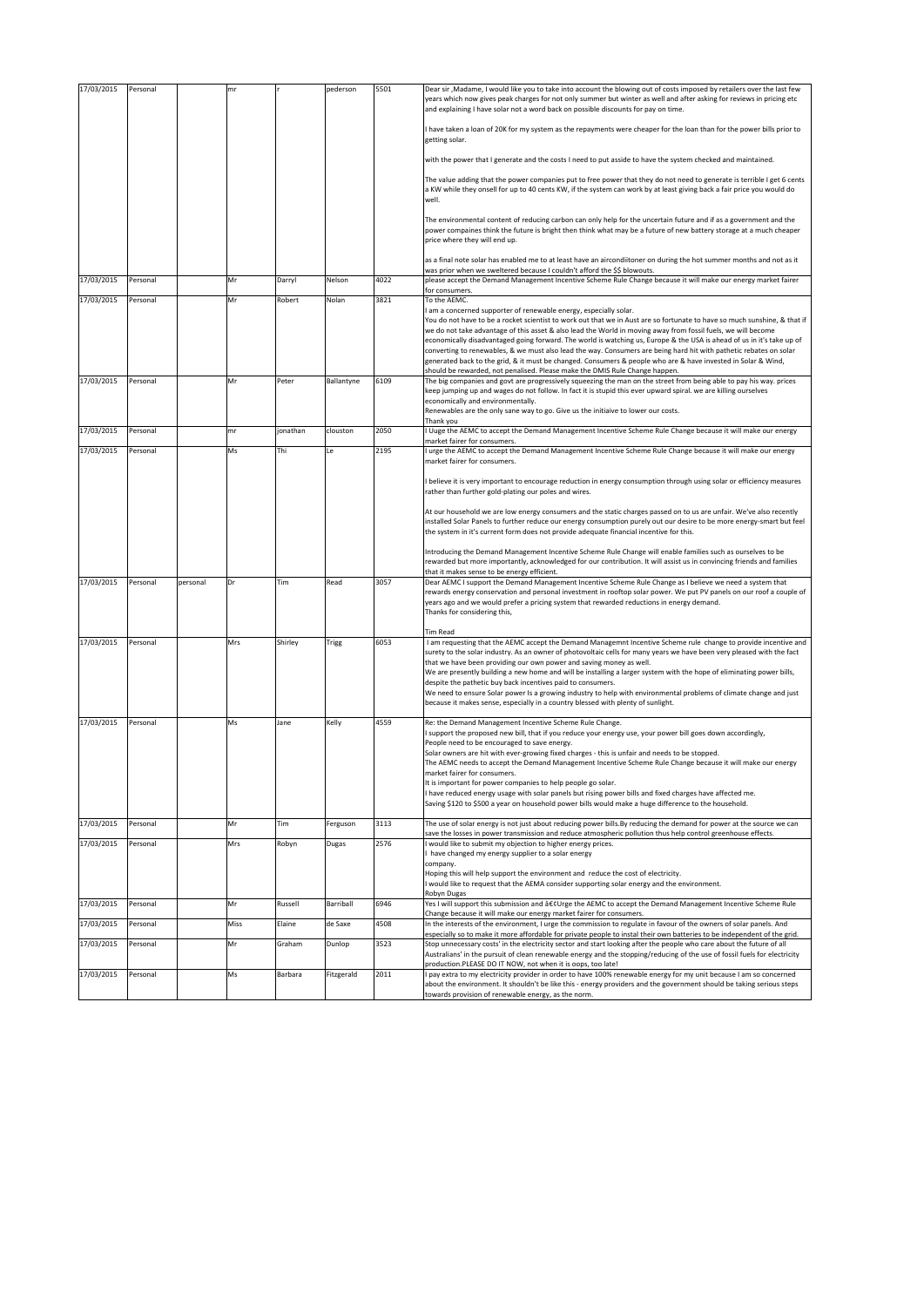| 17/03/2015 | Personal | | mr | r | pederson | 5501 | Dear sir ,Madame, I would like you to take into account the blowing out of costs imposed by retailers over the last few years which now gives peak charges for not only summer but winter as well and after asking for reviews in pricing etc and explaining I have solar not a word back on possible discounts for pay on time.<br><br>I have taken a loan of 20K for my system as the repayments were cheaper for the loan than for the power bills prior to getting solar.<br><br>with the power that I generate and the costs I need to put asside to have the system checked and maintained.<br><br>The value adding that the power companies put to free power that they do not need to generate is terrible I get 6 cents a KW while they onsell for up to 40 cents KW, if the system can work by at least giving back a fair price you would do well.<br><br>The environmental content of reducing carbon can only help for the uncertain future and if as a government and the power compaines think the future is bright then think what may be a future of new battery storage at a much cheaper price where they will end up.<br><br>as a final note solar has enabled me to at least have an aircondiitoner on during the hot summer months and not as it was prior when we sweltered because I couldn't afford the $$ blowouts. |
|---|---|---|---|---|---|---|---|
| 17/03/2015 | Personal | | Mr | Darryl | Nelson | 4022 | please accept the Demand Management Incentive Scheme Rule Change because it will make our energy market fairer for consumers. |
| 17/03/2015 | Personal | | Mr | Robert | Nolan | 3821 | To the AEMC.<br>I am a concerned supporter of renewable energy, especially solar.<br>You do not have to be a rocket scientist to work out that we in Aust are so fortunate to have so much sunshine, & that if we do not take advantage of this asset & also lead the World in moving away from fossil fuels, we will become economically disadvantaged going forward. The world is watching us, Europe & the USA is ahead of us in it's take up of converting to renewables, & we must also lead the way. Consumers are being hard hit with pathetic rebates on solar generated back to the grid, & it must be changed. Consumers & people who are & have invested in Solar & Wind, should be rewarded, not penalised. Please make the DMIS Rule Change happen. |
| 17/03/2015 | Personal | | Mr | Peter | Ballantyne | 6109 | The big companies and govt are progressively squeezing the man on the street from being able to pay his way. prices keep jumping up and wages do not follow. In fact it is stupid this ever upward spiral. we are killing ourselves economically and environmentally.<br>Renewables are the only sane way to go. Give us the initiaive to lower our costs.<br>Thank you |
| 17/03/2015 | Personal | | mr | jonathan | clouston | 2050 | I Uuge the AEMC to accept the Demand Management Incentive Scheme Rule Change because it will make our energy market fairer for consumers. |
| 17/03/2015 | Personal | | Ms | Thi | Le | 2195 | I urge the AEMC to accept the Demand Management Incentive Scheme Rule Change because it will make our energy market fairer for consumers.<br><br>I believe it is very important to encourage reduction in energy consumption through using solar or efficiency measures rather than further gold-plating our poles and wires.<br><br>At our household we are low energy consumers and the static charges passed on to us are unfair. We've also recently installed Solar Panels to further reduce our energy consumption purely out our desire to be more energy-smart but feel the system in it's current form does not provide adequate financial incentive for this.<br><br>Introducing the Demand Management Incentive Scheme Rule Change will enable families such as ourselves to be rewarded but more importantly, acknowledged for our contribution. It will assist us in convincing friends and families that it makes sense to be energy efficient. |
| 17/03/2015 | Personal | personal | Dr | Tim | Read | 3057 | Dear AEMC I support the Demand Management Incentive Scheme Rule Change as I believe we need a system that rewards energy conservation and personal investment in rooftop solar power. We put PV panels on our roof a couple of years ago and we would prefer a pricing system that rewarded reductions in energy demand.<br>Thanks for considering this,<br><br>Tim Read |
| 17/03/2015 | Personal | | Mrs | Shirley | Trigg | 6053 | I am requesting that the AEMC accept the Demand Managemnt Incentive Scheme rule change to provide incentive and surety to the solar industry. As an owner of photovoltaic cells for many years we have been very pleased with the fact that we have been providing our own power and saving money as well.<br>We are presently building a new home and will be installing a larger system with the hope of eliminating power bills, despite the pathetic buy back incentives paid to consumers.<br>We need to ensure Solar power Is a growing industry to help with environmental problems of climate change and just because it makes sense, especially in a country blessed with plenty of sunlight. |
| 17/03/2015 | Personal | | Ms | Jane | Kelly | 4559 | Re: the Demand Management Incentive Scheme Rule Change.<br>I support the proposed new bill, that if you reduce your energy use, your power bill goes down accordingly,<br>People need to be encouraged to save energy.<br>Solar owners are hit with ever-growing fixed charges - this is unfair and needs to be stopped.<br>The AEMC needs to accept the Demand Management Incentive Scheme Rule Change because it will make our energy market fairer for consumers.<br>It is important for power companies to help people go solar.<br>I have reduced energy usage with solar panels but rising power bills and fixed charges have affected me.<br>Saving $120 to $500 a year on household power bills would make a huge difference to the household. |
| 17/03/2015 | Personal | | Mr | Tim | Ferguson | 3113 | The use of solar energy is not just about reducing power bills.By reducing the demand for power at the source we can save the losses in power transmission and reduce atmospheric pollution thus help control greenhouse effects. |
| 17/03/2015 | Personal | | Mrs | Robyn | Dugas | 2576 | I would like to submit my objection to higher energy prices.<br>I have changed my energy supplier to a solar energy<br>company.<br>Hoping this will help support the environment and reduce the cost of electricity.<br>I would like to request that the AEMA consider supporting solar energy and the environment.<br>Robyn Dugas |
| 17/03/2015 | Personal | | Mr | Russell | Barriball | 6946 | Yes I will support this submission and â€¢Urge the AEMC to accept the Demand Management Incentive Scheme Rule Change because it will make our energy market fairer for consumers. |
| 17/03/2015 | Personal | | Miss | Elaine | de Saxe | 4508 | In the interests of the environment, I urge the commission to regulate in favour of the owners of solar panels. And especially so to make it more affordable for private people to instal their own batteries to be independent of the grid. |
| 17/03/2015 | Personal | | Mr | Graham | Dunlop | 3523 | Stop unnecessary costs' in the electricity sector and start looking after the people who care about the future of all Australians' in the pursuit of clean renewable energy and the stopping/reducing of the use of fossil fuels for electricity production.PLEASE DO IT NOW, not when it is oops, too late! |
| 17/03/2015 | Personal | | Ms | Barbara | Fitzgerald | 2011 | I pay extra to my electricity provider in order to have 100% renewable energy for my unit because I am so concerned about the environment. It shouldn't be like this - energy providers and the government should be taking serious steps towards provision of renewable energy, as the norm. |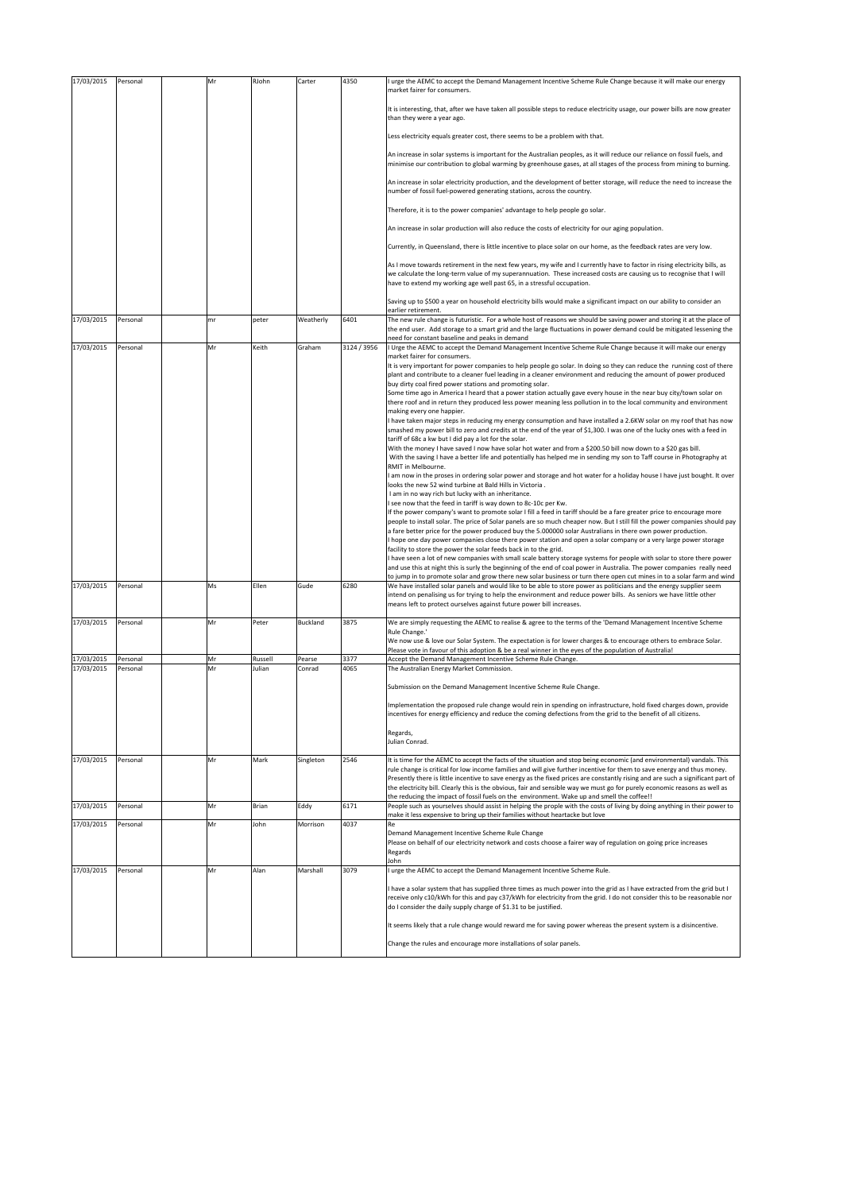| 17/03/2015 | Personal | | Mr | RJohn | Carter | 4350 | I urge the AEMC to accept the Demand Management Incentive Scheme Rule Change because it will make our energy market fairer for consumers.<br><br>It is interesting, that, after we have taken all possible steps to reduce electricity usage, our power bills are now greater than they were a year ago.<br><br>Less electricity equals greater cost, there seems to be a problem with that.<br><br>An increase in solar systems is important for the Australian peoples, as it will reduce our reliance on fossil fuels, and minimise our contribution to global warming by greenhouse gases, at all stages of the process from mining to burning.<br><br>An increase in solar electricity production, and the development of better storage, will reduce the need to increase the number of fossil fuel-powered generating stations, across the country.<br><br>Therefore, it is to the power companies' advantage to help people go solar.<br><br>An increase in solar production will also reduce the costs of electricity for our aging population.<br><br>Currently, in Queensland, there is little incentive to place solar on our home, as the feedback rates are very low.<br><br>As I move towards retirement in the next few years, my wife and I currently have to factor in rising electricity bills, as we calculate the long-term value of my superannuation. These increased costs are causing us to recognise that I will have to extend my working age well past 65, in a stressful occupation.<br><br>Saving up to $500 a year on household electricity bills would make a significant impact on our ability to consider an earlier retirement. |
|---|---|---|---|---|---|---|---|
| 17/03/2015 | Personal | | mr | peter | Weatherly | 6401 | The new rule change is futuristic. For a whole host of reasons we should be saving power and storing it at the place of the end user. Add storage to a smart grid and the large fluctuations in power demand could be mitigated lessening the need for constant baseline and peaks in demand |
| 17/03/2015 | Personal | | Mr | Keith | Graham | 3124 / 3956 | I Urge the AEMC to accept the Demand Management Incentive Scheme Rule Change because it will make our energy market fairer for consumers.<br>It is very important for power companies to help people go solar. In doing so they can reduce the running cost of there plant and contribute to a cleaner fuel leading in a cleaner environment and reducing the amount of power produced buy dirty coal fired power stations and promoting solar.<br>Some time ago in America I heard that a power station actually gave every house in the near buy city/town solar on there roof and in return they produced less power meaning less pollution in to the local community and environment making every one happier.<br>I have taken major steps in reducing my energy consumption and have installed a 2.6KW solar on my roof that has now smashed my power bill to zero and credits at the end of the year of $1,300. I was one of the lucky ones with a feed in tariff of 68c a kw but I did pay a lot for the solar.<br>With the money I have saved I now have solar hot water and from a $200.50 bill now down to a $20 gas bill.<br>With the saving I have a better life and potentially has helped me in sending my son to Taff course in Photography at RMIT in Melbourne.<br>I am now in the proses in ordering solar power and storage and hot water for a holiday house I have just bought. It over looks the new 52 wind turbine at Bald Hills in Victoria .<br>I am in no way rich but lucky with an inheritance.<br>I see now that the feed in tariff is way down to 8c-10c per Kw.<br>If the power company's want to promote solar I fill a feed in tariff should be a fare greater price to encourage more people to install solar. The price of Solar panels are so much cheaper now. But I still fill the power companies should pay a fare better price for the power produced buy the 5.000000 solar Australians in there own power production.<br>I hope one day power companies close there power station and open a solar company or a very large power storage facility to store the power the solar feeds back in to the grid.<br>I have seen a lot of new companies with small scale battery storage systems for people with solar to store there power and use this at night this is surly the beginning of the end of coal power in Australia. The power companies really need to jump in to promote solar and grow there new solar business or turn there open cut mines in to a solar farm and wind |
| 17/03/2015 | Personal | | Ms | Ellen | Gude | 6280 | We have installed solar panels and would like to be able to store power as politicians and the energy supplier seem intend on penalising us for trying to help the environment and reduce power bills. As seniors we have little other means left to protect ourselves against future power bill increases. |
| 17/03/2015 | Personal | | Mr | Peter | Buckland | 3875 | We are simply requesting the AEMC to realise & agree to the terms of the 'Demand Management Incentive Scheme Rule Change.'<br>We now use & love our Solar System. The expectation is for lower charges & to encourage others to embrace Solar.<br>Please vote in favour of this adoption & be a real winner in the eyes of the population of Australia! |
| 17/03/2015 | Personal | | Mr | Russell | Pearse | 3377 | Accept the Demand Management Incentive Scheme Rule Change. |
| 17/03/2015 | Personal | | Mr | Julian | Conrad | 4065 | The Australian Energy Market Commission.<br><br>Submission on the Demand Management Incentive Scheme Rule Change.<br><br>Implementation the proposed rule change would rein in spending on infrastructure, hold fixed charges down, provide incentives for energy efficiency and reduce the coming defections from the grid to the benefit of all citizens.<br><br>Regards,<br>Julian Conrad. |
| 17/03/2015 | Personal | | Mr | Mark | Singleton | 2546 | It is time for the AEMC to accept the facts of the situation and stop being economic (and environmental) vandals. This rule change is critical for low income families and will give further incentive for them to save energy and thus money. Presently there is little incentive to save energy as the fixed prices are constantly rising and are such a significant part of the electricity bill. Clearly this is the obvious, fair and sensible way we must go for purely economic reasons as well as the reducing the impact of fossil fuels on the environment. Wake up and smell the coffee!! |
| 17/03/2015 | Personal | | Mr | Brian | Eddy | 6171 | People such as yourselves should assist in helping the prople with the costs of living by doing anything in their power to make it less expensive to bring up their families without heartacke but love |
| 17/03/2015 | Personal | | Mr | John | Morrison | 4037 | Re<br>Demand Management Incentive Scheme Rule Change<br>Please on behalf of our electricity network and costs choose a fairer way of regulation on going price increases<br>Regards<br>John |
| 17/03/2015 | Personal | | Mr | Alan | Marshall | 3079 | I urge the AEMC to accept the Demand Management Incentive Scheme Rule.<br><br>I have a solar system that has supplied three times as much power into the grid as I have extracted from the grid but I receive only c10/kWh for this and pay c37/kWh for electricity from the grid. I do not consider this to be reasonable nor do I consider the daily supply charge of $1.31 to be justified.<br><br>It seems likely that a rule change would reward me for saving power whereas the present system is a disincentive.<br><br>Change the rules and encourage more installations of solar panels. |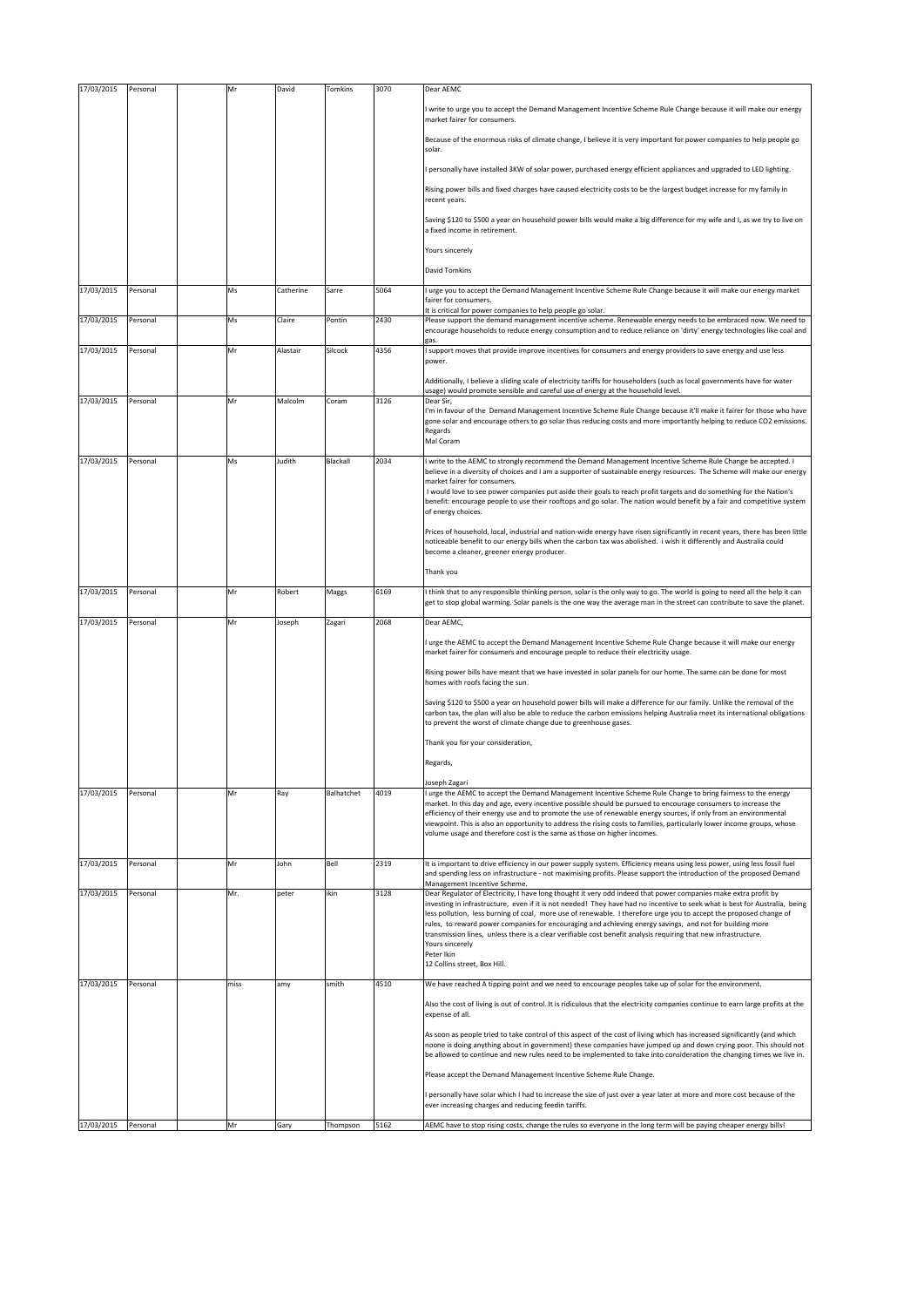| 17/03/2015 | Personal | | Mr | David | Tomkins | 3070 | Dear AEMC<br><br>I write to urge you to accept the Demand Management Incentive Scheme Rule Change because it will make our energy market fairer for consumers.<br><br>Because of the enormous risks of climate change, I believe it is very important for power companies to help people go solar.<br><br>I personally have installed 3KW of solar power, purchased energy efficient appliances and upgraded to LED lighting.<br><br>Rising power bills and fixed charges have caused electricity costs to be the largest budget increase for my family in recent years.<br><br>Saving $120 to $500 a year on household power bills would make a big difference for my wife and I, as we try to live on a fixed income in retirement.<br><br>Yours sincerely<br><br>David Tomkins |
|---|---|---|---|---|---|---|---|
| 17/03/2015 | Personal | | Ms | Catherine | Sarre | 5064 | I urge you to accept the Demand Management Incentive Scheme Rule Change because it will make our energy market fairer for consumers.<br>It is critical for power companies to help people go solar. |
| 17/03/2015 | Personal | | Ms | Claire | Pontin | 2430 | Please support the demand management incentive scheme. Renewable energy needs to be embraced now. We need to encourage households to reduce energy consumption and to reduce reliance on 'dirty' energy technologies like coal and gas. |
| 17/03/2015 | Personal | | Mr | Alastair | Silcock | 4356 | I support moves that provide improve incentives for consumers and energy providers to save energy and use less power.<br><br>Additionally, I believe a sliding scale of electricity tariffs for householders (such as local governments have for water usage) would promote sensible and careful use of energy at the household level. |
| 17/03/2015 | Personal | | Mr | Malcolm | Coram | 3126 | Dear Sir,<br>I'm in favour of the Demand Management Incentive Scheme Rule Change because it'll make it fairer for those who have gone solar and encourage others to go solar thus reducing costs and more importantly helping to reduce CO2 emissions.<br>Regards<br>Mal Coram |
| 17/03/2015 | Personal | | Ms | Judith | Blackall | 2034 | I write to the AEMC to strongly recommend the Demand Management Incentive Scheme Rule Change be accepted. I believe in a diversity of choices and I am a supporter of sustainable energy resources. The Scheme will make our energy market fairer for consumers.<br>I would love to see power companies put aside their goals to reach profit targets and do something for the Nation's benefit: encourage people to use their rooftops and go solar. The nation would benefit by a fair and competitive system of energy choices.<br><br>Prices of household, local, industrial and nation-wide energy have risen significantly in recent years, there has been little noticeable benefit to our energy bills when the carbon tax was abolished. i wish it differently and Australia could become a cleaner, greener energy producer.<br><br>Thank you |
| 17/03/2015 | Personal | | Mr | Robert | Maggs | 6169 | I think that to any responsible thinking person, solar is the only way to go. The world is going to need all the help it can get to stop global warming. Solar panels is the one way the average man in the street can contribute to save the planet. |
| 17/03/2015 | Personal | | Mr | Joseph | Zagari | 2068 | Dear AEMC,<br><br>I urge the AEMC to accept the Demand Management Incentive Scheme Rule Change because it will make our energy market fairer for consumers and encourage people to reduce their electricity usage.<br><br>Rising power bills have meant that we have invested in solar panels for our home. The same can be done for most homes with roofs facing the sun.<br><br>Saving $120 to $500 a year on household power bills will make a difference for our family. Unlike the removal of the carbon tax, the plan will also be able to reduce the carbon emissions helping Australia meet its international obligations to prevent the worst of climate change due to greenhouse gases.<br><br>Thank you for your consideration,<br><br>Regards,<br><br>Joseph Zagari |
| 17/03/2015 | Personal | | Mr | Ray | Balhatchet | 4019 | I urge the AEMC to accept the Demand Management Incentive Scheme Rule Change to bring fairness to the energy market. In this day and age, every incentive possible should be pursued to encourage consumers to increase the efficiency of their energy use and to promote the use of renewable energy sources, if only from an environmental viewpoint. This is also an opportunity to address the rising costs to families, particularly lower income groups, whose volume usage and therefore cost is the same as those on higher incomes. |
| 17/03/2015 | Personal | | Mr | John | Bell | 2319 | It is important to drive efficiency in our power supply system. Efficiency means using less power, using less fossil fuel and spending less on infrastructure - not maximising profits. Please support the introduction of the proposed Demand Management Incentive Scheme. |
| 17/03/2015 | Personal | | Mr. | peter | ikin | 3128 | Dear Regulator of Electricity, I have long thought it very odd indeed that power companies make extra profit by investing in infrastructure, even if it is not needed! They have had no incentive to seek what is best for Australia, being less pollution, less burning of coal, more use of renewable. I therefore urge you to accept the proposed change of rules, to reward power companies for encouraging and achieving energy savings, and not for building more transmission lines, unless there is a clear verifiable cost benefit analysis requiring that new infrastructure.<br>Yours sincerely<br>Peter Ikin<br>12 Collins street, Box Hill. |
| 17/03/2015 | Personal | | miss | amy | smith | 4510 | We have reached A tipping point and we need to encourage peoples take up of solar for the environment.<br><br>Also the cost of living is out of control. It is ridiculous that the electricity companies continue to earn large profits at the expense of all.<br><br>As soon as people tried to take control of this aspect of the cost of living which has increased significantly (and which noone is doing anything about in government) these companies have jumped up and down crying poor. This should not be allowed to continue and new rules need to be implemented to take into consideration the changing times we live in.<br><br>Please accept the Demand Management Incentive Scheme Rule Change.<br><br>I personally have solar which I had to increase the size of just over a year later at more and more cost because of the ever increasing charges and reducing feedin tariffs. |
| 17/03/2015 | Personal | | Mr | Gary | Thompson | 5162 | AEMC have to stop rising costs, change the rules so everyone in the long term will be paying cheaper energy bills! |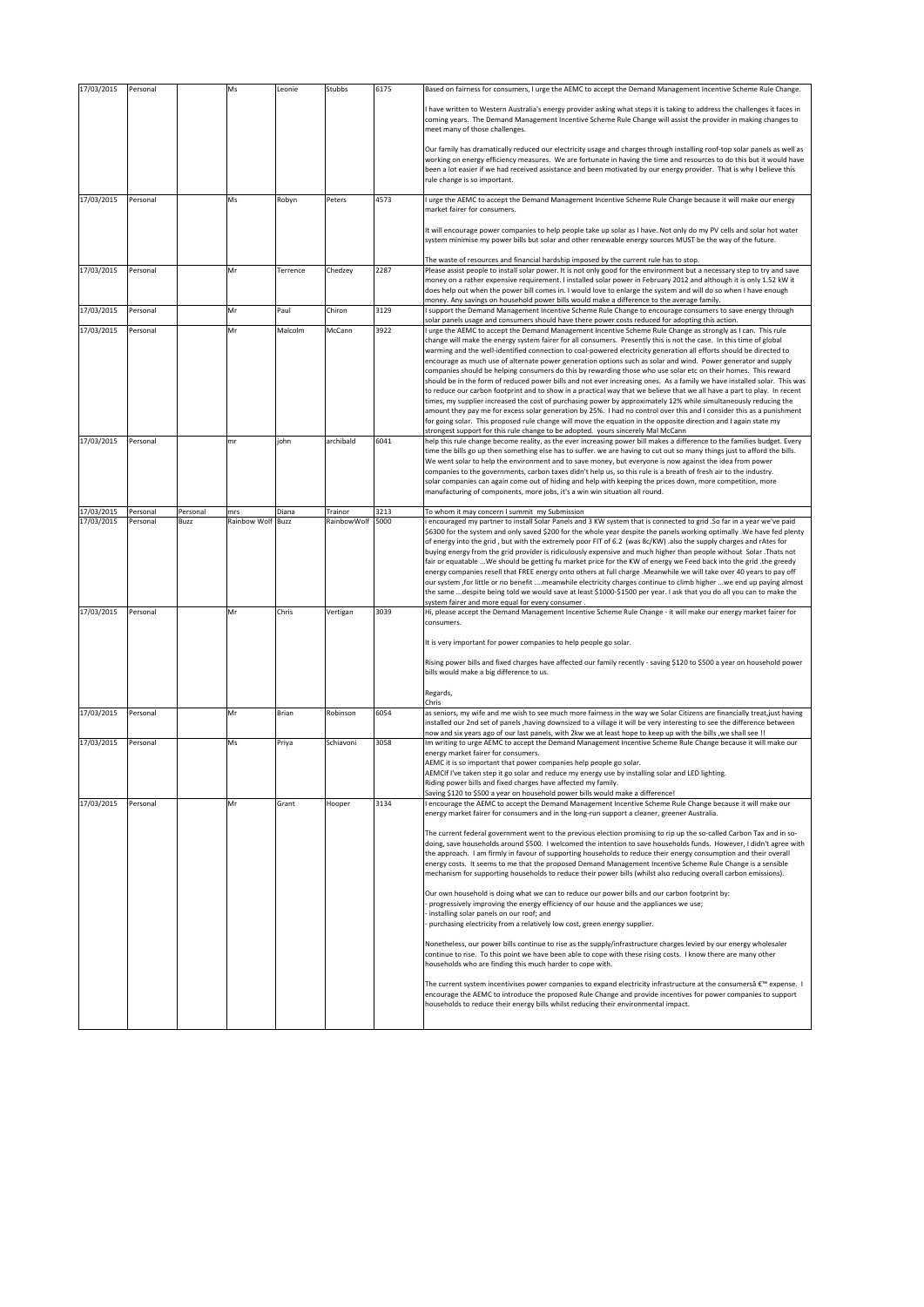| 17/03/2015 | Personal | | Ms | Leonie | Stubbs | 6175 | Based on fairness for consumers, I urge the AEMC to accept the Demand Management Incentive Scheme Rule Change.<br><br>I have written to Western Australia's energy provider asking what steps it is taking to address the challenges it faces in coming years. The Demand Management Incentive Scheme Rule Change will assist the provider in making changes to meet many of those challenges.<br><br>Our family has dramatically reduced our electricity usage and charges through installing roof-top solar panels as well as working on energy efficiency measures. We are fortunate in having the time and resources to do this but it would have been a lot easier if we had received assistance and been motivated by our energy provider. That is why I believe this rule change is so important. |
|---|---|---|---|---|---|---|---|
| 17/03/2015 | Personal | | Ms | Robyn | Peters | 4573 | I urge the AEMC to accept the Demand Management Incentive Scheme Rule Change because it will make our energy market fairer for consumers.<br><br>It will encourage power companies to help people take up solar as I have. Not only do my PV cells and solar hot water system minimise my power bills but solar and other renewable energy sources MUST be the way of the future.<br><br>The waste of resources and financial hardship imposed by the current rule has to stop. |
| 17/03/2015 | Personal | | Mr | Terrence | Chedzey | 2287 | Please assist people to install solar power. It is not only good for the environment but a necessary step to try and save money on a rather expensive requirement. I installed solar power in February 2012 and although it is only 1.52 kW it does help out when the power bill comes in. I would love to enlarge the system and will do so when I have enough money. Any savings on household power bills would make a difference to the average family. |
| 17/03/2015 | Personal | | Mr | Paul | Chiron | 3129 | I support the Demand Management Incentive Scheme Rule Change to encourage consumers to save energy through solar panels usage and consumers should have there power costs reduced for adopting this action. |
| 17/03/2015 | Personal | | Mr | Malcolm | McCann | 3922 | I urge the AEMC to accept the Demand Management Incentive Scheme Rule Change as strongly as I can. This rule change will make the energy system fairer for all consumers. Presently this is not the case. In this time of global warming and the well-identified connection to coal-powered electricity generation all efforts should be directed to encourage as much use of alternate power generation options such as solar and wind. Power generator and supply companies should be helping consumers do this by rewarding those who use solar etc on their homes. This reward should be in the form of reduced power bills and not ever increasing ones. As a family we have installed solar. This was to reduce our carbon footprint and to show in a practical way that we believe that we all have a part to play. In recent times, my supplier increased the cost of purchasing power by approximately 12% while simultaneously reducing the amount they pay me for excess solar generation by 25%. I had no control over this and I consider this as a punishment for going solar. This proposed rule change will move the equation in the opposite direction and I again state my strongest support for this rule change to be adopted. yours sincerely Mal McCann |
| 17/03/2015 | Personal | | mr | john | archibald | 6041 | help this rule change become reality, as the ever increasing power bill makes a difference to the families budget. Every time the bills go up then something else has to suffer. we are having to cut out so many things just to afford the bills. We went solar to help the environment and to save money, but everyone is now against the idea from power companies to the governments, carbon taxes didn't help us, so this rule is a breath of fresh air to the industry. solar companies can again come out of hiding and help with keeping the prices down, more competition, more manufacturing of components, more jobs, it's a win win situation all round. |
| 17/03/2015 | Personal | Personal | mrs | Diana | Trainor | 3213 | To whom it may concern I summit my Submission |
| 17/03/2015 | Personal | Buzz | Rainbow Wolf | Buzz | RainbowWolf | 5000 | I encouraged my partner to install Solar Panels and 3 KW system that is connected to grid .So far in a year we've paid $6300 for the system and only saved $200 for the whole year despite the panels working optimally .We have fed plenty of energy into the grid , but with the extremely poor FIT of 6.2 (was 8c/KW) .also the supply charges and rAtes for buying energy from the grid provider is ridiculously expensive and much higher than people without Solar .Thats not fair or equatable ...We should be getting fu market price for the KW of energy we Feed back into the grid .the greedy energy companies resell that FREE energy onto others at full charge .Meanwhile we will take over 40 years to pay off our system ,for little or no benefit ....meanwhile electricity charges continue to climb higher ...we end up paying almost the same ...despite being told we would save at least $1000-$1500 per year. I ask that you do all you can to make the system fairer and more equal for every consumer . |
| 17/03/2015 | Personal | | Mr | Chris | Vertigan | 3039 | Hi, please accept the Demand Management Incentive Scheme Rule Change - it will make our energy market fairer for consumers.<br><br>It is very important for power companies to help people go solar.<br><br>Rising power bills and fixed charges have affected our family recently - saving $120 to $500 a year on household power bills would make a big difference to us.<br><br>Regards,<br>Chris |
| 17/03/2015 | Personal | | Mr | Brian | Robinson | 6054 | as seniors, my wife and me wish to see much more fairness in the way we Solar Citizens are financially treat,just having installed our 2nd set of panels ,having downsized to a village it will be very interesting to see the difference between now and six years ago of our last panels, with 2kw we at least hope to keep up with the bills ,we shall see !! |
| 17/03/2015 | Personal | | Ms | Priya | Schiavoni | 3058 | Im writing to urge AEMC to accept the Demand Management Incentive Scheme Rule Change because it will make our energy market fairer for consumers.<br>AEMC it is so important that power companies help people go solar.<br>AEMCIf I've taken step it go solar and reduce my energy use by installing solar and LED lighting.<br>Riding power bills and fixed charges have affected my family.<br>Saving $120 to $500 a year on household power bills would make a difference! |
| 17/03/2015 | Personal | | Mr | Grant | Hooper | 3134 | I encourage the AEMC to accept the Demand Management Incentive Scheme Rule Change because it will make our energy market fairer for consumers and in the long-run support a cleaner, greener Australia.<br><br>The current federal government went to the previous election promising to rip up the so-called Carbon Tax and in so-doing, save households around $500. I welcomed the intention to save households funds. However, I didn't agree with the approach. I am firmly in favour of supporting households to reduce their energy consumption and their overall energy costs. It seems to me that the proposed Demand Management Incentive Scheme Rule Change is a sensible mechanism for supporting households to reduce their power bills (whilst also reducing overall carbon emissions).<br><br>Our own household is doing what we can to reduce our power bills and our carbon footprint by:<br>- progressively improving the energy efficiency of our house and the appliances we use;<br>- installing solar panels on our roof; and<br>- purchasing electricity from a relatively low cost, green energy supplier.<br><br>Nonetheless, our power bills continue to rise as the supply/infrastructure charges levied by our energy wholesaler continue to rise. To this point we have been able to cope with these rising costs. I know there are many other households who are finding this much harder to cope with.<br><br>The current system incentivises power companies to expand electricity infrastructure at the consumersâ €™ expense. I encourage the AEMC to introduce the proposed Rule Change and provide incentives for power companies to support households to reduce their energy bills whilst reducing their environmental impact. |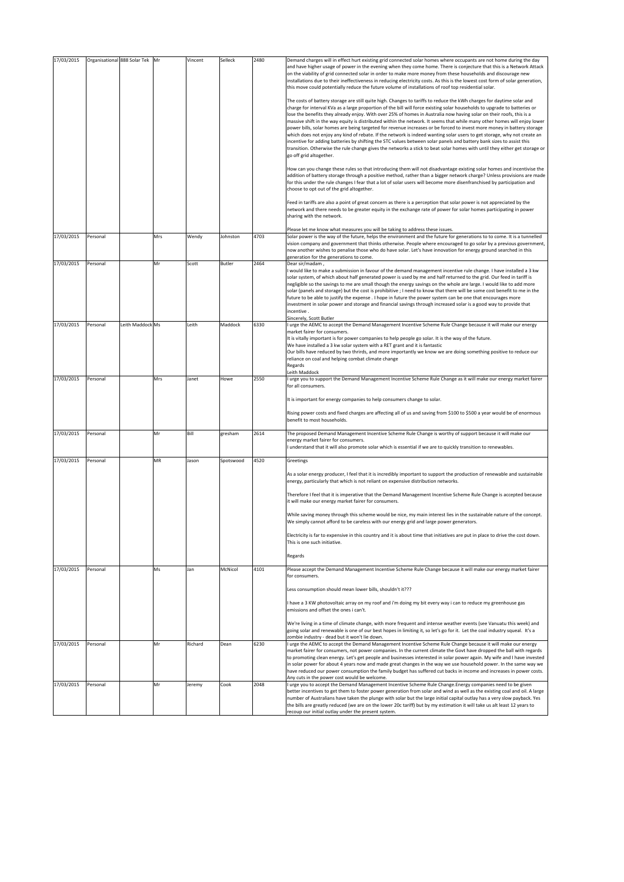| | | | | | | | |
|---|---|---|---|---|---|---|---|
| 17/03/2015 | Organisational | 888 Solar Tek | Mr | Vincent | Selleck | 2480 | Demand charges will in effect hurt existing grid connected solar homes where occupants are not home during the day and have higher usage of power in the evening when they come home. There is conjecture that this is a Network Attack on the viability of grid connected solar in order to make more money from these households and discourage new installations due to their ineffectiveness in reducing electricity costs. As this is the lowest cost form of solar generation, this move could potentially reduce the future volume of installations of roof top residential solar.<br><br>The costs of battery storage are still quite high. Changes to tariffs to reduce the kWh charges for daytime solar and charge for interval KVa as a large proportion of the bill will force existing solar households to upgrade to batteries or lose the benefits they already enjoy. With over 25% of homes in Australia now having solar on their roofs, this is a massive shift in the way equity is distributed within the network. It seems that while many other homes will enjoy lower power bills, solar homes are being targeted for revenue increases or be forced to invest more money in battery storage which does not enjoy any kind of rebate. If the network is indeed wanting solar users to get storage, why not create an incentive for adding batteries by shifting the STC values between solar panels and battery bank sizes to assist this transition. Otherwise the rule change gives the networks a stick to beat solar homes with until they either get storage or go off grid altogether.<br><br>How can you change these rules so that introducing them will not disadvantage existing solar homes and incentivise the addition of battery storage through a positive method, rather than a bigger network charge? Unless provisions are made for this under the rule changes I fear that a lot of solar users will become more disenfranchised by participation and choose to opt out of the grid altogether.<br><br>Feed in tariffs are also a point of great concern as there is a perception that solar power is not appreciated by the network and there needs to be greater equity in the exchange rate of power for solar homes participating in power sharing with the network.<br><br>Please let me know what measures you will be taking to address these issues. |
| 17/03/2015 | Personal | | Mrs | Wendy | Johnston | 4703 | Solar power is the way of the future, helps the environment and the future for generations to to come. It is a tunnelled vision company and government that thinks otherwise. People where encouraged to go solar by a previous government, now another wishes to penalise those who do have solar. Let's have innovation for energy ground searched in this generation for the generations to come. |
| 17/03/2015 | Personal | | Mr | Scott | Butler | 2464 | Dear sir/madam ,<br>I would like to make a submission in favour of the demand management incentive rule change. I have installed a 3 kw solar system, of which about half generated power is used by me and half returned to the grid. Our feed in tariff is negligible so the savings to me are small though the energy savings on the whole are large. I would like to add more solar (panels and storage) but the cost is prohibitive ; I need to know that there will be some cost benefit to me in the future to be able to justify the expense . I hope in future the power system can be one that encourages more investment in solar power and storage and financial savings through increased solar is a good way to provide that incentive .<br>Sincerely, Scott Butler |
| 17/03/2015 | Personal | Leith Maddock | Ms | Leith | Maddock | 6330 | I urge the AEMC to accept the Demand Management Incentive Scheme Rule Change because it will make our energy market fairer for consumers.<br>It is vitally important is for power companies to help people go solar. It is the way of the future.<br>We have installed a 3 kw solar system with a RET grant and it is fantastic<br>Our bills have reduced by two thrirds, and more importantly we know we are doing something positive to reduce our reliance on coal and helping combat climate change<br>Regards<br>Leith Maddock |
| 17/03/2015 | Personal | | Mrs | Janet | Howe | 2550 | I urge you to support the Demand Management Incentive Scheme Rule Change as it will make our energy market fairer for all consumers.<br><br>It is important for energy companies to help consumers change to solar.<br><br>Rising power costs and fixed charges are affecting all of us and saving from $100 to $500 a year would be of enormous benefit to most households. |
| 17/03/2015 | Personal | | Mr | Bill | gresham | 2614 | The proposed Demand Management Incentive Scheme Rule Change is worthy of support because it will make our energy market fairer for consumers.<br>I understand that it will also promote solar which is essential if we are to quickly transition to renewables. |
| 17/03/2015 | Personal | | MR | Jason | Spotswood | 4520 | Greetings<br><br>As a solar energy producer, I feel that it is incredibly important to support the production of renewable and sustainable energy, particularly that which is not reliant on expensive distribution networks.<br><br>Therefore I feel that it is imperative that the Demand Management Incentive Scheme Rule Change is accepted because it will make our energy market fairer for consumers.<br><br>While saving money through this scheme would be nice, my main interest lies in the sustainable nature of the concept. We simply cannot afford to be careless with our energy grid and large power generators.<br><br>Electricity is far to expensive in this country and it is about time that initiatives are put in place to drive the cost down. This is one such initiative.<br><br>Regards |
| 17/03/2015 | Personal | | Ms | Jan | McNicol | 4101 | Please accept the Demand Management Incentive Scheme Rule Change because it will make our energy market fairer for consumers.<br><br>Less consumption should mean lower bills, shouldn't it???<br><br>I have a 3 KW photovoltaic array on my roof and i'm doing my bit every way i can to reduce my greenhouse gas emissions and offset the ones i can't.<br><br>We're living in a time of climate change, with more frequent and intense weather events (see Vanuatu this week) and going solar and renewable is one of our best hopes in limiting it, so let's go for it. Let the coal industry squeal. It's a zombie industry - dead but it won't lie down. |
| 17/03/2015 | Personal | | Mr | Richard | Dean | 6230 | I urge the AEMC to accept the Demand Management Incentive Scheme Rule Change because it will make our energy market fairer for consumers, not power companies. In the current climate the Govt have dropped the ball with regards to promoting clean energy. Let's get people and businesses interested in solar power again. My wife and I have invested in solar power for about 4 years now and made great changes in the way we use household power. In the same way we have reduced our power consumption the family budget has suffered cut backs in income and increases in power costs. Any cuts in the power cost would be welcome. |
| 17/03/2015 | Personal | | Mr | Jeremy | Cook | 2048 | I urge you to accept the Demand Management Incentive Scheme Rule Change.Energy companies need to be given better incentives to get them to foster power generation from solar and wind as well as the existing coal and oil. A large number of Australians have taken the plunge with solar but the large initial capital outlay has a very slow payback. Yes the bills are greatly reduced (we are on the lower 20c tariff) but by my estimation it will take us alt least 12 years to recoup our initial outlay under the present system. |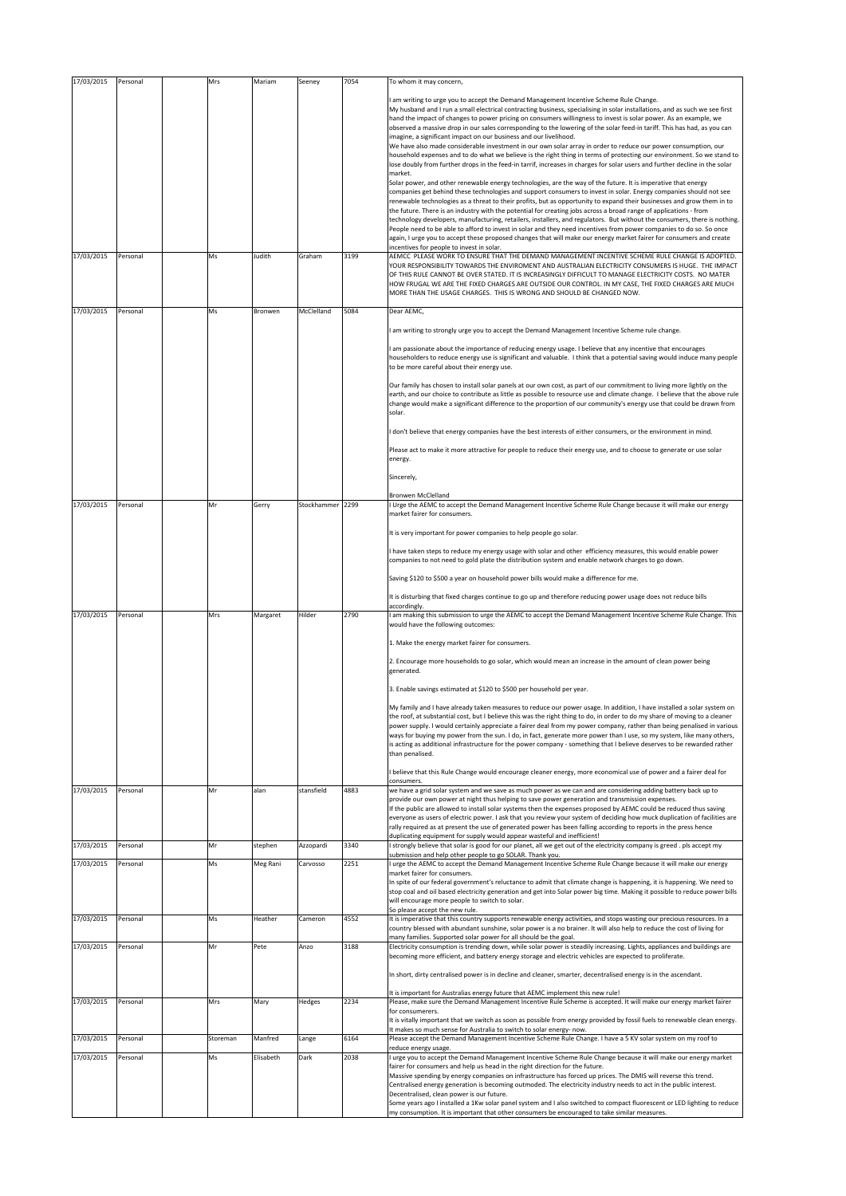| | | | | | | | |
|---|---|---|---|---|---|---|---|
| 17/03/2015 | Personal | | Mrs | Mariam | Seeney | 7054 | To whom it may concern,<br><br>I am writing to urge you to accept the Demand Management Incentive Scheme Rule Change.<br>My husband and I run a small electrical contracting business, specialising in solar installations, and as such we see first hand the impact of changes to power pricing on consumers willingness to invest is solar power. As an example, we observed a massive drop in our sales corresponding to the lowering of the solar feed-in tariff. This has had, as you can imagine, a significant impact on our business and our livelihood.<br>We have also made considerable investment in our own solar array in order to reduce our power consumption, our household expenses and to do what we believe is the right thing in terms of protecting our environment. So we stand to lose doubly from further drops in the feed-in tarrif, increases in charges for solar users and further decline in the solar market.<br>Solar power, and other renewable energy technologies, are the way of the future. It is imperative that energy companies get behind these technologies and support consumers to invest in solar. Energy companies should not see renewable technologies as a threat to their profits, but as opportunity to expand their businesses and grow them in to the future. There is an industry with the potential for creating jobs across a broad range of applications - from technology developers, manufacturing, retailers, installers, and regulators. But without the consumers, there is nothing. People need to be able to afford to invest in solar and they need incentives from power companies to do so. So once again, I urge you to accept these proposed changes that will make our energy market fairer for consumers and create incentives for people to invest in solar. |
| 17/03/2015 | Personal | | Ms | Judith | Graham | 3199 | AEMCC PLEASE WORK TO ENSURE THAT THE DEMAND MANAGEMENT INCENTIVE SCHEME RULE CHANGE IS ADOPTED. YOUR RESPONSIBILITY TOWARDS THE ENVIROMENT AND AUSTRALIAN ELECTRICITY CONSUMERS IS HUGE. THE IMPACT OF THIS RULE CANNOT BE OVER STATED. IT IS INCREASINGLY DIFFICULT TO MANAGE ELECTRICITY COSTS. NO MATER HOW FRUGAL WE ARE THE FIXED CHARGES ARE OUTSIDE OUR CONTROL. IN MY CASE, THE FIXED CHARGES ARE MUCH MORE THAN THE USAGE CHARGES. THIS IS WRONG AND SHOULD BE CHANGED NOW. |
| 17/03/2015 | Personal | | Ms | Bronwen | McClelland | 5084 | Dear AEMC,<br><br>I am writing to strongly urge you to accept the Demand Management Incentive Scheme rule change.<br><br>I am passionate about the importance of reducing energy usage. I believe that any incentive that encourages householders to reduce energy use is significant and valuable. I think that a potential saving would induce many people to be more careful about their energy use.<br><br>Our family has chosen to install solar panels at our own cost, as part of our commitment to living more lightly on the earth, and our choice to contribute as little as possible to resource use and climate change. I believe that the above rule change would make a significant difference to the proportion of our community's energy use that could be drawn from solar.<br><br>I don't believe that energy companies have the best interests of either consumers, or the environment in mind.<br><br>Please act to make it more attractive for people to reduce their energy use, and to choose to generate or use solar energy.<br><br>Sincerely,<br><br>Bronwen McClelland |
| 17/03/2015 | Personal | | Mr | Gerry | Stockhammer | 2299 | I Urge the AEMC to accept the Demand Management Incentive Scheme Rule Change because it will make our energy market fairer for consumers.<br><br>It is very important for power companies to help people go solar.<br><br>I have taken steps to reduce my energy usage with solar and other efficiency measures, this would enable power companies to not need to gold plate the distribution system and enable network charges to go down.<br><br>Saving $120 to $500 a year on household power bills would make a difference for me.<br><br>It is disturbing that fixed charges continue to go up and therefore reducing power usage does not reduce bills accordingly. |
| 17/03/2015 | Personal | | Mrs | Margaret | Hilder | 2790 | I am making this submission to urge the AEMC to accept the Demand Management Incentive Scheme Rule Change. This would have the following outcomes:<br><br>1. Make the energy market fairer for consumers.<br><br>2. Encourage more households to go solar, which would mean an increase in the amount of clean power being generated.<br><br>3. Enable savings estimated at $120 to $500 per household per year.<br><br>My family and I have already taken measures to reduce our power usage. In addition, I have installed a solar system on the roof, at substantial cost, but I believe this was the right thing to do, in order to do my share of moving to a cleaner power supply. I would certainly appreciate a fairer deal from my power company, rather than being penalised in various ways for buying my power from the sun. I do, in fact, generate more power than I use, so my system, like many others, is acting as additional infrastructure for the power company - something that I believe deserves to be rewarded rather than penalised.<br><br>I believe that this Rule Change would encourage cleaner energy, more economical use of power and a fairer deal for consumers. |
| 17/03/2015 | Personal | | Mr | alan | stansfield | 4883 | we have a grid solar system and we save as much power as we can and are considering adding battery back up to provide our own power at night thus helping to save power generation and transmission expenses.<br>If the public are allowed to install solar systems then the expenses proposed by AEMC could be reduced thus saving everyone as users of electric power. I ask that you review your system of deciding how muck duplication of facilities are rally required as at present the use of generated power has been falling according to reports in the press hence duplicating equipment for supply would appear wasteful and inefficient! |
| 17/03/2015 | Personal | | Mr | stephen | Azzopardi | 3340 | I strongly believe that solar is good for our planet, all we get out of the electricity company is greed . pls accept my submission and help other people to go SOLAR. Thank you. |
| 17/03/2015 | Personal | | Ms | Meg Rani | Carvosso | 2251 | I urge the AEMC to accept the Demand Management Incentive Scheme Rule Change because it will make our energy market fairer for consumers.<br>In spite of our federal government's reluctance to admit that climate change is happening, it is happening. We need to stop coal and oil based electricity generation and get into Solar power big time. Making it possible to reduce power bills will encourage more people to switch to solar.<br>So please accept the new rule. |
| 17/03/2015 | Personal | | Ms | Heather | Cameron | 4552 | It is imperative that this country supports renewable energy activities, and stops wasting our precious resources. In a country blessed with abundant sunshine, solar power is a no brainer. It will also help to reduce the cost of living for many families. Supported solar power for all should be the goal. |
| 17/03/2015 | Personal | | Mr | Pete | Anzo | 3188 | Electricity consumption is trending down, while solar power is steadily increasing. Lights, appliances and buildings are becoming more efficient, and battery energy storage and electric vehicles are expected to proliferate.<br><br>In short, dirty centralised power is in decline and cleaner, smarter, decentralised energy is in the ascendant.<br><br>It is important for Australias energy future that AEMC implement this new rule! |
| 17/03/2015 | Personal | | Mrs | Mary | Hedges | 2234 | Please, make sure the Demand Management Incentive Rule Scheme is accepted. It will make our energy market fairer for consumerers.<br>It is vitally important that we switch as soon as possible from energy provided by fossil fuels to renewable clean energy. It makes so much sense for Australia to switch to solar energy- now. |
| 17/03/2015 | Personal | | Storeman | Manfred | Lange | 6164 | Please accept the Demand Management Incentive Scheme Rule Change. I have a 5 KV solar system on my roof to reduce energy usage. |
| 17/03/2015 | Personal | | Ms | Elisabeth | Dark | 2038 | I urge you to accept the Demand Management Incentive Scheme Rule Change because it will make our energy market fairer for consumers and help us head in the right direction for the future.<br>Massive spending by energy companies on infrastructure has forced up prices. The DMIS will reverse this trend.<br>Centralised energy generation is becoming outmoded. The electricity industry needs to act in the public interest.<br>Decentralised, clean power is our future.<br>Some years ago I installed a 1Kw solar panel system and I also switched to compact fluorescent or LED lighting to reduce my consumption. It is important that other consumers be encouraged to take similar measures. |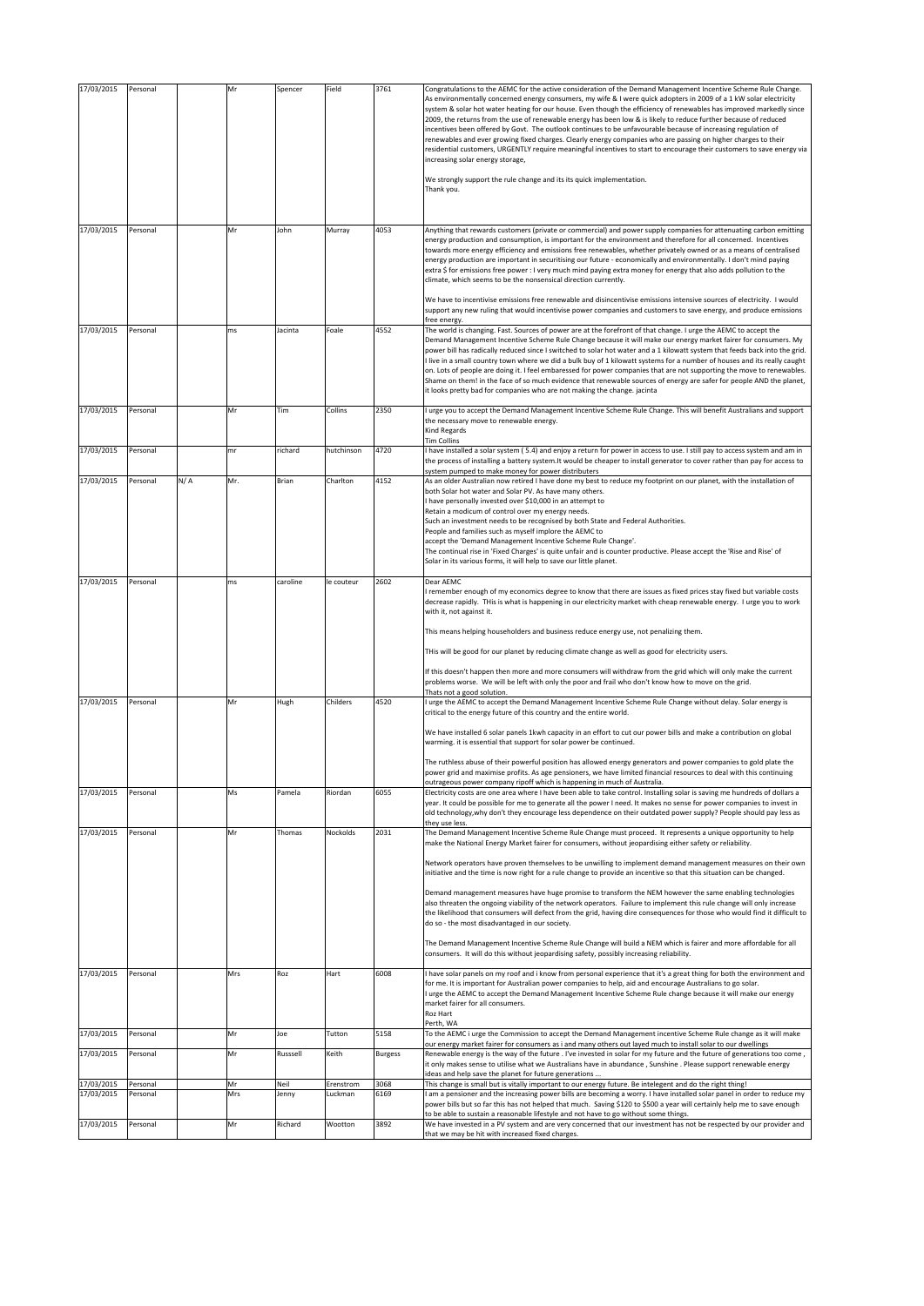| | | | | | | | |
|---|---|---|---|---|---|---|---|
| 17/03/2015 | Personal | | Mr | Spencer | Field | 3761 | Congratulations to the AEMC for the active consideration of the Demand Management Incentive Scheme Rule Change. As environmentally concerned energy consumers, my wife & I were quick adopters in 2009 of a 1 kW solar electricity system & solar hot water heating for our house. Even though the efficiency of renewables has improved markedly since 2009, the returns from the use of renewable energy has been low & is likely to reduce further because of reduced incentives been offered by Govt. The outlook continues to be unfavourable because of increasing regulation of renewables and ever growing fixed charges. Clearly energy companies who are passing on higher charges to their residential customers, URGENTLY require meaningful incentives to start to encourage their customers to save energy via increasing solar energy storage,<br><br>We strongly support the rule change and its its quick implementation.<br>Thank you. |
| 17/03/2015 | Personal | | Mr | John | Murray | 4053 | Anything that rewards customers (private or commercial) and power supply companies for attenuating carbon emitting energy production and consumption, is important for the environment and therefore for all concerned. Incentives towards more energy efficiency and emissions free renewables, whether privately owned or as a means of centralised energy production are important in securitising our future - economically and environmentally. I don't mind paying extra $ for emissions free power : I very much mind paying extra money for energy that also adds pollution to the climate, which seems to be the nonsensical direction currently.<br><br>We have to incentivise emissions free renewable and disincentivise emissions intensive sources of electricity. I would support any new ruling that would incentivise power companies and customers to save energy, and produce emissions free energy. |
| 17/03/2015 | Personal | | ms | Jacinta | Foale | 4552 | The world is changing. Fast. Sources of power are at the forefront of that change. I urge the AEMC to accept the Demand Management Incentive Scheme Rule Change because it will make our energy market fairer for consumers. My power bill has radically reduced since I switched to solar hot water and a 1 kilowatt system that feeds back into the grid. I live in a small country town where we did a bulk buy of 1 kilowatt systems for a number of houses and its really caught on. Lots of people are doing it. I feel embaressed for power companies that are not supporting the move to renewables. Shame on them! in the face of so much evidence that renewable sources of energy are safer for people AND the planet, it looks pretty bad for companies who are not making the change. jacinta |
| 17/03/2015 | Personal | | Mr | Tim | Collins | 2350 | I urge you to accept the Demand Management Incentive Scheme Rule Change. This will benefit Australians and support the necessary move to renewable energy.<br>Kind Regards<br>Tim Collins |
| 17/03/2015 | Personal | | mr | richard | hutchinson | 4720 | I have installed a solar system ( 5.4) and enjoy a return for power in access to use. I still pay to access system and am in the process of installing a battery system.It would be cheaper to install generator to cover rather than pay for access to system pumped to make money for power distributers |
| 17/03/2015 | Personal | N/ A | Mr. | Brian | Charlton | 4152 | As an older Australian now retired I have done my best to reduce my footprint on our planet, with the installation of both Solar hot water and Solar PV. As have many others.<br>I have personally invested over $10,000 in an attempt to<br>Retain a modicum of control over my energy needs.<br>Such an investment needs to be recognised by both State and Federal Authorities.<br>People and families such as myself implore the AEMC to<br>accept the 'Demand Management Incentive Scheme Rule Change'.<br>The continual rise in 'Fixed Charges' is quite unfair and is counter productive. Please accept the 'Rise and Rise' of Solar in its various forms, it will help to save our little planet. |
| 17/03/2015 | Personal | | ms | caroline | le couteur | 2602 | Dear AEMC<br>I remember enough of my economics degree to know that there are issues as fixed prices stay fixed but variable costs decrease rapidly. THis is what is happening in our electricity market with cheap renewable energy. I urge you to work with it, not against it.<br><br>This means helping householders and business reduce energy use, not penalizing them.<br><br>THis will be good for our planet by reducing climate change as well as good for electricity users.<br><br>If this doesn't happen then more and more consumers will withdraw from the grid which will only make the current problems worse. We will be left with only the poor and frail who don't know how to move on the grid.<br>Thats not a good solution. |
| 17/03/2015 | Personal | | Mr | Hugh | Childers | 4520 | I urge the AEMC to accept the Demand Management Incentive Scheme Rule Change without delay. Solar energy is critical to the energy future of this country and the entire world.<br><br>We have installed 6 solar panels 1kwh capacity in an effort to cut our power bills and make a contribution on global warming. it is essential that support for solar power be continued.<br><br>The ruthless abuse of their powerful position has allowed energy generators and power companies to gold plate the power grid and maximise profits. As age pensioners, we have limited financial resources to deal with this continuing outrageous power company ripoff which is happening in much of Australia. |
| 17/03/2015 | Personal | | Ms | Pamela | Riordan | 6055 | Electricity costs are one area where I have been able to take control. Installing solar is saving me hundreds of dollars a year. It could be possible for me to generate all the power I need. It makes no sense for power companies to invest in old technology,why don't they encourage less dependence on their outdated power supply? People should pay less as they use less. |
| 17/03/2015 | Personal | | Mr | Thomas | Nockolds | 2031 | The Demand Management Incentive Scheme Rule Change must proceed. It represents a unique opportunity to help make the National Energy Market fairer for consumers, without jeopardising either safety or reliability.<br><br>Network operators have proven themselves to be unwilling to implement demand management measures on their own initiative and the time is now right for a rule change to provide an incentive so that this situation can be changed.<br><br>Demand management measures have huge promise to transform the NEM however the same enabling technologies also threaten the ongoing viability of the network operators. Failure to implement this rule change will only increase the likelihood that consumers will defect from the grid, having dire consequences for those who would find it difficult to do so - the most disadvantaged in our society.<br><br>The Demand Management Incentive Scheme Rule Change will build a NEM which is fairer and more affordable for all consumers. It will do this without jeopardising safety, possibly increasing reliability. |
| 17/03/2015 | Personal | | Mrs | Roz | Hart | 6008 | I have solar panels on my roof and i know from personal experience that it's a great thing for both the environment and for me. It is important for Australian power companies to help, aid and encourage Australians to go solar.<br>I urge the AEMC to accept the Demand Management Incentive Scheme Rule change because it will make our energy market fairer for all consumers.<br>Roz Hart<br>Perth, WA |
| 17/03/2015 | Personal | | Mr | Joe | Tutton | 5158 | To the AEMC i urge the Commission to accept the Demand Management incentive Scheme Rule change as it will make our energy market fairer for consumers as i and many others out layed much to install solar to our dwellings |
| 17/03/2015 | Personal | | Mr | Russsell | Keith | Burgess | Renewable energy is the way of the future . I've invested in solar for my future and the future of generations too come , it only makes sense to utilise what we Australians have in abundance , Sunshine . Please support renewable energy ideas and help save the planet for future generations ... |
| 17/03/2015 | Personal | | Mr | Neil | Erenstrom | 3068 | This change is small but is vitally important to our energy future. Be intelegent and do the right thing! |
| 17/03/2015 | Personal | | Mrs | Jenny | Luckman | 6169 | I am a pensioner and the increasing power bills are becoming a worry. I have installed solar panel in order to reduce my power bills but so far this has not helped that much. Saving $120 to $500 a year will certainly help me to save enough to be able to sustain a reasonable lifestyle and not have to go without some things. |
| 17/03/2015 | Personal | | Mr | Richard | Wootton | 3892 | We have invested in a PV system and are very concerned that our investment has not be respected by our provider and that we may be hit with increased fixed charges. |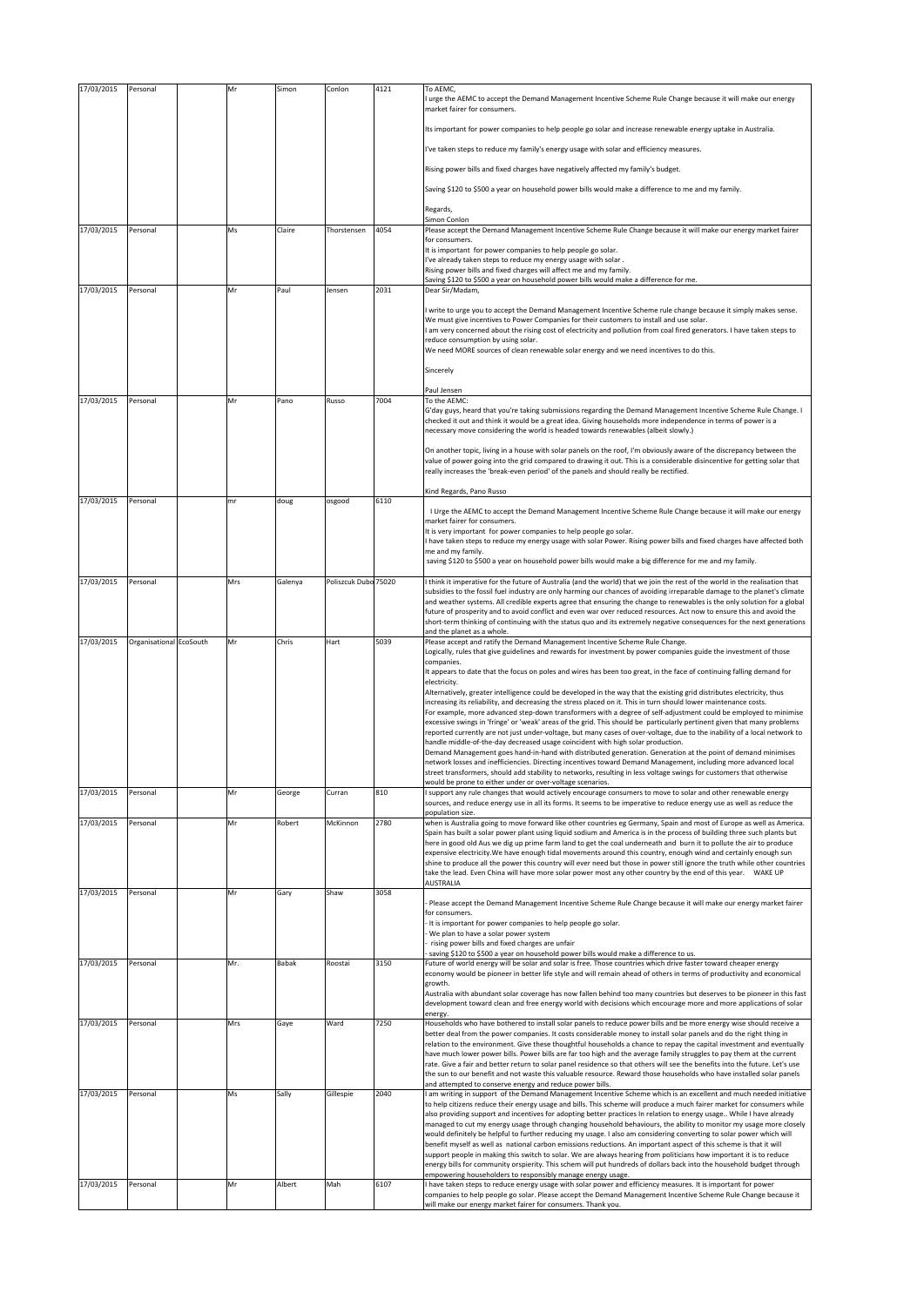| 17/03/2015 | Personal | | Mr | Simon | Conlon | 4121 | To AEMC,<br>I urge the AEMC to accept the Demand Management Incentive Scheme Rule Change because it will make our energy market fairer for consumers.<br><br>Its important for power companies to help people go solar and increase renewable energy uptake in Australia.<br><br>I've taken steps to reduce my family's energy usage with solar and efficiency measures.<br><br>Rising power bills and fixed charges have negatively affected my family's budget.<br><br>Saving $120 to $500 a year on household power bills would make a difference to me and my family.<br><br>Regards,<br>Simon Conlon |
|---|---|---|---|---|---|---|---|
| 17/03/2015 | Personal | | Ms | Claire | Thorstensen | 4054 | Please accept the Demand Management Incentive Scheme Rule Change because it will make our energy market fairer for consumers.<br>It is important for power companies to help people go solar.<br>I've already taken steps to reduce my energy usage with solar .<br>Rising power bills and fixed charges will affect me and my family.<br>Saving $120 to $500 a year on household power bills would make a difference for me. |
| 17/03/2015 | Personal | | Mr | Paul | Jensen | 2031 | Dear Sir/Madam,<br><br>I write to urge you to accept the Demand Management Incentive Scheme rule change because it simply makes sense.<br>We must give incentives to Power Companies for their customers to install and use solar.<br>I am very concerned about the rising cost of electricity and pollution from coal fired generators. I have taken steps to reduce consumption by using solar.<br>We need MORE sources of clean renewable solar energy and we need incentives to do this.<br><br>Sincerely<br><br>Paul Jensen |
| 17/03/2015 | Personal | | Mr | Pano | Russo | 7004 | To the AEMC:<br>G'day guys, heard that you're taking submissions regarding the Demand Management Incentive Scheme Rule Change. I checked it out and think it would be a great idea. Giving households more independence in terms of power is a necessary move considering the world is headed towards renewables (albeit slowly.)<br><br>On another topic, living in a house with solar panels on the roof, I'm obviously aware of the discrepancy between the value of power going into the grid compared to drawing it out. This is a considerable disincentive for getting solar that really increases the 'break-even period' of the panels and should really be rectified.<br><br>Kind Regards, Pano Russo |
| 17/03/2015 | Personal | | mr | doug | osgood | 6110 | I Urge the AEMC to accept the Demand Management Incentive Scheme Rule Change because it will make our energy market fairer for consumers.<br>It is very important for power companies to help people go solar.<br>I have taken steps to reduce my energy usage with solar Power. Rising power bills and fixed charges have affected both me and my family.<br>saving $120 to $500 a year on household power bills would make a big difference for me and my family. |
| 17/03/2015 | Personal | | Mrs | Galenya | Poliszcuk Dubo | 75020 | I think it imperative for the future of Australia (and the world) that we join the rest of the world in the realisation that subsidies to the fossil fuel industry are only harming our chances of avoiding irreparable damage to the planet's climate and weather systems. All credible experts agree that ensuring the change to renewables is the only solution for a global future of prosperity and to avoid conflict and even war over reduced resources. Act now to ensure this and avoid the short-term thinking of continuing with the status quo and its extremely negative consequences for the next generations and the planet as a whole. |
| 17/03/2015 | Organisational | EcoSouth | Mr | Chris | Hart | 5039 | Please accept and ratify the Demand Management Incentive Scheme Rule Change.<br>Logically, rules that give guidelines and rewards for investment by power companies guide the investment of those companies.<br>It appears to date that the focus on poles and wires has been too great, in the face of continuing falling demand for electricity.<br>Alternatively, greater intelligence could be developed in the way that the existing grid distributes electricity, thus increasing its reliability, and decreasing the stress placed on it. This in turn should lower maintenance costs.<br>For example, more advanced step-down transformers with a degree of self-adjustment could be employed to minimise excessive swings in 'fringe' or 'weak' areas of the grid. This should be particularly pertinent given that many problems reported currently are not just under-voltage, but many cases of over-voltage, due to the inability of a local network to handle middle-of-the-day decreased usage coincident with high solar production.<br>Demand Management goes hand-in-hand with distributed generation. Generation at the point of demand minimises network losses and inefficiencies. Directing incentives toward Demand Management, including more advanced local street transformers, should add stability to networks, resulting in less voltage swings for customers that otherwise would be prone to either under or over-voltage scenarios. |
| 17/03/2015 | Personal | | Mr | George | Curran | 810 | I support any rule changes that would actively encourage consumers to move to solar and other renewable energy sources, and reduce energy use in all its forms. It seems to be imperative to reduce energy use as well as reduce the population size. |
| 17/03/2015 | Personal | | Mr | Robert | McKinnon | 2780 | when is Australia going to move forward like other countries eg Germany, Spain and most of Europe as well as America. Spain has built a solar power plant using liquid sodium and America is in the process of building three such plants but here in good old Aus we dig up prime farm land to get the coal underneath and burn it to pollute the air to produce expensive electricity.We have enough tidal movements around this country, enough wind and certainly enough sun shine to produce all the power this country will ever need but those in power still ignore the truth while other countries take the lead. Even China will have more solar power most any other country by the end of this year. WAKE UP AUSTRALIA |
| 17/03/2015 | Personal | | Mr | Gary | Shaw | 3058 | - Please accept the Demand Management Incentive Scheme Rule Change because it will make our energy market fairer for consumers.<br>- It is important for power companies to help people go solar.<br>- We plan to have a solar power system<br>- rising power bills and fixed charges are unfair<br>- saving $120 to $500 a year on household power bills would make a difference to us. |
| 17/03/2015 | Personal | | Mr. | Babak | Roostai | 3150 | Future of world energy will be solar and solar is free. Those countries which drive faster toward cheaper energy economy would be pioneer in better life style and will remain ahead of others in terms of productivity and economical growth.<br>Australia with abundant solar coverage has now fallen behind too many countries but deserves to be pioneer in this fast development toward clean and free energy world with decisions which encourage more and more applications of solar energy. |
| 17/03/2015 | Personal | | Mrs | Gaye | Ward | 7250 | Households who have bothered to install solar panels to reduce power bills and be more energy wise should receive a better deal from the power companies. It costs considerable money to install solar panels and do the right thing in relation to the environment. Give these thoughtful households a chance to repay the capital investment and eventually have much lower power bills. Power bills are far too high and the average family struggles to pay them at the current rate. Give a fair and better return to solar panel residence so that others will see the benefits into the future. Let's use the sun to our benefit and not waste this valuable resource. Reward those households who have installed solar panels and attempted to conserve energy and reduce power bills. |
| 17/03/2015 | Personal | | Ms | Sally | Gillespie | 2040 | I am writing in support of the Demand Management Incentive Scheme which is an excellent and much needed initiative to help citizens reduce their energy usage and bills. This scheme will produce a much fairer market for consumers while also providing support and incentives for adopting better practices In relation to energy usage.. While I have already managed to cut my energy usage through changing household behaviours, the ability to monitor my usage more closely would definitely be helpful to further reducing my usage. I also am considering converting to solar power which will benefit myself as well as national carbon emissions reductions. An important aspect of this scheme is that it will support people in making this switch to solar. We are always hearing from politicians how important it is to reduce energy bills for community orspierity. This schem will put hundreds of dollars back into the household budget through empowering householders to responsibly manage energy usage. |
| 17/03/2015 | Personal | | Mr | Albert | Mah | 6107 | I have taken steps to reduce energy usage with solar power and efficiency measures. It is important for power companies to help people go solar. Please accept the Demand Management Incentive Scheme Rule Change because it will make our energy market fairer for consumers. Thank you. |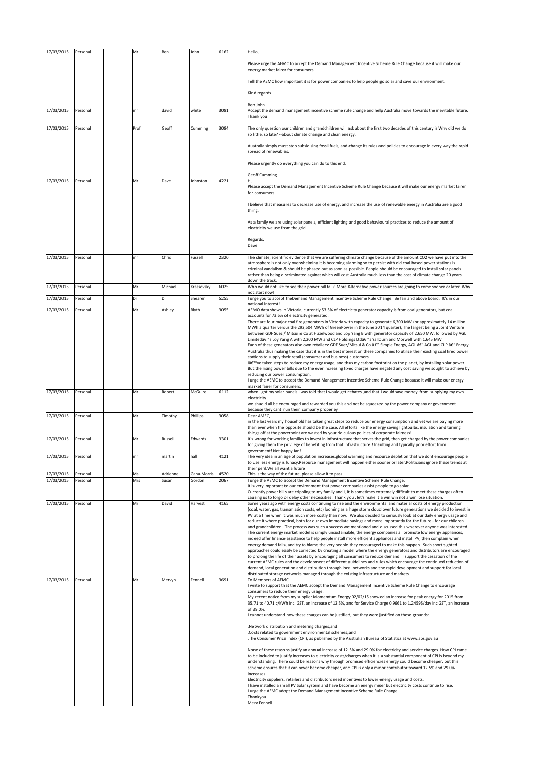| 17/03/2015 | Personal | | Mr | Ben | John | 6162 | Hello,<br><br>Please urge the AEMC to accept the Demand Management Incentive Scheme Rule Change because it will make our energy market fairer for consumers.<br><br>Tell the AEMC how important it is for power companies to help people go solar and save our environment.<br><br>Kind regards<br><br>Ben John |
|---|---|---|---|---|---|---|---|
| 17/03/2015 | Personal | | mr | david | white | 3081 | Accept the demand management incentive scheme rule change and help Australia move towards the inevitable future. Thank you |
| 17/03/2015 | Personal | | Prof | Geoff | Cumming | 3084 | The only question our children and grandchildren will ask about the first two decades of this century is Why did we do so little, so late? --about climate change and clean energy.<br><br>Australia simply must stop subsidising fossil fuels, and change its rules and policies to encourage in every way the rapid spread of renewables.<br><br>Please urgently do everything you can do to this end.<br><br>Geoff Cumming |
| 17/03/2015 | Personal | | Mr | Dave | Johnston | 4221 | Hi,<br>Please accept the Demand Management Incentive Scheme Rule Change because it will make our energy market fairer for consumers.<br><br>I believe that measures to decrease use of energy, and increase the use of renewable energy in Australia are a good thing.<br><br>As a family we are using solar panels, efficient lighting and good behavioural practices to reduce the amount of electricity we use from the grid.<br><br>Regards,<br>Dave |
| 17/03/2015 | Personal | | mr | Chris | Fussell | 2320 | The climate, scientific evidence that we are suffering climate change because of the amount CO2 we have put into the atmosphere is not only overwhelming it is becoming alarming so to persist with old coal based power stations is criminal vandalism & should be phased out as soon as possible. People should be encouraged to install solar panels rather than being discriminated against which will cost Australia much less than the cost of climate change 20 years down the track. |
| 17/03/2015 | Personal | | Mr | Michael | Krassovsky | 6025 | Who would not like to see their power bill fall? More Alternative power sources are going to come sooner or later. Why not start now! |
| 17/03/2015 | Personal | | Dr | Di | Shearer | 5255 | I urge you to accept theDemand Management Incentive Scheme Rule Change. Be fair and above board. It's in our national interest! |
| 17/03/2015 | Personal | | Mr | Ashley | Blyth | 3055 | AEMO data shows in Victoria, currently 53.5% of electricity generator capacity is from coal generators, but coal accounts for 73.6% of electricity generated.<br>There are four major coal fire generators in Victoria with capacity to generate 6,300 MW (or approximately 14 million MWh a quarter versus the 292,504 MWh of GreenPower in the June 2014 quarter); The largest being a Joint Venture between GDF Suez / Mitsui & Co at Hazelwood and Loy Yang B with generator capacity of 2,650 MW, followed by AGL Limitedâ€™s Loy Yang A with 2,200 MW and CLP Holdings Ltdâ€™s Yallourn and Morwell with 1,645 MW<br>Each of these generators also own retailers: GDF Suez/Mitsui & Co â €" Simple Energy, AGL â€" AGL and CLP â€" Energy Australia thus making the case that it is in the best interest on these companies to utilize their existing coal fired power stations to supply their retail (consumer and business) customers.<br>Iâ€™ve taken steps to reduce my energy usage, and thus my carbon footprint on the planet, by installing solar power. But the rising power bills due to the ever increasing fixed charges have negated any cost saving we sought to achieve by reducing our power consumption.<br>I urge the AEMC to accept the Demand Management Incentive Scheme Rule Change because it will make our energy market fairer for consumers. |
| 17/03/2015 | Personal | | Mr | Robert | McGuire | 6112 | when I got my solar panels I was told that I would get rebates ,and that I would save money from supplying my own electricity .<br>we shuold all be encouraged and rewarded you this and not be squeezed by the power company or government because they cant run their company properley |
| 17/03/2015 | Personal | | Mr | Timothy | Phillips | 3058 | Dear AMEC,<br>in the last years my household has taken great steps to reduce our energy consumption and yet we are paying more than ever when the opposite should be the case. All efforts like the energy saving lightbulbs, insulation and turning things off at the powerpoint are wasted by your ridiculous policies of corporate fairness! |
| 17/03/2015 | Personal | | Mr | Russell | Edwards | 3301 | It's wrong for working families to invest in infrastructure that serves the grid, then get charged by the power companies for giving them the privilege of benefiting from that infrastructure!! Insulting and typically poor effort from government! Not happy Jan! |
| 17/03/2015 | Personal | | mr | martin | hall | 4121 | The very idea in an age of population increases,global warming and resource depletion that we dont encourage people to use less energy is lunacy.Resource management will happen either sooner or later.Politicians ignore these trends at their peril.We all want a future |
| 17/03/2015 | Personal | | Ms | Adrienne | Gaha-Morris | 4520 | This is the way of the future, please allow it to pass. |
| 17/03/2015 | Personal | | Mrs | Susan | Gordon | 2067 | I urge the AEMC to accept the Demand Management Incentive Scheme Rule Change.<br>It is very important to our environment that power companies assist people to go solar.<br>Currently power bills are crippling to my family and I, it is sometimes extremely difficult to meet these charges often causing us to forgo or delay other necessities . Thank you , let's make it a win win not a win lose situation. |
| 17/03/2015 | Personal | | Mr | David | Harvest | 4165 | Some years ago with energy costs continuing to rise and the environmental and material costs of energy production (coal, water, gas, transmission costs, etc) looming as a huge storm cloud over future generations we decided to invest in PV at a time when it was much more costly than now. We also decided to seriously look at our daily energy usage and reduce it where practical, both for our own immediate savings and more importantly for the future - for our children and grandchildren. The process was such a success we mentioned and discussed this wherever anyone was interested. The current energy market model is simply unsustainable, the energy companies all promote low energy appliances, indeed offer finance assistance to help people install more efficient appliances and install PV, then complain when energy demand falls, and try to blame the very people they encouraged to make this happen. Such short sighted approaches could easily be corrected by creating a model where the energy generators and distributors are encouraged to prolong the life of their assets by encouraging all consumers to reduce demand. I support the cessation of the current AEMC rules and the development of different guidelines and rules which encourage the continued reduction of demand, local generation and distribution through local networks and the rapid development and support for local distributed storage networks managed through the existing infrastructure and markets. |
| 17/03/2015 | Personal | | Mr. | Mervyn | Fennell | 3691 | To Members of AEMC.<br>I write to support that the AEMC accept the Demand Management Incentive Scheme Rule Change to encourage consumers to reduce their energy usage.<br>My recent notice from my supplier Momemtum Energy 02/02/15 showed an increase for peak energy for 2015 from 35.71 to 40.71 c/kWh inc. GST, an increase of 12.5%, and for Service Charge 0.9661 to 1.2459$/day inc GST, an increase of 29.0%.<br>I cannot understand how these charges can be justified, but they were justified on these grounds:<br><br>.Network distribution and metering charges;and<br>.Costs related to government environmental schemes;and<br>.The Consumer Price Index (CPI), as published by the Australian Bureau of Statistics at www.abs.gov.au<br><br>None of these reasons justify an annual increase of 12.5% and 29.0% for electricity and service charges. How CPI came to be included to justify increases to electricity costs/charges when it is a substantial component of CPI is beyond my understanding. There could be reasons why through promised efficiencies energy could become cheaper, but this scheme ensures that it can never become cheaper, and CPI is only a minor contributor toward 12.5% and 29.0% increases.<br>Electricity suppliers, retailers and distributors need incentives to lower energy usage and costs.<br>I have installed a small PV Solar system and have become an energy miser but electricity costs continue to rise.<br>I urge the AEMC adopt the Demand Management Incentive Scheme Rule Change.<br>Thankyou.<br>Merv Fennell |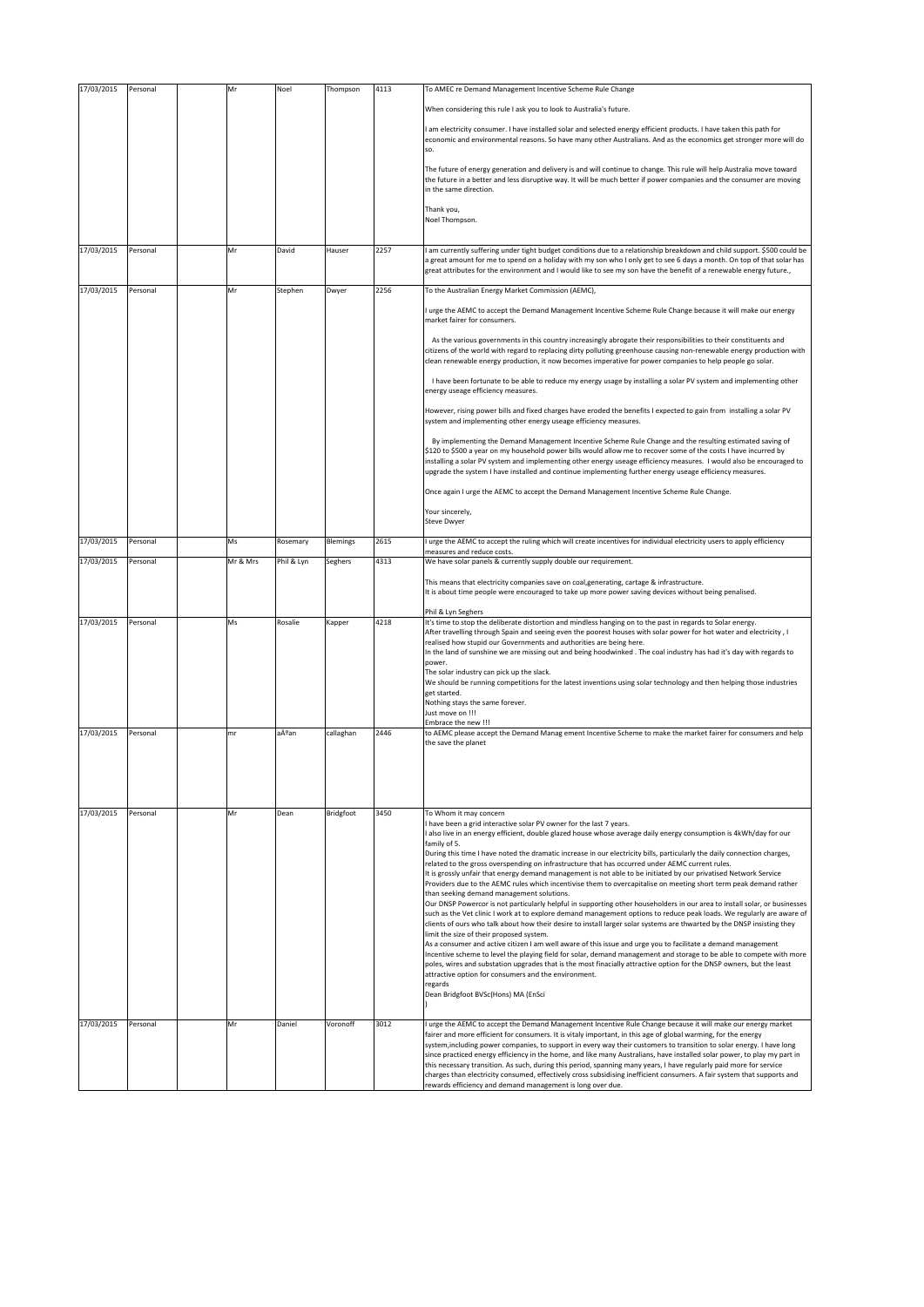| | | | | | | | |
|---|---|---|---|---|---|---|---|
| 17/03/2015 | Personal | | Mr | Noel | Thompson | 4113 | To AMEC re Demand Management Incentive Scheme Rule Change<br><br>When considering this rule I ask you to look to Australia's future.<br><br>I am electricity consumer. I have installed solar and selected energy efficient products. I have taken this path for economic and environmental reasons. So have many other Australians. And as the economics get stronger more will do so.<br><br>The future of energy generation and delivery is and will continue to change. This rule will help Australia move toward the future in a better and less disruptive way. It will be much better if power companies and the consumer are moving in the same direction.<br><br>Thank you,<br>Noel Thompson. |
| 17/03/2015 | Personal | | Mr | David | Hauser | 2257 | I am currently suffering under tight budget conditions due to a relationship breakdown and child support. $500 could be a great amount for me to spend on a holiday with my son who I only get to see 6 days a month. On top of that solar has great attributes for the environment and I would like to see my son have the benefit of a renewable energy future., |
| 17/03/2015 | Personal | | Mr | Stephen | Dwyer | 2256 | To the Australian Energy Market Commission (AEMC),<br><br>I urge the AEMC to accept the Demand Management Incentive Scheme Rule Change because it will make our energy market fairer for consumers.<br><br>As the various governments in this country increasingly abrogate their responsibilities to their constituents and citizens of the world with regard to replacing dirty polluting greenhouse causing non-renewable energy production with clean renewable energy production, it now becomes imperative for power companies to help people go solar.<br><br>I have been fortunate to be able to reduce my energy usage by installing a solar PV system and implementing other energy useage efficiency measures.<br><br>However, rising power bills and fixed charges have eroded the benefits I expected to gain from installing a solar PV system and implementing other energy useage efficiency measures.<br><br>By implementing the Demand Management Incentive Scheme Rule Change and the resulting estimated saving of $120 to $500 a year on my household power bills would allow me to recover some of the costs I have incurred by installing a solar PV system and implementing other energy useage efficiency measures. I would also be encouraged to upgrade the system I have installed and continue implementing further energy useage efficiency measures.<br><br>Once again I urge the AEMC to accept the Demand Management Incentive Scheme Rule Change.<br><br>Your sincerely,<br>Steve Dwyer |
| 17/03/2015 | Personal | | Ms | Rosemary | Blemings | 2615 | I urge the AEMC to accept the ruling which will create incentives for individual electricity users to apply efficiency measures and reduce costs. |
| 17/03/2015 | Personal | | Mr & Mrs | Phil & Lyn | Seghers | 4313 | We have solar panels & currently supply double our requirement.<br><br>This means that electricity companies save on coal,generating, cartage & infrastructure.<br>It is about time people were encouraged to take up more power saving devices without being penalised.<br><br>Phil & Lyn Seghers |
| 17/03/2015 | Personal | | Ms | Rosalie | Kapper | 4218 | It's time to stop the deliberate distortion and mindless hanging on to the past in regards to Solar energy.<br>After travelling through Spain and seeing even the poorest houses with solar power for hot water and electricity , I realised how stupid our Governments and authorities are being here.<br>In the land of sunshine we are missing out and being hoodwinked . The coal industry has had it's day with regards to power.<br>The solar industry can pick up the slack.<br>We should be running competitions for the latest inventions using solar technology and then helping those industries get started.<br>Nothing stays the same forever.<br>Just move on !!!<br>Embrace the new !!! |
| 17/03/2015 | Personal | | mr | aÃºan | callaghan | 2446 | to AEMC please accept the Demand Manag ement Incentive Scheme to make the market fairer for consumers and help the save the planet |
| 17/03/2015 | Personal | | Mr | Dean | Bridgfoot | 3450 | To Whom it may concern<br>I have been a grid interactive solar PV owner for the last 7 years.<br>I also live in an energy efficient, double glazed house whose average daily energy consumption is 4kWh/day for our family of 5.<br>During this time I have noted the dramatic increase in our electricity bills, particularly the daily connection charges, related to the gross overspending on infrastructure that has occurred under AEMC current rules.<br>It is grossly unfair that energy demand management is not able to be initiated by our privatised Network Service Providers due to the AEMC rules which incentivise them to overcapitalise on meeting short term peak demand rather than seeking demand management solutions.<br>Our DNSP Powercor is not particularly helpful in supporting other householders in our area to install solar, or businesses such as the Vet clinic I work at to explore demand management options to reduce peak loads. We regularly are aware of clients of ours who talk about how their desire to install larger solar systems are thwarted by the DNSP insisting they limit the size of their proposed system.<br>As a consumer and active citizen I am well aware of this issue and urge you to facilitate a demand management Incentive scheme to level the playing field for solar, demand management and storage to be able to compete with more poles, wires and substation upgrades that is the most finacially attractive option for the DNSP owners, but the least attractive option for consumers and the environment.<br>regards<br>Dean Bridgfoot BVSc(Hons) MA (EnSci<br>) |
| 17/03/2015 | Personal | | Mr | Daniel | Voronoff | 3012 | I urge the AEMC to accept the Demand Management Incentive Rule Change because it will make our energy market fairer and more efficient for consumers. It is vitaly important, in this age of global warming, for the energy system,including power companies, to support in every way their customers to transition to solar energy. I have long since practiced energy efficiency in the home, and like many Australians, have installed solar power, to play my part in this necessary transition. As such, during this period, spanning many years, I have regularly paid more for service charges than electricity consumed, effectively cross subsidising inefficient consumers. A fair system that supports and rewards efficiency and demand management is long over due. |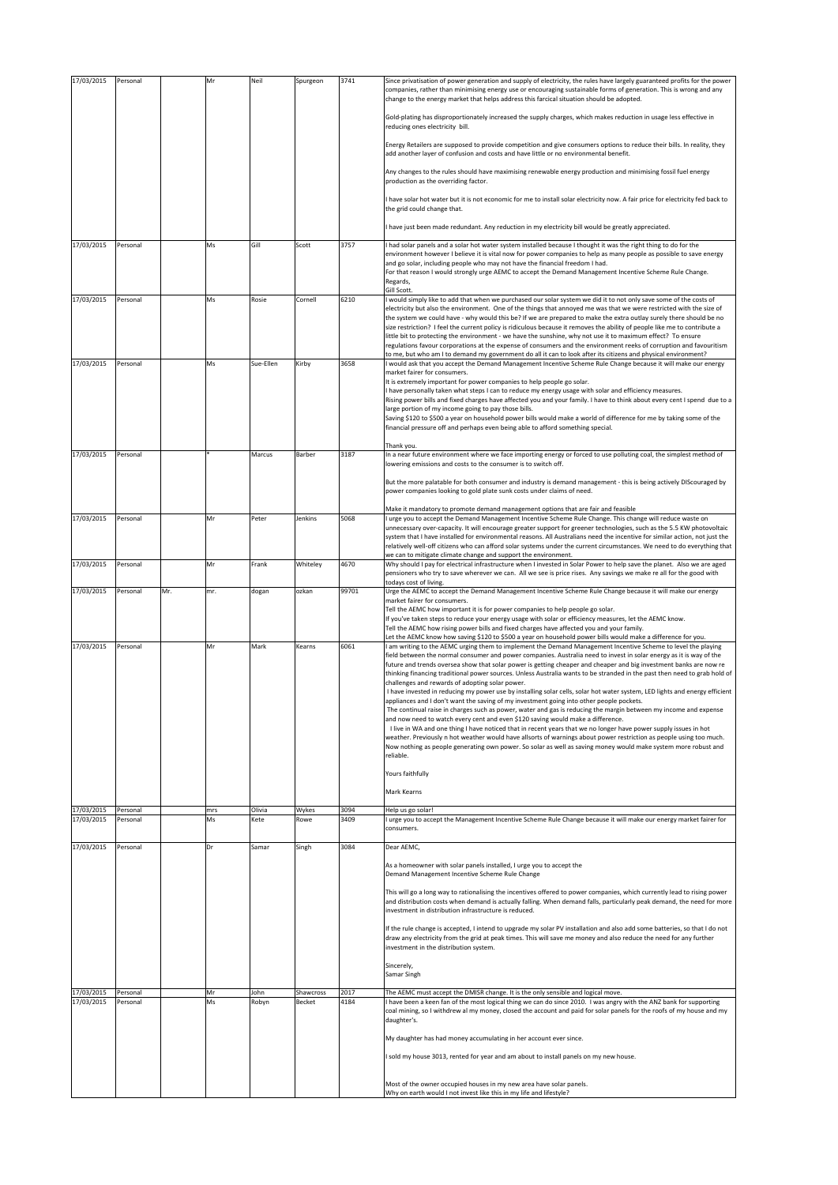| 17/03/2015 | Personal |  | Mr | Neil | Spurgeon | 3741 | Since privatisation of power generation and supply of electricity, the rules have largely guaranteed profits for the power companies, rather than minimising energy use or encouraging sustainable forms of generation. This is wrong and any change to the energy market that helps address this farcical situation should be adopted.<br><br>Gold-plating has disproportionately increased the supply charges, which makes reduction in usage less effective in reducing ones electricity bill.<br><br>Energy Retailers are supposed to provide competition and give consumers options to reduce their bills. In reality, they add another layer of confusion and costs and have little or no environmental benefit.<br><br>Any changes to the rules should have maximising renewable energy production and minimising fossil fuel energy production as the overriding factor.<br><br>I have solar hot water but it is not economic for me to install solar electricity now. A fair price for electricity fed back to the grid could change that.<br><br>I have just been made redundant. Any reduction in my electricity bill would be greatly appreciated. |
|---|---|---|---|---|---|---|---|
| 17/03/2015 | Personal |  | Ms | Gill | Scott | 3757 | I had solar panels and a solar hot water system installed because I thought it was the right thing to do for the environment however I believe it is vital now for power companies to help as many people as possible to save energy and go solar, including people who may not have the financial freedom I had.<br>For that reason I would strongly urge AEMC to accept the Demand Management Incentive Scheme Rule Change.<br>Regards,<br>Gill Scott. |
| 17/03/2015 | Personal |  | Ms | Rosie | Cornell | 6210 | I would simply like to add that when we purchased our solar system we did it to not only save some of the costs of electricity but also the environment. One of the things that annoyed me was that we were restricted with the size of the system we could have - why would this be? If we are prepared to make the extra outlay surely there should be no size restriction? I feel the current policy is ridiculous because it removes the ability of people like me to contribute a little bit to protecting the environment - we have the sunshine, why not use it to maximum effect? To ensure regulations favour corporations at the expense of consumers and the environment reeks of corruption and favouritism to me, but who am I to demand my government do all it can to look after its citizens and physical environment? |
| 17/03/2015 | Personal |  | Ms | Sue-Ellen | Kirby | 3658 | I would ask that you accept the Demand Management Incentive Scheme Rule Change because it will make our energy market fairer for consumers.<br>It is extremely important for power companies to help people go solar.<br>I have personally taken what steps I can to reduce my energy usage with solar and efficiency measures.<br>Rising power bills and fixed charges have affected you and your family. I have to think about every cent I spend due to a large portion of my income going to pay those bills.<br>Saving $120 to $500 a year on household power bills would make a world of difference for me by taking some of the financial pressure off and perhaps even being able to afford something special.<br><br>Thank you. |
| 17/03/2015 | Personal |  | * | Marcus | Barber | 3187 | In a near future environment where we face importing energy or forced to use polluting coal, the simplest method of lowering emissions and costs to the consumer is to switch off.<br><br>But the more palatable for both consumer and industry is demand management - this is being actively DIScouraged by power companies looking to gold plate sunk costs under claims of need.<br><br>Make it mandatory to promote demand management options that are fair and feasible |
| 17/03/2015 | Personal |  | Mr | Peter | Jenkins | 5068 | I urge you to accept the Demand Management Incentive Scheme Rule Change. This change will reduce waste on unnecessary over-capacity. It will encourage greater support for greener technologies, such as the 5.5 KW photovoltaic system that I have installed for environmental reasons. All Australians need the incentive for similar action, not just the relatively well-off citizens who can afford solar systems under the current circumstances. We need to do everything that we can to mitigate climate change and support the environment. |
| 17/03/2015 | Personal |  | Mr | Frank | Whiteley | 4670 | Why should I pay for electrical infrastructure when I invested in Solar Power to help save the planet. Also we are aged pensioners who try to save wherever we can. All we see is price rises. Any savings we make re all for the good with todays cost of living. |
| 17/03/2015 | Personal | Mr. | mr. | dogan | ozkan | 99701 | Urge the AEMC to accept the Demand Management Incentive Scheme Rule Change because it will make our energy market fairer for consumers.<br>Tell the AEMC how important it is for power companies to help people go solar.<br>If you've taken steps to reduce your energy usage with solar or efficiency measures, let the AEMC know.<br>Tell the AEMC how rising power bills and fixed charges have affected you and your family.<br>Let the AEMC know how saving $120 to $500 a year on household power bills would make a difference for you. |
| 17/03/2015 | Personal |  | Mr | Mark | Kearns | 6061 | I am writing to the AEMC urging them to implement the Demand Management Incentive Scheme to level the playing field between the normal consumer and power companies. Australia need to invest in solar energy as it is way of the future and trends oversea show that solar power is getting cheaper and cheaper and big investment banks are now re thinking financing traditional power sources. Unless Australia wants to be stranded in the past then need to grab hold of challenges and rewards of adopting solar power.<br>I have invested in reducing my power use by installing solar cells, solar hot water system, LED lights and energy efficient appliances and I don't want the saving of my investment going into other people pockets.<br>The continual raise in charges such as power, water and gas is reducing the margin between my income and expense and now need to watch every cent and even $120 saving would make a difference.<br>I live in WA and one thing I have noticed that in recent years that we no longer have power supply issues in hot weather. Previously n hot weather would have allsorts of warnings about power restriction as people using too much. Now nothing as people generating own power. So solar as well as saving money would make system more robust and reliable.<br><br>Yours faithfully<br><br>Mark Kearns |
| 17/03/2015 | Personal |  | mrs | Olivia | Wykes | 3094 | Help us go solar! |
| 17/03/2015 | Personal |  | Ms | Kete | Rowe | 3409 | I urge you to accept the Management Incentive Scheme Rule Change because it will make our energy market fairer for consumers. |
| 17/03/2015 | Personal |  | Dr | Samar | Singh | 3084 | Dear AEMC,<br><br>As a homeowner with solar panels installed, I urge you to accept the Demand Management Incentive Scheme Rule Change<br><br>This will go a long way to rationalising the incentives offered to power companies, which currently lead to rising power and distribution costs when demand is actually falling. When demand falls, particularly peak demand, the need for more investment in distribution infrastructure is reduced.<br><br>If the rule change is accepted, I intend to upgrade my solar PV installation and also add some batteries, so that I do not draw any electricity from the grid at peak times. This will save me money and also reduce the need for any further investment in the distribution system.<br><br>Sincerely,<br>Samar Singh |
| 17/03/2015 | Personal |  | Mr | John | Shawcross | 2017 | The AEMC must accept the DMISR change. It is the only sensible and logical move. |
| 17/03/2015 | Personal |  | Ms | Robyn | Becket | 4184 | I have been a keen fan of the most logical thing we can do since 2010. I was angry with the ANZ bank for supporting coal mining, so I withdrew al my money, closed the account and paid for solar panels for the roofs of my house and my daughter's.<br><br>My daughter has had money accumulating in her account ever since.<br><br>I sold my house 3013, rented for year and am about to install panels on my new house.<br><br>Most of the owner occupied houses in my new area have solar panels.<br>Why on earth would I not invest like this in my life and lifestyle? |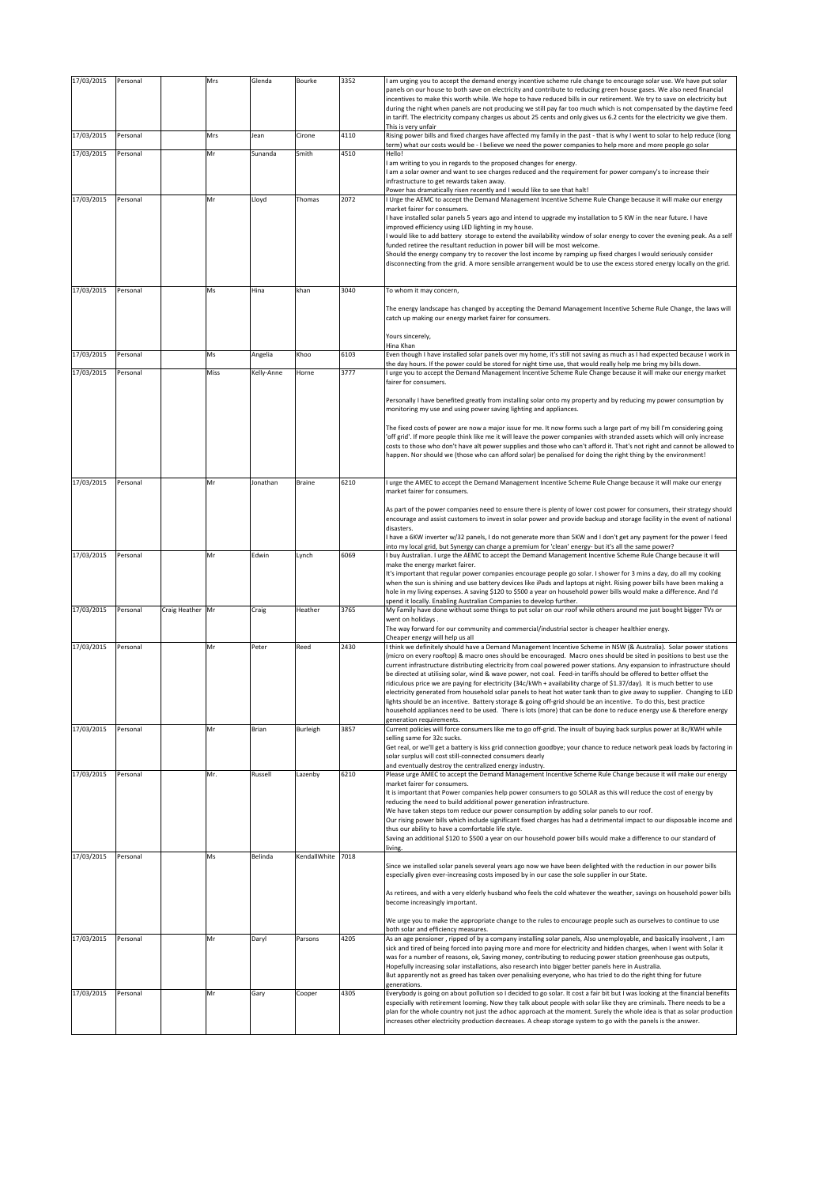| 17/03/2015 | Personal | | Mrs | Glenda | Bourke | 3352 | I am urging you to accept the demand energy incentive scheme rule change to encourage solar use. We have put solar panels on our house to both save on electricity and contribute to reducing green house gases. We also need financial incentives to make this worth while. We hope to have reduced bills in our retirement. We try to save on electricity but during the night when panels are not producing we still pay far too much which is not compensated by the daytime feed in tariff. The electricity company charges us about 25 cents and only gives us 6.2 cents for the electricity we give them. This is very unfair |
|---|---|---|---|---|---|---|---|
| 17/03/2015 | Personal | | Mrs | Jean | Cirone | 4110 | Rising power bills and fixed charges have affected my family in the past - that is why I went to solar to help reduce (long term) what our costs would be - I believe we need the power companies to help more and more people go solar |
| 17/03/2015 | Personal | | Mr | Sunanda | Smith | 4510 | Hello! I am writing to you in regards to the proposed changes for energy. I am a solar owner and want to see charges reduced and the requirement for power company's to increase their infrastructure to get rewards taken away. Power has dramatically risen recently and I would like to see that halt! |
| 17/03/2015 | Personal | | Mr | Lloyd | Thomas | 2072 | I Urge the AEMC to accept the Demand Management Incentive Scheme Rule Change because it will make our energy market fairer for consumers. I have installed solar panels 5 years ago and intend to upgrade my installation to 5 KW in the near future. I have improved efficiency using LED lighting in my house. I would like to add battery storage to extend the availability window of solar energy to cover the evening peak. As a self funded retiree the resultant reduction in power bill will be most welcome. Should the energy company try to recover the lost income by ramping up fixed charges I would seriously consider disconnecting from the grid. A more sensible arrangement would be to use the excess stored energy locally on the grid. |
| 17/03/2015 | Personal | | Ms | Hina | khan | 3040 | To whom it may concern, The energy landscape has changed by accepting the Demand Management Incentive Scheme Rule Change, the laws will catch up making our energy market fairer for consumers. Yours sincerely, Hina Khan |
| 17/03/2015 | Personal | | Ms | Angelia | Khoo | 6103 | Even though I have installed solar panels over my home, it's still not saving as much as I had expected because I work in the day hours. If the power could be stored for night time use, that would really help me bring my bills down. |
| 17/03/2015 | Personal | | Miss | Kelly-Anne | Horne | 3777 | I urge you to accept the Demand Management Incentive Scheme Rule Change because it will make our energy market fairer for consumers. Personally I have benefited greatly from installing solar onto my property and by reducing my power consumption by monitoring my use and using power saving lighting and appliances. The fixed costs of power are now a major issue for me. It now forms such a large part of my bill I'm considering going 'off grid'. If more people think like me it will leave the power companies with stranded assets which will only increase costs to those who don't have alt power supplies and those who can't afford it. That's not right and cannot be allowed to happen. Nor should we (those who can afford solar) be penalised for doing the right thing by the environment! |
| 17/03/2015 | Personal | | Mr | Jonathan | Braine | 6210 | I urge the AMEC to accept the Demand Management Incentive Scheme Rule Change because it will make our energy market fairer for consumers. As part of the power companies need to ensure there is plenty of lower cost power for consumers, their strategy should encourage and assist customers to invest in solar power and provide backup and storage facility in the event of national disasters. I have a 6KW inverter w/32 panels, I do not generate more than 5KW and I don't get any payment for the power I feed into my local grid, but Synergy can charge a premium for 'clean' energy- but it's all the same power? |
| 17/03/2015 | Personal | | Mr | Edwin | Lynch | 6069 | I buy Australian. I urge the AEMC to accept the Demand Management Incentive Scheme Rule Change because it will make the energy market fairer. It's important that regular power companies encourage people go solar. I shower for 3 mins a day, do all my cooking when the sun is shining and use battery devices like iPads and laptops at night. Rising power bills have been making a hole in my living expenses. A saving $120 to $500 a year on household power bills would make a difference. And I'd spend it locally. Enabling Australian Companies to develop further. |
| 17/03/2015 | Personal | Craig Heather | Mr | Craig | Heather | 3765 | My Family have done without some things to put solar on our roof while others around me just bought bigger TVs or went on holidays . The way forward for our community and commercial/industrial sector is cheaper healthier energy. Cheaper energy will help us all |
| 17/03/2015 | Personal | | Mr | Peter | Reed | 2430 | I think we definitely should have a Demand Management Incentive Scheme in NSW (& Australia). Solar power stations (micro on every rooftop) & macro ones should be encouraged. Macro ones should be sited in positions to best use the current infrastructure distributing electricity from coal powered power stations. Any expansion to infrastructure should be directed at utilising solar, wind & wave power, not coal. Feed-in tariffs should be offered to better offset the ridiculous price we are paying for electricity (34c/kWh + availability charge of $1.37/day). It is much better to use electricity generated from household solar panels to heat hot water tank than to give away to supplier. Changing to LED lights should be an incentive. Battery storage & going off-grid should be an incentive. To do this, best practice household appliances need to be used. There is lots (more) that can be done to reduce energy use & therefore energy generation requirements. |
| 17/03/2015 | Personal | | Mr | Brian | Burleigh | 3857 | Current policies will force consumers like me to go off-grid. The insult of buying back surplus power at 8c/KWH while selling same for 32c sucks. Get real, or we'll get a battery is kiss grid connection goodbye; your chance to reduce network peak loads by factoring in solar surplus will cost still-connected consumers dearly and eventually destroy the centralized energy industry. |
| 17/03/2015 | Personal | | Mr. | Russell | Lazenby | 6210 | Please urge AMEC to accept the Demand Management Incentive Scheme Rule Change because it will make our energy market fairer for consumers. It is important that Power companies help power consumers to go SOLAR as this will reduce the cost of energy by reducing the need to build additional power generation infrastructure. We have taken steps tom reduce our power consumption by adding solar panels to our roof. Our rising power bills which include significant fixed charges has had a detrimental impact to our disposable income and thus our ability to have a comfortable life style. Saving an additional $120 to $500 a year on our household power bills would make a difference to our standard of living. |
| 17/03/2015 | Personal | | Ms | Belinda | KendallWhite | 7018 | Since we installed solar panels several years ago now we have been delighted with the reduction in our power bills especially given ever-increasing costs imposed by in our case the sole supplier in our State. As retirees, and with a very elderly husband who feels the cold whatever the weather, savings on household power bills become increasingly important. We urge you to make the appropriate change to the rules to encourage people such as ourselves to continue to use both solar and efficiency measures. |
| 17/03/2015 | Personal | | Mr | Daryl | Parsons | 4205 | As an age pensioner , ripped of by a company installing solar panels, Also unemployable, and basically insolvent , I am sick and tired of being forced into paying more and more for electricity and hidden charges, when I went with Solar it was for a number of reasons, ok, Saving money, contributing to reducing power station greenhouse gas outputs, Hopefully increasing solar installations, also research into bigger better panels here in Australia. But apparently not as greed has taken over penalising everyone, who has tried to do the right thing for future generations. |
| 17/03/2015 | Personal | | Mr | Gary | Cooper | 4305 | Everybody is going on about pollution so I decided to go solar. It cost a fair bit but I was looking at the financial benefits especially with retirement looming. Now they talk about people with solar like they are criminals. There needs to be a plan for the whole country not just the adhoc approach at the moment. Surely the whole idea is that as solar production increases other electricity production decreases. A cheap storage system to go with the panels is the answer. |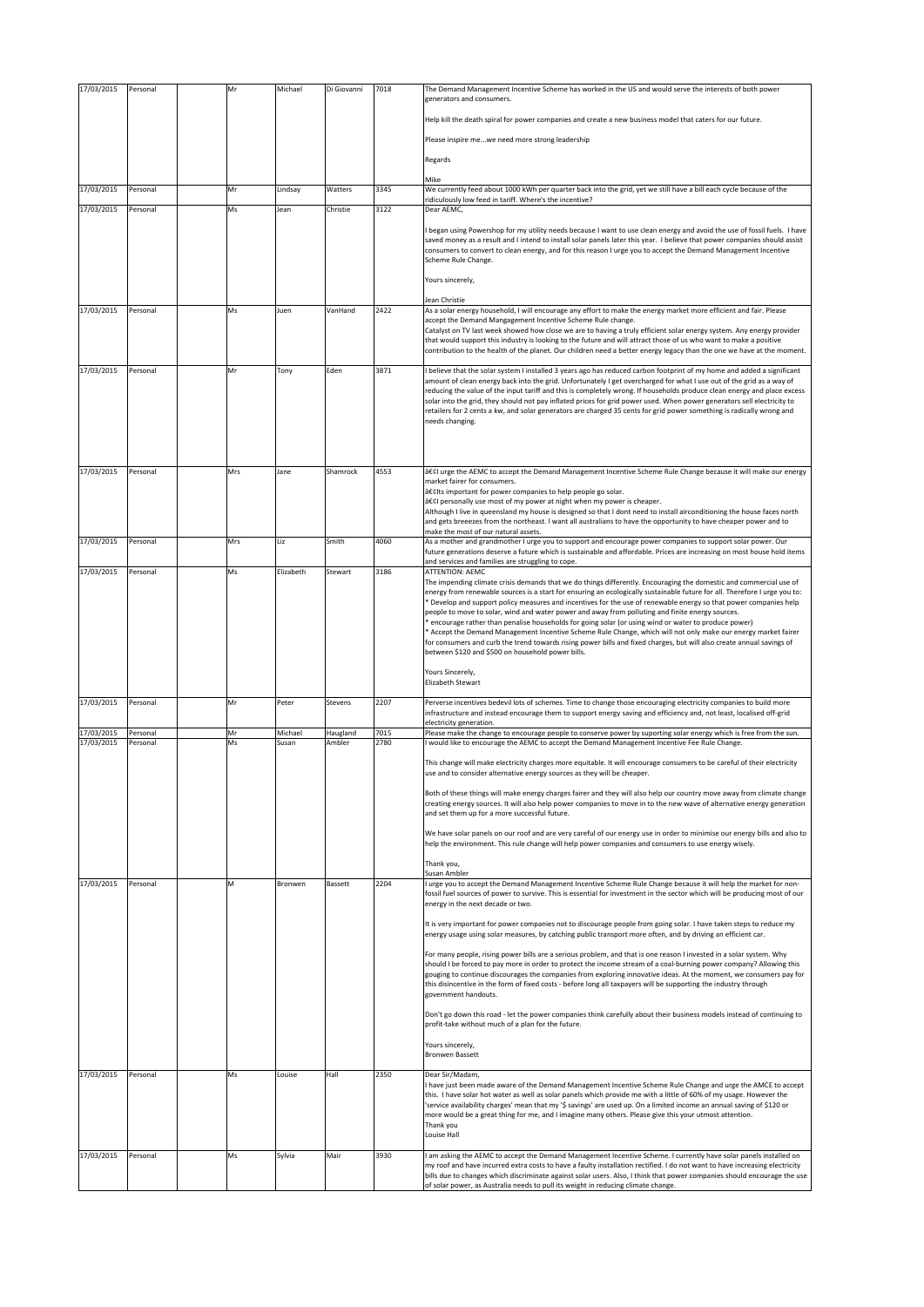| 17/03/2015 | Personal | | Mr | Michael | Di Giovanni | 7018 | The Demand Management Incentive Scheme has worked in the US and would serve the interests of both power generators and consumers.<br><br>Help kill the death spiral for power companies and create a new business model that caters for our future.<br><br>Please inspire me...we need more strong leadership<br><br>Regards<br><br>Mike |
|---|---|---|---|---|---|---|---|
| 17/03/2015 | Personal | | Mr | Lindsay | Watters | 3345 | We currently feed about 1000 kWh per quarter back into the grid, yet we still have a bill each cycle because of the ridiculously low feed in tariff. Where's the incentive? |
| 17/03/2015 | Personal | | Ms | Jean | Christie | 3122 | Dear AEMC,<br><br>I began using Powershop for my utility needs because I want to use clean energy and avoid the use of fossil fuels. I have saved money as a result and I intend to install solar panels later this year. I believe that power companies should assist consumers to convert to clean energy, and for this reason I urge you to accept the Demand Management Incentive Scheme Rule Change.<br><br>Yours sincerely,<br><br>Jean Christie |
| 17/03/2015 | Personal | | Ms | Juen | VanHand | 2422 | As a solar energy household, I will encourage any effort to make the energy market more efficient and fair. Please accept the Demand Mangagement Incentive Scheme Rule change.<br>Catalyst on TV last week showed how close we are to having a truly efficient solar energy system. Any energy provider that would support this industry is looking to the future and will attract those of us who want to make a positive contribution to the health of the planet. Our children need a better energy legacy than the one we have at the moment. |
| 17/03/2015 | Personal | | Mr | Tony | Eden | 3871 | I believe that the solar system I installed 3 years ago has reduced carbon footprint of my home and added a significant amount of clean energy back into the grid. Unfortunately I get overcharged for what I use out of the grid as a way of reducing the value of the input tariff and this is completely wrong. If households produce clean energy and place excess solar into the grid, they should not pay inflated prices for grid power used. When power generators sell electricity to retailers for 2 cents a kw, and solar generators are charged 35 cents for grid power something is radically wrong and needs changing. |
| 17/03/2015 | Personal | | Mrs | Jane | Shamrock | 4553 | â€¢I urge the AEMC to accept the Demand Management Incentive Scheme Rule Change because it will make our energy market fairer for consumers.<br>â€¢Its important for power companies to help people go solar.<br>â€¢I personally use most of my power at night when my power is cheaper.<br>Although I live in queensland my house is designed so that I dont need to install airconditioning the house faces north and gets breeezes from the northeast. I want all australians to have the opportunity to have cheaper power and to make the most of our natural assets. |
| 17/03/2015 | Personal | | Mrs | Liz | Smith | 4060 | As a mother and grandmother I urge you to support and encourage power companies to support solar power. Our future generations deserve a future which is sustainable and affordable. Prices are increasing on most house hold items and services and families are struggling to cope. |
| 17/03/2015 | Personal | | Ms | Elizabeth | Stewart | 3186 | ATTENTION: AEMC<br>The impending climate crisis demands that we do things differently. Encouraging the domestic and commercial use of energy from renewable sources is a start for ensuring an ecologically sustainable future for all. Therefore I urge you to:<br>* Develop and support policy measures and incentives for the use of renewable energy so that power companies help people to move to solar, wind and water power and away from polluting and finite energy sources.<br>* encourage rather than penalise households for going solar (or using wind or water to produce power)<br>* Accept the Demand Management Incentive Scheme Rule Change, which will not only make our energy market fairer for consumers and curb the trend towards rising power bills and fixed charges, but will also create annual savings of between $120 and $500 on household power bills.<br><br>Yours Sincerely,<br>Elizabeth Stewart |
| 17/03/2015 | Personal | | Mr | Peter | Stevens | 2207 | Perverse incentives bedevil lots of schemes. Time to change those encouraging electricity companies to build more infrastructure and instead encourage them to support energy saving and efficiency and, not least, localised off-grid electricity generation. |
| 17/03/2015 | Personal | | Mr | Michael | Haugland | 7015 | Please make the change to encourage people to conserve power by suporting solar energy which is free from the sun. |
| 17/03/2015 | Personal | | Ms | Susan | Ambler | 2780 | I would like to encourage the AEMC to accept the Demand Management Incentive Fee Rule Change.<br><br>This change will make electricity charges more equitable. It will encourage consumers to be careful of their electricity use and to consider alternative energy sources as they will be cheaper.<br><br>Both of these things will make energy charges fairer and they will also help our country move away from climate change creating energy sources. It will also help power companies to move in to the new wave of alternative energy generation and set them up for a more successful future.<br><br>We have solar panels on our roof and are very careful of our energy use in order to minimise our energy bills and also to help the environment. This rule change will help power companies and consumers to use energy wisely.<br><br>Thank you,<br>Susan Ambler |
| 17/03/2015 | Personal | | M | Bronwen | Bassett | 2204 | I urge you to accept the Demand Management Incentive Scheme Rule Change because it will help the market for non-fossil fuel sources of power to survive. This is essential for investment in the sector which will be producing most of our energy in the next decade or two.<br><br>It is very important for power companies not to discourage people from going solar. I have taken steps to reduce my energy usage using solar measures, by catching public transport more often, and by driving an efficient car.<br><br>For many people, rising power bills are a serious problem, and that is one reason I invested in a solar system. Why should I be forced to pay more in order to protect the income stream of a coal-burning power company? Allowing this gouging to continue discourages the companies from exploring innovative ideas. At the moment, we consumers pay for this disincentive in the form of fixed costs - before long all taxpayers will be supporting the industry through government handouts.<br><br>Don't go down this road - let the power companies think carefully about their business models instead of continuing to profit-take without much of a plan for the future.<br><br>Yours sincerely,<br>Bronwen Bassett |
| 17/03/2015 | Personal | | Ms | Louise | Hall | 2350 | Dear Sir/Madam,<br>I have just been made aware of the Demand Management Incentive Scheme Rule Change and urge the AMCE to accept this. I have solar hot water as well as solar panels which provide me with a little of 60% of my usage. However the 'service availability charges' mean that my '$ savings' are used up. On a limited income an annual saving of $120 or more would be a great thing for me, and I imagine many others. Please give this your utmost attention.<br>Thank you<br>Louise Hall |
| 17/03/2015 | Personal | | Ms | Sylvia | Mair | 3930 | I am asking the AEMC to accept the Demand Management Incentive Scheme. I currently have solar panels installed on my roof and have incurred extra costs to have a faulty installation rectified. I do not want to have increasing electricity bills due to changes which discriminate against solar users. Also, I think that power companies should encourage the use of solar power, as Australia needs to pull its weight in reducing climate change. |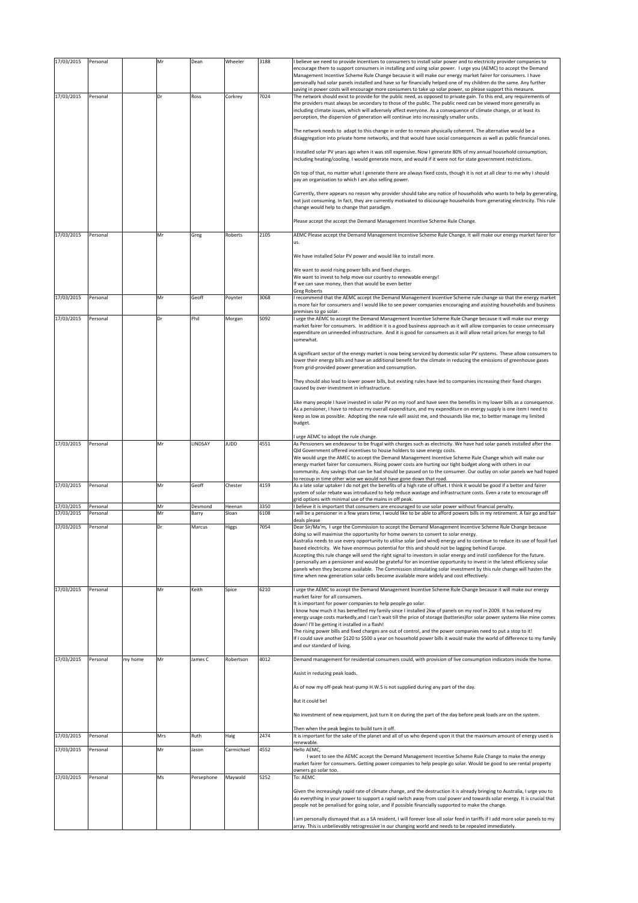| | | | | | | | |
|---|---|---|---|---|---|---|---|
| 17/03/2015 | Personal | | Mr | Dean | Wheeler | 3188 | I believe we need to provide incentives to consumers to install solar power and to electricity provider companies to encourage them to support consumers in installing and using solar power. I urge you (AEMC) to accept the Demand Management Incentive Scheme Rule Change because it will make our energy market fairer for consumers. I have personally had solar panels installed and have so far financially helped one of my children do the same. Any further saving in power costs will encourage more consumers to take up solar power, so please support this measure. |
| 17/03/2015 | Personal | | Dr | Ross | Corkrey | 7024 | The network should exist to provide for the public need, as opposed to private gain. To this end, any requirements of the providers must always be secondary to those of the public. The public need can be viewed more generally as including climate issues, which will adversely affect everyone. As a consequence of climate change, or at least its perception, the dispersion of generation will continue into increasingly smaller units.<br><br>The network needs to adapt to this change in order to remain physically coherent. The alternative would be a disaggregation into private home networks, and that would have social consequences as well as public financial ones.<br><br>I installed solar PV years ago when it was still expensive. Now I generate 80% of my annual household consumption, including heating/cooling. I would generate more, and would if it were not for state government restrictions.<br><br>On top of that, no matter what I generate there are always fixed costs, though it is not at all clear to me why I should pay an organisation to which I am also selling power.<br><br>Currently, there appears no reason why provider should take any notice of households who wants to help by generating, not just consuming. In fact, they are currently motivated to discourage households from generating electricity. This rule change would help to change that paradigm.<br><br>Please accept the accept the Demand Management Incentive Scheme Rule Change. |
| 17/03/2015 | Personal | | Mr | Greg | Roberts | 2105 | AEMC Please accept the Demand Management Incentive Scheme Rule Change. It will make our energy market fairer for us.<br><br>We have installed Solar PV power and would like to install more.<br><br>We want to avoid rising power bills and fixed charges.<br>We want to invest to help move our country to renewable energy!<br>If we can save money, then that would be even better<br>Greg Roberts |
| 17/03/2015 | Personal | | Mr | Geoff | Poynter | 3068 | I recommend that the AEMC accept the Demand Management Incentive Scheme rule change so that the energy market is more fair for consumers and I would like to see power companies encouraging and assisting households and business premises to go solar. |
| 17/03/2015 | Personal | | Dr | Phil | Morgan | 5092 | I urge the AEMC to accept the Demand Management Incentive Scheme Rule Change because it will make our energy market fairer for consumers. In addition it is a good business approach as it will allow companies to cease unnecessary expenditure on unneeded infrastructure. And it is good for consumers as it will allow retail prices for energy to fall somewhat.<br><br>A significant sector of the energy market is now being serviced by domestic solar PV systems. These allow consumers to lower their energy bills and have an additional benefit for the climate in reducing the emissions of greenhouse gases from grid-provided power generation and consumption.<br><br>They should also lead to lower power bills, but existing rules have led to companies increasing their fixed charges caused by over-investment in infrastructure.<br><br>Like many people I have invested in solar PV on my roof and have seen the benefits in my lower bills as a consequence. As a pensioner, I have to reduce my overall expenditure, and my expenditure on energy supply is one item I need to keep as low as possible. Adopting the new rule will assist me, and thousands like me, to better manage my limited budget.<br><br>I urge AEMC to adopt the rule change. |
| 17/03/2015 | Personal | | Mr | LINDSAY | JUDD | 4551 | As Pensioners we endeavour to be frugal with charges such as electricity. We have had solar panels installed after the Qld Government offered incentives to house holders to save energy costs.<br>We would urge the AMEC to accept the Demand Management Incentive Scheme Rule Change which will make our energy market fairer for consumers. Rising power costs are hurting our tight budget along with others in our community. Any savings that can be had should be passed on to the consumer. Our outlay on solar panels we had hoped to recoup in time other wise we would not have gone down that road. |
| 17/03/2015 | Personal | | Mr | Geoff | Chester | 4159 | As a late solar uptaker I do not get the benefits of a high rate of offset. I think it would be good if a better and fairer system of solar rebate was introduced to help reduce wastage and infrastructure costs. Even a rate to encourage off grid options with minimal use of the mains in off peak. |
| 17/03/2015 | Personal | | Mr | Desmond | Heenan | 3350 | I believe it is important that consumers are encouraged to use solar power without financial penalty. |
| 17/03/2015 | Personal | | Mr | Barry | Sloan | 6108 | I will be a pensioner in a few years time, I would like to be able to afford powers bills in my retirement. A fair go and fair deals please |
| 17/03/2015 | Personal | | Dr | Marcus | Higgs | 7054 | Dear Sir/Ma'm, I urge the Commission to accept the Demand Management Incentive Scheme Rule Change because doing so will maximise the opportunity for home owners to convert to solar energy.<br>Australia needs to use every opportunity to utilise solar (and wind) energy and to continue to reduce its use of fossil fuel based electricity. We have enormous potential for this and should not be lagging behind Europe.<br>Accepting this rule change will send the right signal to investors in solar energy and instil confidence for the future.<br>I personally am a pensioner and would be grateful for an incentive opportunity to invest in the latest efficiency solar panels when they become available. The Commission stimulating solar investment by this rule change will hasten the time when new generation solar cells become available more widely and cost effectively. |
| 17/03/2015 | Personal | | Mr | Keith | Spice | 6210 | I urge the AEMC to accept the Demand Management Incentive Scheme Rule Change because it will make our energy market fairer for all consumers.<br>It is important for power companies to help people go solar.<br>I know how much it has benefited my family since I installed 2kw of panels on my roof in 2009. It has reduced my energy usage costs markedly,and I can't wait till the price of storage (batteries)for solar power systems like mine comes down! I'll be getting it installed in a flash!<br>The rising power bills and fixed charges are out of control, and the power companies need to put a stop to it!<br>If I could save another $120 to $500 a year on household power bills it would make the world of difference to my family and our standard of living. |
| 17/03/2015 | Personal | my home | Mr | James C | Robertson | 4012 | Demand management for residential consumers could, with provision of live consumption indicators inside the home.<br><br>Assist in reducing peak loads.<br><br>As of now my off-peak heat-pump H.W.S is not supplied during any part of the day.<br><br>But it could be!<br><br>No investment of new equipment, just turn it on during the part of the day before peak loads are on the system.<br><br>Then when the peak begins to build turn it off. |
| 17/03/2015 | Personal | | Mrs | Ruth | Haig | 2474 | It is important for the sake of the planet and all of us who depend upon it that the maximum amount of energy used is renewable. |
| 17/03/2015 | Personal | | Mr | Jason | Carmichael | 4552 | Hello AEMC,<br>I want to see the AEMC accept the Demand Management Incentive Scheme Rule Change to make the energy market fairer for consumers. Getting power companies to help people go solar. Would be good to see rental property owners go solar too. |
| 17/03/2015 | Personal | | Ms | Persephone | Maywald | 5252 | To: AEMC<br><br>Given the increasingly rapid rate of climate change, and the destruction it is already bringing to Australia, I urge you to do everything in your power to support a rapid switch away from coal power and towards solar energy. It is crucial that people not be penalised for going solar, and if possible financially supported to make the change.<br><br>I am personally dismayed that as a SA resident, I will forever lose all solar feed in tariffs if I add more solar panels to my array. This is unbelievably retrogressive in our changing world and needs to be repealed immediately. |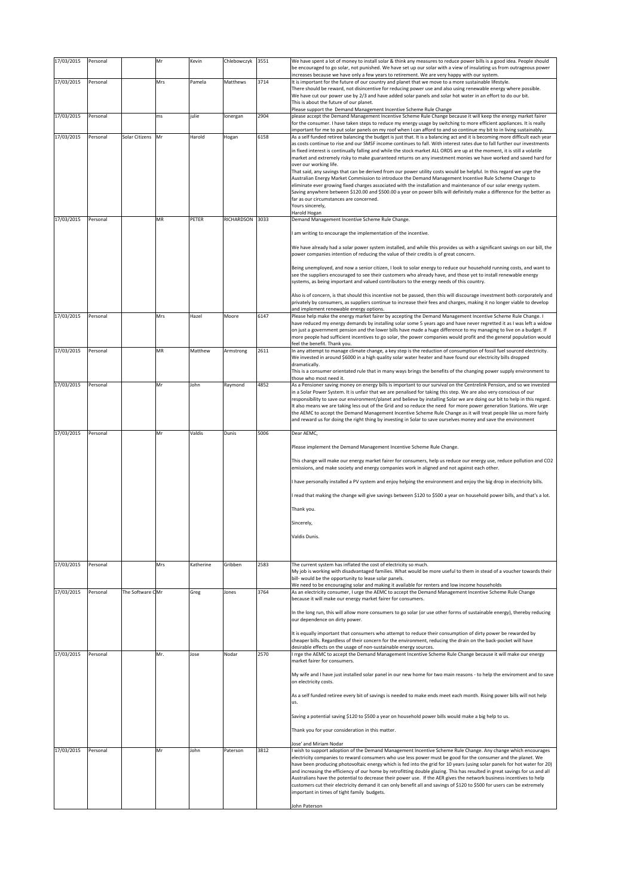| | | | | | | | |
|---|---|---|---|---|---|---|---|
| 17/03/2015 | Personal | | Mr | Kevin | Chlebowczyk | 3551 | We have spent a lot of money to install solar & think any measures to reduce power bills is a good idea. People should be encouraged to go solar, not punished. We have set up our solar with a view of insulating us from outrageous power increases because we have only a few years to retirement. We are very happy with our system. |
| 17/03/2015 | Personal | | Mrs | Pamela | Matthews | 3714 | It is important for the future of our country and planet that we move to a more sustainable lifestyle.<br>There should be reward, not disincentive for reducing power use and also using renewable energy where possible.<br>We have cut our power use by 2/3 and have added solar panels and solar hot water in an effort to do our bit.<br>This is about the future of our planet.<br>Please support the Demand Management Incentive Scheme Rule Change |
| 17/03/2015 | Personal | | ms | julie | lonergan | 2904 | please accept the Demand Management Incentive Scheme Rule Change because it will keep the energy market fairer for the consumer. I have taken steps to reduce my energy usage by switching to more efficient appliances. It is really important for me to put solar panels on my roof when I can afford to and so continue my bit to in living sustainably. |
| 17/03/2015 | Personal | Solar Citizens | Mr | Harold | Hogan | 6158 | As a self funded retiree balancing the budget is just that. It is a balancing act and it is becoming more difficult each year as costs continue to rise and our SMSF income continues to fall. With interest rates due to fall further our investments in fixed interest is continually falling and while the stock market ALL ORDS are up at the moment, it is still a volatile market and extremely risky to make guaranteed returns on any investment monies we have worked and saved hard for over our working life.<br>That said, any savings that can be derived from our power utility costs would be helpful. In this regard we urge the Australian Energy Market Commission to introduce the Demand Management Incentive Rule Scheme Change to eliminate ever growing fixed charges associated with the installation and maintenance of our solar energy system. Saving anywhere between $120.00 and $500.00 a year on power bills will definitely make a difference for the better as far as our circumstances are concerned.<br>Yours sincerely,<br>Harold Hogan |
| 17/03/2015 | Personal | | MR | PETER | RICHARDSON | 3033 | Demand Management Incentive Scheme Rule Change.<br><br>I am writing to encourage the implementation of the incentive.<br><br>We have already had a solar power system installed, and while this provides us with a significant savings on our bill, the power companies intention of reducing the value of their credits is of great concern.<br><br>Being unemployed, and now a senior citizen, I look to solar energy to reduce our household running costs, and want to see the suppliers encouraged to see their customers who already have, and those yet to install renewable energy systems, as being important and valued contributors to the energy needs of this country.<br><br>Also is of concern, is that should this incentive not be passed, then this will discourage investment both corporately and privately by consumers, as suppliers continue to increase their fees and charges, making it no longer viable to develop and implement renewable energy options. |
| 17/03/2015 | Personal | | Mrs | Hazel | Moore | 6147 | Please help make the energy market fairer by accepting the Demand Management Incentive Scheme Rule Change. I have reduced my energy demands by installing solar some 5 years ago and have never regretted it as I was left a widow on just a government pension and the lower bills have made a huge difference to my managing to live on a budget. If more people had sufficient incentives to go to solar, the power companies would profit and the general population would feel the benefit. Thank you. |
| 17/03/2015 | Personal | | MR | Matthew | Armstrong | 2611 | In any attempt to manage climate change, a key step is the reduction of consumption of fossil fuel sourced electricity. We invested in around $6000 in a high quality solar water heater and have found our electricity bills dropped dramatically.<br>This is a consumer orientated rule that in many ways brings the benefits of the changing power supply environment to those who most need it. |
| 17/03/2015 | Personal | | Mr | John | Raymond | 4852 | As a Pensioner saving money on energy bills is important to our survival on the Centrelink Pension, and so we invested in a Solar Power System. It is unfair that we are penalised for taking this step. We are also very conscious of our responsibility to save our environment/planet and believe by installing Solar we are doing our bit to help in this regard. It also means we are taking less out of the Grid and so reduce the need for more power generation Stations. We urge the AEMC to accept the Demand Management Incentive Scheme Rule Change as it will treat people like us more fairly and reward us for doing the right thing by investing in Solar to save ourselves money and save the environment |
| 17/03/2015 | Personal | | Mr | Valdis | Dunis | 5006 | Dear AEMC,<br><br>Please implement the Demand Management Incentive Scheme Rule Change.<br><br>This change will make our energy market fairer for consumers, help us reduce our energy use, reduce pollution and CO2 emissions, and make society and energy companies work in aligned and not against each other.<br><br>I have personally installed a PV system and enjoy helping the environment and enjoy the big drop in electricity bills.<br><br>I read that making the change will give savings between $120 to $500 a year on household power bills, and that's a lot.<br><br>Thank you.<br><br>Sincerely,<br><br>Valdis Dunis. |
| 17/03/2015 | Personal | | Mrs | Katherine | Gribben | 2583 | The current system has inflated the cost of electricity so much.<br>My job is working with disadvantaged families. What would be more useful to them in stead of a voucher towards their bill- would be the opportunity to lease solar panels.<br>We need to be encouraging solar and making it available for renters and low income households |
| 17/03/2015 | Personal | The Software C | Mr | Greg | Jones | 3764 | As an electricity consumer, I urge the AEMC to accept the Demand Management Incentive Scheme Rule Change because it will make our energy market fairer for consumers.<br><br>In the long run, this will allow more consumers to go solar (or use other forms of sustainable energy), thereby reducing our dependence on dirty power.<br><br>It is equally important that consumers who attempt to reduce their consumption of dirty power be rewarded by cheaper bills. Regardless of their concern for the environment, reducing the drain on the back-pocket will have desirable effects on the usage of non-sustainable energy sources. |
| 17/03/2015 | Personal | | Mr. | Jose | Nodar | 2570 | I rrge the AEMC to accept the Demand Management Incentive Scheme Rule Change because it will make our energy market fairer for consumers.<br><br>My wife and I have just installed solar panel in our new home for two main reasons - to help the enviroment and to save on electricity costs.<br><br>As a self funded retiree every bit of savings is needed to make ends meet each month. Rising power bills will not help us.<br><br>Saving a potential saving $120 to $500 a year on household power bills would make a big help to us.<br><br>Thank you for your consideration in this matter.<br><br>Jose' and Miriam Nodar |
| 17/03/2015 | Personal | | Mr | John | Paterson | 3812 | I wish to support adoption of the Demand Management Incentive Scheme Rule Change. Any change which encourages electricity companies to reward consumers who use less power must be good for the consumer and the planet. We have been producing photovoltaic energy which is fed into the grid for 10 years (using solar panels for hot water for 20) and increasing the efficiency of our home by retrofitting double glazing. This has resulted in great savings for us and all Australians have the potential to decrease their power use. If the AER gives the network business incentives to help customers cut their electricity demand it can only benefit all and savings of $120 to $500 for users can be extremely important in times of tight family budgets.<br><br>John Paterson |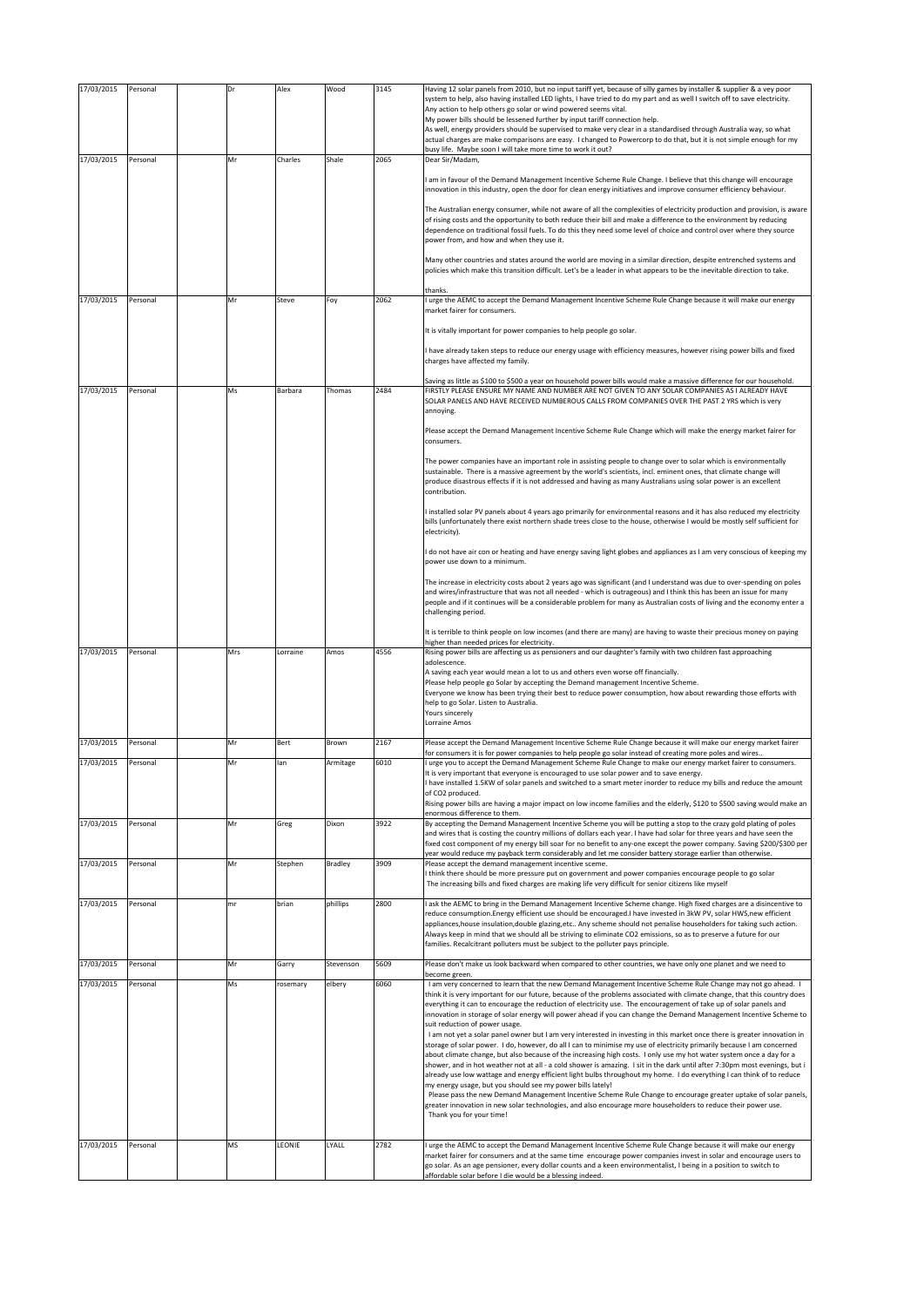| | | | | | | | |
|---|---|---|---|---|---|---|---|
| 17/03/2015 | Personal | | Dr | Alex | Wood | 3145 | Having 12 solar panels from 2010, but no input tariff yet, because of silly games by installer & supplier & a vey poor system to help, also having installed LED lights, I have tried to do my part and as well I switch off to save electricity. Any action to help others go solar or wind powered seems vital. My power bills should be lessened further by input tariff connection help. As well, energy providers should be supervised to make very clear in a standardised through Australia way, so what actual charges are make comparisons are easy. I changed to Powercorp to do that, but it is not simple enough for my busy life. Maybe soon I will take more time to work it out? |
| 17/03/2015 | Personal | | Mr | Charles | Shale | 2065 | Dear Sir/Madam,<br><br>I am in favour of the Demand Management Incentive Scheme Rule Change. I believe that this change will encourage innovation in this industry, open the door for clean energy initiatives and improve consumer efficiency behaviour.<br><br>The Australian energy consumer, while not aware of all the complexities of electricity production and provision, is aware of rising costs and the opportunity to both reduce their bill and make a difference to the environment by reducing dependence on traditional fossil fuels. To do this they need some level of choice and control over where they source power from, and how and when they use it.<br><br>Many other countries and states around the world are moving in a similar direction, despite entrenched systems and policies which make this transition difficult. Let's be a leader in what appears to be the inevitable direction to take.<br><br>thanks. |
| 17/03/2015 | Personal | | Mr | Steve | Foy | 2062 | I urge the AEMC to accept the Demand Management Incentive Scheme Rule Change because it will make our energy market fairer for consumers.<br><br>It is vitally important for power companies to help people go solar.<br><br>I have already taken steps to reduce our energy usage with efficiency measures, however rising power bills and fixed charges have affected my family.<br><br>Saving as little as $100 to $500 a year on household power bills would make a massive difference for our household. |
| 17/03/2015 | Personal | | Ms | Barbara | Thomas | 2484 | FIRSTLY PLEASE ENSURE MY NAME AND NUMBER ARE NOT GIVEN TO ANY SOLAR COMPANIES AS I ALREADY HAVE SOLAR PANELS AND HAVE RECEIVED NUMBEROUS CALLS FROM COMPANIES OVER THE PAST 2 YRS which is very annoying.<br><br>Please accept the Demand Management Incentive Scheme Rule Change which will make the energy market fairer for consumers.<br><br>The power companies have an important role in assisting people to change over to solar which is environmentally sustainable. There is a massive agreement by the world's scientists, incl. eminent ones, that climate change will produce disastrous effects if it is not addressed and having as many Australians using solar power is an excellent contribution.<br><br>I installed solar PV panels about 4 years ago primarily for environmental reasons and it has also reduced my electricity bills (unfortunately there exist northern shade trees close to the house, otherwise I would be mostly self sufficient for electricity).<br><br>I do not have air con or heating and have energy saving light globes and appliances as I am very conscious of keeping my power use down to a minimum.<br><br>The increase in electricity costs about 2 years ago was significant (and I understand was due to over-spending on poles and wires/infrastructure that was not all needed - which is outrageous) and I think this has been an issue for many people and if it continues will be a considerable problem for many as Australian costs of living and the economy enter a challenging period.<br><br>It is terrible to think people on low incomes (and there are many) are having to waste their precious money on paying higher than needed prices for electricity. |
| 17/03/2015 | Personal | | Mrs | Lorraine | Amos | 4556 | Rising power bills are affecting us as pensioners and our daughter's family with two children fast approaching adolescence.<br>A saving each year would mean a lot to us and others even worse off financially.<br>Please help people go Solar by accepting the Demand management Incentive Scheme.<br>Everyone we know has been trying their best to reduce power consumption, how about rewarding those efforts with help to go Solar. Listen to Australia.<br>Yours sincerely<br>Lorraine Amos |
| 17/03/2015 | Personal | | Mr | Bert | Brown | 2167 | Please accept the Demand Management Incentive Scheme Rule Change because it will make our energy market fairer for consumers it is for power companies to help people go solar instead of creating more poles and wires.. |
| 17/03/2015 | Personal | | Mr | Ian | Armitage | 6010 | I urge you to accept the Demand Management Scheme Rule Change to make our energy market fairer to consumers.<br>It is very important that everyone is encouraged to use solar power and to save energy.<br>I have installed 1.5KW of solar panels and switched to a smart meter inorder to reduce my bills and reduce the amount of CO2 produced.<br>Rising power bills are having a major impact on low income families and the elderly, $120 to $500 saving would make an enormous difference to them. |
| 17/03/2015 | Personal | | Mr | Greg | Dixon | 3922 | By accepting the Demand Management Incentive Scheme you will be putting a stop to the crazy gold plating of poles and wires that is costing the country millions of dollars each year. I have had solar for three years and have seen the fixed cost component of my energy bill soar for no benefit to any-one except the power company. Saving $200/$300 per year would reduce my payback term considerably and let me consider battery storage earlier than otherwise. |
| 17/03/2015 | Personal | | Mr | Stephen | Bradley | 3909 | Please accept the demand management incentive sceme.<br>I think there should be more pressure put on government and power companies encourage people to go solar<br>The increasing bills and fixed charges are making life very difficult for senior citizens like myself |
| 17/03/2015 | Personal | | mr | brian | phillips | 2800 | I ask the AEMC to bring in the Demand Management Incentive Scheme change. High fixed charges are a disincentive to reduce consumption.Energy efficient use should be encouraged.I have invested in 3kW PV, solar HWS,new efficient appliances,house insulation,double glazing,etc.. Any scheme should not penalise householders for taking such action. Always keep in mind that we should all be striving to eliminate CO2 emissions, so as to preserve a future for our families. Recalcitrant polluters must be subject to the polluter pays principle. |
| 17/03/2015 | Personal | | Mr | Garry | Stevenson | 5609 | Please don't make us look backward when compared to other countries, we have only one planet and we need to become green. |
| 17/03/2015 | Personal | | Ms | rosemary | elbery | 6060 | I am very concerned to learn that the new Demand Management Incentive Scheme Rule Change may not go ahead. I think it is very important for our future, because of the problems associated with climate change, that this country does everything it can to encourage the reduction of electricity use. The encouragement of take up of solar panels and innovation in storage of solar energy will power ahead if you can change the Demand Management Incentive Scheme to suit reduction of power usage.<br>I am not yet a solar panel owner but I am very interested in investing in this market once there is greater innovation in storage of solar power. I do, however, do all I can to minimise my use of electricity primarily because I am concerned about climate change, but also because of the increasing high costs. I only use my hot water system once a day for a shower, and in hot weather not at all - a cold shower is amazing. I sit in the dark until after 7:30pm most evenings, but i already use low wattage and energy efficient light bulbs throughout my home. I do everything I can think of to reduce my energy usage, but you should see my power bills lately!<br>Please pass the new Demand Management Incentive Scheme Rule Change to encourage greater uptake of solar panels, greater innovation in new solar technologies, and also encourage more householders to reduce their power use.<br>Thank you for your time! |
| 17/03/2015 | Personal | | MS | LEONIE | LYALL | 2782 | I urge the AEMC to accept the Demand Management Incentive Scheme Rule Change because it will make our energy market fairer for consumers and at the same time encourage power companies invest in solar and encourage users to go solar. As an age pensioner, every dollar counts and a keen environmentalist, I being in a position to switch to affordable solar before I die would be a blessing indeed. |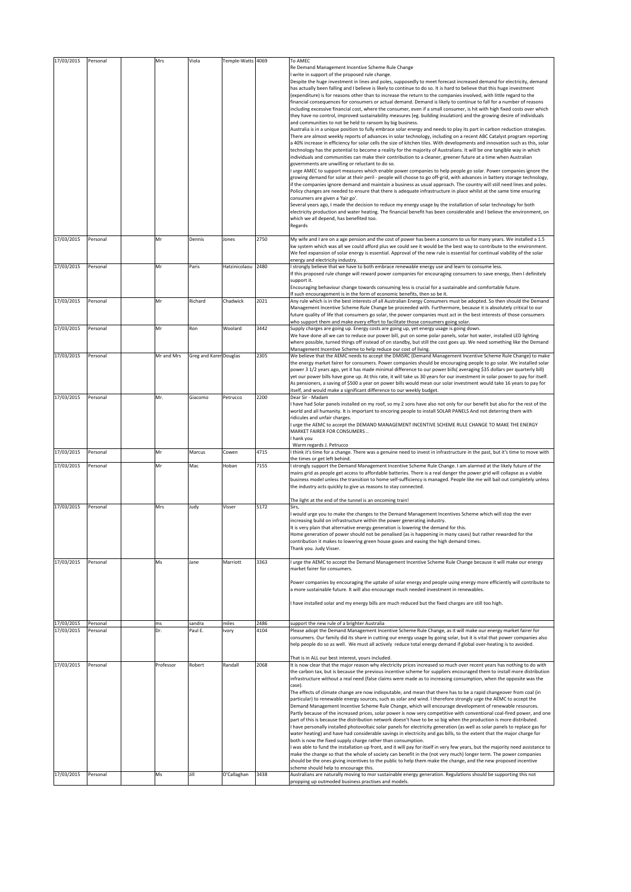| | | | | | | |
|---|---|---|---|---|---|---|
| 17/03/2015 | Personal | Mrs | Viola | Temple-Watts | 4069 | To AMEC<br>Re Demand Management Incentive Scheme Rule Change<br>I write in support of the proposed rule change.<br>Despite the huge investment in lines and poles, supposedly to meet forecast increased demand for electricity, demand has actually been falling and I believe is likely to continue to do so. It is hard to believe that this huge investment (expenditure) is for reasons other than to increase the return to the companies involved, with little regard to the financial consequences for consumers or actual demand. Demand is likely to continue to fall for a number of reasons including excessive financial cost, where the consumer, even if a small consumer, is hit with high fixed costs over which they have no control, improved sustainability measures (eg. building insulation) and the growing desire of individuals and communities to not be held to ransom by big business.<br>Australia is in a unique position to fully embrace solar energy and needs to play its part in carbon reduction strategies. There are almost weekly reports of advances in solar technology, including on a recent ABC Catalyst program reporting a 40% increase in efficiency for solar cells the size of kitchen tiles. With developments and innovation such as this, solar technology has the potential to become a reality for the majority of Australians. It will be one tangible way in which individuals and communities can make their contribution to a cleaner, greener future at a time when Australian governments are unwilling or reluctant to do so.<br>I urge AMEC to support measures which enable power companies to help people go solar. Power companies ignore the growing demand for solar at their peril - people will choose to go off-grid, with advances in battery storage technology, if the companies ignore demand and maintain a business as usual approach. The country will still need lines and poles. Policy changes are needed to ensure that there is adequate infrastructure in place whilst at the same time ensuring consumers are given a 'fair go'.<br>Several years ago, I made the decision to reduce my energy usage by the installation of solar technology for both electricity production and water heating. The financial benefit has been considerable and I believe the environment, on which we all depend, has benefited too.<br>Regards |
| 17/03/2015 | Personal | Mr | Dennis | Jones | 2750 | My wife and I are on a age pension and the cost of power has been a concern to us for many years. We installed a 1.5 kw system which was all we could afford plus we could see it would be the best way to contribute to the environment. We feel expansion of solar energy is essential. Approval of the new rule is essential for continual viability of the solar energy and electricity industry. |
| 17/03/2015 | Personal | Mr | Paris | Hatzinicolaou | 2480 | I strongly believe that we have to both embrace renewable energy use and learn to consume less.<br>If this proposed rule change will reward power companies for encouraging consumers to save energy, then I definitely support it.<br>Encouraging behaviour change towards consuming less is crucial for a sustainable and comfortable future.<br>If such encouragement is in the form of economic benefits, then so be it. |
| 17/03/2015 | Personal | Mr | Richard | Chadwick | 2021 | Any rule which is in the best interests of all Australian Energy Consumers must be adopted. So then should the Demand Management Incentive Scheme Rule Change be proceeded with. Furthermore, because it is absolutely critical to our future quality of life that consumers go solar, the power companies must act in the best interests of those consumers who support them and make every effort to facilitate those consumers going solar. |
| 17/03/2015 | Personal | Mr | Ron | Woolard | 3442 | Supply charges are going up. Energy costs are going up, yet energy usage is going down.<br>We have done all we can to reduce our power bill, put on some polar panels, solar hot water, installed LED lighting where possible, turned things off instead of on standby, but still the cost goes up. We need something like the Demand Management Incentive Scheme to help reduce our cost of living. |
| 17/03/2015 | Personal | Mr and Mrs | Greg and Karen | Douglas | 2305 | We believe that the AEMC needs to accept the DMISRC (Demand Management Incentive Scheme Rule Change) to make the energy market fairer for consumers. Power companies should be encouraging people to go solar. We installed solar power 3 1/2 years ago, yet it has made minimal difference to our power bills( averaging $35 dollars per quarterly bill) yet our power bills have gone up. At this rate, it will take us 30 years for our investment in solar power to pay for itself. As pensioners, a saving of $500 a year on power bills would mean our solar investment would take 16 years to pay for itself, and would make a significant difference to our weekly budget. |
| 17/03/2015 | Personal | Mr. | Giacomo | Petrucco | 2200 | Dear Sir - Madam<br>I have had Solar panels installed on my roof, so my 2 sons have also not only for our benefit but also for the rest of the world and all humanity. It is important to encoring people to install SOLAR PANELS And not deterring them with ridicules and unfair charges.<br>I urge the AEMC to accept the DEMAND MANAGEMENT INCENTIVE SCHEME RULE CHANGE TO MAKE THE ENERGY MARKET FAIRER FOR CONSUMERS ..<br>I hank you<br>Warm regards J. Petrucco |
| 17/03/2015 | Personal | Mr | Marcus | Cowen | 4715 | I think it's time for a change. There was a genuine need to invest in infrastructure in the past, but it's time to move with the times or get left behind. |
| 17/03/2015 | Personal | Mr | Mac | Hoban | 7155 | I strongly support the Demand Management Incentive Scheme Rule Change. I am alarmed at the likely future of the mains grid as people get access to affordable batteries. There is a real danger the power grid will collapse as a viable business model unless the transition to home self-sufficiency is managed. People like me will bail out completely unless the industry acts quickly to give us reasons to stay connected.<br><br>The light at the end of the tunnel is an oncoming train! |
| 17/03/2015 | Personal | Mrs | Judy | Visser | 5172 | Sirs,<br>I would urge you to make the changes to the Demand Management Incentives Scheme which will stop the ever increasing build on infrastructure within the power generating industry.<br>It is very plain that alternative energy generation is lowering the demand for this.<br>Home generation of power should not be penalised (as is happening in many cases) but rather rewarded for the contribution it makes to lowering green house gases and easing the high demand times.<br>Thank you. Judy Visser. |
| 17/03/2015 | Personal | Ms | Jane | Marriott | 3363 | I urge the AEMC to accept the Demand Management Incentive Scheme Rule Change because it will make our energy market fairer for consumers.<br><br>Power companies by encouraging the uptake of solar energy and people using energy more efficiently will contribute to a more sustainable future. It will also encourage much needed investment in renewables.<br><br>I have installed solar and my energy bills are much reduced but the fixed charges are still too high. |
| 17/03/2015 | Personal | ms | sandra | miles | 2486 | support the new rule of a brighter Australia |
| 17/03/2015 | Personal | Dr. | Paul E. | Ivory | 4104 | Please adopt the Demand Management Incentive Scheme Rule Change, as it will make our energy market fairer for consumers. Our family did its share in cutting our energy usage by going solar, but it is vital that power companies also help people do so as well. We must all actively reduce total energy demand if global over-heating is to avoided.<br><br>That is in ALL our best interest, yours included. |
| 17/03/2015 | Personal | Professor | Robert | Randall | 2068 | It is now clear that the major reason why electricity prices increased so much over recent years has nothing to do with the carbon tax, but is because the previous incentive scheme for suppliers encouraged them to install more distribution infrastructure without a real need (false claims were made as to increasing consumption, when the opposite was the case).<br>The effects of climate change are now indisputable, and mean that there has to be a rapid changeover from coal (in particular) to renewable energy sources, such as solar and wind. I therefore strongly urge the AEMC to accept the Demand Management Incentive Scheme Rule Change, which will encourage development of renewable resources.<br>Partly because of the increased prices, solar power is now very competitive with conventional coal-fired power, and one part of this is because the distribution network doesn't have to be so big when the production is more distributed.<br>I have personally installed photovoltaic solar panels for electricity generation (as well as solar panels to replace gas for water heating) and have had considerable savings in electricity and gas bills, to the extent that the major charge for both is now the fixed supply charge rather than consumption.<br>I was able to fund the installation up front, and it will pay for itself in very few years, but the majority need assistance to make the change so that the whole of society can benefit in the (not very much) longer term. The power companies should be the ones giving incentives to the public to help them make the change, and the new proposed incentive scheme should help to encourage this. |
| 17/03/2015 | Personal | Ms | Jill | O'Callaghan | 3438 | Australians are naturally moving to mor sustainable energy generation. Regulations should be supporting this not propping up outmoded business practises and models. |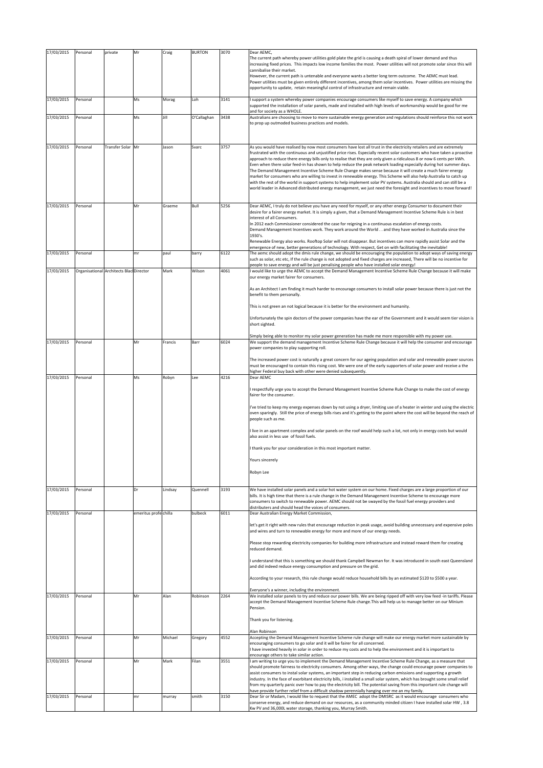| | | | | | | | |
|---|---|---|---|---|---|---|---|
| 17/03/2015 | Personal | private | Mr | Craig | BURTON | 3070 | Dear AEMC,<br>The current path whereby power utilities gold plate the grid is causing a death spiral of lower demand and thus increasing fixed prices. This impacts low income families the most. Power utilities will not promote solar since this will cannibalise their market.<br>However, the current path is untenable and everyone wants a better long term outcome. The AEMC must lead.<br>Power utilities must be given entirely different incentives, among them solar incentives. Power utilities are missing the opportunity to update, retain meaningful control of infrastructure and remain viable. |
| 17/03/2015 | Personal | | Ms | Morag | Loh | 3141 | I support a system whereby power companies encourage consumers like myself to save energy. A company which supported the installation of solar panels, made and installed with high levels of workmanship would be good for me and for society as a WHOLE. |
| 17/03/2015 | Personal | | Ms | Jill | O'Callaghan | 3438 | Australians are choosing to move to more sustainable energy generation and regulations should reinforce this not work to prop up outmoded business practices and models. |
| 17/03/2015 | Personal | Transfer Solar | Mr | Jason | Svarc | 3757 | As you would have realised by now most consumers have lost all trust in the electricity retailers and are extremely frustrated with the continuous and unjustified price rises. Especially recent solar customers who have taken a proactive approach to reduce there energy bills only to realise that they are only given a ridiculous 8 or now 6 cents per kWh. Even when there solar feed-in has shown to help reduce the peak network loading especially during hot summer days. The Demand Management Incentive Scheme Rule Change makes sense because it will create a much fairer energy market for consumers who are willing to invest in renewable energy. This Scheme will also help Australia to catch up with the rest of the world in support systems to help implement solar PV systems. Australia should and can still be a world leader in Advanced distributed energy management, we just need the foresight and incentives to move forward! |
| 17/03/2015 | Personal | | Mr | Graeme | Bull | 5256 | Dear AEMC, I truly do not believe you have any need for myself, or any other energy Consumer to document their desire for a fairer energy market. It is simply a given, that a Demand Management Incentive Scheme Rule is in best interest of all Consumers.<br>In 2012 each Commissioner considered the case for reigning in a continuous escalation of energy costs.<br>Demand Management Incentives work. They work around the World . . and they have worked in Australia since the 1930's.<br>Renewable Energy also works. Rooftop Solar will not disappear. But incentives can more rapidly assist Solar and the emergence of new, better generations of technology. With respect, Get on with facilitating the inevitable! |
| 17/03/2015 | Personal | | mr | paul | barry | 6122 | The aemc should adopt the dmis rule change, we should be encouraging the population to adopt ways of saving energy such as solar, etc etc, If the rule change is not adopted and fixed charges are increased, There will be no incentive for people to save energy and will be just penalising people who have installed solar energy! |
| 17/03/2015 | Organisational | Architects Blac | Director | Mark | Wilson | 4061 | I would like to urge the AEMC to accept the Demand Management Incentive Scheme Rule Change because it will make our energy market fairer for consumers.<br><br>As an Architect I am finding it much harder to encourage consumers to install solar power because there is just not the benefit to them personally.<br><br>This is not green an not logical because it is better for the environment and humanity.<br><br>Unfortunately the spin doctors of the power companies have the ear of the Government and it would seem tier vision is short sighted.<br><br>Simply being able to monitor my solar power generation has made me more responsible with my power use. |
| 17/03/2015 | Personal | | Mr | Francis | Barr | 6024 | We support the demand management Incentive Scheme Rule Change because it will help the consumer and encourage power companies to play supporting roll.<br><br>The increased power cost is naturally a great concern for our ageing population and solar and renewable power sources must be encouraged to contain this rising cost. We were one of the early supporters of solar power and receive a the higher Federal buy back with other were denied subsequently. |
| 17/03/2015 | Personal | | Ms | Robyn | Lee | 4216 | Dear AEMC<br><br>I respectfully urge you to accept the Demand Management Incentive Scheme Rule Change to make the cost of energy fairer for the consumer.<br><br>I've tried to keep my energy expenses down by not using a dryer, limiting use of a heater in winter and using the electric oven sparingly. Still the price of energy bills rises and it's getting to the point where the cost will be beyond the reach of people such as me.<br><br>I live in an apartment complex and solar panels on the roof would help such a lot, not only in energy costs but would also assist in less use of fossil fuels.<br><br>I thank you for your consideration in this most important matter.<br><br>Yours sincerely<br><br>Robyn Lee |
| 17/03/2015 | Personal | | Dr | Lindsay | Quennell | 3193 | We have installed solar panels and a solar hot water system on our home. Fixed charges are a large proportion of our bills. It is high time that there is a rule change in the Demand Management Incentive Scheme to encourage more consumers to switch to renewable power. AEMC should not be swayed by the fossil fuel energy providers and distributers and should head the voices of consumers. |
| 17/03/2015 | Personal | | emeritus profe | chilla | bulbeck | 6011 | Dear Australian Energy Market Commission,<br><br>let's get it right with new rules that encourage reduction in peak usage, avoid building unnecessary and expensive poles and wires and turn to renewable energy for more and more of our energy needs.<br><br>Please stop rewarding electricity companies for building more infrastructure and instead reward them for creating reduced demand.<br><br>I understand that this is something we should thank Campbell Newman for. It was introduced in south east Queensland and did indeed reduce energy consumption and pressure on the grid.<br><br>According to your research, this rule change would reduce household bills by an estimated $120 to $500 a year.<br><br>Everyone's a winner, including the environment. |
| 17/03/2015 | Personal | | Mr | Alan | Robinson | 2264 | We installed solar panels to try and reduce our power bills. We are being ripped off with very low feed -in tariffs. Please accept the Demand Management Incentive Scheme Rule change.This will help us to manage better on our Minium Pension.<br><br>Thank you for listening.<br><br>Alan Robinson |
| 17/03/2015 | Personal | | Mr | Michael | Gregory | 4552 | Accepting the Demand Management Incentive Scheme rule change will make our energy market more sustainable by encouraging consumers to go solar and it will be fairer for all concerned.<br>I have invested heavily in solar in order to reduce my costs and to help the environment and it is important to encourage others to take similar action. |
| 17/03/2015 | Personal | | Mr | Mark | Filan | 3551 | I am writing to urge you to implement the Demand Management Incentive Scheme Rule Change, as a measure that should promote fairness to electricity consumers. Among other ways, the change could encourage power companies to assist consumers to instal solar systems, an important step in reducing carbon emissions and supporting a growth industry. In the face of exorbitant electricity bills, i installed a small solar system, which has brought some small relief from my quarterly panic over how to pay the electricity bill. The potential saving from this important rule change will have provide further relief from a difficult shadow perennially hanging over me an my family. |
| 17/03/2015 | Personal | | mr | murray | smith | 3150 | Dear Sir or Madam, I would like to request that the AMEC adopt the DMISRC as it would encourage consumers who conserve energy, and reduce demand on our resources, as a community minded citizen I have installed solar HW , 3.8 Kw PV and 36,000L water storage, thanking you, Murray Smith. |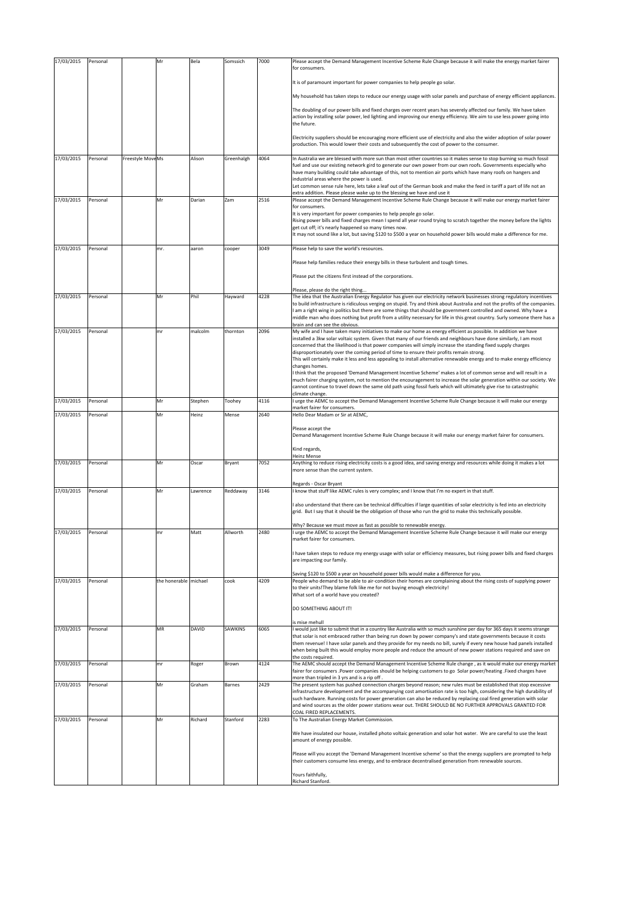| 17/03/2015 | Personal | | Mr | Bela | Somssich | 7000 | Please accept the Demand Management Incentive Scheme Rule Change because it will make the energy market fairer for consumers.<br><br>It is of paramount important for power companies to help people go solar.<br><br>My household has taken steps to reduce our energy usage with solar panels and purchase of energy efficient appliances.<br><br>The doubling of our power bills and fixed charges over recent years has severely affected our family. We have taken action by installing solar power, led lighting and improving our energy efficiency. We aim to use less power going into the future.<br><br>Electricity suppliers should be encouraging more efficient use of electricity and also the wider adoption of solar power production. This would lower their costs and subsequently the cost of power to the consumer. |
|---|---|---|---|---|---|---|---|
| 17/03/2015 | Personal | Freestyle Move | Ms | Alison | Greenhalgh | 4064 | In Australia we are blessed with more sun than most other countries so it makes sense to stop burning so much fossil fuel and use our existing network gird to generate our own power from our own roofs. Governments especially who have many building could take advantage of this, not to mention air ports which have many roofs on hangers and industrial areas where the power is used.<br>Let common sense rule here, lets take a leaf out of the German book and make the feed in tariff a part of life not an extra addition. Please please wake up to the blessing we have and use it |
| 17/03/2015 | Personal | | Mr | Darian | Zam | 2516 | Please accept the Demand Management Incentive Scheme Rule Change because it will make our energy market fairer for consumers.<br>It is very important for power companies to help people go solar.<br>Rising power bills and fixed charges mean I spend all year round trying to scratch together the money before the lights get cut off; it's nearly happened so many times now.<br>It may not sound like a lot, but saving $120 to $500 a year on household power bills would make a difference for me. |
| 17/03/2015 | Personal | | mr. | aaron | cooper | 3049 | Please help to save the world's resources.<br><br>Please help families reduce their energy bills in these turbulent and tough times.<br><br>Please put the citizens first instead of the corporations.<br><br>Please, please do the right thing... |
| 17/03/2015 | Personal | | Mr | Phil | Hayward | 4228 | The idea that the Australian Energy Regulator has given our electricity network businesses strong regulatory incentives to build infrastructure is ridiculous verging on stupid. Try and think about Australia and not the profits of the companies. I am a right wing in politics but there are some things that should be government controlled and owned. Why have a middle man who does nothing but profit from a utility necessary for life in this great country. Surly someone there has a brain and can see the obvious. |
| 17/03/2015 | Personal | | mr | malcolm | thornton | 2096 | My wife and I have taken many initiatives to make our home as energy efficient as possible. In addition we have installed a 3kw solar voltaic system. Given that many of our friends and neighbours have done similarly, I am most concerned that the likelihood is that power companies will simply increase the standing fixed supply charges disproportionately over the coming period of time to ensure their profits remain strong.<br>This will certainly make it less and less appealing to install alternative renewable energy and to make energy efficiency changes homes.<br>I think that the proposed 'Demand Management Incentive Scheme' makes a lot of common sense and will result in a much fairer charging system, not to mention the encouragement to increase the solar generation within our society. We cannot continue to travel down the same old path using fossil fuels which will ultimately give rise to catastrophic climate change. |
| 17/03/2015 | Personal | | Mr | Stephen | Toohey | 4116 | I urge the AEMC to accept the Demand Management Incentive Scheme Rule Change because it will make our energy market fairer for consumers. |
| 17/03/2015 | Personal | | Mr | Heinz | Mense | 2640 | Hello Dear Madam or Sir at AEMC,<br><br>Please accept the<br>Demand Management Incentive Scheme Rule Change because it will make our energy market fairer for consumers.<br><br>Kind regards,<br>Heinz Mense |
| 17/03/2015 | Personal | | Mr | Oscar | Bryant | 7052 | Anything to reduce rising electricity costs is a good idea, and saving energy and resources while doing it makes a lot more sense than the current system.<br><br>Regards - Oscar Bryant |
| 17/03/2015 | Personal | | Mr | Lawrence | Reddaway | 3146 | I know that stuff like AEMC rules is very complex; and I know that I'm no expert in that stuff.<br><br>I also understand that there can be technical difficulties if large quantities of solar electricity is fed into an electricity grid. But I say that it should be the obligation of those who run the grid to make this technically possible.<br><br>Why? Because we must move as fast as possible to renewable energy. |
| 17/03/2015 | Personal | | mr | Matt | Allworth | 2480 | I urge the AEMC to accept the Demand Management Incentive Scheme Rule Change because it will make our energy market fairer for consumers.<br><br>I have taken steps to reduce my energy usage with solar or efficiency measures, but rising power bills and fixed charges are impacting our family.<br><br>Saving $120 to $500 a year on household power bills would make a difference for you. |
| 17/03/2015 | Personal | | the honerable | michael | cook | 4209 | People who demand to be able to air-condition their homes are complaining about the rising costs of supplying power to their units!They blame folk like me for not buying enough electricity!<br>What sort of a world have you created?<br><br>DO SOMETHING ABOUT IT!<br><br>is mise mehull |
| 17/03/2015 | Personal | | MR | DAVID | SAWKINS | 6065 | I would just like to submit that in a country like Australia with so much sunshine per day for 365 days it seems strange that solar is not embraced rather than being run down by power company's and state governments because it costs them revenue! I have solar panels and they provide for my needs no bill, surely if every new house had panels installed when being built this would employ more people and reduce the amount of new power stations required and save on the costs required. |
| 17/03/2015 | Personal | | mr | Roger | Brown | 4124 | The AEMC should accept the Demand Management Incentive Scheme Rule change , as it would make our energy market fairer for consumers .Power companies should be helping customers to go Solar power/heating .Fixed charges have more than tripled in 3 yrs and is a rip off . |
| 17/03/2015 | Personal | | Mr | Graham | Barnes | 2429 | The present system has pushed connection charges beyond reason; new rules must be established that stop excessive infrastructure development and the accompanying cost amortisation rate is too high, considering the high durability of such hardware. Running costs for power generation can also be reduced by replacing coal fired generation with solar and wind sources as the older power stations wear out. THERE SHOULD BE NO FURTHER APPROVALS GRANTED FOR COAL FIRED REPLACEMENTS. |
| 17/03/2015 | Personal | | Mr | Richard | Stanford | 2283 | To The Australian Energy Market Commission.<br><br>We have insulated our house, installed photo voltaic generation and solar hot water. We are careful to use the least amount of energy possible.<br><br>Please will you accept the 'Demand Management Incentive scheme' so that the energy suppliers are prompted to help their customers consume less energy, and to embrace decentralised generation from renewable sources.<br><br>Yours faithfully,<br>Richard Stanford. |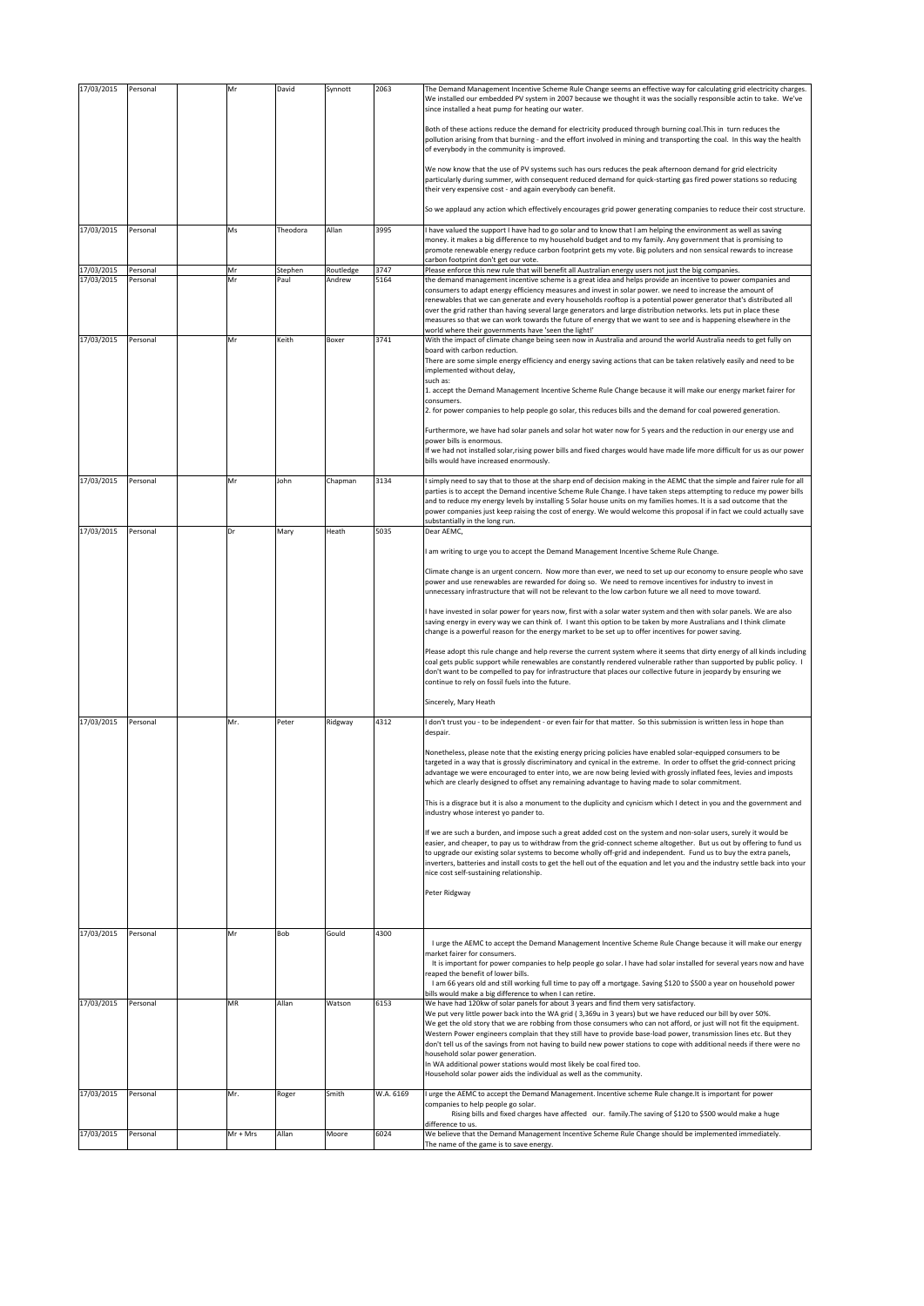| | | | | | | | |
|---|---|---|---|---|---|---|---|
| 17/03/2015 | Personal | | Mr | David | Synnott | 2063 | The Demand Management Incentive Scheme Rule Change seems an effective way for calculating grid electricity charges. We installed our embedded PV system in 2007 because we thought it was the socially responsible actin to take. We've since installed a heat pump for heating our water.<br><br>Both of these actions reduce the demand for electricity produced through burning coal.This in turn reduces the pollution arising from that burning - and the effort involved in mining and transporting the coal. In this way the health of everybody in the community is improved.<br><br>We now know that the use of PV systems such has ours reduces the peak afternoon demand for grid electricity particularly during summer, with consequent reduced demand for quick-starting gas fired power stations so reducing their very expensive cost - and again everybody can benefit.<br><br>So we applaud any action which effectively encourages grid power generating companies to reduce their cost structure. |
| 17/03/2015 | Personal | | Ms | Theodora | Allan | 3995 | I have valued the support I have had to go solar and to know that I am helping the environment as well as saving money. it makes a big difference to my household budget and to my family. Any government that is promising to promote renewable energy reduce carbon footprint gets my vote. Big poluters and non sensical rewards to increase carbon footprint don't get our vote. |
| 17/03/2015 | Personal | | Mr | Stephen | Routledge | 3747 | Please enforce this new rule that will benefit all Australian energy users not just the big companies. |
| 17/03/2015 | Personal | | Mr | Paul | Andrew | 5164 | the demand management incentive scheme is a great idea and helps provide an incentive to power companies and consumers to adapt energy efficiency measures and invest in solar power. we need to increase the amount of renewables that we can generate and every households rooftop is a potential power generator that's distributed all over the grid rather than having several large generators and large distribution networks. lets put in place these measures so that we can work towards the future of energy that we want to see and is happening elsewhere in the world where their governments have 'seen the light!' |
| 17/03/2015 | Personal | | Mr | Keith | Boxer | 3741 | With the impact of climate change being seen now in Australia and around the world Australia needs to get fully on board with carbon reduction.<br>There are some simple energy efficiency and energy saving actions that can be taken relatively easily and need to be implemented without delay,<br>such as:<br>1. accept the Demand Management Incentive Scheme Rule Change because it will make our energy market fairer for consumers.<br>2. for power companies to help people go solar, this reduces bills and the demand for coal powered generation.<br><br>Furthermore, we have had solar panels and solar hot water now for 5 years and the reduction in our energy use and power bills is enormous.<br>If we had not installed solar,rising power bills and fixed charges would have made life more difficult for us as our power bills would have increased enormously. |
| 17/03/2015 | Personal | | Mr | John | Chapman | 3134 | I simply need to say that to those at the sharp end of decision making in the AEMC that the simple and fairer rule for all parties is to accept the Demand incentive Scheme Rule Change. I have taken steps attempting to reduce my power bills and to reduce my energy levels by installing 5 Solar house units on my families homes. It is a sad outcome that the power companies just keep raising the cost of energy. We would welcome this proposal if in fact we could actually save substantially in the long run. |
| 17/03/2015 | Personal | | Dr | Mary | Heath | 5035 | Dear AEMC,<br><br>I am writing to urge you to accept the Demand Management Incentive Scheme Rule Change.<br><br>Climate change is an urgent concern. Now more than ever, we need to set up our economy to ensure people who save power and use renewables are rewarded for doing so. We need to remove incentives for industry to invest in unnecessary infrastructure that will not be relevant to the low carbon future we all need to move toward.<br><br>I have invested in solar power for years now, first with a solar water system and then with solar panels. We are also saving energy in every way we can think of. I want this option to be taken by more Australians and I think climate change is a powerful reason for the energy market to be set up to offer incentives for power saving.<br><br>Please adopt this rule change and help reverse the current system where it seems that dirty energy of all kinds including coal gets public support while renewables are constantly rendered vulnerable rather than supported by public policy. I don't want to be compelled to pay for infrastructure that places our collective future in jeopardy by ensuring we continue to rely on fossil fuels into the future.<br><br>Sincerely, Mary Heath |
| 17/03/2015 | Personal | | Mr. | Peter | Ridgway | 4312 | I don't trust you - to be independent - or even fair for that matter. So this submission is written less in hope than despair.<br><br>Nonetheless, please note that the existing energy pricing policies have enabled solar-equipped consumers to be targeted in a way that is grossly discriminatory and cynical in the extreme. In order to offset the grid-connect pricing advantage we were encouraged to enter into, we are now being levied with grossly inflated fees, levies and imposts which are clearly designed to offset any remaining advantage to having made to solar commitment.<br><br>This is a disgrace but it is also a monument to the duplicity and cynicism which I detect in you and the government and industry whose interest yo pander to.<br><br>If we are such a burden, and impose such a great added cost on the system and non-solar users, surely it would be easier, and cheaper, to pay us to withdraw from the grid-connect scheme altogether. But us out by offering to fund us to upgrade our existing solar systems to become wholly off-grid and independent. Fund us to buy the extra panels, inverters, batteries and install costs to get the hell out of the equation and let you and the industry settle back into your nice cost self-sustaining relationship.<br><br>Peter Ridgway |
| 17/03/2015 | Personal | | Mr | Bob | Gould | 4300 | I urge the AEMC to accept the Demand Management Incentive Scheme Rule Change because it will make our energy market fairer for consumers.<br>It is important for power companies to help people go solar. I have had solar installed for several years now and have reaped the benefit of lower bills.<br>I am 66 years old and still working full time to pay off a mortgage. Saving $120 to $500 a year on household power bills would make a big difference to when I can retire. |
| 17/03/2015 | Personal | | MR | Allan | Watson | 6153 | We have had 120kw of solar panels for about 3 years and find them very satisfactory.<br>We put very little power back into the WA grid ( 3,369u in 3 years) but we have reduced our bill by over 50%.<br>We get the old story that we are robbing from those consumers who can not afford, or just will not fit the equipment. Western Power engineers complain that they still have to provide base-load power, transmission lines etc. But they don't tell us of the savings from not having to build new power stations to cope with additional needs if there were no household solar power generation.<br>In WA additional power stations would most likely be coal fired too.<br>Household solar power aids the individual as well as the community. |
| 17/03/2015 | Personal | | Mr. | Roger | Smith | W.A. 6169 | I urge the AEMC to accept the Demand Management. Incentive scheme Rule change.It is important for power companies to help people go solar.<br>Rising bills and fixed charges have affected our. family.The saving of $120 to $500 would make a huge difference to us. |
| 17/03/2015 | Personal | | Mr + Mrs | Allan | Moore | 6024 | We believe that the Demand Management Incentive Scheme Rule Change should be implemented immediately.<br>The name of the game is to save energy. |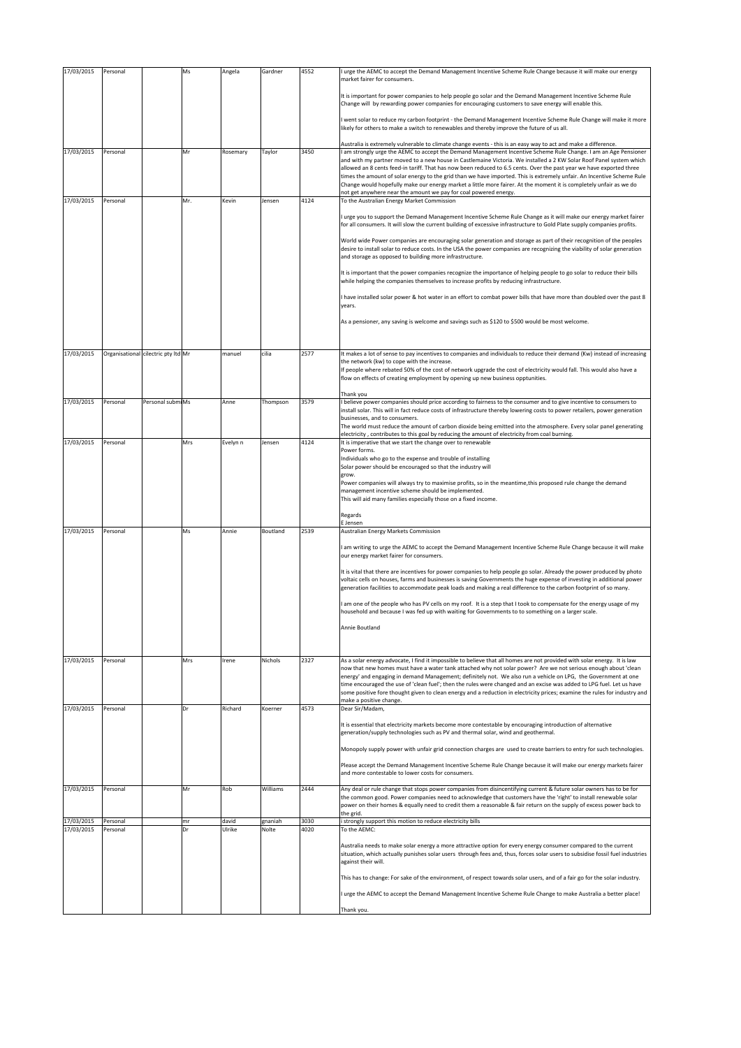| 17/03/2015 | Personal | | Ms | Angela | Gardner | 4552 | I urge the AEMC to accept the Demand Management Incentive Scheme Rule Change because it will make our energy market fairer for consumers.<br><br>It is important for power companies to help people go solar and the Demand Management Incentive Scheme Rule Change will by rewarding power companies for encouraging customers to save energy will enable this.<br><br>I went solar to reduce my carbon footprint - the Demand Management Incentive Scheme Rule Change will make it more likely for others to make a switch to renewables and thereby improve the future of us all.<br><br>Australia is extremely vulnerable to climate change events - this is an easy way to act and make a difference. |
|---|---|---|---|---|---|---|---|
| 17/03/2015 | Personal | | Mr | Rosemary | Taylor | 3450 | I am strongly urge the AEMC to accept the Demand Management Incentive Scheme Rule Change. I am an Age Pensioner and with my partner moved to a new house in Castlemaine Victoria. We installed a 2 KW Solar Roof Panel system which allowed an 8 cents feed-in tariff. That has now been reduced to 6.5 cents. Over the past year we have exported three times the amount of solar energy to the grid than we have imported. This is extremely unfair. An Incentive Scheme Rule Change would hopefully make our energy market a little more fairer. At the moment it is completely unfair as we do not get anywhere near the amount we pay for coal powered energy. |
| 17/03/2015 | Personal | | Mr. | Kevin | Jensen | 4124 | To the Australian Energy Market Commission<br><br>I urge you to support the Demand Management Incentive Scheme Rule Change as it will make our energy market fairer for all consumers. It will slow the current building of excessive infrastructure to Gold Plate supply companies profits.<br><br>World wide Power companies are encouraging solar generation and storage as part of their recognition of the peoples desire to install solar to reduce costs. In the USA the power companies are recognizing the viability of solar generation and storage as opposed to building more infrastructure.<br><br>It is important that the power companies recognize the importance of helping people to go solar to reduce their bills while helping the companies themselves to increase profits by reducing infrastructure.<br><br>I have installed solar power & hot water in an effort to combat power bills that have more than doubled over the past 8 years.<br><br>As a pensioner, any saving is welcome and savings such as $120 to $500 would be most welcome. |
| 17/03/2015 | Organisational | cilectric pty ltd | Mr | manuel | cilia | 2577 | It makes a lot of sense to pay incentives to companies and individuals to reduce their demand (Kw) instead of increasing the network (kw) to cope with the increase.<br>If people where rebated 50% of the cost of network upgrade the cost of electricity would fall. This would also have a flow on effects of creating employment by opening up new business opptunities.<br><br>Thank you |
| 17/03/2015 | Personal | Personal submi | Ms | Anne | Thompson | 3579 | I believe power companies should price according to fairness to the consumer and to give incentive to consumers to install solar. This will in fact reduce costs of infrastructure thereby lowering costs to power retailers, power generation businesses, and to consumers.<br>The world must reduce the amount of carbon dioxide being emitted into the atmosphere. Every solar panel generating electricity , contributes to this goal by reducing the amount of electricity from coal burning. |
| 17/03/2015 | Personal | | Mrs | Evelyn n | Jensen | 4124 | It is imperative that we start the change over to renewable<br>Power forms.<br>Individuals who go to the expense and trouble of installing<br>Solar power should be encouraged so that the industry will<br>grow.<br>Power companies will always try to maximise profits, so in the meantime,this proposed rule change the demand management incentive scheme should be implemented.<br>This will aid many families especially those on a fixed income.<br><br>Regards<br>E Jensen |
| 17/03/2015 | Personal | | Ms | Annie | Boutland | 2539 | Australian Energy Markets Commission<br><br>I am writing to urge the AEMC to accept the Demand Management Incentive Scheme Rule Change because it will make our energy market fairer for consumers.<br><br>It is vital that there are incentives for power companies to help people go solar. Already the power produced by photo voltaic cells on houses, farms and businesses is saving Governments the huge expense of investing in additional power generation facilities to accommodate peak loads and making a real difference to the carbon footprint of so many.<br><br>I am one of the people who has PV cells on my roof. It is a step that I took to compensate for the energy usage of my household and because I was fed up with waiting for Governments to to something on a larger scale.<br><br>Annie Boutland |
| 17/03/2015 | Personal | | Mrs | Irene | Nichols | 2327 | As a solar energy advocate, I find it impossible to believe that all homes are not provided with solar energy. It is law now that new homes must have a water tank attached why not solar power? Are we not serious enough about 'clean energy' and engaging in demand Management; definitely not. We also run a vehicle on LPG, the Government at one time encouraged the use of 'clean fuel'; then the rules were changed and an excise was added to LPG fuel. Let us have some positive fore thought given to clean energy and a reduction in electricity prices; examine the rules for industry and make a positive change. |
| 17/03/2015 | Personal | | Dr | Richard | Koerner | 4573 | Dear Sir/Madam,<br><br>It is essential that electricity markets become more contestable by encouraging introduction of alternative generation/supply technologies such as PV and thermal solar, wind and geothermal.<br><br>Monopoly supply power with unfair grid connection charges are used to create barriers to entry for such technologies.<br><br>Please accept the Demand Management Incentive Scheme Rule Change because it will make our energy markets fairer and more contestable to lower costs for consumers. |
| 17/03/2015 | Personal | | Mr | Rob | Williams | 2444 | Any deal or rule change that stops power companies from disincentifying current & future solar owners has to be for the common good. Power companies need to acknowledge that customers have the 'right' to install renewable solar power on their homes & equally need to credit them a reasonable & fair return on the supply of excess power back to the grid. |
| 17/03/2015 | Personal | | mr | david | gnaniah | 3030 | i strongly support this motion to reduce electricity bills |
| 17/03/2015 | Personal | | Dr | Ulrike | Nolte | 4020 | To the AEMC:<br><br>Australia needs to make solar energy a more attractive option for every energy consumer compared to the current situation, which actually punishes solar users through fees and, thus, forces solar users to subsidise fossil fuel industries against their will.<br><br>This has to change: For sake of the environment, of respect towards solar users, and of a fair go for the solar industry.<br><br>I urge the AEMC to accept the Demand Management Incentive Scheme Rule Change to make Australia a better place!<br><br>Thank you. |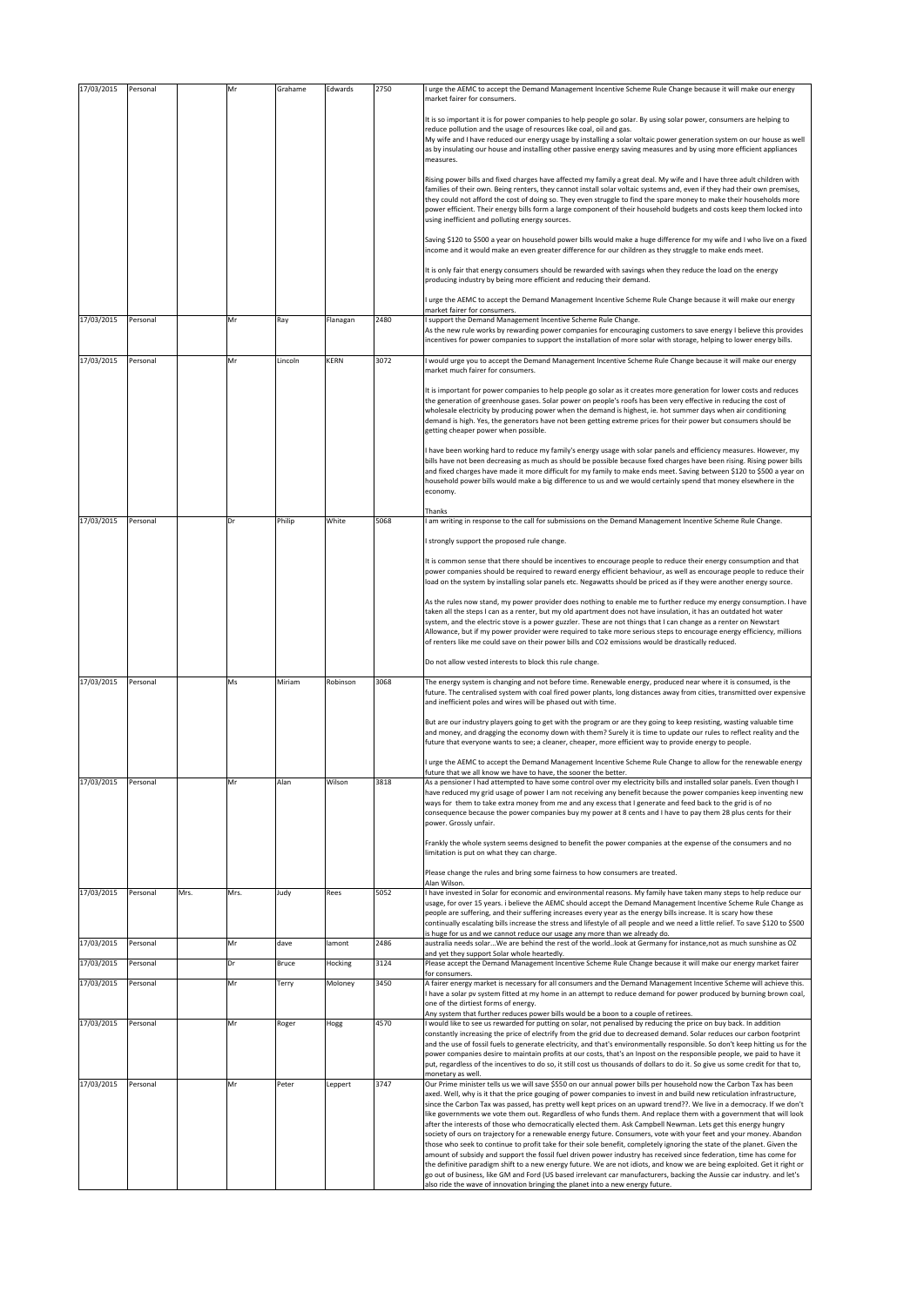| 17/03/2015 | Personal | | Mr | Grahame | Edwards | 2750 | I urge the AEMC to accept the Demand Management Incentive Scheme Rule Change because it will make our energy market fairer for consumers.<br><br>It is so important it is for power companies to help people go solar. By using solar power, consumers are helping to reduce pollution and the usage of resources like coal, oil and gas.<br>My wife and I have reduced our energy usage by installing a solar voltaic power generation system on our house as well as by insulating our house and installing other passive energy saving measures and by using more efficient appliances measures.<br><br>Rising power bills and fixed charges have affected my family a great deal. My wife and I have three adult children with families of their own. Being renters, they cannot install solar voltaic systems and, even if they had their own premises, they could not afford the cost of doing so. They even struggle to find the spare money to make their households more power efficient. Their energy bills form a large component of their household budgets and costs keep them locked into using inefficient and polluting energy sources.<br><br>Saving $120 to $500 a year on household power bills would make a huge difference for my wife and I who live on a fixed income and it would make an even greater difference for our children as they struggle to make ends meet.<br><br>It is only fair that energy consumers should be rewarded with savings when they reduce the load on the energy producing industry by being more efficient and reducing their demand.<br><br>I urge the AEMC to accept the Demand Management Incentive Scheme Rule Change because it will make our energy market fairer for consumers. |
|---|---|---|---|---|---|---|---|
| 17/03/2015 | Personal | | Mr | Ray | Flanagan | 2480 | I support the Demand Management Incentive Scheme Rule Change.<br>As the new rule works by rewarding power companies for encouraging customers to save energy I believe this provides incentives for power companies to support the installation of more solar with storage, helping to lower energy bills. |
| 17/03/2015 | Personal | | Mr | Lincoln | KERN | 3072 | I would urge you to accept the Demand Management Incentive Scheme Rule Change because it will make our energy market much fairer for consumers.<br><br>It is important for power companies to help people go solar as it creates more generation for lower costs and reduces the generation of greenhouse gases. Solar power on people's roofs has been very effective in reducing the cost of wholesale electricity by producing power when the demand is highest, ie. hot summer days when air conditioning demand is high. Yes, the generators have not been getting extreme prices for their power but consumers should be getting cheaper power when possible.<br><br>I have been working hard to reduce my family's energy usage with solar panels and efficiency measures. However, my bills have not been decreasing as much as should be possible because fixed charges have been rising. Rising power bills and fixed charges have made it more difficult for my family to make ends meet. Saving between $120 to $500 a year on household power bills would make a big difference to us and we would certainly spend that money elsewhere in the economy.<br><br>Thanks |
| 17/03/2015 | Personal | | Dr | Philip | White | 5068 | I am writing in response to the call for submissions on the Demand Management Incentive Scheme Rule Change.<br><br>I strongly support the proposed rule change.<br><br>It is common sense that there should be incentives to encourage people to reduce their energy consumption and that power companies should be required to reward energy efficient behaviour, as well as encourage people to reduce their load on the system by installing solar panels etc. Negawatts should be priced as if they were another energy source.<br><br>As the rules now stand, my power provider does nothing to enable me to further reduce my energy consumption. I have taken all the steps I can as a renter, but my old apartment does not have insulation, it has an outdated hot water system, and the electric stove is a power guzzler. These are not things that I can change as a renter on Newstart Allowance, but if my power provider were required to take more serious steps to encourage energy efficiency, millions of renters like me could save on their power bills and CO2 emissions would be drastically reduced.<br><br>Do not allow vested interests to block this rule change. |
| 17/03/2015 | Personal | | Ms | Miriam | Robinson | 3068 | The energy system is changing and not before time. Renewable energy, produced near where it is consumed, is the future. The centralised system with coal fired power plants, long distances away from cities, transmitted over expensive and inefficient poles and wires will be phased out with time.<br><br>But are our industry players going to get with the program or are they going to keep resisting, wasting valuable time and money, and dragging the economy down with them? Surely it is time to update our rules to reflect reality and the future that everyone wants to see; a cleaner, cheaper, more efficient way to provide energy to people.<br><br>I urge the AEMC to accept the Demand Management Incentive Scheme Rule Change to allow for the renewable energy future that we all know we have to have, the sooner the better. |
| 17/03/2015 | Personal | | Mr | Alan | Wilson | 3818 | As a pensioner I had attempted to have some control over my electricity bills and installed solar panels. Even though I have reduced my grid usage of power I am not receiving any benefit because the power companies keep inventing new ways for them to take extra money from me and any excess that I generate and feed back to the grid is of no consequence because the power companies buy my power at 8 cents and I have to pay them 28 plus cents for their power. Grossly unfair.<br><br>Frankly the whole system seems designed to benefit the power companies at the expense of the consumers and no limitation is put on what they can charge.<br><br>Please change the rules and bring some fairness to how consumers are treated.<br>Alan Wilson. |
| 17/03/2015 | Personal | Mrs. | Mrs. | Judy | Rees | 5052 | I have invested in Solar for economic and environmental reasons. My family have taken many steps to help reduce our usage, for over 15 years. i believe the AEMC should accept the Demand Management Incentive Scheme Rule Change as people are suffering, and their suffering increases every year as the energy bills increase. It is scary how these continually escalating bills increase the stress and lifestyle of all people and we need a little relief. To save $120 to $500 is huge for us and we cannot reduce our usage any more than we already do. |
| 17/03/2015 | Personal | | Mr | dave | lamont | 2486 | australia needs solar...We are behind the rest of the world..look at Germany for instance,not as much sunshine as OZ and yet they support Solar whole heartedly. |
| 17/03/2015 | Personal | | Dr | Bruce | Hocking | 3124 | Please accept the Demand Management Incentive Scheme Rule Change because it will make our energy market fairer for consumers. |
| 17/03/2015 | Personal | | Mr | Terry | Moloney | 3450 | A fairer energy market is necessary for all consumers and the Demand Management Incentive Scheme will achieve this. I have a solar pv system fitted at my home in an attempt to reduce demand for power produced by burning brown coal, one of the dirtiest forms of energy.<br>Any system that further reduces power bills would be a boon to a couple of retirees. |
| 17/03/2015 | Personal | | Mr | Roger | Hogg | 4570 | I would like to see us rewarded for putting on solar, not penalised by reducing the price on buy back. In addition constantly increasing the price of electrify from the grid due to decreased demand. Solar reduces our carbon footprint and the use of fossil fuels to generate electricity, and that's environmentally responsible. So don't keep hitting us for the power companies desire to maintain profits at our costs, that's an Inpost on the responsible people, we paid to have it put, regardless of the incentives to do so, it still cost us thousands of dollars to do it. So give us some credit for that to, monetary as well. |
| 17/03/2015 | Personal | | Mr | Peter | Leppert | 3747 | Our Prime minister tells us we will save $550 on our annual power bills per household now the Carbon Tax has been axed. Well, why is it that the price gouging of power companies to invest in and build new reticulation infrastructure, since the Carbon Tax was passed, has pretty well kept prices on an upward trend??. We live in a democracy. If we don't like governments we vote them out. Regardless of who funds them. And replace them with a government that will look after the interests of those who democratically elected them. Ask Campbell Newman. Lets get this energy hungry society of ours on trajectory for a renewable energy future. Consumers, vote with your feet and your money. Abandon those who seek to continue to profit take for their sole benefit, completely ignoring the state of the planet. Given the amount of subsidy and support the fossil fuel driven power industry has received since federation, time has come for the definitive paradigm shift to a new energy future. We are not idiots, and know we are being exploited. Get it right or go out of business, like GM and Ford (US based irrelevant car manufacturers, backing the Aussie car industry. and let's also ride the wave of innovation bringing the planet into a new energy future. |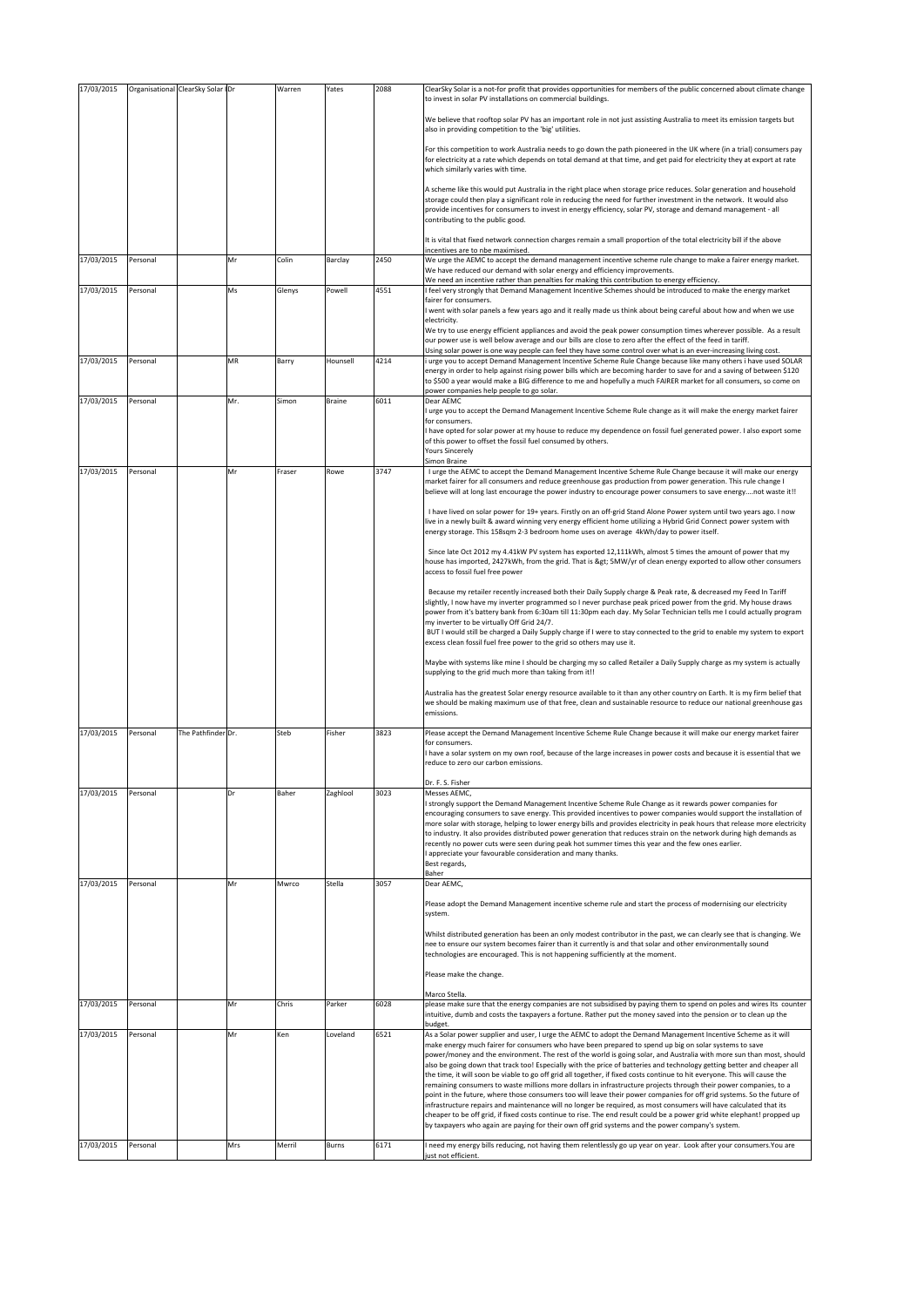| 17/03/2015 | Organisational | ClearSky Solar I | Dr | Warren | Yates | 2088 | ClearSky Solar is a not-for profit that provides opportunities for members of the public concerned about climate change to invest in solar PV installations on commercial buildings.<br><br>We believe that rooftop solar PV has an important role in not just assisting Australia to meet its emission targets but also in providing competition to the 'big' utilities.<br><br>For this competition to work Australia needs to go down the path pioneered in the UK where (in a trial) consumers pay for electricity at a rate which depends on total demand at that time, and get paid for electricity they at export at rate which similarly varies with time.<br><br>A scheme like this would put Australia in the right place when storage price reduces. Solar generation and household storage could then play a significant role in reducing the need for further investment in the network. It would also provide incentives for consumers to invest in energy efficiency, solar PV, storage and demand management - all contributing to the public good.<br><br>It is vital that fixed network connection charges remain a small proportion of the total electricity bill if the above incentives are to nbe maximised. |
|---|---|---|---|---|---|---|---|
| 17/03/2015 | Personal | | Mr | Colin | Barclay | 2450 | We urge the AEMC to accept the demand management incentive scheme rule change to make a fairer energy market.<br>We have reduced our demand with solar energy and efficiency improvements.<br>We need an incentive rather than penalties for making this contribution to energy efficiency. |
| 17/03/2015 | Personal | | Ms | Glenys | Powell | 4551 | I feel very strongly that Demand Management Incentive Schemes should be introduced to make the energy market fairer for consumers.<br>I went with solar panels a few years ago and it really made us think about being careful about how and when we use electricity.<br>We try to use energy efficient appliances and avoid the peak power consumption times wherever possible. As a result our power use is well below average and our bills are close to zero after the effect of the feed in tariff.<br>Using solar power is one way people can feel they have some control over what is an ever-increasing living cost. |
| 17/03/2015 | Personal | | MR | Barry | Hounsell | 4214 | i urge you to accept Demand Management Incentive Scheme Rule Change because like many others i have used SOLAR energy in order to help against rising power bills which are becoming harder to save for and a saving of between $120 to $500 a year would make a BIG difference to me and hopefully a much FAIRER market for all consumers, so come on power companies help people to go solar. |
| 17/03/2015 | Personal | | Mr. | Simon | Braine | 6011 | Dear AEMC<br>I urge you to accept the Demand Management Incentive Scheme Rule Change as it will make the energy market fairer for consumers.<br>I have opted for solar power at my house to reduce my dependence on fossil fuel generated power. I also export some of this power to offset the fossil fuel consumed by others.<br>Yours Sincerely<br>Simon Braine |
| 17/03/2015 | Personal | | Mr | Fraser | Rowe | 3747 | I urge the AEMC to accept the Demand Management Incentive Scheme Rule Change because it will make our energy market fairer for all consumers and reduce greenhouse gas production from power generation. This rule change I believe will at long last encourage the power industry to encourage power consumers to save energy....not waste it!!<br><br>I have lived on solar power for 19+ years. Firstly on an off-grid Stand Alone Power system until two years ago. I now live in a newly built & award winning very energy efficient home utilizing a Hybrid Grid Connect power system with energy storage. This 158sqm 2-3 bedroom home uses on average 4kWh/day to power itself.<br><br>Since late Oct 2012 my 4.41kW PV system has exported 12,111kWh, almost 5 times the amount of power that my house has imported, 2427kWh, from the grid. That is &gt; 5MW/yr of clean energy exported to allow other consumers access to fossil fuel free power<br><br>Because my retailer recently increased both their Daily Supply charge & Peak rate, & decreased my Feed In Tariff slightly, I now have my inverter programmed so I never purchase peak priced power from the grid. My house draws power from it's battery bank from 6:30am till 11:30pm each day. My Solar Technician tells me I could actually program my inverter to be virtually Off Grid 24/7.<br>BUT I would still be charged a Daily Supply charge if I were to stay connected to the grid to enable my system to export excess clean fossil fuel free power to the grid so others may use it.<br><br>Maybe with systems like mine I should be charging my so called Retailer a Daily Supply charge as my system is actually supplying to the grid much more than taking from it!!<br><br>Australia has the greatest Solar energy resource available to it than any other country on Earth. It is my firm belief that we should be making maximum use of that free, clean and sustainable resource to reduce our national greenhouse gas emissions. |
| 17/03/2015 | Personal | The Pathfinder | Dr. | Steb | Fisher | 3823 | Please accept the Demand Management Incentive Scheme Rule Change because it will make our energy market fairer for consumers.<br>I have a solar system on my own roof, because of the large increases in power costs and because it is essential that we reduce to zero our carbon emissions.<br><br>Dr. F. S. Fisher |
| 17/03/2015 | Personal | | Dr | Baher | Zaghlool | 3023 | Messes AEMC,<br>I strongly support the Demand Management Incentive Scheme Rule Change as it rewards power companies for encouraging consumers to save energy. This provided incentives to power companies would support the installation of more solar with storage, helping to lower energy bills and provides electricity in peak hours that release more electricity to industry. It also provides distributed power generation that reduces strain on the network during high demands as recently no power cuts were seen during peak hot summer times this year and the few ones earlier.<br>I appreciate your favourable consideration and many thanks.<br>Best regards,<br>Baher |
| 17/03/2015 | Personal | | Mr | Mwrco | Stella | 3057 | Dear AEMC,<br><br>Please adopt the Demand Management incentive scheme rule and start the process of modernising our electricity system.<br><br>Whilst distributed generation has been an only modest contributor in the past, we can clearly see that is changing. We nee to ensure our system becomes fairer than it currently is and that solar and other environmentally sound technologies are encouraged. This is not happening sufficiently at the moment.<br><br>Please make the change.<br><br>Marco Stella. |
| 17/03/2015 | Personal | | Mr | Chris | Parker | 6028 | please make sure that the energy companies are not subsidised by paying them to spend on poles and wires Its counter intuitive, dumb and costs the taxpayers a fortune. Rather put the money saved into the pension or to clean up the budget. |
| 17/03/2015 | Personal | | Mr | Ken | Loveland | 6521 | As a Solar power supplier and user, I urge the AEMC to adopt the Demand Management Incentive Scheme as it will make energy much fairer for consumers who have been prepared to spend up big on solar systems to save power/money and the environment. The rest of the world is going solar, and Australia with more sun than most, should also be going down that track too! Especially with the price of batteries and technology getting better and cheaper all the time, it will soon be viable to go off grid all together, if fixed costs continue to hit everyone. This will cause the remaining consumers to waste millions more dollars in infrastructure projects through their power companies, to a point in the future, where those consumers too will leave their power companies for off grid systems. So the future of infrastructure repairs and maintenance will no longer be required, as most consumers will have calculated that its cheaper to be off grid, if fixed costs continue to rise. The end result could be a power grid white elephant! propped up by taxpayers who again are paying for their own off grid systems and the power company's system. |
| 17/03/2015 | Personal | | Mrs | Merril | Burns | 6171 | I need my energy bills reducing, not having them relentlessly go up year on year. Look after your consumers.You are just not efficient. |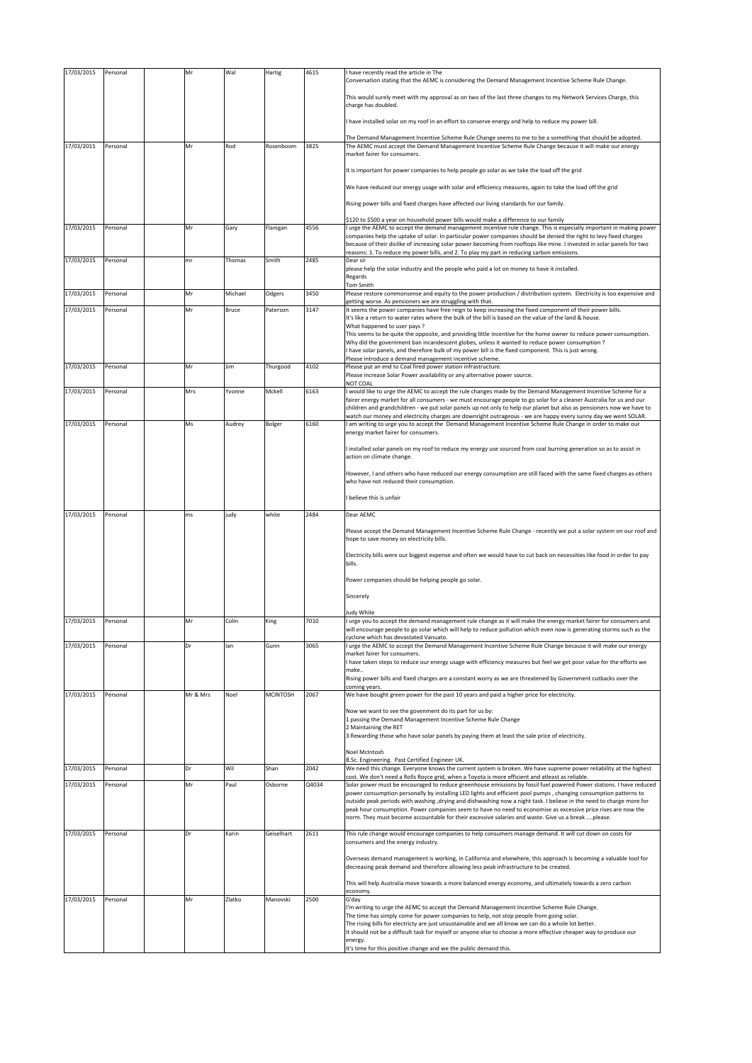| 17/03/2015 | Personal | | Mr | Wal | Hartig | 4615 | I have recently read the article in The Conversation stating that the AEMC is considering the Demand Management Incentive Scheme Rule Change.<br><br>This would surely meet with my approval as on two of the last three changes to my Network Services Charge, this charge has doubled.<br><br>I have installed solar on my roof in an effort to conserve energy and help to reduce my power bill.<br><br>The Demand Management Incentive Scheme Rule Change seems to me to be a something that should be adopted. |
|---|---|---|---|---|---|---|---|
| 17/03/2015 | Personal | | Mr | Rod | Rosenboom | 3825 | The AEMC must accept the Demand Management Incentive Scheme Rule Change because it will make our energy market fairer for consumers.<br><br>It is important for power companies to help people go solar as we take the load off the grid<br><br>We have reduced our energy usage with solar and efficiency measures, again to take the load off the grid<br><br>Rising power bills and fixed charges have affected our living standards for our family.<br><br>$120 to $500 a year on household power bills would make a difference to our family |
| 17/03/2015 | Personal | | Mr | Gary | Flanigan | 4556 | I urge the AEMC to accept the demand management incentive rule change. This is especially important in making power companies help the uptake of solar. In particular power companies should be denied the right to levy fixed charges because of their dislike of increasing solar power becoming from rooftops like mine. I invested in solar panels for two reasons: 1. To reduce my power bills, and 2. To play my part in reducing carbon emissions. |
| 17/03/2015 | Personal | | mr | Thomas | Smith | 2485 | Dear sir<br>please help the solar industry and the people who paid a lot on money to have it installed.<br>Regards<br>Tom Smith |
| 17/03/2015 | Personal | | Mr | Michael | Odgers | 3450 | Please restore commonsense and equity to the power production / distribution system. Electricity is too expensive and getting worse. As pensioners we are struggling with that. |
| 17/03/2015 | Personal | | Mr | Bruce | Paterson | 3147 | It seems the power companies have free reign to keep increasing the fixed component of their power bills.<br>It's like a return to water rates where the bulk of the bill is based on the value of the land & house.<br>What happened to user pays ?<br>This seems to be quite the opposite, and providing little incentive for the home owner to reduce power consumption.<br>Why did the government ban incandescent globes, unless it wanted to reduce power consumption ?<br>I have solar panels, and therefore bulk of my power bill is the fixed component. This is just wrong.<br>Please introduce a demand management incentive scheme. |
| 17/03/2015 | Personal | | Mr | Jim | Thurgood | 4102 | Please put an end to Coal fired power station infrastructure.<br>Please increase Solar Power availability or any alternative power source.<br>NOT COAL |
| 17/03/2015 | Personal | | Mrs | Yvonne | Mckell | 6163 | I would like to urge the AEMC to accept the rule changes made by the Demand Management Incentive Scheme for a fairer energy market for all consumers - we must encourage people to go solar for a cleaner Australia for us and our children and grandchildren - we put solar panels up not only to help our planet but also as pensioners now we have to watch our money and electricity charges are downright outrageous - we are happy every sunny day we went SOLAR. |
| 17/03/2015 | Personal | | Ms | Audrey | Bolger | 6160 | I am writing to urge you to accept the Demand Management Incentive Scheme Rule Change in order to make our energy market fairer for consumers.<br><br>I installed solar panels on my roof to reduce my energy use sourced from coal burning generation so as to assist in action on climate change.<br><br>However, I and others who have reduced our energy consumption are still faced with the same fixed charges as others who have not reduced their consumption.<br><br>I believe this is unfair |
| 17/03/2015 | Personal | | ms | judy | white | 2484 | Dear AEMC<br><br>Please accept the Demand Management Incentive Scheme Rule Change - recently we put a solar system on our roof and hope to save money on electricity bills.<br><br>Electricity bills were our biggest expense and often we would have to cut back on necessities like food in order to pay bills.<br><br>Power companies should be helping people go solar.<br><br>Sincerely<br><br>Judy White |
| 17/03/2015 | Personal | | Mr | Colin | King | 7010 | I urge you to accept the demand management rule change as it will make the energy market fairer for consumers and will encourage people to go solar which will help to reduce pollution which even now is generating storms such as the cyclone which has devastated Vanuato. |
| 17/03/2015 | Personal | | Dr | Ian | Gunn | 3065 | I urge the AEMC to accept the Demand Management Incentive Scheme Rule Change because it will make our energy market fairer for consumers.<br>I have taken steps to reduce our energy usage with efficiency measures but feel we get poor value for the efforts we make..<br>Rising power bills and fixed charges are a constant worry as we are threatened by Government cutbacks over the coming years. |
| 17/03/2015 | Personal | | Mr & Mrs | Noel | MCINTOSH | 2067 | We have bought green power for the past 10 years and paid a higher price for electricity.<br><br>Now we want to see the govenment do its part for us by:<br>1 passing the Demand Management Incentive Scheme Rule Change<br>2 Maintaining the RET<br>3 Rewarding those who have solar panels by paying them at least the sale price of electricity.<br><br>Noel McIntosh<br>B.Sc. Engineering. Past Certified Engineer UK. |
| 17/03/2015 | Personal | | Dr | Wil | Shan | 2042 | We need this change. Everyone knows the current system is broken. We have supreme power reliability at the highest cost. We don't need a Rolls Royce grid, when a Toyota is more efficient and atleast as reliable. |
| 17/03/2015 | Personal | | Mr | Paul | Osborne | Q4034 | Solar power must be encouraged to reduce greenhouse emissions by fossil fuel powered Power stations. I have reduced power consumption personally by installing LED lights and efficient pool pumps , changing consumption patterns to outside peak periods with washing ,drying and dishwashing now a night task. I believe in the need to charge more for peak hour consumption. Power companies seem to have no need to economise as excessive price rises are now the norm. They must become accountable for their excessive salaries and waste. Give us a break ....please. |
| 17/03/2015 | Personal | | Dr | Karin | Geiselhart | 2611 | This rule change would encourage companies to help consumers manage demand. It will cut down on costs for consumers and the energy industry.<br><br>Overseas demand management is working, in California and elsewhere, this approach is becoming a valuable tool for decreasing peak demand and therefore allowing less peak infrastructure to be created.<br><br>This will help Australia move towards a more balanced energy economy, and ultimately towards a zero carbon economy. |
| 17/03/2015 | Personal | | Mr | Zlatko | Manovski | 2500 | G'day<br>I'm writing to urge the AEMC to accept the Demand Management Incentive Scheme Rule Change.<br>The time has simply come for power companies to help, not stop people from going solar.<br>The rising bills for electricty are just unsustainable and we all know we can do a whole lot better.<br>It should not be a difficult task for myself or anyone else to choose a more effective cheaper way to produce our energy.<br>It's time for this positive change and we the public demand this. |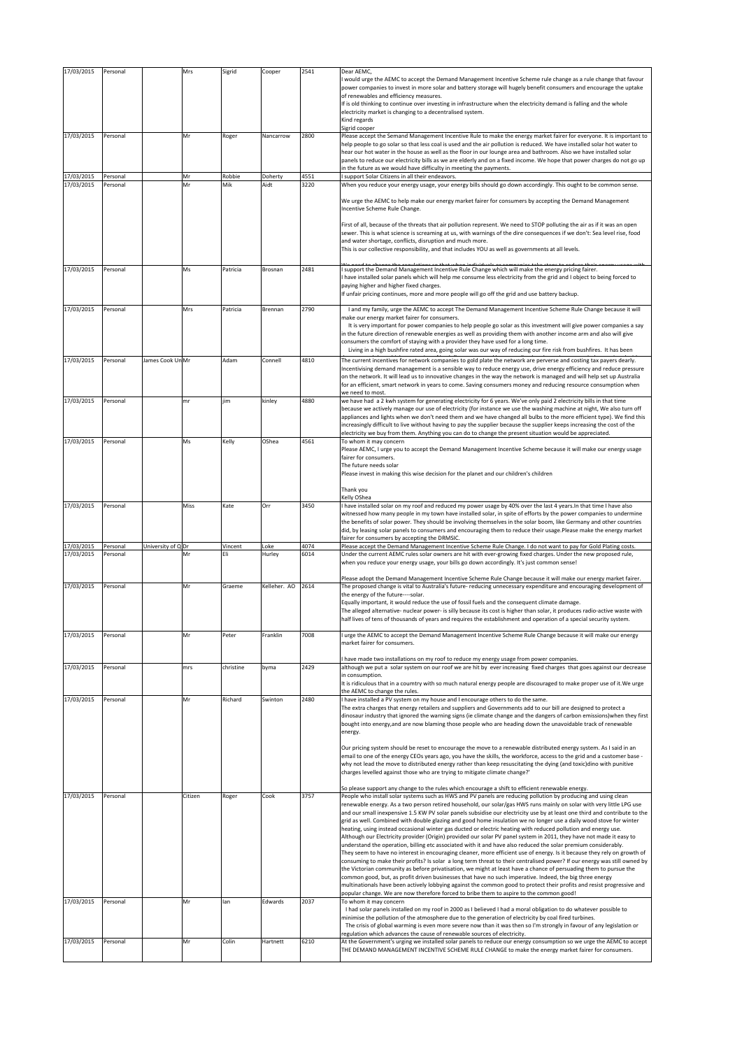| 17/03/2015 | Personal | | Mrs | Sigrid | Cooper | 2541 | Dear AEMC,<br>I would urge the AEMC to accept the Demand Management Incentive Scheme rule change as a rule change that favour power companies to invest in more solar and battery storage will hugely benefit consumers and encourage the uptake of renewables and efficiency measures.<br>If is old thinking to continue over investing in infrastructure when the electricity demand is falling and the whole electricity market is changing to a decentralised system.<br>Kind regards<br>Sigrid cooper |
|---|---|---|---|---|---|---|---|
| 17/03/2015 | Personal | | Mr | Roger | Nancarrow | 2800 | Please accept the Semand Management Incentive Rule to make the energy market fairer for everyone. It is important to help people to go solar so that less coal is used and the air pollution is reduced. We have installed solar hot water to hear our hot water in the house as well as the floor in our lounge area and bathroom. Also we have installed solar panels to reduce our electricity bills as we are elderly and on a fixed income. We hope that power charges do not go up in the future as we would have difficulty in meeting the payments. |
| 17/03/2015 | Personal | | Mr | Robbie | Doherty | 4551 | I support Solar Citizens in all their endeavors. |
| 17/03/2015 | Personal | | Mr | Mik | Aidt | 3220 | When you reduce your energy usage, your energy bills should go down accordingly. This ought to be common sense.<br><br>We urge the AEMC to help make our energy market fairer for consumers by accepting the Demand Management Incentive Scheme Rule Change.<br><br>First of all, because of the threats that air pollution represent. We need to STOP polluting the air as if it was an open sewer. This is what science is screaming at us, with warnings of the dire consequences if we don't: Sea level rise, food and water shortage, conflicts, disruption and much more.<br>This is our collective responsibility, and that includes YOU as well as governments at all levels.<br><br>We need to change the regulations so that when individuals or companies take steps to reduce their energy usage with |
| 17/03/2015 | Personal | | Ms | Patricia | Brosnan | 2481 | I support the Demand Management Incentive Rule Change which will make the energy pricing fairer.<br>I have installed solar panels which will help me consume less electricity from the grid and I object to being forced to paying higher and higher fixed charges.<br>If unfair pricing continues, more and more people will go off the grid and use battery backup. |
| 17/03/2015 | Personal | | Mrs | Patricia | Brennan | 2790 | I and my family, urge the AEMC to accept The Demand Management Incentive Scheme Rule Change because it will make our energy market fairer for consumers.<br>It is very important for power companies to help people go solar as this investment will give power companies a say in the future direction of renewable energies as well as providing them with another income arm and also will give consumers the comfort of staying with a provider they have used for a long time.<br>Living in a high bushfire rated area, going solar was our way of reducing our fire risk from bushfires. It has been |
| 17/03/2015 | Personal | James Cook Un | Mr | Adam | Connell | 4810 | The current incentives for network companies to gold plate the network are perverse and costing tax payers dearly. Incentivising demand management is a sensible way to reduce energy use, drive energy efficiency and reduce pressure on the network. It will lead us to innovative changes in the way the network is managed and will help set up Australia for an efficient, smart network in years to come. Saving consumers money and reducing resource consumption when we need to most. |
| 17/03/2015 | Personal | | mr | jim | kinley | 4880 | we have had a 2 kwh system for generating electricity for 6 years. We've only paid 2 electricity bills in that time because we actively manage our use of electricity (for instance we use the washing machine at night, We also turn off appliances and lights when we don't need them and we have changed all bulbs to the more efficient type). We find this increasingly difficult to live without having to pay the supplier because the supplier keeps increasing the cost of the electricity we buy from them. Anything you can do to change the present situation would be appreciated. |
| 17/03/2015 | Personal | | Ms | Kelly | OShea | 4561 | To whom it may concern<br>Please AEMC, I urge you to accept the Demand Management Incentive Scheme because it will make our energy usage fairer for consumers.<br>The future needs solar<br>Please invest in making this wise decision for the planet and our children's children<br><br>Thank you<br>Kelly OShea |
| 17/03/2015 | Personal | | Miss | Kate | Orr | 3450 | I have installed solar on my roof and reduced my power usage by 40% over the last 4 years.In that time I have also witnessed how many people in my town have installed solar, in spite of efforts by the power companies to undermine the benefits of solar power. They should be involving themselves in the solar boom, like Germany and other countries did, by leasing solar panels to consumers and encouraging them to reduce their usage.Please make the energy market fairer for consumers by accepting the DRMSIC. |
| 17/03/2015 | Personal | University of Q | Dr | Vincent | Loke | 4074 | Please accept the Demand Management Incentive Scheme Rule Change. I do not want to pay for Gold Plating costs. |
| 17/03/2015 | Personal | | Mr | Eli | Hurley | 6014 | Under the current AEMC rules solar owners are hit with ever-growing fixed charges. Under the new proposed rule, when you reduce your energy usage, your bills go down accordingly. It's just common sense!<br><br>Please adopt the Demand Management Incentive Scheme Rule Change because it will make our energy market fairer. |
| 17/03/2015 | Personal | | Mr | Graeme | Kelleher. AO | 2614 | The proposed change is vital to Australia's future- reducing unnecessary expenditure and encouraging development of the energy of the future----solar.<br>Equally important, it would reduce the use of fossil fuels and the consequent climate damage.<br>The alleged alternative- nuclear power- is silly because its cost is higher than solar, it produces radio-active waste with half lives of tens of thousands of years and requires the establishment and operation of a special security system. |
| 17/03/2015 | Personal | | Mr | Peter | Franklin | 7008 | I urge the AEMC to accept the Demand Management Incentive Scheme Rule Change because it will make our energy market fairer for consumers.<br><br>I have made two installations on my roof to reduce my energy usage from power companies. |
| 17/03/2015 | Personal | | mrs | christine | byma | 2429 | although we put a solar system on our roof we are hit by ever increasing fixed charges that goes against our decrease in consumption.<br>It is ridiculous that in a country with so much natural energy people are discouraged to make proper use of it.We urge the AEMC to change the rules. |
| 17/03/2015 | Personal | | Mr | Richard | Swinton | 2480 | I have installed a PV system on my house and I encourage others to do the same.<br>The extra charges that energy retailers and suppliers and Governments add to our bill are designed to protect a dinosaur industry that ignored the warning signs (ie climate change and the dangers of carbon emissions)when they first bought into energy,and are now blaming those people who are heading down the unavoidable track of renewable energy.<br><br>Our pricing system should be reset to encourage the move to a renewable distributed energy system. As I said in an email to one of the energy CEOs years ago, you have the skills, the workforce, access to the grid and a customer base - why not lead the move to distributed energy rather than keep resuscitating the dying (and toxic)dino with punitive charges levelled against those who are trying to mitigate climate change?'<br><br>So please support any change to the rules which encourage a shift to efficient renewable energy. |
| 17/03/2015 | Personal | | Citizen | Roger | Cook | 3757 | People who install solar systems such as HWS and PV panels are reducing pollution by producing and using clean renewable energy. As a two person retired household, our solar/gas HWS runs mainly on solar with very little LPG use and our small inexpensive 1.5 KW PV solar panels subsidise our electricity use by at least one third and contribute to the grid as well. Combined with double glazing and good home insulation we no longer use a daily wood stove for winter heating, using instead occasional winter gas ducted or electric heating with reduced pollution and energy use.<br>Although our Electricity provider (Origin) provided our solar PV panel system in 2011, they have not made it easy to understand the operation, billing etc associated with it and have also reduced the solar premium considerably.<br>They seem to have no interest in encouraging cleaner, more efficient use of energy. Is it because they rely on growth of consuming to make their profits? Is solar a long term threat to their centralised power? If our energy was still owned by the Victorian community as before privatisation, we might at least have a chance of persuading them to pursue the common good, but, as profit driven businesses that have no such imperative. Indeed, the big three energy multinationals have been actively lobbying against the common good to protect their profits and resist progressive and popular change. We are now therefore forced to bribe them to aspire to the common good! |
| 17/03/2015 | Personal | | Mr | Ian | Edwards | 2037 | To whom it may concern<br>I had solar panels installed on my roof in 2000 as I believed I had a moral obligation to do whatever possible to minimise the pollution of the atmosphere due to the generation of electricity by coal fired turbines.<br>The crisis of global warming is even more severe now than it was then so I'm strongly in favour of any legislation or regulation which advances the cause of renewable sources of electricity. |
| 17/03/2015 | Personal | | Mr | Colin | Hartnett | 6210 | At the Government's urging we installed solar panels to reduce our energy consumption so we urge the AEMC to accept THE DEMAND MANAGEMENT INCENTIVE SCHEME RULE CHANGE to make the energy market fairer for consumers. |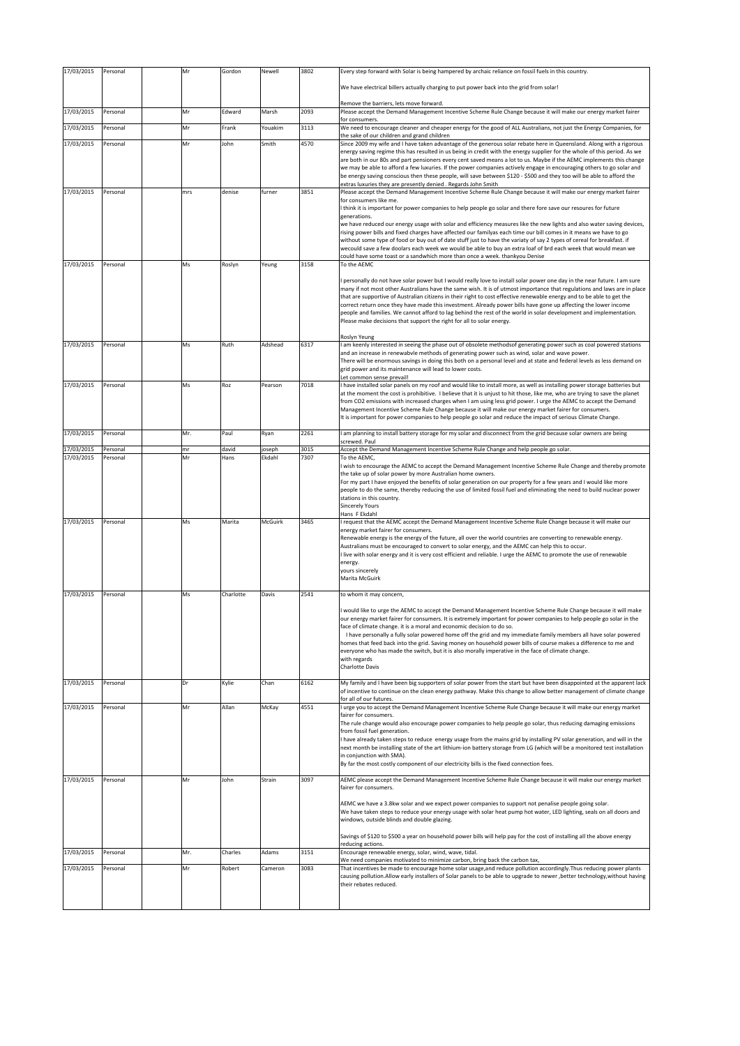| | | | | | | | |
|---|---|---|---|---|---|---|---|
| 17/03/2015 | Personal | | Mr | Gordon | Newell | 3802 | Every step forward with Solar is being hampered by archaic reliance on fossil fuels in this country.<br><br>We have electrical billers actually charging to put power back into the grid from solar!<br><br>Remove the barriers, lets move forward. |
| 17/03/2015 | Personal | | Mr | Edward | Marsh | 2093 | Please accept the Demand Management Incentive Scheme Rule Change because it will make our energy market fairer for consumers. |
| 17/03/2015 | Personal | | Mr | Frank | Youakim | 3113 | We need to encourage cleaner and cheaper energy for the good of ALL Australians, not just the Energy Companies, for the sake of our children and grand children |
| 17/03/2015 | Personal | | Mr | John | Smith | 4570 | Since 2009 my wife and I have taken advantage of the generous solar rebate here in Queensland. Along with a rigorous energy saving regime this has resulted in us being in credit with the energy supplier for the whole of this period. As we are both in our 80s and part pensioners every cent saved means a lot to us. Maybe if the AEMC implements this change we may be able to afford a few luxuries. If the power companies actively engage in encouraging others to go solar and be energy saving conscious then these people, will save between $120 - $500 and they too will be able to afford the extras luxuries they are presently denied . Regards John Smith |
| 17/03/2015 | Personal | | mrs | denise | furner | 3851 | Please accept the Demand Management Incentive Scheme Rule Change because it will make our energy market fairer for consumers like me.<br>I think it is important for power companies to help people go solar and there fore save our resoures for future generations.<br>we have reduced our energy usage with solar and efficiency measures like the new lights and also water saving devices, rising power bills and fixed charges have affected our familyas each time our bill comes in it means we have to go without some type of food or buy out of date stuff just to have the variaty of say 2 types of cereal for breakfast. if wecould save a few doolars each week we would be able to buy an extra loaf of brd each week that would mean we could have some toast or a sandwhich more than once a week. thankyou Denise |
| 17/03/2015 | Personal | | Ms | Roslyn | Yeung | 3158 | To the AEMC<br><br>I personally do not have solar power but I would really love to install solar power one day in the near future. I am sure many if not most other Australians have the same wish. It is of utmost importance that regulations and laws are in place that are supportive of Australian citizens in their right to cost effective renewable energy and to be able to get the correct return once they have made this investment. Already power bills have gone up affecting the lower income people and families. We cannot afford to lag behind the rest of the world in solar development and implementation. Please make decisions that support the right for all to solar energy.<br><br>Roslyn Yeung |
| 17/03/2015 | Personal | | Ms | Ruth | Adshead | 6317 | I am keenly interested in seeing the phase out of obsolete methodsof generating power such as coal powered stations and an increase in renewabvle methods of generating power such as wind, solar and wave power.<br>There will be enormous savings in doing this both on a personal level and at state and federal levels as less demand on grid power and its maintenance will lead to lower costs.<br>Let common sense prevail! |
| 17/03/2015 | Personal | | Ms | Roz | Pearson | 7018 | I have installed solar panels on my roof and would like to install more, as well as installing power storage batteries but at the moment the cost is prohibitive. I believe that it is unjust to hit those, like me, who are trying to save the planet from CO2 emissions with increased charges when I am using less grid power. I urge the AEMC to accept the Demand Management Incentive Scheme Rule Change because it will make our energy market fairer for consumers.<br>It is important for power companies to help people go solar and reduce the impact of serious Climate Change. |
| 17/03/2015 | Personal | | Mr. | Paul | Ryan | 2261 | I am planning to install battery storage for my solar and disconnect from the grid because solar owners are being screwed. Paul |
| 17/03/2015 | Personal | | mr | david | joseph | 3015 | Accept the Demand Management Incentive Scheme Rule Change and help people go solar. |
| 17/03/2015 | Personal | | Mr | Hans | Ekdahl | 7307 | To the AEMC,<br>I wish to encourage the AEMC to accept the Demand Management Incentive Scheme Rule Change and thereby promote the take up of solar power by more Australian home owners.<br>For my part I have enjoyed the benefits of solar generation on our property for a few years and I would like more people to do the same, thereby reducing the use of limited fossil fuel and eliminating the need to build nuclear power stations in this country.<br>Sincerely Yours<br>Hans F Ekdahl |
| 17/03/2015 | Personal | | Ms | Marita | McGuirk | 3465 | I request that the AEMC accept the Demand Management Incentive Scheme Rule Change because it will make our energy market fairer for consumers.<br>Renewable energy is the energy of the future, all over the world countries are converting to renewable energy.<br>Australians must be encouraged to convert to solar energy, and the AEMC can help this to occur.<br>I live with solar energy and it is very cost efficient and reliable. I urge the AEMC to promote the use of renewable energy.<br>yours sincerely<br>Marita McGuirk |
| 17/03/2015 | Personal | | Ms | Charlotte | Davis | 2541 | to whom it may concern,<br><br>I would like to urge the AEMC to accept the Demand Management Incentive Scheme Rule Change because it will make our energy market fairer for consumers. It is extremely important for power companies to help people go solar in the face of climate change. it is a moral and economic decision to do so.<br>I have personally a fully solar powered home off the grid and my immediate family members all have solar powered homes that feed back into the grid. Saving money on household power bills of course makes a difference to me and everyone who has made the switch, but it is also morally imperative in the face of climate change.<br>with regards<br>Charlotte Davis |
| 17/03/2015 | Personal | | Dr | Kylie | Chan | 6162 | My family and I have been big supporters of solar power from the start but have been disappointed at the apparent lack of incentive to continue on the clean energy pathway. Make this change to allow better management of climate change for all of our futures. |
| 17/03/2015 | Personal | | Mr | Allan | McKay | 4551 | I urge you to accept the Demand Management Incentive Scheme Rule Change because it will make our energy market fairer for consumers.<br>The rule change would also encourage power companies to help people go solar, thus reducing damaging emissions from fossil fuel generation.<br>I have already taken steps to reduce energy usage from the mains grid by installing PV solar generation, and will in the next month be installing state of the art lithium-ion battery storage from LG (which will be a monitored test installation in conjunction with SMA).<br>By far the most costly component of our electricity bills is the fixed connection fees. |
| 17/03/2015 | Personal | | Mr | John | Strain | 3097 | AEMC please accept the Demand Management Incentive Scheme Rule Change because it will make our energy market fairer for consumers.<br><br>AEMC we have a 3.8kw solar and we expect power companies to support not penalise people going solar.<br>We have taken steps to reduce your energy usage with solar heat pump hot water, LED lighting, seals on all doors and windows, outside blinds and double glazing.<br><br>Savings of $120 to $500 a year on household power bills will help pay for the cost of installing all the above energy reducing actions. |
| 17/03/2015 | Personal | | Mr. | Charles | Adams | 3151 | Encourage renewable energy, solar, wind, wave, tidal.<br>We need companies motivated to minimize carbon, bring back the carbon tax, |
| 17/03/2015 | Personal | | Mr | Robert | Cameron | 3083 | That incentives be made to encourage home solar usage,and reduce pollution accordingly.Thus reducing power plants causing pollution.Allow early installers of Solar panels to be able to upgrade to newer ,better technology,without having their rebates reduced. |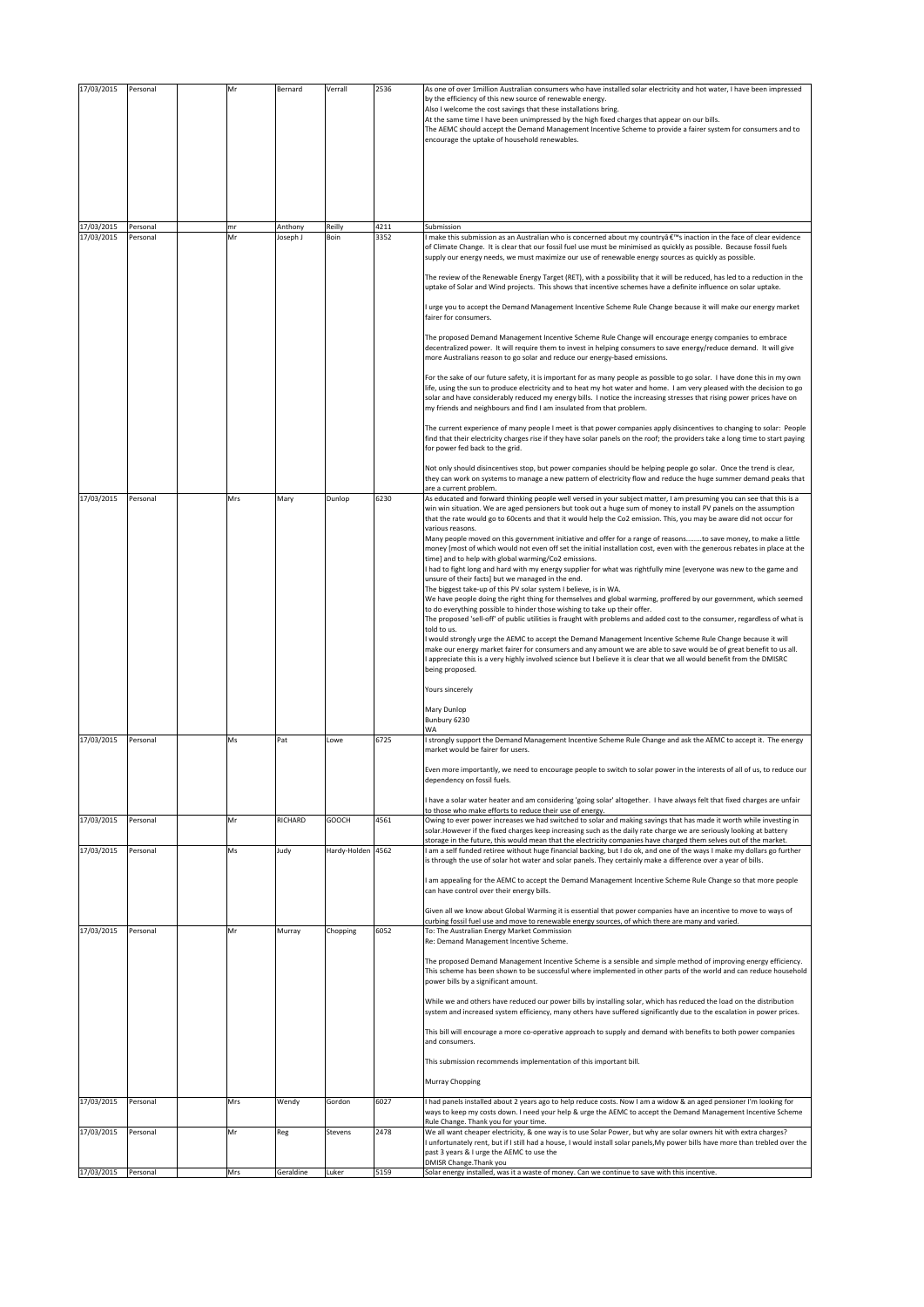| | | | | | | |
|---|---|---|---|---|---|---|
| 17/03/2015 | Personal | Mr | Bernard | Verrall | 2536 | As one of over 1million Australian consumers who have installed solar electricity and hot water, I have been impressed by the efficiency of this new source of renewable energy.<br>Also I welcome the cost savings that these installations bring.<br>At the same time I have been unimpressed by the high fixed charges that appear on our bills.<br>The AEMC should accept the Demand Management Incentive Scheme to provide a fairer system for consumers and to encourage the uptake of household renewables. |
| 17/03/2015 | Personal | mr | Anthony | Reilly | 4211 | Submission |
| 17/03/2015 | Personal | Mr | Joseph J | Boin | 3352 | I make this submission as an Australian who is concerned about my countryâ€™s inaction in the face of clear evidence of Climate Change. It is clear that our fossil fuel use must be minimised as quickly as possible. Because fossil fuels supply our energy needs, we must maximize our use of renewable energy sources as quickly as possible.<br><br>The review of the Renewable Energy Target (RET), with a possibility that it will be reduced, has led to a reduction in the uptake of Solar and Wind projects. This shows that incentive schemes have a definite influence on solar uptake.<br><br>I urge you to accept the Demand Management Incentive Scheme Rule Change because it will make our energy market fairer for consumers.<br><br>The proposed Demand Management Incentive Scheme Rule Change will encourage energy companies to embrace decentralized power. It will require them to invest in helping consumers to save energy/reduce demand. It will give more Australians reason to go solar and reduce our energy-based emissions.<br><br>For the sake of our future safety, it is important for as many people as possible to go solar. I have done this in my own life, using the sun to produce electricity and to heat my hot water and home. I am very pleased with the decision to go solar and have considerably reduced my energy bills. I notice the increasing stresses that rising power prices have on my friends and neighbours and find I am insulated from that problem.<br><br>The current experience of many people I meet is that power companies apply disincentives to changing to solar: People find that their electricity charges rise if they have solar panels on the roof; the providers take a long time to start paying for power fed back to the grid.<br><br>Not only should disincentives stop, but power companies should be helping people go solar. Once the trend is clear, they can work on systems to manage a new pattern of electricity flow and reduce the huge summer demand peaks that are a current problem. |
| 17/03/2015 | Personal | Mrs | Mary | Dunlop | 6230 | As educated and forward thinking people well versed in your subject matter, I am presuming you can see that this is a win win situation. We are aged pensioners but took out a huge sum of money to install PV panels on the assumption that the rate would go to 60cents and that it would help the Co2 emission. This, you may be aware did not occur for various reasons.<br>Many people moved on this government initiative and offer for a range of reasons........to save money, to make a little money [most of which would not even off set the initial installation cost, even with the generous rebates in place at the time] and to help with global warming/Co2 emissions.<br>I had to fight long and hard with my energy supplier for what was rightfully mine [everyone was new to the game and unsure of their facts] but we managed in the end.<br>The biggest take-up of this PV solar system I believe, is in WA.<br>We have people doing the right thing for themselves and global warming, proffered by our government, which seemed to do everything possible to hinder those wishing to take up their offer.<br>The proposed 'sell-off' of public utilities is fraught with problems and added cost to the consumer, regardless of what is told to us.<br>I would strongly urge the AEMC to accept the Demand Management Incentive Scheme Rule Change because it will make our energy market fairer for consumers and any amount we are able to save would be of great benefit to us all.<br>I appreciate this is a very highly involved science but I believe it is clear that we all would benefit from the DMISRC being proposed.<br><br>Yours sincerely<br><br>Mary Dunlop<br>Bunbury 6230<br>WA |
| 17/03/2015 | Personal | Ms | Pat | Lowe | 6725 | I strongly support the Demand Management Incentive Scheme Rule Change and ask the AEMC to accept it. The energy market would be fairer for users.<br><br>Even more importantly, we need to encourage people to switch to solar power in the interests of all of us, to reduce our dependency on fossil fuels.<br><br>I have a solar water heater and am considering 'going solar' altogether. I have always felt that fixed charges are unfair to those who make efforts to reduce their use of energy. |
| 17/03/2015 | Personal | Mr | RICHARD | GOOCH | 4561 | Owing to ever power increases we had switched to solar and making savings that has made it worth while investing in solar.However if the fixed charges keep increasing such as the daily rate charge we are seriously looking at battery storage in the future, this would mean that the electricity companies have charged them selves out of the market. |
| 17/03/2015 | Personal | Ms | Judy | Hardy-Holden | 4562 | I am a self funded retiree without huge financial backing, but I do ok, and one of the ways I make my dollars go further is through the use of solar hot water and solar panels. They certainly make a difference over a year of bills.<br><br>I am appealing for the AEMC to accept the Demand Management Incentive Scheme Rule Change so that more people can have control over their energy bills.<br><br>Given all we know about Global Warming it is essential that power companies have an incentive to move to ways of curbing fossil fuel use and move to renewable energy sources, of which there are many and varied. |
| 17/03/2015 | Personal | Mr | Murray | Chopping | 6052 | To: The Australian Energy Market Commission<br>Re: Demand Management Incentive Scheme.<br><br>The proposed Demand Management Incentive Scheme is a sensible and simple method of improving energy efficiency. This scheme has been shown to be successful where implemented in other parts of the world and can reduce household power bills by a significant amount.<br><br>While we and others have reduced our power bills by installing solar, which has reduced the load on the distribution system and increased system efficiency, many others have suffered significantly due to the escalation in power prices.<br><br>This bill will encourage a more co-operative approach to supply and demand with benefits to both power companies and consumers.<br><br>This submission recommends implementation of this important bill.<br><br>Murray Chopping |
| 17/03/2015 | Personal | Mrs | Wendy | Gordon | 6027 | I had panels installed about 2 years ago to help reduce costs. Now I am a widow & an aged pensioner I'm looking for ways to keep my costs down. I need your help & urge the AEMC to accept the Demand Management Incentive Scheme Rule Change. Thank you for your time. |
| 17/03/2015 | Personal | Mr | Reg | Stevens | 2478 | We all want cheaper electricity, & one way is to use Solar Power, but why are solar owners hit with extra charges?<br>I unfortunately rent, but if I still had a house, I would install solar panels,My power bills have more than trebled over the past 3 years & I urge the AEMC to use the<br>DMISR Change.Thank you |
| 17/03/2015 | Personal | Mrs | Geraldine | Luker | 5159 | Solar energy installed, was it a waste of money. Can we continue to save with this incentive. |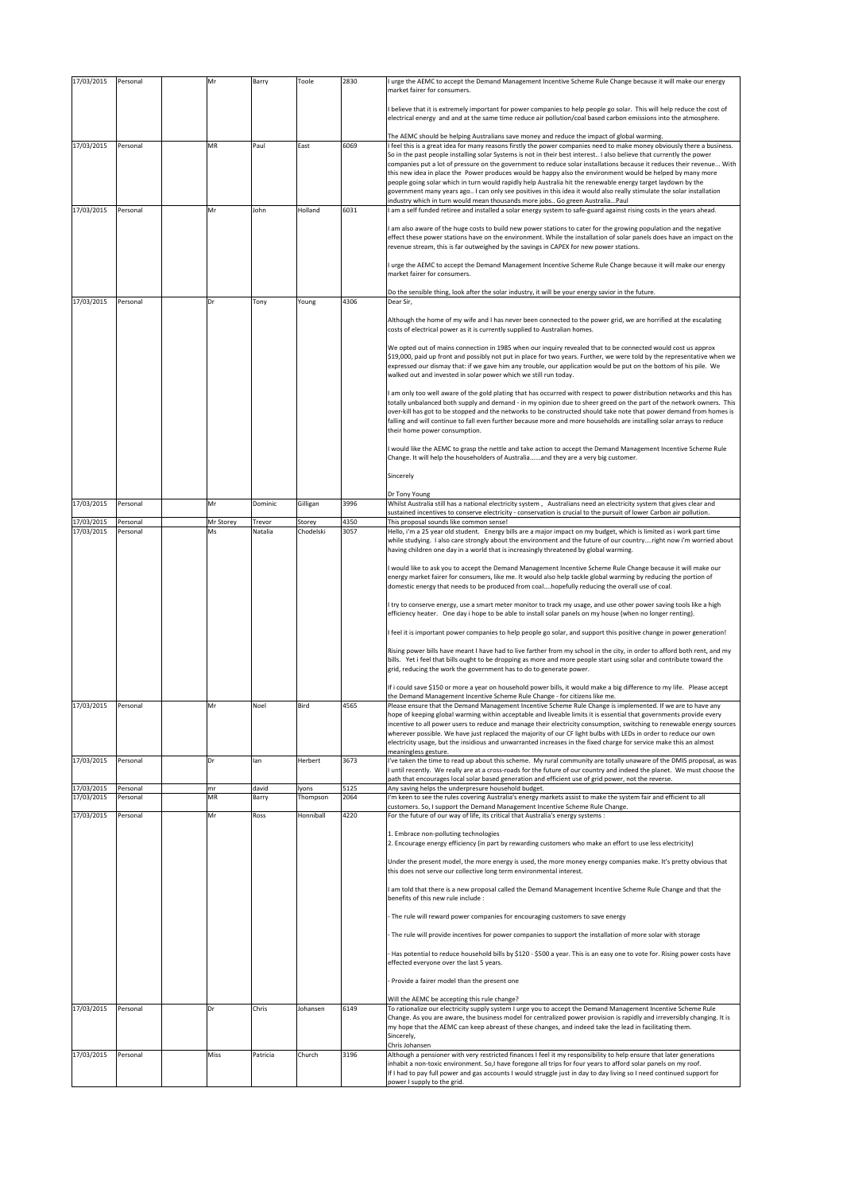| | | | | | | | |
|---|---|---|---|---|---|---|---|
| 17/03/2015 | Personal | | Mr | Barry | Toole | 2830 | I urge the AEMC to accept the Demand Management Incentive Scheme Rule Change because it will make our energy market fairer for consumers.<br><br>I believe that it is extremely important for power companies to help people go solar. This will help reduce the cost of electrical energy and and at the same time reduce air pollution/coal based carbon emissions into the atmosphere.<br><br>The AEMC should be helping Australians save money and reduce the impact of global warming. |
| 17/03/2015 | Personal | | MR | Paul | East | 6069 | I feel this is a great idea for many reasons firstly the power companies need to make money obviously there a business. So in the past people installing solar Systems is not in their best interest.. I also believe that currently the power companies put a lot of pressure on the government to reduce solar installations because it reduces their revenue... With this new idea in place the Power produces would be happy also the environment would be helped by many more people going solar which in turn would rapidly help Australia hit the renewable energy target laydown by the government many years ago.. I can only see positives in this idea it would also really stimulate the solar installation industry which in turn would mean thousands more jobs.. Go green Australia...Paul |
| 17/03/2015 | Personal | | Mr | John | Holland | 6031 | I am a self funded retiree and installed a solar energy system to safe-guard against rising costs in the years ahead.<br><br>I am also aware of the huge costs to build new power stations to cater for the growing population and the negative effect these power stations have on the environment. While the installation of solar panels does have an impact on the revenue stream, this is far outweighed by the savings in CAPEX for new power stations.<br><br>I urge the AEMC to accept the Demand Management Incentive Scheme Rule Change because it will make our energy market fairer for consumers.<br><br>Do the sensible thing, look after the solar industry, it will be your energy savior in the future. |
| 17/03/2015 | Personal | | Dr | Tony | Young | 4306 | Dear Sir,<br><br>Although the home of my wife and I has never been connected to the power grid, we are horrified at the escalating costs of electrical power as it is currently supplied to Australian homes.<br><br>We opted out of mains connection in 1985 when our inquiry revealed that to be connected would cost us approx $19,000, paid up front and possibly not put in place for two years. Further, we were told by the representative when we expressed our dismay that: if we gave him any trouble, our application would be put on the bottom of his pile. We walked out and invested in solar power which we still run today.<br><br>I am only too well aware of the gold plating that has occurred with respect to power distribution networks and this has totally unbalanced both supply and demand - in my opinion due to sheer greed on the part of the network owners. This over-kill has got to be stopped and the networks to be constructed should take note that power demand from homes is falling and will continue to fall even further because more and more households are installing solar arrays to reduce their home power consumption.<br><br>I would like the AEMC to grasp the nettle and take action to accept the Demand Management Incentive Scheme Rule Change. It will help the householders of Australia......and they are a very big customer.<br><br>Sincerely<br><br>Dr Tony Young |
| 17/03/2015 | Personal | | Mr | Dominic | Gilligan | 3996 | Whilst Australia still has a national electricity system , Australians need an electricity system that gives clear and sustained incentives to conserve electricity - conservation is crucial to the pursuit of lower Carbon air pollution. |
| 17/03/2015 | Personal | | Mr Storey | Trevor | Storey | 4350 | This proposal sounds like common sense! |
| 17/03/2015 | Personal | | Ms | Natalia | Chodelski | 3057 | Hello, i'm a 25 year old student. Energy bills are a major impact on my budget, which is limited as i work part time while studying. I also care strongly about the environment and the future of our country....right now i'm worried about having children one day in a world that is increasingly threatened by global warming.<br><br>I would like to ask you to accept the Demand Management Incentive Scheme Rule Change because it will make our energy market fairer for consumers, like me. It would also help tackle global warming by reducing the portion of domestic energy that needs to be produced from coal....hopefully reducing the overall use of coal.<br><br>I try to conserve energy, use a smart meter monitor to track my usage, and use other power saving tools like a high efficiency heater. One day i hope to be able to install solar panels on my house (when no longer renting).<br><br>I feel it is important power companies to help people go solar, and support this positive change in power generation!<br><br>Rising power bills have meant I have had to live farther from my school in the city, in order to afford both rent, and my bills. Yet i feel that bills ought to be dropping as more and more people start using solar and contribute toward the grid, reducing the work the government has to do to generate power.<br><br>If i could save $150 or more a year on household power bills, it would make a big difference to my life. Please accept the Demand Management Incentive Scheme Rule Change - for citizens like me. |
| 17/03/2015 | Personal | | Mr | Noel | Bird | 4565 | Please ensure that the Demand Management Incentive Scheme Rule Change is implemented. If we are to have any hope of keeping global warming within acceptable and liveable limits it is essential that governments provide every incentive to all power users to reduce and manage their electricity consumption, switching to renewable energy sources wherever possible. We have just replaced the majority of our CF light bulbs with LEDs in order to reduce our own electricity usage, but the insidious and unwarranted increases in the fixed charge for service make this an almost meaningless gesture. |
| 17/03/2015 | Personal | | Dr | Ian | Herbert | 3673 | I've taken the time to read up about this scheme. My rural community are totally unaware of the DMIS proposal, as was I until recently. We really are at a cross-roads for the future of our country and indeed the planet. We must choose the path that encourages local solar based generation and efficient use of grid power, not the reverse. |
| 17/03/2015 | Personal | | mr | david | lyons | 5125 | Any saving helps the underpresure household budget. |
| 17/03/2015 | Personal | | MR | Barry | Thompson | 2064 | I'm keen to see the rules covering Australia's energy markets assist to make the system fair and efficient to all customers. So, I support the Demand Management Incentive Scheme Rule Change. |
| 17/03/2015 | Personal | | Mr | Ross | Honniball | 4220 | For the future of our way of life, its critical that Australia's energy systems :<br><br>1. Embrace non-polluting technologies<br>2. Encourage energy efficiency (in part by rewarding customers who make an effort to use less electricity)<br><br>Under the present model, the more energy is used, the more money energy companies make. It's pretty obvious that this does not serve our collective long term environmental interest.<br><br>I am told that there is a new proposal called the Demand Management Incentive Scheme Rule Change and that the benefits of this new rule include :<br><br>- The rule will reward power companies for encouraging customers to save energy<br><br>- The rule will provide incentives for power companies to support the installation of more solar with storage<br><br>- Has potential to reduce household bills by $120 - $500 a year. This is an easy one to vote for. Rising power costs have effected everyone over the last 5 years.<br><br>- Provide a fairer model than the present one<br><br>Will the AEMC be accepting this rule change? |
| 17/03/2015 | Personal | | Dr | Chris | Johansen | 6149 | To rationalize our electricity supply system I urge you to accept the Demand Management Incentive Scheme Rule Change. As you are aware, the business model for centralized power provision is rapidly and irreversibly changing. It is my hope that the AEMC can keep abreast of these changes, and indeed take the lead in facilitating them.<br>Sincerely,<br>Chris Johansen |
| 17/03/2015 | Personal | | Miss | Patricia | Church | 3196 | Although a pensioner with very restricted finances I feel it my responsibility to help ensure that later generations inhabit a non-toxic environment. So,I have foregone all trips for four years to afford solar panels on my roof.<br>If I had to pay full power and gas accounts I would struggle just in day to day living so I need continued support for power I supply to the grid. |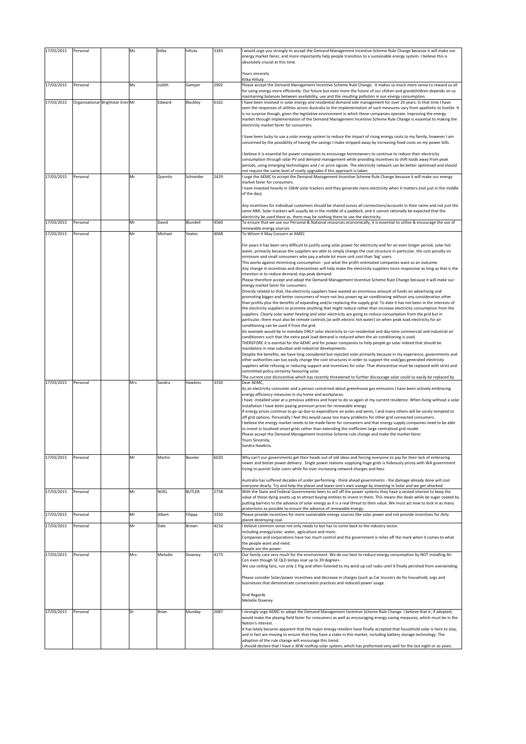| | | | | | | | |
|---|---|---|---|---|---|---|---|
| 17/03/2015 | Personal | | Ms | kitka | hiltula | 3183 | I would urge you strongly to accept the Demand Management Incentive Scheme Rule Change because it will make our energy market fairer, and more importantly help people transition to a sustainable energy system. I believe this is absolutely crucial at this time.<br><br>Yours sincerely<br>Kitka Hiltula |
| 17/03/2015 | Personal | | Ms | Judith | Gamper | 2902 | Please accept the Demand Management Incentive Scheme Rule Change. It makes so much more sense to reward us all for using energy more efficiently. Our future but even more the future of our chilren and grandchildren depends on us maintaining balances between availability, use and the resulting pollution in our energy consumption. |
| 17/03/2015 | Organisational | Brightstar Ener | Mr | Edward | Blackley | 6162 | I have been involved in solar energy and residential demand side management for over 20 years. In that time I have seen the responses of utilities across Australia to the implementation of such measures vary from apathetic to hostile. It is no surprise though, given the legislative environment in which these companies operate. Improving the energy market through implementation of the Demand Management Incentive Scheme Rule Change is essential to making the electricity market fairer for consumers.<br><br>I have been lucky to use a solar energy system to reduce the impact of rising energy costs to my family, however I am concerned by the possibility of having the savings I make stripped away by increasing fixed costs on my power bills.<br><br>I believe it is essential for power companies to encourage homeowners to continue to reduce their electricity consumption through solar PV and demand management while providing incentives to shift loads away from peak periods, using emerging technologies and / or price signals. The electricity network can be better optimised and should not require the same level of costly upgrades if this approach is taken. |
| 17/03/2015 | Personal | | Mr | Quentin | Schneider | 2429 | I urge the AEMC to accept the Demand Management Incentive Scheme Rule Change because it will make our energy market fairer for consumers.<br>I have invested heavily in 10kW solar trackers and they generate more electricity when it matters (not just in the middle of the day).<br><br>Any incentives for individual customers should be shared across all connections/accounts in their name and not just the same NMI. Solar trackers will usually be in the middle of a paddock, and it cannot rationally be expected that the electricity be used there as there may be nothing there to use the electricity. |
| 17/03/2015 | Personal | | Mr | David | Blundell | 4560 | To ensure that we use our Personal & National resources economically, it is essential to utilise & encourage the use of renewable energy sources |
| 17/03/2015 | Personal | | Mr | Michael | Yeates | 4068 | To Whom It May Concern at AMEC<br><br>For years it has been very difficult to justify using solar power for electricity and for an even longer period, solar hot water, primarily because the suppliers are able to simply change the cost structure in particular, the cost penalty on minimum and small consumers who pay a whole lot more unit cost than 'big' users.<br>This works against minimising consumption - just what the profit orientated companies want as an outcome.<br>Any change in incentives and disincentives will help make the electricity suppliers more responsive as long as that is the intention ie to reduce demand, esp peak demand.<br>Please therefore accept and adopt the Demand Management Incentive Scheme Rule Change because it will make our energy market fairer for consumers.<br>Directly related to that, the electricity suppliers have wasted an enormous amount of funds on advertising and promoting bigger and better consumers of more not less power eg air conditioning without any consideration other than profits plus the benefits of expanding and/or replacing the supply grid. To date it has not been in the interests of the electricity suppliers to promote anything that might reduce rather than increase electricity consumption from the suppliers. Clearly solar water heating and solar electricity are going to reduce consumption from the grid but in particular, there must also be remote controls (as with electric hot water) on when peak load electricity for air conditioning can be used if from the grid.<br>An example would be to mandate ONLY solar electricity to run residential and day-time commercial and industrial air conditioners such that the extra peak load demand is reduced when the air conditioning is used.<br>THEREFORE it is esential for the AEMC and for power companies to help people go solar indeed that should be mandatory in new suburban and industrial developments.<br>Despite the benefits, we have long considered but rejected solar primarily because in my experience, governments and other authorities can too easily change the cost structures in order to support the coal/gas generated electricity suppliers while refusing or reducing support and incentives for solar. That disincentive must be replaced with strict and committed policy certainty favouring solar.<br>The current cost disincentive which has recently threatened to further discourage solar could so easily be replaced by |
| 17/03/2015 | Personal | | Mrs | Sandra | Hawkins | 3350 | Dear AEMC,<br>As an electricity consumer and a person concerned about greenhouse gas emissions I have been actively embracing energy efficiency measures in my home and workplaces.<br>I have installed solar at a previous address and hope to do so again at my current residence. When living without a solar installation I have been paying premium prices for renewable energy.<br>If energy prices continue to go up due to expenditure on poles and wires, I and many others will be sorely tempted to off grid options. Personally I feel this would cause too many problems for other grid connected consumers.<br>I believe the energy market needs to be made fairer for consumers and that energy supply companies need to be able to invest in localised smart grids rather than extending the inefficient large centralised grid model.<br>Please accept the Demand Management Incentive Scheme rule change and make the market fairer.<br>Yours Sincerely,<br>Sandra Hawkins. |
| 17/03/2015 | Personal | | Mr | Martin | Beseler | 6020 | Why can't our governments get their heads out of old ideas and forcing everyone to pay for their lack of embracing newer and better power delivery. Single power stations supplying huge grids is hideously pricey with WA government trying to punish Solar users while for ever increasing network charges and fees.<br><br>Australia has suffered decades of under performing - think ahead governments - the damage already done will cost everyone dearly. Try and help the planet and lower one's own useage by investing in Solar and we get attacked. |
| 17/03/2015 | Personal | | Mr | NOEL | BUTLER | 2758 | With the State and Federal Governments keen to sell off the power systems they have a vested interest to keep the value of these dying assets up to attract buying entities to invest in them. This means the deals while be sugar coated by putting barriers to the advance of solar energy as it is a real threat to their value. We must act now to lock in as many protections as possible to ensure the advance of renewable energy. |
| 17/03/2015 | Personal | | Mr | Albert | Filippa | 3350 | Please provide incentives for more sustainable energy sources like solar power and not provide incentives for dirty planet destroying coal. |
| 17/03/2015 | Personal | | Mr | Dale | Brown | 4216 | I believe common sense not only needs to but has to come back to the industry sector.<br>Including energy/solar, water, agriculture and more.<br>Companies and corporations have too much control and the government is miles off the mark when it comes to what the people want and need.<br>People are the power. |
| 17/03/2015 | Personal | | Mrs | Melodie | Downey | 4173 | Our family care very much for the environment. We do our best to reduce energy consumption by NOT installing Air Con even though SE QLD temps soar up to 39 degree+.<br>We use ceiling fans, run only 1 frig and often listened to my wind up coil radio until it finally perished from overwinding.<br><br>Please consider Solar/power incentives and decrease in charges (such as Car Insurers do for household, orgs and businesses that demonstrate conservation practices and reduced power usage.<br><br>Kind Regards<br>Melodie Downey |
| 17/03/2015 | Personal | | Dr | Brian | Munday | 2087 | I strongly urge AEMC to adopt the Demand Management Incentive Scheme Rule Change. I believe that it, if adopted, would make the playing field fairer for consumers as well as encouraging energy saving measures, which must be in the Nation's interest.<br>It has lately become apparent that the major energy retailers have finally accepted that household solar is here to stay, and in fact are moving to ensure that they have a stake in this market, including battery storage technology. The adoption of the rule change will encourage this trend.<br>I should declare that I have a 3KW rooftop solar system, which has preformed very well for the last eight or so years. |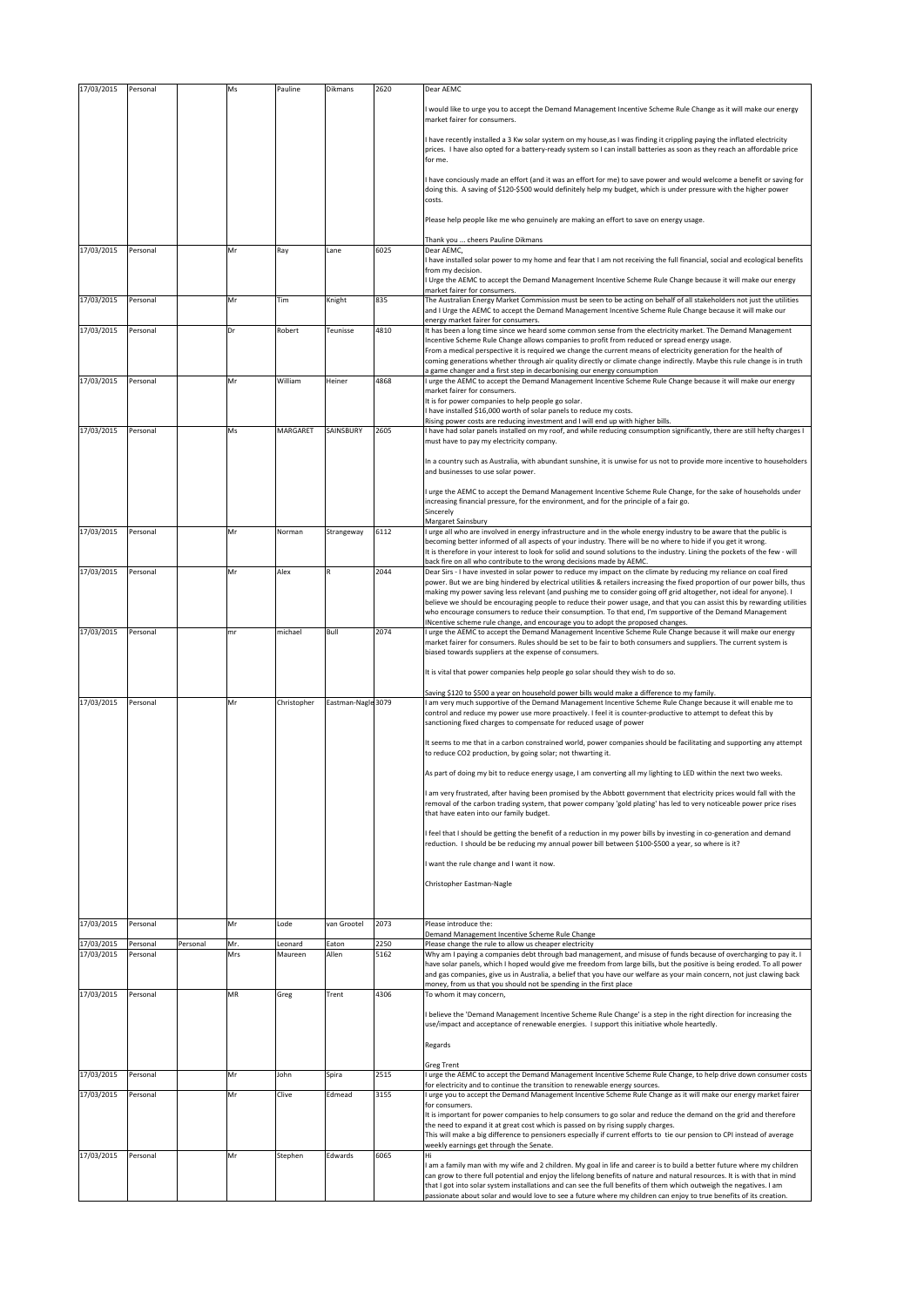| 17/03/2015 | Personal | | Ms | Pauline | Dikmans | 2620 | Dear AEMC<br><br>I would like to urge you to accept the Demand Management Incentive Scheme Rule Change as it will make our energy market fairer for consumers.<br><br>I have recently installed a 3 Kw solar system on my house,as I was finding it crippling paying the inflated electricity prices. I have also opted for a battery-ready system so I can install batteries as soon as they reach an affordable price for me.<br><br>I have conciously made an effort (and it was an effort for me) to save power and would welcome a benefit or saving for doing this. A saving of $120-$500 would definitely help my budget, which is under pressure with the higher power costs.<br><br>Please help people like me who genuinely are making an effort to save on energy usage.<br><br>Thank you ... cheers Pauline Dikmans |
|---|---|---|---|---|---|---|---|
| 17/03/2015 | Personal | | Mr | Ray | Lane | 6025 | Dear AEMC,<br>I have installed solar power to my home and fear that I am not receiving the full financial, social and ecological benefits from my decision.<br>I Urge the AEMC to accept the Demand Management Incentive Scheme Rule Change because it will make our energy market fairer for consumers. |
| 17/03/2015 | Personal | | Mr | Tim | Knight | 835 | The Australian Energy Market Commission must be seen to be acting on behalf of all stakeholders not just the utilities and I Urge the AEMC to accept the Demand Management Incentive Scheme Rule Change because it will make our energy market fairer for consumers. |
| 17/03/2015 | Personal | | Dr | Robert | Teunisse | 4810 | It has been a long time since we heard some common sense from the electricity market. The Demand Management Incentive Scheme Rule Change allows companies to profit from reduced or spread energy usage.<br>From a medical perspective it is required we change the current means of electricity generation for the health of coming generations whether through air quality directly or climate change indirectly. Maybe this rule change is in truth a game changer and a first step in decarbonising our energy consumption |
| 17/03/2015 | Personal | | Mr | William | Heiner | 4868 | I urge the AEMC to accept the Demand Management Incentive Scheme Rule Change because it will make our energy market fairer for consumers.<br>It is for power companies to help people go solar.<br>I have installed $16,000 worth of solar panels to reduce my costs.<br>Rising power costs are reducing investment and I will end up with higher bills. |
| 17/03/2015 | Personal | | Ms | MARGARET | SAINSBURY | 2605 | I have had solar panels installed on my roof, and while reducing consumption significantly, there are still hefty charges I must have to pay my electricity company.<br><br>In a country such as Australia, with abundant sunshine, it is unwise for us not to provide more incentive to householders and businesses to use solar power.<br><br>I urge the AEMC to accept the Demand Management Incentive Scheme Rule Change, for the sake of households under increasing financial pressure, for the environment, and for the principle of a fair go.<br>Sincerely<br>Margaret Sainsbury |
| 17/03/2015 | Personal | | Mr | Norman | Strangeway | 6112 | I urge all who are involved in energy infrastructure and in the whole energy industry to be aware that the public is becoming better informed of all aspects of your industry. There will be no where to hide if you get it wrong.<br>It is therefore in your interest to look for solid and sound solutions to the industry. Lining the pockets of the few - will back fire on all who contribute to the wrong decisions made by AEMC. |
| 17/03/2015 | Personal | | Mr | Alex | R | 2044 | Dear Sirs - I have invested in solar power to reduce my impact on the climate by reducing my reliance on coal fired power. But we are bing hindered by electrical utilities & retailers increasing the fixed proportion of our power bills, thus making my power saving less relevant (and pushing me to consider going off grid altogether, not ideal for anyone). I believe we should be encouraging people to reduce their power usage, and that you can assist this by rewarding utilities who encourage consumers to reduce their consumption. To that end, I'm supportive of the Demand Management INcentive scheme rule change, and encourage you to adopt the proposed changes. |
| 17/03/2015 | Personal | | mr | michael | Bull | 2074 | I urge the AEMC to accept the Demand Management Incentive Scheme Rule Change because it will make our energy market fairer for consumers. Rules should be set to be fair to both consumers and suppliers. The current system is biased towards suppliers at the expense of consumers.<br><br>It is vital that power companies help people go solar should they wish to do so.<br><br>Saving $120 to $500 a year on household power bills would make a difference to my family. |
| 17/03/2015 | Personal | | Mr | Christopher | Eastman-Nagle | 3079 | I am very much supportive of the Demand Management Incentive Scheme Rule Change because it will enable me to control and reduce my power use more proactively. I feel it is counter-productive to attempt to defeat this by sanctioning fixed charges to compensate for reduced usage of power<br><br>It seems to me that in a carbon constrained world, power companies should be facilitating and supporting any attempt to reduce CO2 production, by going solar; not thwarting it.<br><br>As part of doing my bit to reduce energy usage, I am converting all my lighting to LED within the next two weeks.<br><br>I am very frustrated, after having been promised by the Abbott government that electricity prices would fall with the removal of the carbon trading system, that power company 'gold plating' has led to very noticeable power price rises that have eaten into our family budget.<br><br>I feel that I should be getting the benefit of a reduction in my power bills by investing in co-generation and demand reduction. I should be be reducing my annual power bill between $100-$500 a year, so where is it?<br><br>I want the rule change and I want it now.<br><br>Christopher Eastman-Nagle |
| 17/03/2015 | Personal | | Mr | Lode | van Grootel | 2073 | Please introduce the:<br>Demand Management Incentive Scheme Rule Change |
| 17/03/2015 | Personal | Personal | Mr. | Leonard | Eaton | 2250 | Please change the rule to allow us cheaper electricity |
| 17/03/2015 | Personal | | Mrs | Maureen | Allen | 5162 | Why am I paying a companies debt through bad management, and misuse of funds because of overcharging to pay it. I have solar panels, which I hoped would give me freedom from large bills, but the positive is being eroded. To all power and gas companies, give us in Australia, a belief that you have our welfare as your main concern, not just clawing back money, from us that you should not be spending in the first place |
| 17/03/2015 | Personal | | MR | Greg | Trent | 4306 | To whom it may concern,<br><br>I believe the 'Demand Management Incentive Scheme Rule Change' is a step in the right direction for increasing the use/impact and acceptance of renewable energies. I support this initiative whole heartedly.<br><br>Regards<br><br>Greg Trent |
| 17/03/2015 | Personal | | Mr | John | Spira | 2515 | I urge the AEMC to accept the Demand Management Incentive Scheme Rule Change, to help drive down consumer costs for electricity and to continue the transition to renewable energy sources. |
| 17/03/2015 | Personal | | Mr | Clive | Edmead | 3155 | I urge you to accept the Demand Management Incentive Scheme Rule Change as it will make our energy market fairer for consumers.<br>It is important for power companies to help consumers to go solar and reduce the demand on the grid and therefore the need to expand it at great cost which is passed on by rising supply charges.<br>This will make a big difference to pensioners especially if current efforts to tie our pension to CPI instead of average weekly earnings get through the Senate. |
| 17/03/2015 | Personal | | Mr | Stephen | Edwards | 6065 | Hi<br>I am a family man with my wife and 2 children. My goal in life and career is to build a better future where my children can grow to there full potential and enjoy the lifelong benefits of nature and natural resources. It is with that in mind that I got into solar system installations and can see the full benefits of them which outweigh the negatives. I am passionate about solar and would love to see a future where my children can enjoy to true benefits of its creation. |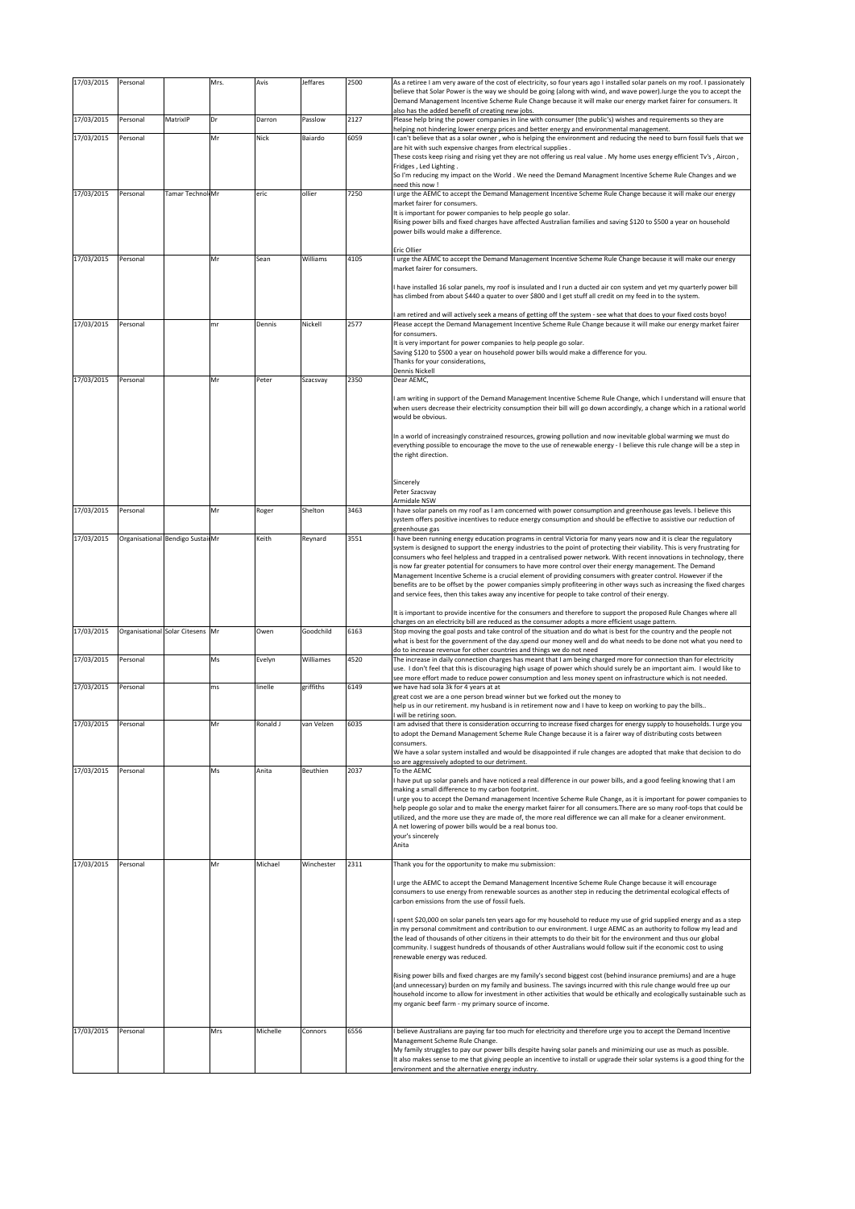| 17/03/2015 | Personal | | Mrs. | Avis | Jeffares | 2500 | As a retiree I am very aware of the cost of electricity, so four years ago I installed solar panels on my roof. I passionately believe that Solar Power is the way we should be going (along with wind, and wave power).Iurge the you to accept the Demand Management Incentive Scheme Rule Change because it will make our energy market fairer for consumers. It also has the added benefit of creating new jobs. |
|---|---|---|---|---|---|---|---|
| 17/03/2015 | Personal | MatrixIP | Dr | Darron | Passlow | 2127 | Please help bring the power companies in line with consumer (the public's) wishes and requirements so they are helping not hindering lower energy prices and better energy and environmental management. |
| 17/03/2015 | Personal | | Mr | Nick | Baiardo | 6059 | I can't believe that as a solar owner , who is helping the environment and reducing the need to burn fossil fuels that we are hit with such expensive charges from electrical supplies .<br>These costs keep rising and rising yet they are not offering us real value . My home uses energy efficient Tv's , Aircon , Fridges , Led Lighting .<br>So I'm reducing my impact on the World . We need the Demand Managment Incentive Scheme Rule Changes and we need this now ! |
| 17/03/2015 | Personal | Tamar Technol Mr | | eric | ollier | 7250 | I urge the AEMC to accept the Demand Management Incentive Scheme Rule Change because it will make our energy market fairer for consumers.<br>It is important for power companies to help people go solar.<br>Rising power bills and fixed charges have affected Australian families and saving $120 to $500 a year on household power bills would make a difference.<br><br>Eric Ollier |
| 17/03/2015 | Personal | | Mr | Sean | Williams | 4105 | I urge the AEMC to accept the Demand Management Incentive Scheme Rule Change because it will make our energy market fairer for consumers.<br><br>I have installed 16 solar panels, my roof is insulated and I run a ducted air con system and yet my quarterly power bill has climbed from about $440 a quater to over $800 and I get stuff all credit on my feed in to the system.<br><br>I am retired and will actively seek a means of getting off the system - see what that does to your fixed costs boyo! |
| 17/03/2015 | Personal | | mr | Dennis | Nickell | 2577 | Please accept the Demand Management Incentive Scheme Rule Change because it will make our energy market fairer for consumers.<br>It is very important for power companies to help people go solar.<br>Saving $120 to $500 a year on household power bills would make a difference for you.<br>Thanks for your considerations,<br>Dennis Nickell |
| 17/03/2015 | Personal | | Mr | Peter | Szacsvay | 2350 | Dear AEMC,<br><br>I am writing in support of the Demand Management Incentive Scheme Rule Change, which I understand will ensure that when users decrease their electricity consumption their bill will go down accordingly, a change which in a rational world would be obvious.<br><br>In a world of increasingly constrained resources, growing pollution and now inevitable global warming we must do everything possible to encourage the move to the use of renewable energy - I believe this rule change will be a step in the right direction.<br><br>Sincerely<br>Peter Szacsvay<br>Armidale NSW |
| 17/03/2015 | Personal | | Mr | Roger | Shelton | 3463 | I have solar panels on my roof as I am concerned with power consumption and greenhouse gas levels. I believe this system offers positive incentives to reduce energy consumption and should be effective to assistive our reduction of greenhouse gas |
| 17/03/2015 | Organisational | Bendigo Sustai Mr | | Keith | Reynard | 3551 | I have been running energy education programs in central Victoria for many years now and it is clear the regulatory system is designed to support the energy industries to the point of protecting their viability. This is very frustrating for consumers who feel helpless and trapped in a centralised power network. With recent innovations in technology, there is now far greater potential for consumers to have more control over their energy management. The Demand Management Incentive Scheme is a crucial element of providing consumers with greater control. However if the benefits are to be offset by the power companies simply profiteering in other ways such as increasing the fixed charges and service fees, then this takes away any incentive for people to take control of their energy.<br><br>It is important to provide incentive for the consumers and therefore to support the proposed Rule Changes where all charges on an electricity bill are reduced as the consumer adopts a more efficient usage pattern. |
| 17/03/2015 | Organisational | Solar Citesens | Mr | Owen | Goodchild | 6163 | Stop moving the goal posts and take control of the situation and do what is best for the country and the people not what is best for the government of the day.spend our money well and do what needs to be done not what you need to do to increase revenue for other countries and things we do not need |
| 17/03/2015 | Personal | | Ms | Evelyn | Williams | 4520 | The increase in daily connection charges has meant that I am being charged more for connection than for electricity use. I don't feel that this is discouraging high usage of power which should surely be an important aim. I would like to see more effort made to reduce power consumption and less money spent on infrastructure which is not needed. |
| 17/03/2015 | Personal | | ms | linelle | griffiths | 6149 | we have had sola 3k for 4 years at at<br>great cost we are a one person bread winner but we forked out the money to<br>help us in our retirement. my husband is in retirement now and I have to keep on working to pay the bills..<br>I will be retiring soon. |
| 17/03/2015 | Personal | | Mr | Ronald J | van Velzen | 6035 | I am advised that there is consideration occurring to increase fixed charges for energy supply to households. I urge you to adopt the Demand Management Scheme Rule Change because it is a fairer way of distributing costs between consumers.<br>We have a solar system installed and would be disappointed if rule changes are adopted that make that decision to do so are aggressively adopted to our detriment. |
| 17/03/2015 | Personal | | Ms | Anita | Beuthien | 2037 | To the AEMC<br>I have put up solar panels and have noticed a real difference in our power bills, and a good feeling knowing that I am making a small difference to my carbon footprint.<br>I urge you to accept the Demand management Incentive Scheme Rule Change, as it is important for power companies to help people go solar and to make the energy market fairer for all consumers.There are so many roof-tops that could be utilized, and the more use they are made of, the more real difference we can all make for a cleaner environment.<br>A net lowering of power bills would be a real bonus too.<br>your's sincerely<br>Anita |
| 17/03/2015 | Personal | | Mr | Michael | Winchester | 2311 | Thank you for the opportunity to make mu submission:<br><br>I urge the AEMC to accept the Demand Management Incentive Scheme Rule Change because it will encourage consumers to use energy from renewable sources as another step in reducing the detrimental ecological effects of carbon emissions from the use of fossil fuels.<br><br>I spent $20,000 on solar panels ten years ago for my household to reduce my use of grid supplied energy and as a step in my personal commitment and contribution to our environment. I urge AEMC as an authority to follow my lead and the lead of thousands of other citizens in their attempts to do their bit for the environment and thus our global community. I suggest hundreds of thousands of other Australians would follow suit if the economic cost to using renewable energy was reduced.<br><br>Rising power bills and fixed charges are my family's second biggest cost (behind insurance premiums) and are a huge (and unnecessary) burden on my family and business. The savings incurred with this rule change would free up our household income to allow for investment in other activities that would be ethically and ecologically sustainable such as my organic beef farm - my primary source of income. |
| 17/03/2015 | Personal | | Mrs | Michelle | Connors | 6556 | I believe Australians are paying far too much for electricity and therefore urge you to accept the Demand Incentive Management Scheme Rule Change.<br>My family struggles to pay our power bills despite having solar panels and minimizing our use as much as possible.<br>It also makes sense to me that giving people an incentive to install or upgrade their solar systems is a good thing for the environment and the alternative energy industry. |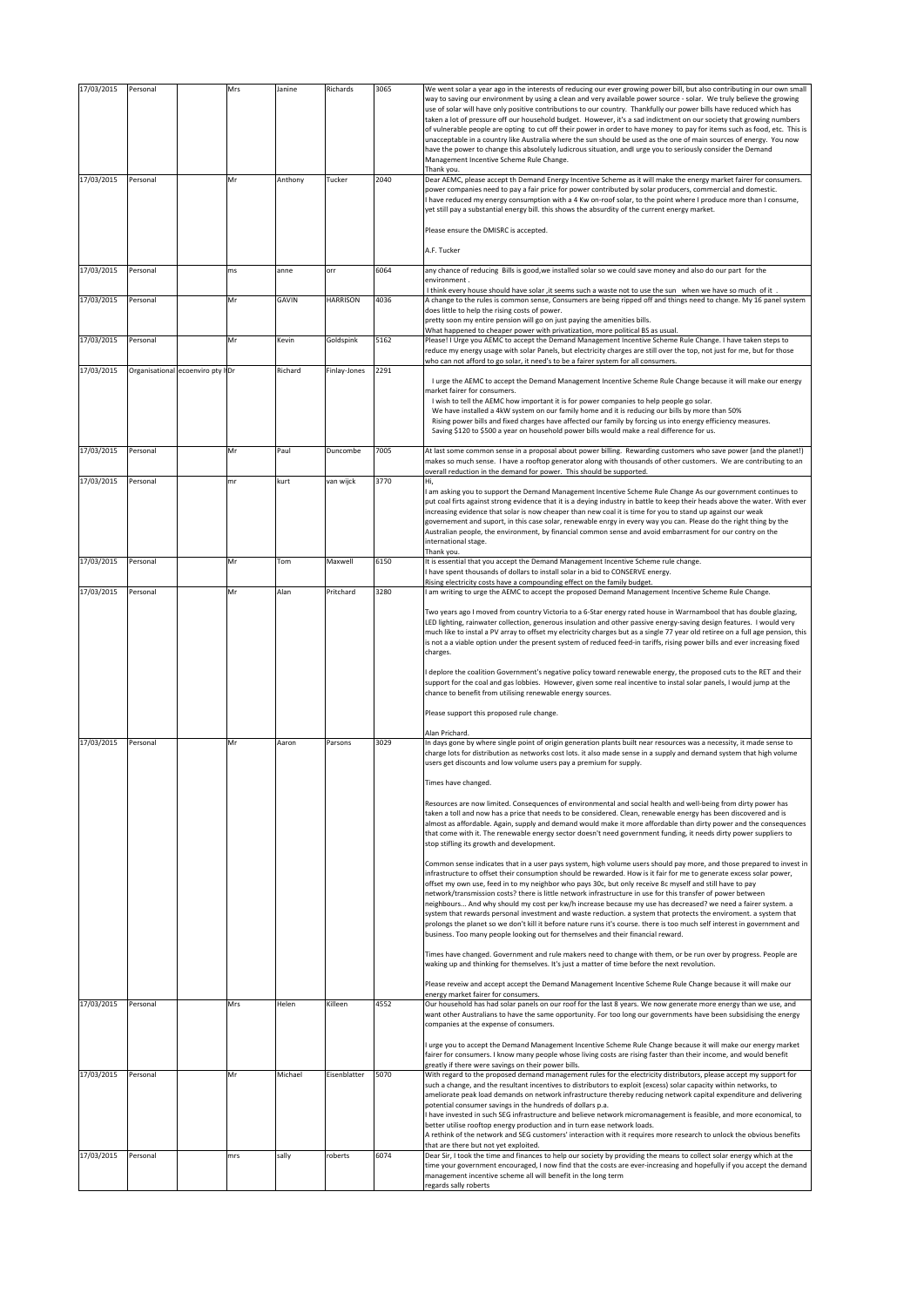| | | | | | | | |
|---|---|---|---|---|---|---|---|
| 17/03/2015 | Personal | | Mrs | Janine | Richards | 3065 | We went solar a year ago in the interests of reducing our ever growing power bill, but also contributing in our own small way to saving our environment by using a clean and very available power source - solar. We truly believe the growing use of solar will have only positive contributions to our country. Thankfully our power bills have reduced which has taken a lot of pressure off our household budget. However, it's a sad indictment on our society that growing numbers of vulnerable people are opting to cut off their power in order to have money to pay for items such as food, etc. This is unacceptable in a country like Australia where the sun should be used as the one of main sources of energy. You now have the power to change this absolutely ludicrous situation, andI urge you to seriously consider the Demand Management Incentive Scheme Rule Change.<br>Thank you. |
| 17/03/2015 | Personal | | Mr | Anthony | Tucker | 2040 | Dear AEMC, please accept th Demand Energy Incentive Scheme as it will make the energy market fairer for consumers. power companies need to pay a fair price for power contributed by solar producers, commercial and domestic.<br>I have reduced my energy consumption with a 4 Kw on-roof solar, to the point where I produce more than I consume, yet still pay a substantial energy bill. this shows the absurdity of the current energy market.<br><br>Please ensure the DMISRC is accepted.<br><br>A.F. Tucker |
| 17/03/2015 | Personal | | ms | anne | orr | 6064 | any chance of reducing Bills is good,we installed solar so we could save money and also do our part for the environment .<br>I think every house should have solar ,it seems such a waste not to use the sun when we have so much of it . |
| 17/03/2015 | Personal | | Mr | GAVIN | HARRISON | 4036 | A change to the rules is common sense, Consumers are being ripped off and things need to change. My 16 panel system does little to help the rising costs of power.<br>pretty soon my entire pension will go on just paying the amenities bills.<br>What happened to cheaper power with privatization, more political BS as usual. |
| 17/03/2015 | Personal | | Mr | Kevin | Goldspink | 5162 | Please! I Urge you AEMC to accept the Demand Management Incentive Scheme Rule Change. I have taken steps to reduce my energy usage with solar Panels, but electricity charges are still over the top, not just for me, but for those who can not afford to go solar, it need's to be a fairer system for all consumers. |
| 17/03/2015 | Organisational | ecoenviro pty lt | Dr | Richard | Finlay-Jones | 2291 | I urge the AEMC to accept the Demand Management Incentive Scheme Rule Change because it will make our energy market fairer for consumers.<br>I wish to tell the AEMC how important it is for power companies to help people go solar.<br>We have installed a 4kW system on our family home and it is reducing our bills by more than 50%<br>Rising power bills and fixed charges have affected our family by forcing us into energy efficiency measures.<br>Saving $120 to $500 a year on household power bills would make a real difference for us. |
| 17/03/2015 | Personal | | Mr | Paul | Duncombe | 7005 | At last some common sense in a proposal about power billing. Rewarding customers who save power (and the planet!) makes so much sense. I have a rooftop generator along with thousands of other customers. We are contributing to an overall reduction in the demand for power. This should be supported. |
| 17/03/2015 | Personal | | mr | kurt | van wijck | 3770 | Hi,<br>I am asking you to support the Demand Management Incentive Scheme Rule Change As our government continues to put coal firts against strong evidence that it is a deying industry in battle to keep their heads above the water. With ever increasing evidence that solar is now cheaper than new coal it is time for you to stand up against our weak governement and suport, in this case solar, renewable enrgy in every way you can. Please do the right thing by the Australian people, the environment, by financial common sense and avoid embarrasment for our contry on the international stage.<br>Thank you. |
| 17/03/2015 | Personal | | Mr | Tom | Maxwell | 6150 | It is essential that you accept the Demand Management Incentive Scheme rule change.<br>I have spent thousands of dollars to install solar in a bid to CONSERVE energy.<br>Rising electricity costs have a compounding effect on the family budget. |
| 17/03/2015 | Personal | | Mr | Alan | Pritchard | 3280 | I am writing to urge the AEMC to accept the proposed Demand Management Incentive Scheme Rule Change.<br><br>Two years ago I moved from country Victoria to a 6-Star energy rated house in Warrnambool that has double glazing, LED lighting, rainwater collection, generous insulation and other passive energy-saving design features. I would very much like to instal a PV array to offset my electricity charges but as a single 77 year old retiree on a full age pension, this is not a a viable option under the present system of reduced feed-in tariffs, rising power bills and ever increasing fixed charges.<br><br>I deplore the coalition Government's negative policy toward renewable energy, the proposed cuts to the RET and their support for the coal and gas lobbies. However, given some real incentive to instal solar panels, I would jump at the chance to benefit from utilising renewable energy sources.<br><br>Please support this proposed rule change.<br><br>Alan Prichard. |
| 17/03/2015 | Personal | | Mr | Aaron | Parsons | 3029 | In days gone by where single point of origin generation plants built near resources was a necessity, it made sense to charge lots for distribution as networks cost lots. it also made sense in a supply and demand system that high volume users get discounts and low volume users pay a premium for supply.<br><br>Times have changed.<br><br>Resources are now limited. Consequences of environmental and social health and well-being from dirty power has taken a toll and now has a price that needs to be considered. Clean, renewable energy has been discovered and is almost as affordable. Again, supply and demand would make it more affordable than dirty power and the consequences that come with it. The renewable energy sector doesn't need government funding, it needs dirty power suppliers to stop stifling its growth and development.<br><br>Common sense indicates that in a user pays system, high volume users should pay more, and those prepared to invest in infrastructure to offset their consumption should be rewarded. How is it fair for me to generate excess solar power, offset my own use, feed in to my neighbor who pays 30c, but only receive 8c myself and still have to pay network/transmission costs? there is little network infrastructure in use for this transfer of power between neighbours... And why should my cost per kw/h increase because my use has decreased? we need a fairer system. a system that rewards personal investment and waste reduction. a system that protects the enviroment. a system that prolongs the planet so we don't kill it before nature runs it's course. there is too much self interest in government and business. Too many people looking out for themselves and their financial reward.<br><br>Times have changed. Government and rule makers need to change with them, or be run over by progress. People are waking up and thinking for themselves. It's just a matter of time before the next revolution.<br><br>Please reveiw and accept accept the Demand Management Incentive Scheme Rule Change because it will make our energy market fairer for consumers. |
| 17/03/2015 | Personal | | Mrs | Helen | Killeen | 4552 | Our household has had solar panels on our roof for the last 8 years. We now generate more energy than we use, and want other Australians to have the same opportunity. For too long our governments have been subsidising the energy companies at the expense of consumers.<br><br>I urge you to accept the Demand Management Incentive Scheme Rule Change because it will make our energy market fairer for consumers. I know many people whose living costs are rising faster than their income, and would benefit greatly if there were savings on their power bills. |
| 17/03/2015 | Personal | | Mr | Michael | Eisenblatter | 5070 | With regard to the proposed demand management rules for the electricity distributors, please accept my support for such a change, and the resultant incentives to distributors to exploit (excess) solar capacity within networks, to ameliorate peak load demands on network infrastructure thereby reducing network capital expenditure and delivering potential consumer savings in the hundreds of dollars p.a.<br>I have invested in such SEG infrastructure and believe network micromanagement is feasible, and more economical, to better utilise rooftop energy production and in turn ease network loads.<br>A rethink of the network and SEG customers' interaction with it requires more research to unlock the obvious benefits that are there but not yet exploited. |
| 17/03/2015 | Personal | | mrs | sally | roberts | 6074 | Dear Sir, I took the time and finances to help our society by providing the means to collect solar energy which at the time your government encouraged, I now find that the costs are ever-increasing and hopefully if you accept the demand management incentive scheme all will benefit in the long term<br>regards sally roberts |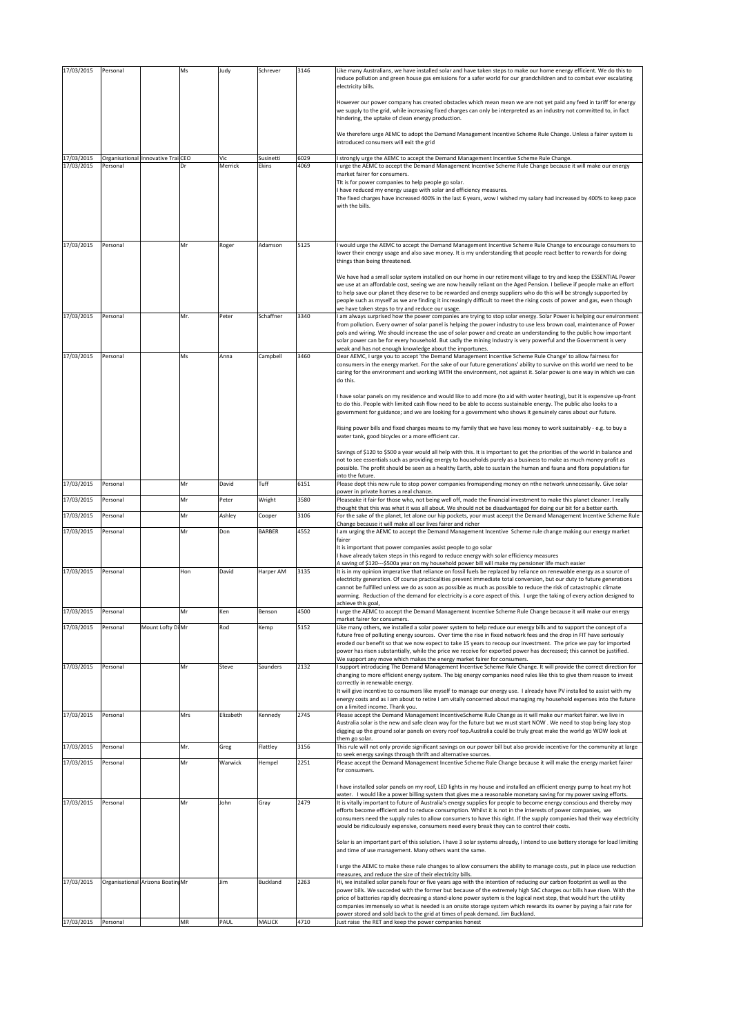| 17/03/2015 | Personal | | Ms | Judy | Schrever | 3146 | Like many Australians, we have installed solar and have taken steps to make our home energy efficient. We do this to reduce pollution and green house gas emissions for a safer world for our grandchildren and to combat ever escalating electricity bills.<br><br>However our power company has created obstacles which mean mean we are not yet paid any feed in tariff for energy we supply to the grid, while increasing fixed charges can only be interpreted as an industry not committed to, in fact hindering, the uptake of clean energy production.<br><br>We therefore urge AEMC to adopt the Demand Management Incentive Scheme Rule Change. Unless a fairer system is introduced consumers will exit the grid |
|---|---|---|---|---|---|---|---|
| 17/03/2015 | Organisational | Innovative Trai | CEO | Vic | Susinetti | 6029 | I strongly urge the AEMC to accept the Demand Management Incentive Scheme Rule Change. |
| 17/03/2015 | Personal | | Dr | Merrick | Ekins | 4069 | I urge the AEMC to accept the Demand Management Incentive Scheme Rule Change because it will make our energy market fairer for consumers.<br>TIt is for power companies to help people go solar.<br>I have reduced my energy usage with solar and efficiency measures.<br>The fixed charges have increased 400% in the last 6 years, wow I wished my salary had increased by 400% to keep pace with the bills. |
| 17/03/2015 | Personal | | Mr | Roger | Adamson | 5125 | I would urge the AEMC to accept the Demand Management Incentive Scheme Rule Change to encourage consumers to lower their energy usage and also save money. It is my understanding that people react better to rewards for doing things than being threatened.<br><br>We have had a small solar system installed on our home in our retirement village to try and keep the ESSENTIAL Power we use at an affordable cost, seeing we are now heavily reliant on the Aged Pension. I believe if people make an effort to help save our planet they deserve to be rewarded and energy suppliers who do this will be strongly supported by people such as myself as we are finding it increasingly difficult to meet the rising costs of power and gas, even though we have taken steps to try and reduce our usage. |
| 17/03/2015 | Personal | | Mr. | Peter | Schaffner | 3340 | I am always surprised how the power companies are trying to stop solar energy. Solar Power is helping our environment from pollution. Every owner of solar panel is helping the power industry to use less brown coal, maintenance of Power pols and wiring. We should increase the use of solar power and create an understanding to the public how important solar power can be for every household. But sadly the mining Industry is very powerful and the Government is very weak and has not enough knowledge about the importunes. |
| 17/03/2015 | Personal | | Ms | Anna | Campbell | 3460 | Dear AEMC, I urge you to accept 'the Demand Management Incentive Scheme Rule Change' to allow fairness for consumers in the energy market. For the sake of our future generations' ability to survive on this world we need to be caring for the environment and working WITH the environment, not against it. Solar power is one way in which we can do this.<br><br>I have solar panels on my residence and would like to add more (to aid with water heating), but it is expensive up-front to do this. People with limited cash flow need to be able to access sustainable energy. The public also looks to a government for guidance; and we are looking for a government who shows it genuinely cares about our future.<br><br>Rising power bills and fixed charges means to my family that we have less money to work sustainably - e.g. to buy a water tank, good bicycles or a more efficient car.<br><br>Savings of $120 to $500 a year would all help with this. It is important to get the priorities of the world in balance and not to see essentials such as providing energy to households purely as a business to make as much money profit as possible. The profit should be seen as a healthy Earth, able to sustain the human and fauna and flora populations far into the future. |
| 17/03/2015 | Personal | | Mr | David | Tuff | 6151 | Please dopt this new rule to stop power companies fromspending money on nthe network unnecessarily. Give solar power in private homes a real chance. |
| 17/03/2015 | Personal | | Mr | Peter | Wright | 3580 | Pleaseake it fair for those who, not being well off, made the financial investment to make this planet cleaner. I really thought that this was what it was all about. We should not be disadvantaged for doing our bit for a better earth. |
| 17/03/2015 | Personal | | Mr | Ashley | Cooper | 3106 | For the sake of the planet, let alone our hip pockets, your must aceept the Demand Management Incentive Scheme Rule Change because it will make all our lives fairer and richer |
| 17/03/2015 | Personal | | Mr | Don | BARBER | 4552 | I am urging the AEMC to accept the Demand Management Incentive Scheme rule change making our energy market fairer<br>It is important that power companies assist people to go solar<br>I have already taken steps in this regard to reduce energy with solar efficiency measures<br>A saving of $120---$500a year on my household power bill will make my pensioner life much easier |
| 17/03/2015 | Personal | | Hon | David | Harper AM | 3135 | It is in my opinion imperative that reliance on fossil fuels be replaced by reliance on renewable energy as a source of electricity generation. Of course practicalities prevent immediate total conversion, but our duty to future generations cannot be fulfilled unless we do as soon as possible as much as possible to reduce the risk of catastrophic climate warming. Reduction of the demand for electricity is a core aspect of this. I urge the taking of every action designed to achieve this goal, |
| 17/03/2015 | Personal | | Mr | Ken | Benson | 4500 | I urge the AEMC to accept the Demand Management Incentive Scheme Rule Change because it will make our energy market fairer for consumers. |
| 17/03/2015 | Personal | Mount Lofty Di | Mr | Rod | Kemp | 5152 | Like many others, we installed a solar power system to help reduce our energy bills and to support the concept of a future free of polluting energy sources. Over time the rise in fixed network fees and the drop in FIT have seriously eroded our benefit so that we now expect to take 15 years to recoup our investment. The price we pay for imported power has risen substantially, while the price we receive for exported power has decreased; this cannot be justified. We support any move which makes the energy market fairer for consumers. |
| 17/03/2015 | Personal | | Mr | Steve | Saunders | 2132 | I support introducing The Demand Management Incentive Scheme Rule Change. It will provide the correct direction for changing to more efficient energy system. The big energy companies need rules like this to give them reason to invest correctly in renewable energy.<br>It will give incentive to consumers like myself to manage our energy use. I already have PV installed to assist with my energy costs and as I am about to retire I am vitally concerned about managing my household expenses into the future on a limited income. Thank you. |
| 17/03/2015 | Personal | | Mrs | Elizabeth | Kennedy | 2745 | Please accept the Demand Management IncentiveScheme Rule Change as it will make our market fairer. we live in Australia solar is the new and safe clean way for the future but we must start NOW . We need to stop being lazy stop digging up the ground solar panels on every roof top.Australia could be truly great make the world go WOW look at them go solar. |
| 17/03/2015 | Personal | | Mr. | Greg | Flattley | 3156 | This rule will not only provide significant savings on our power bill but also provide incentive for the community at large to seek energy savings through thrift and alternative sources. |
| 17/03/2015 | Personal | | Mr | Warwick | Hempel | 2251 | Please accept the Demand Management Incentive Scheme Rule Change because it will make the energy market fairer for consumers.<br><br>I have installed solar panels on my roof, LED lights in my house and installed an efficient energy pump to heat my hot water. I would like a power billing system that gives me a reasonable monetary saving for my power saving efforts. |
| 17/03/2015 | Personal | | Mr | John | Gray | 2479 | It is vitally important to future of Australia's energy supplies for people to become energy conscious and thereby may efforts become efficient and to reduce consumption. Whilst it is not in the interests of power companies, we consumers need the supply rules to allow consumers to have this right. If the supply companies had their way electricity would be ridiculously expensive, consumers need every break they can to control their costs.<br><br>Solar is an important part of this solution. I have 3 solar systems already, I intend to use battery storage for load limiting and time of use management. Many others want the same.<br><br>I urge the AEMC to make these rule changes to allow consumers the ability to manage costs, put in place use reduction measures, and reduce the size of their electricity bills. |
| 17/03/2015 | Organisational | Arizona Boating | Mr | Jim | Buckland | 2263 | Hi, we installed solar panels four or five years ago with the intention of reducing our carbon footprint as well as the power bills. We succeded with the former but because of the extremely high SAC charges our bills have risen. With the price of batteries rapidly decreasing a stand-alone power system is the logical next step, that would hurt the utility companies immensely so what is needed is an onsite storage system which rewards its owner by paying a fair rate for power stored and sold back to the grid at times of peak demand. Jim Buckland. |
| 17/03/2015 | Personal | | MR | PAUL | MALICK | 4710 | Just raise the RET and keep the power companies honest |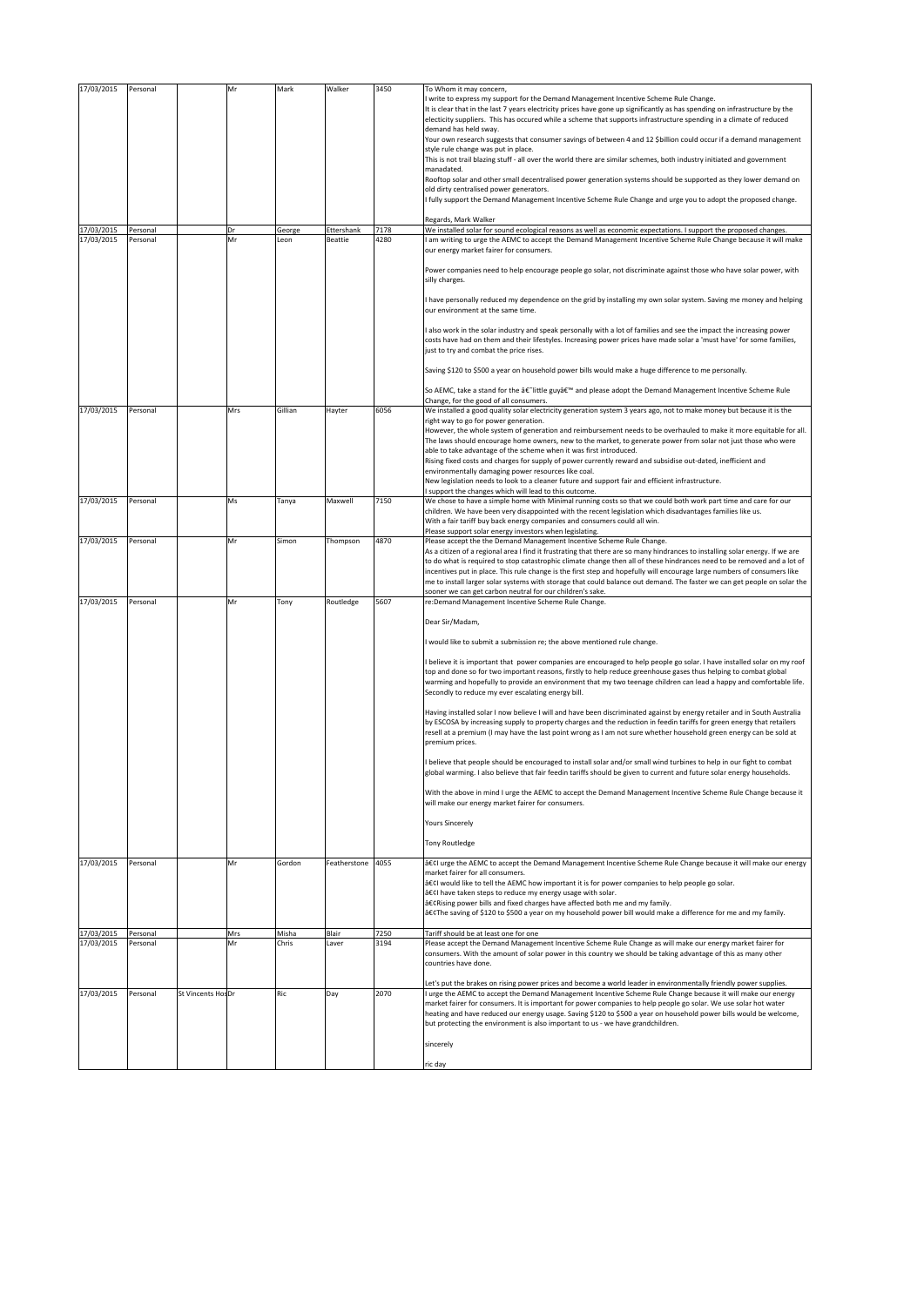| 17/03/2015 | Personal | | Mr | Mark | Walker | 3450 | To Whom it may concern,<br>I write to express my support for the Demand Management Incentive Scheme Rule Change.<br>It is clear that in the last 7 years electricity prices have gone up significantly as has spending on infrastructure by the electicity suppliers. This has occured while a scheme that supports infrastructure spending in a climate of reduced demand has held sway.<br>Your own research suggests that consumer savings of between 4 and 12 $billion could occur if a demand management style rule change was put in place.<br>This is not trail blazing stuff - all over the world there are similar schemes, both industry initiated and government manadated.<br>Rooftop solar and other small decentralised power generation systems should be supported as they lower demand on old dirty centralised power generators.<br>I fully support the Demand Management Incentive Scheme Rule Change and urge you to adopt the proposed change.<br><br>Regards, Mark Walker |
|---|---|---|---|---|---|---|---|
| 17/03/2015 | Personal | | Dr | George | Ettershank | 7178 | We installed solar for sound ecological reasons as well as economic expectations. I support the proposed changes. |
| 17/03/2015 | Personal | | Mr | Leon | Beattie | 4280 | I am writing to urge the AEMC to accept the Demand Management Incentive Scheme Rule Change because it will make our energy market fairer for consumers.<br><br>Power companies need to help encourage people go solar, not discriminate against those who have solar power, with silly charges.<br><br>I have personally reduced my dependence on the grid by installing my own solar system. Saving me money and helping our environment at the same time.<br><br>I also work in the solar industry and speak personally with a lot of families and see the impact the increasing power costs have had on them and their lifestyles. Increasing power prices have made solar a 'must have' for some families, just to try and combat the price rises.<br><br>Saving $120 to $500 a year on household power bills would make a huge difference to me personally.<br><br>So AEMC, take a stand for the â€˜little guyâ€™ and please adopt the Demand Management Incentive Scheme Rule Change, for the good of all consumers. |
| 17/03/2015 | Personal | | Mrs | Gillian | Hayter | 6056 | We installed a good quality solar electricity generation system 3 years ago, not to make money but because it is the right way to go for power generation.<br>However, the whole system of generation and reimbursement needs to be overhauled to make it more equitable for all. The laws should encourage home owners, new to the market, to generate power from solar not just those who were able to take advantage of the scheme when it was first introduced.<br>Rising fixed costs and charges for supply of power currently reward and subsidise out-dated, inefficient and environmentally damaging power resources like coal.<br>New legislation needs to look to a cleaner future and support fair and efficient infrastructure.<br>I support the changes which will lead to this outcome. |
| 17/03/2015 | Personal | | Ms | Tanya | Maxwell | 7150 | We chose to have a simple home with Minimal running costs so that we could both work part time and care for our children. We have been very disappointed with the recent legislation which disadvantages families like us.<br>With a fair tariff buy back energy companies and consumers could all win.<br>Please support solar energy investors when legislating. |
| 17/03/2015 | Personal | | Mr | Simon | Thompson | 4870 | Please accept the the Demand Management Incentive Scheme Rule Change.<br>As a citizen of a regional area I find it frustrating that there are so many hindrances to installing solar energy. If we are to do what is required to stop catastrophic climate change then all of these hindrances need to be removed and a lot of incentives put in place. This rule change is the first step and hopefully will encourage large numbers of consumers like me to install larger solar systems with storage that could balance out demand. The faster we can get people on solar the sooner we can get carbon neutral for our children's sake. |
| 17/03/2015 | Personal | | Mr | Tony | Routledge | 5607 | re:Demand Management Incentive Scheme Rule Change.<br><br>Dear Sir/Madam,<br><br>I would like to submit a submission re; the above mentioned rule change.<br><br>I believe it is important that power companies are encouraged to help people go solar. I have installed solar on my roof top and done so for two important reasons, firstly to help reduce greenhouse gases thus helping to combat global warming and hopefully to provide an environment that my two teenage children can lead a happy and comfortable life. Secondly to reduce my ever escalating energy bill.<br><br>Having installed solar I now believe I will and have been discriminated against by energy retailer and in South Australia by ESCOSA by increasing supply to property charges and the reduction in feedin tariffs for green energy that retailers resell at a premium (I may have the last point wrong as I am not sure whether household green energy can be sold at premium prices.<br><br>I believe that people should be encouraged to install solar and/or small wind turbines to help in our fight to combat global warming. I also believe that fair feedin tariffs should be given to current and future solar energy households.<br><br>With the above in mind I urge the AEMC to accept the Demand Management Incentive Scheme Rule Change because it will make our energy market fairer for consumers.<br><br>Yours Sincerely<br><br>Tony Routledge |
| 17/03/2015 | Personal | | Mr | Gordon | Featherstone | 4055 | â€¢I urge the AEMC to accept the Demand Management Incentive Scheme Rule Change because it will make our energy market fairer for all consumers.<br>â€¢I would like to tell the AEMC how important it is for power companies to help people go solar.<br>â€¢I have taken steps to reduce my energy usage with solar.<br>â€¢Rising power bills and fixed charges have affected both me and my family.<br>â€¢The saving of $120 to $500 a year on my household power bill would make a difference for me and my family. |
| 17/03/2015 | Personal | | Mrs | Misha | Blair | 7250 | Tariff should be at least one for one |
| 17/03/2015 | Personal | | Mr | Chris | Laver | 3194 | Please accept the Demand Management Incentive Scheme Rule Change as will make our energy market fairer for consumers. With the amount of solar power in this country we should be taking advantage of this as many other countries have done.<br><br>Let's put the brakes on rising power prices and become a world leader in environmentally friendly power supplies. |
| 17/03/2015 | Personal | St Vincents Hos | Dr | Ric | Day | 2070 | I urge the AEMC to accept the Demand Management Incentive Scheme Rule Change because it will make our energy market fairer for consumers. It is important for power companies to help people go solar. We use solar hot water heating and have reduced our energy usage. Saving $120 to $500 a year on household power bills would be welcome, but protecting the environment is also important to us - we have grandchildren.<br><br>sincerely<br><br>ric day |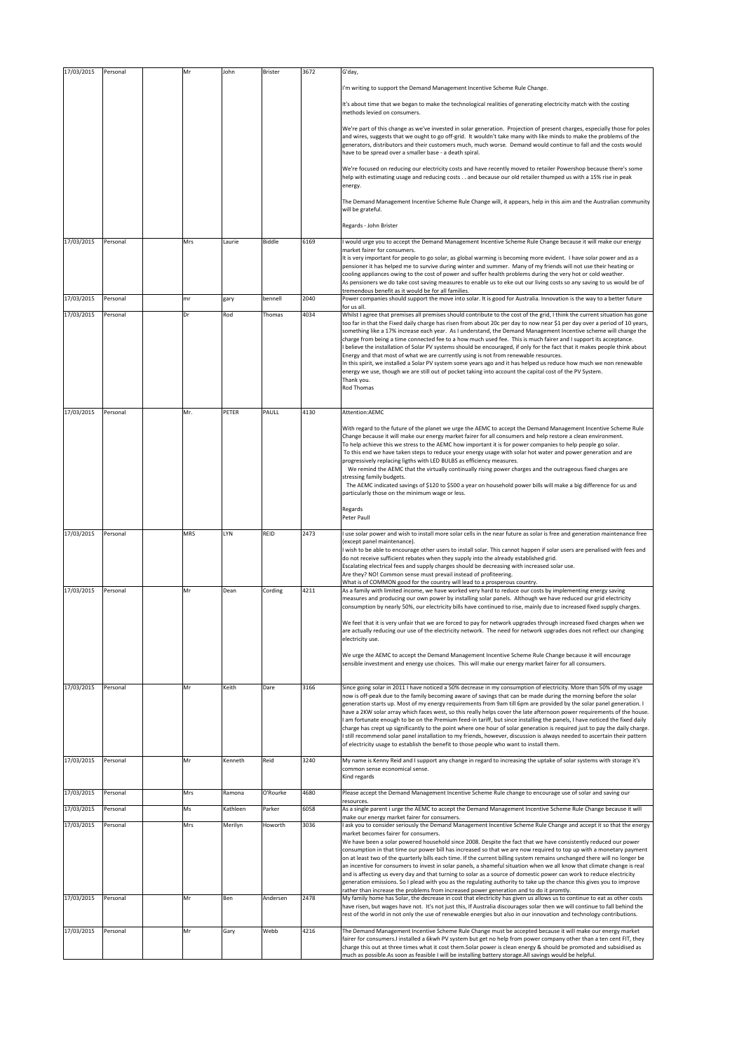| 17/03/2015 | Personal | | Mr | John | Brister | 3672 | G'day,<br><br>I'm writing to support the Demand Management Incentive Scheme Rule Change.<br><br>It's about time that we began to make the technological realities of generating electricity match with the costing methods levied on consumers.<br><br>We're part of this change as we've invested in solar generation. Projection of present charges, especially those for poles and wires, suggests that we ought to go off-grid. It wouldn't take many with like minds to make the problems of the generators, distributors and their customers much, much worse. Demand would continue to fall and the costs would have to be spread over a smaller base - a death spiral.<br><br>We're focused on reducing our electricity costs and have recently moved to retailer Powershop because there's some help with estimating usage and reducing costs . . and because our old retailer thumped us with a 15% rise in peak energy.<br><br>The Demand Management Incentive Scheme Rule Change will, it appears, help in this aim and the Australian community will be grateful.<br><br>Regards - John Brister |
|---|---|---|---|---|---|---|---|
| 17/03/2015 | Personal | | Mrs | Laurie | Biddle | 6169 | I would urge you to accept the Demand Management Incentive Scheme Rule Change because it will make our energy market fairer for consumers.<br>It is very important for people to go solar, as global warming is becoming more evident. I have solar power and as a pensioner it has helped me to survive during winter and summer. Many of my friends will not use their heating or cooling appliances owing to the cost of power and suffer health problems during the very hot or cold weather.<br>As pensioners we do take cost saving measures to enable us to eke out our living costs so any saving to us would be of tremendous benefit as it would be for all families. |
| 17/03/2015 | Personal | | mr | gary | bennell | 2040 | Power companies should support the move into solar. It is good for Australia. Innovation is the way to a better future for us all. |
| 17/03/2015 | Personal | | Dr | Rod | Thomas | 4034 | Whilst I agree that premises all premises should contribute to the cost of the grid, I think the current situation has gone too far in that the Fixed daily charge has risen from about 20c per day to now near $1 per day over a period of 10 years, something like a 17% increase each year. As I understand, the Demand Management Incentive scheme will change the charge from being a time connected fee to a how much used fee. This is much fairer and I support its acceptance.<br>I believe the installation of Solar PV systems should be encouraged, if only for the fact that it makes people think about Energy and that most of what we are currently using is not from renewable resources.<br>In this spirit, we installed a Solar PV system some years ago and it has helped us reduce how much we non renewable energy we use, though we are still out of pocket taking into account the capital cost of the PV System.<br>Thank you.<br>Rod Thomas |
| 17/03/2015 | Personal | | Mr. | PETER | PAULL | 4130 | Attention:AEMC<br><br>With regard to the future of the planet we urge the AEMC to accept the Demand Management Incentive Scheme Rule Change because it will make our energy market fairer for all consumers and help restore a clean environment.<br>To help achieve this we stress to the AEMC how important it is for power companies to help people go solar.<br>To this end we have taken steps to reduce your energy usage with solar hot water and power generation and are progressively replacing ligths with LED BULBS as efficiency measures.<br>We remind the AEMC that the virtually continually rising power charges and the outrageous fixed charges are stressing family budgets.<br>The AEMC indicated savings of $120 to $500 a year on household power bills will make a big difference for us and particularly those on the minimum wage or less.<br><br>Regards<br>Peter Paull |
| 17/03/2015 | Personal | | MRS | LYN | REID | 2473 | I use solar power and wish to install more solar cells in the near future as solar is free and generation maintenance free (except panel maintenance).<br>I wish to be able to encourage other users to install solar. This cannot happen if solar users are penalised with fees and do not receive sufficient rebates when they supply into the already established grid.<br>Escalating electrical fees and supply charges should be decreasing with increased solar use.<br>Are they? NO! Common sense must prevail instead of profiteering.<br>What is of COMMON good for the country will lead to a prosperous country. |
| 17/03/2015 | Personal | | Mr | Dean | Cording | 4211 | As a family with limited income, we have worked very hard to reduce our costs by implementing energy saving measures and producing our own power by installing solar panels. Although we have reduced our grid electricity consumption by nearly 50%, our electricity bills have continued to rise, mainly due to increased fixed supply charges.<br><br>We feel that it is very unfair that we are forced to pay for network upgrades through increased fixed charges when we are actually reducing our use of the electricity network. The need for network upgrades does not reflect our changing electricity use.<br><br>We urge the AEMC to accept the Demand Management Incentive Scheme Rule Change because it will encourage sensible investment and energy use choices. This will make our energy market fairer for all consumers. |
| 17/03/2015 | Personal | | Mr | Keith | Dare | 3166 | Since going solar in 2011 I have noticed a 50% decrease in my consumption of electricity. More than 50% of my usage now is off-peak due to the family becoming aware of savings that can be made during the morning before the solar generation starts up. Most of my energy requirements from 9am till 6pm are provided by the solar panel generation. I have a 2KW solar array which faces west, so this really helps cover the late afternoon power requirements of the house. I am fortunate enough to be on the Premium feed-in tariff, but since installing the panels, I have noticed the fixed daily charge has crept up significantly to the point where one hour of solar generation is required just to pay the daily charge. I still recommend solar panel installation to my friends, however, discussion is always needed to ascertain their pattern of electricity usage to establish the benefit to those people who want to install them. |
| 17/03/2015 | Personal | | Mr | Kenneth | Reid | 3240 | My name is Kenny Reid and I support any change in regard to increasing the uptake of solar systems with storage it's common sense economical sense.<br>Kind regards |
| 17/03/2015 | Personal | | Mrs | Ramona | O'Rourke | 4680 | Please accept the Demand Management Incentive Scheme Rule change to encourage use of solar and saving our resources. |
| 17/03/2015 | Personal | | Ms | Kathleen | Parker | 6058 | As a single parent i urge the AEMC to accept the Demand Management Incentive Scheme Rule Change because it will make our energy market fairer for consumers. |
| 17/03/2015 | Personal | | Mrs | Merilyn | Howorth | 3036 | I ask you to consider seriously the Demand Management Incentive Scheme Rule Change and accept it so that the energy market becomes fairer for consumers.<br>We have been a solar powered household since 2008. Despite the fact that we have consistently reduced our power consumption in that time our power bill has increased so that we are now required to top up with a monetary payment on at least two of the quarterly bills each time. If the current billing system remains unchanged there will no longer be an incentive for consumers to invest in solar panels, a shameful situation when we all know that climate change is real and is affecting us every day and that turning to solar as a source of domestic power can work to reduce electricity generation emissions. So I plead with you as the regulating authority to take up the chance this gives you to improve rather than increase the problems from increased power generation and to do it promtly. |
| 17/03/2015 | Personal | | Mr | Ben | Andersen | 2478 | My family home has Solar, the decrease in cost that electricity has given us allows us to continue to eat as other costs have risen, but wages have not. It's not just this, If Australia discourages solar then we will continue to fall behind the rest of the world in not only the use of renewable energies but also in our innovation and technology contributions. |
| 17/03/2015 | Personal | | Mr | Gary | Webb | 4216 | The Demand Management Incentive Scheme Rule Change must be accepted because it will make our energy market fairer for consumers.I installed a 6kwh PV system but get no help from power company other than a ten cent FIT, they charge this out at three times what it cost them.Solar power is clean energy & should be promoted and subsidised as much as possible.As soon as feasible I will be installing battery storage.All savings would be helpful. |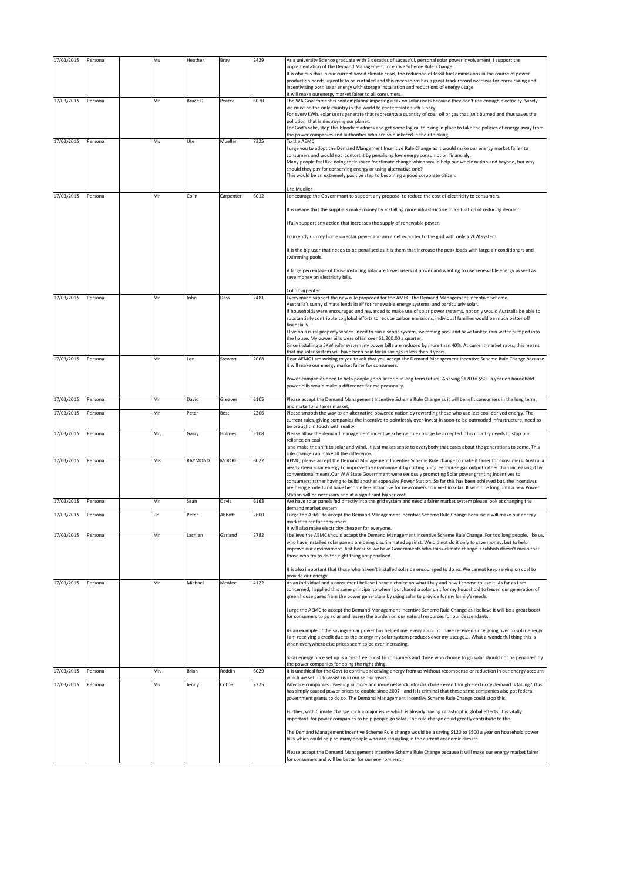| 17/03/2015 | Personal | | Ms | Heather | Bray | 2429 | As a university Science graduate with 3 decades of sucessful, personal solar power involvement, I support the implementation of the Demand Management Incentive Scheme Rule Change.<br>It is obvious that in our current world climate crisis, the reduction of fossil fuel emmissions in the course of power production needs urgently to be curtailed and this mechanism has a great track record overseas for encouraging and incentivising both solar energy with storage installation and reductions of energy usage.<br>It will make ourenergy market fairer to all consumers. |
|---|---|---|---|---|---|---|---|
| 17/03/2015 | Personal | | Mr | Bruce D | Pearce | 6070 | The WA Government is contemplating imposing a tax on solar users because they don't use enough electricity. Surely, we must be the only country in the world to contemplate such lunacy.<br>For every KWh. solar users generate that represents a quantity of coal, oil or gas that isn't burned and thus saves the pollution that is destroying our planet.<br>For God's sake, stop this bloody madness and get some logical thinking in place to take the policies of energy away from the power companies and authorities who are so blinkered in their thinking. |
| 17/03/2015 | Personal | | Ms | Ute | Mueller | 7325 | To the AEMC<br>I urge you to adopt the Demand Mangement Incentive Rule Change as it would make our energy market fairer to consumers and would not contort it by penalising low energy consumption financialy.<br>Many people feel like doing their share for climate change which would help our whole nation and beyond, but why should they pay for conserving energy or using alternative one?<br>This would be an extremely positive step to becoming a good corporate citizen.<br><br>Ute Mueller |
| 17/03/2015 | Personal | | Mr | Colin | Carpenter | 6012 | I encourage the Governmant to support any proposal to reduce the cost of electricity to consumers.<br><br>It is insane that the suppliers make money by installing more infrastructure in a situation of reducing demand.<br><br>I fully support any action that increases the supply of renewable power.<br><br>I currently run my home on solar power and am a net exporter to the grid with only a 2kW system.<br><br>It is the big user that needs to be penalised as it is them that increase the peak loads with large air conditioners and swimming pools.<br><br>A large percentage of those installing solar are lower users of power and wanting to use renewable energy as well as save money on electricity bills.<br><br>Colin Carpenter |
| 17/03/2015 | Personal | | Mr | John | Dass | 2481 | I very much support the new rule proposed for the AMEC: the Demand Management Incentive Scheme.<br>Australia's sunny climate lends itself for renewable energy systems, and particularly solar.<br>If households were encouraged and rewarded to make use of solar power systems, not only would Australia be able to substantially contribute to global efforts to reduce carbon emissions, individual families would be much better off financially.<br>I live on a rural property where I need to run a septic system, swimming pool and have tanked rain water pumped into the house. My power bills were often over $1,200.00 a quarter.<br>Since installing a 5KW solar system my power bills are reduced by more than 40%. At current market rates, this means that my solar system will have been paid for in savings in less than 3 years. |
| 17/03/2015 | Personal | | Mr | Lee | Stewart | 2068 | Dear AEMC I am writing to you to ask that you accept the Demand Management Incentive Scheme Rule Change because it will make our energy market fairer for consumers.<br><br>Power companies need to help people go solar for our long term future. A saving $120 to $500 a year on household power bills would make a difference for me personally. |
| 17/03/2015 | Personal | | Mr | David | Greaves | 6105 | Please accept the Demand Management Incentive Scheme Rule Change as it will benefit consumers in the long term, and make for a fairer market, |
| 17/03/2015 | Personal | | Mr | Peter | Best | 2206 | Please smooth the way to an alternative-powered nation by rewarding those who use less coal-derived energy. The current rules, giving companies the incentive to pointlessly over-invest in soon-to-be outmoded infrastructure, need to be brought in touch with reality. |
| 17/03/2015 | Personal | | Mr. | Garry | Holmes | 5108 | Please allow the demand management incentive scheme rule change be accepted. This country needs to stop our reliance on coal<br>and make the shift to solar and wind. It just makes sense to everybody that cares about the generations to come. This rule change can make all the difference. |
| 17/03/2015 | Personal | | MR | RAYMOND | MOORE | 6022 | AEMC, please accept the Demand Management Incentive Scheme Rule change to make it fairer for consumers. Australia needs kleen solar energy to improve the environment by cutting our greenhouse gas output rather than increasing it by conventional means.Our W A State Government were seriously promoting Solar power granting incentives to consumers; rather having to build another expensive Power Station. So far this has been achieved but, the incentives are being eroded and have become less attractive for newcomers to invest in solar. It won't be long until a new Power Station will be necessary and at a significant higher cost. |
| 17/03/2015 | Personal | | Mr | Sean | Davis | 6163 | We have solar panels fed directly into the grid system and need a fairer market system please look at changing the demand market system |
| 17/03/2015 | Personal | | Dr | Peter | Abbott | 2600 | I urge the AEMC to accept the Demand Management Incentive Scheme Rule Change because it will make our energy market fairer for consumers.<br>It will also make electricity cheaper for everyone. |
| 17/03/2015 | Personal | | Mr | Lachlan | Garland | 2782 | I believe the AEMC should accept the Demand Management Incentive Scheme Rule Change. For too long people, like us, who have installed solar panels are being discriminated against. We did not do it only to save money, but to help improve our environment. Just because we have Governments who think climate change is rubbish doesn't mean that those who try to do the right thing are penalised.<br><br>It is also important that those who haven't installed solar be encouraged to do so. We cannot keep relying on coal to provide our energy. |
| 17/03/2015 | Personal | | Mr | Michael | McAfee | 4122 | As an individual and a consumer I believe I have a choice on what I buy and how I choose to use it. As far as I am concerned, I applied this same principal to when I purchased a solar unit for my household to lessen our generation of green house gases from the power generators by using solar to provide for my family's needs.<br><br>I urge the AEMC to accept the Demand Management Incentive Scheme Rule Change as I believe it will be a great boost for consumers to go solar and lessen the burden on our natural resources for our descendants.<br><br>As an example of the savings solar power has helped me, every account I have received since going over to solar energy I am receiving a credit due to the energy my solar system produces over my useage.... What a wonderful thing this is when everywhere else prices seem to be ever increasing.<br><br>Solar energy once set up is a cost free boost to consumers and those who choose to go solar should not be penalized by the power companies for doing the right thing. |
| 17/03/2015 | Personal | | Mr. | Brian | Reddin | 6029 | It is unethical for the Govt to continue receiving energy from us without recompense or reduction in our energy account which we set up to assist us in our senior years . |
| 17/03/2015 | Personal | | Ms | Jenny | Cottle | 2225 | Why are companies investing in more and more network infrastructure - even though electricity demand is falling? This has simply caused power prices to double since 2007 - and it is criminal that these same companies also got federal government grants to do so. The Demand Management Incentive Scheme Rule Change could stop this.<br><br>Further, with Climate Change such a major issue which is already having catastrophic global effects, it is vitally important for power companies to help people go solar. The rule change could greatly contribute to this.<br><br>The Demand Management Incentive Scheme Rule change would be a saving $120 to $500 a year on household power bills which could help so many people who are struggling in the current economic climate.<br><br>Please accept the Demand Management Incentive Scheme Rule Change because it will make our energy market fairer for consumers and will be better for our environment. |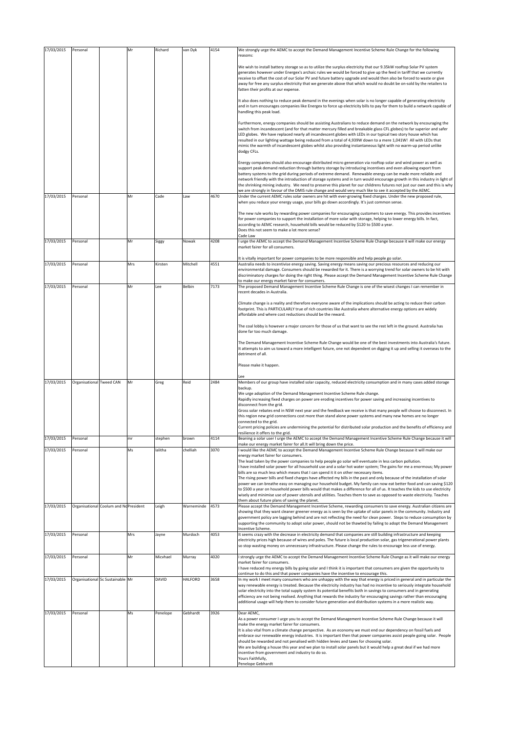| 17/03/2015 | Personal | | Mr | Richard | van Dyk | 4154 | We strongly urge the AEMC to accept the Demand Management Incentive Scheme Rule Change for the following reasons:<br><br>We wish to install battery storage so as to utilize the surplus electricity that our 9.35kW rooftop Solar PV system generates however under Energex's archaic rules we would be forced to give up the feed in tariff that we currently receive to offset the cost of our Solar PV and future battery upgrade and would then also be forced to waste or give away for free any surplus electricity that we generate above that which would no doubt be on-sold by the retailers to fatten their profits at our expense.<br><br>It also does nothing to reduce peak demand in the evenings when solar is no longer capable of generating electricity and in turn encourages companies like Energex to force up electricity bills to pay for them to build a network capable of handling this peak load.<br><br>Furthermore, energy companies should be assisting Australians to reduce demand on the network by encouraging the switch from incandescent (and for that matter mercury filled and breakable glass CFL globes) to far superior and safer LED globes. We have replaced nearly all incandescent globes with LEDs in our typical two story house which has resulted in our lighting wattage being reduced from a total of 4,939W down to a mere 1,041W! All with LEDs that mimic the warmth of incandescent globes whilst also providing instantaneous light with no warm-up period unlike dodgy CFLs.<br><br>Energy companies should also encourage distributed micro generation via rooftop solar and wind power as well as support peak demand reduction through battery storage by introducing incentives and even allowing export from battery systems to the grid during periods of extreme demand. Renewable energy can be made more reliable and network friendly with the introduction of storage systems and in turn would encourage growth in this industry in light of the shrinking mining industry. We need to preserve this planet for our childrens futures not just our own and this is why we are strongly in favour of the DMIS rule change and would very much like to see it accepted by the AEMC. |
|---|---|---|---|---|---|---|---|
| 17/03/2015 | Personal | | Mr | Cade | Law | 4670 | Under the current AEMC rules solar owners are hit with ever-growing fixed charges. Under the new proposed rule, when you reduce your energy usage, your bills go down accordingly. It's just common sense.<br><br>The new rule works by rewarding power companies for encouraging customers to save energy. This provides incentives for power companies to support the installation of more solar with storage, helping to lower energy bills. In fact, according to AEMC research, household bills would be reduced by $120 to $500 a year.<br>Does this not seem to make a lot more sense?<br>Cade Law |
| 17/03/2015 | Personal | | Mr | Siggy | Nowak | 4208 | I urge the AEMC to accept the Demand Management Incentive Scheme Rule Change because it will make our energy market fairer for all consumers.<br><br>It is vitally important for power companies to be more responsible and help people go solar. |
| 17/03/2015 | Personal | | Mrs | Kirsten | Mitchell | 4551 | Australia needs to incentivise energy saving. Saving energy means saving our precious resources and reducing our environmental damage. Consumers should be rewarded for it. There is a worrying trend for solar owners to be hit with discriminatory charges for doing the right thing. Please accept the Demand Management Incentive Scheme Rule Change to make our energy market fairer for consumers. |
| 17/03/2015 | Personal | | Mr | Lee | Belbin | 7173 | The proposed Demand Management Incentive Scheme Rule Change is one of the wisest changes I can remember in recent decades in Australia.<br><br>Climate change is a reality and therefore everyone aware of the implications should be acting to reduce their carbon footprint. This is PARTICULARLY true of rich countries like Australia where alternative energy options are widely affordable and where cost reductions should be the reward.<br><br>The coal lobby is however a major concern for those of us that want to see the rest left in the ground. Australia has done far too much damage.<br><br>The Demand Management Incentive Scheme Rule Change would be one of the best investments into Australia's future. It attempts to aim us toward a more intelligent future, one not dependent on digging it up and selling it overseas to the detriment of all.<br><br>Please make it happen.<br><br>Lee |
| 17/03/2015 | Organisational | Tweed CAN | Mr | Greg | Reid | 2484 | Members of our group have installed solar capacity, reduced electricity consumption and in many cases added storage backup.<br>We urge adoption of the Demand Management Incentive Scheme Rule change.<br>Rapidly increasing fixed charges on power are eroding incentives for power saving and increasing incentives to disconnect from the grid.<br>Gross solar rebates end in NSW next year and the feedback we receive is that many people will choose to disconnect. In this region new grid connections cost more than stand alone power systems and many new homes are no longer connected to the grid.<br>Current pricing policies are undermining the potential for distributed solar production and the benefits of efficiency and resilience it offers to the grid. |
| 17/03/2015 | Personal | | mr | stephen | brown | 4114 | Beaning a solar user I urge the AEMC to accept the Demand Management Incentive Scheme Rule Change because it will make our energy market fairer for all.It will bring down the price. |
| 17/03/2015 | Personal | | Ms | lalitha | chelliah | 3070 | I would like the AEMC to accept the Demand Management Incentive Scheme Rule Change because it will make our energy market fairer for consumers.<br>The lead taken by the power companies to help people go solar will eventuate in less carbon pollution.<br>I have installed solar power for all household use and a solar hot water system; The gains for me a enormous; My power bills are so much less which means that I can spend it it on other necessary items.<br>The rising power bills and fixed charges have affected my bills in the past and only because of the installation of solar power we can breathe easy on managing our household budget. My family can now eat better food and can saving $120 to $500 a year on household power bills would that makes a difference for all of us. It teaches the kids to use electricity wisely and minimise use of power utensils and utilities. Teaches them to save as opposed to waste electricity. Teaches them about future plans of saving the planet. |
| 17/03/2015 | Organisational | Coolum and No | President | Leigh | Warneminde | 4573 | Please accept the Demand Management Incentive Scheme, rewarding consumers to save energy. Australian citizens are showing that they want cleaner greener energy as is seen by the uptake of solar panels in the community. Industry and government policy are lagging behind and are not reflecting the need for clean power. Steps to reduce consumption by supporting the community to adopt solar power, should not be thawted by failing to adopt the Demand Management Incentive Scheme. |
| 17/03/2015 | Personal | | Mrs | Jayne | Murdoch | 4053 | It seems crazy with the decrease in electricity demand that companies are still building infrastructure and keeping electricity prices high because of wires and poles. The future is local production solar, gas trigenerational power plants so stop wasting money on unnecessary infrastructure. Please change the rules to encourage less use of energy. |
| 17/03/2015 | Personal | | Mr | Micvhael | Murray | 4020 | I strongly urge the AEMC to accept the Demand Management Incentive Scheme Rule Change as it will make our energy market fairer for consumers.<br>I have reduced my energy bills by going solar and I think it is important that consumers are given the opportunity to continue to do this and that power companies have the incentive to encourage this. |
| 17/03/2015 | Organisational | Sc Sustainable | Mr | DAVID | HALFORD | 3658 | In my work I meet many consumers who are unhappy with the way that energy is priced in general and in particular the way renewable energy is treated. Because the electricity industry has had no incentive to seriously integrate household solar electricity into the total supply system its potential benefits both in savings to consumers and in generating efficiency are not being realised. Anything that rewards the industry for encouraging savings rather than encouraging additional usage will help them to consider future generation and distribution systems in a more realistic way. |
| 17/03/2015 | Personal | | Ms | Penelope | Gebhardt | 3926 | Dear AEMC,<br>As a power consumer I urge you to accept the Demand Management Incentive Scheme Rule Change because it will make the energy market fairer for consumers.<br>It is also vital from a climate change perspective. As an economy we must end our dependency on fossil fuels and embrace our renewable energy industries. It is important then that power companies assist people going solar. People should be rewarded and not penalised with hidden levies and taxes for choosing solar.<br>We are building a house this year and we plan to install solar panels but it would help a great deal if we had more incentive from government and industry to do so.<br>Yours Faithfully,<br>Penelope Gebhardt |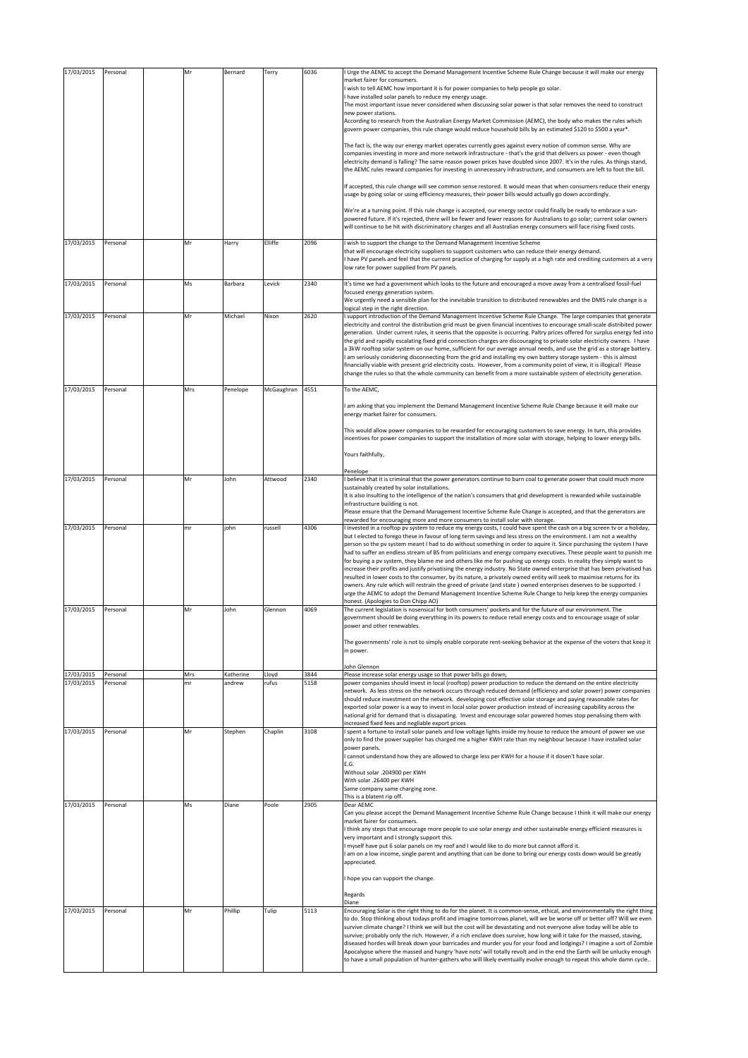| | | | | | | | |
|---|---|---|---|---|---|---|---|
| 17/03/2015 | Personal | | Mr | Bernard | Terry | 6036 | I Urge the AEMC to accept the Demand Management Incentive Scheme Rule Change because it will make our energy market fairer for consumers.<br>I wish to tell AEMC how important it is for power companies to help people go solar.<br>I have installed solar panels to reduce my energy usage.<br>The most important issue never considered when discussing solar power is that solar removes the need to construct new power stations.<br>According to research from the Australian Energy Market Commission (AEMC), the body who makes the rules which govern power companies, this rule change would reduce household bills by an estimated $120 to $500 a year*.<br><br>The fact is, the way our energy market operates currently goes against every notion of common sense. Why are companies investing in more and more network infrastructure - that's the grid that delivers us power - even though electricity demand is falling? The same reason power prices have doubled since 2007. It's in the rules. As things stand, the AEMC rules reward companies for investing in unnecessary infrastructure, and consumers are left to foot the bill.<br><br>If accepted, this rule change will see common sense restored. It would mean that when consumers reduce their energy usage by going solar or using efficiency measures, their power bills would actually go down accordingly.<br><br>We're at a turning point. If this rule change is accepted, our energy sector could finally be ready to embrace a sun-powered future. If it's rejected, there will be fewer and fewer reasons for Australians to go solar; current solar owners will continue to be hit with discriminatory charges and all Australian energy consumers will face rising fixed costs. |
| 17/03/2015 | Personal | | Mr | Harry | Elliffe | 2096 | I wish to support the change to the Demand Management Incentive Scheme<br>that will encourage electricity suppliers to support customers who can reduce their energy demand.<br>I have PV panels and feel that the current practice of charging for supply at a high rate and crediting customers at a very low rate for power supplied from PV panels. |
| 17/03/2015 | Personal | | Ms | Barbara | Levick | 2340 | It's time we had a government which looks to the future and encouraged a move away from a centralised fossil-fuel focused energy generation system.<br>We urgently need a sensible plan for the inevitable transition to distributed renewables and the DMIS rule change is a logical step in the right direction. |
| 17/03/2015 | Personal | | Mr | Michael | Nixon | 2620 | I support introduction of the Demand Management Incentive Scheme Rule Change. The large companies that generate electricity and control the distribution grid must be given financial incentives to encourage small-scale distribited power generation. Under current rules, it seems that the opposite is occurring. Paltry prices offered for surplus energy fed into the grid and rapidly escalating fixed grid connection charges are discouraging to private solar electricity owners. I have a 3kW rooftop solar system on our home, sufficient for our average annual needs, and use the grid as a storage battery. I am seriously conidering disconnecting from the grid and installing my own battery storage system - this is almost financially viable with present grid electricity costs. However, from a community point of view, it is illogical! Please change the rules so that the whole community can benefit from a more sustainable system of electricity generation. |
| 17/03/2015 | Personal | | Mrs | Penelope | McGaughran | 4551 | To the AEMC,<br><br>I am asking that you implement the Demand Management Incentive Scheme Rule Change because it will make our energy market fairer for consumers.<br><br>This would allow power companies to be rewarded for encouraging customers to save energy. In turn, this provides incentives for power companies to support the installation of more solar with storage, helping to lower energy bills.<br><br>Yours faithfully,<br><br>Penelope |
| 17/03/2015 | Personal | | Mr | John | Attwood | 2340 | I believe that it is criminal that the power generators continue to burn coal to generate power that could much more sustainably created by solar installations.<br>It is also insulting to the intelligence of the nation's consumers that grid development is rewarded while sustainable infrastructure building is not.<br>Please ensure that the Demand Management Incentive Scheme Rule Change is accepted, and that the generators are rewarded for encouraging more and more consumers to install solar with storage. |
| 17/03/2015 | Personal | | mr | john | russell | 4306 | I invested in a rooftop pv system to reduce my energy costs, I could have spent the cash on a big screen tv or a holiday, but I elected to forego these in favour of long term savings and less stress on the environment. I am not a wealthy person so the pv system meant I had to do without something in order to aquire it. Since purchasing the system I have had to suffer an endless stream of BS from politicians and energy company executives. These people want to punish me for buying a pv system, they blame me and others like me for pushing up energy costs. In reality they simply want to increase their profits and justify privatising the energy industry. No State owned enterprise that has been privatised has resulted in lower costs to the consumer, by its nature, a privately owned entity will seek to maximise returns for its owners. Any rule which will restrain the greed of private (and state ) owned enterprises deserves to be supported. I urge the AEMC to adopt the Demand Management Incentive Scheme Rule Change to help keep the energy companies honest. (Apologies to Don Chipp AO) |
| 17/03/2015 | Personal | | Mr | John | Glennon | 4069 | The current legislation is nosensical for both consumers' pockets and for the future of our environment. The government should be doing everything in its powers to reduce retail energy costs and to encourage usage of solar power and other renewables.<br><br>The governments' role is not to simply enable corporate rent-seeking behavior at the expense of the voters that keep it in power.<br><br>John Glennon |
| 17/03/2015 | Personal | | Mrs | Katherine | Lloyd | 3844 | Please increase solar energy usage so that power bills go down, |
| 17/03/2015 | Personal | | mr | andrew | rufus | 5158 | power companies should invest in local (rooftop) power production to reduce the demand on the entire electricity network. As less stress on the network occurs through reduced demand (efficiency and solar power) power companies should reduce investment on the network. developing cost effective solar storage and paying reasonable rates for exported solar power is a way to invest in local solar power production instead of increasing capability across the national grid for demand that is dissapating. Invest and encourage solar powered homes stop penalising them with increased fixed fees and negliable export prices |
| 17/03/2015 | Personal | | Mr | Stephen | Chaplin | 3108 | I spent a fortune to install solar panels and low voltage lights inside my house to reduce the amount of power we use only to find the power supplier has charged me a higher KWH rate than my neighbour because I have installed solar power panels.<br>I cannot understand how they are allowed to charge less per KWH for a house if it doesn't have solar.<br>E.G.<br>Without solar .204900 per KWH<br>With solar .26400 per KWH<br>Same company same charging zone.<br>This is a blatent rip off. |
| 17/03/2015 | Personal | | Ms | Diane | Poole | 2905 | Dear AEMC<br>Can you please accept the Demand Management Incentive Scheme Rule Change because I think it will make our energy market fairer for consumers.<br>I think any steps that encourage more people to use solar energy and other sustainable energy efficient measures is very important and I strongly support this.<br>I myself have put 6 solar panels on my roof and I would like to do more but cannot afford it.<br>I am on a low income, single parent and anything that can be done to bring our energy costs down would be greatly appreciated.<br><br>I hope you can support the change.<br><br>Regards<br>Diane |
| 17/03/2015 | Personal | | Mr | Phillip | Tulip | 5113 | Encouraging Solar is the right thing to do for the planet. It is common-sense, ethical, and environmentally the right thing to do. Stop thinking about todays profit and imagine tomorrows planet, will we be worse off or better off? Will we even survive climate change? I think we will but the cost will be devastating and not everyone alive today will be able to survive; probably only the rich. However, if a rich enclave does survive, how long will it take for the massed, staving, diseased hordes will break down your barricades and murder you for your food and lodgings? I imagine a sort of Zombie Apocalypse where the massed and hungry 'have nots' will totally revolt and in the end the Earth will be unlucky enough to have a small population of hunter-gathers who will likely eventually evolve enough to repeat this whole damn cycle.. |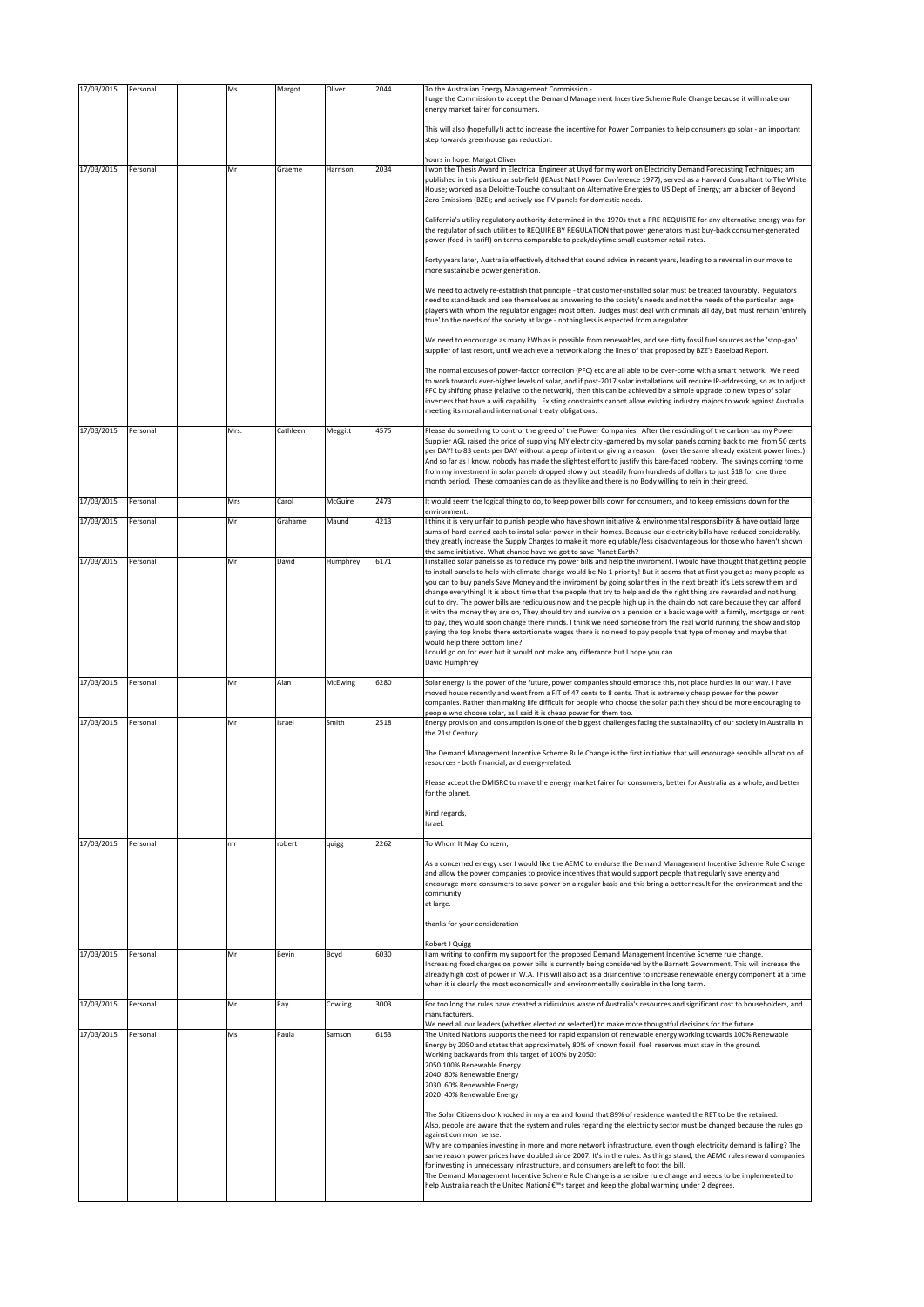| 17/03/2015 | Personal | | Ms | Margot | Oliver | 2044 | To the Australian Energy Management Commission - <br>I urge the Commission to accept the Demand Management Incentive Scheme Rule Change because it will make our energy market fairer for consumers.<br><br>This will also (hopefully!) act to increase the incentive for Power Companies to help consumers go solar - an important step towards greenhouse gas reduction.<br><br>Yours in hope, Margot Oliver |
|---|---|---|---|---|---|---|---|
| 17/03/2015 | Personal | | Mr | Graeme | Harrison | 2034 | I won the Thesis Award in Electrical Engineer at Usyd for my work on Electricity Demand Forecasting Techniques; am published in this particular sub-field (IEAust Nat'l Power Conference 1977); served as a Harvard Consultant to The White House; worked as a Deloitte-Touche consultant on Alternative Energies to US Dept of Energy; am a backer of Beyond Zero Emissions (BZE); and actively use PV panels for domestic needs.<br><br>California's utility regulatory authority determined in the 1970s that a PRE-REQUISITE for any alternative energy was for the regulator of such utilities to REQUIRE BY REGULATION that power generators must buy-back consumer-generated power (feed-in tariff) on terms comparable to peak/daytime small-customer retail rates.<br><br>Forty years later, Australia effectively ditched that sound advice in recent years, leading to a reversal in our move to more sustainable power generation.<br><br>We need to actively re-establish that principle - that customer-installed solar must be treated favourably. Regulators need to stand-back and see themselves as answering to the society's needs and not the needs of the particular large players with whom the regulator engages most often. Judges must deal with criminals all day, but must remain 'entirely true' to the needs of the society at large - nothing less is expected from a regulator.<br><br>We need to encourage as many kWh as is possible from renewables, and see dirty fossil fuel sources as the 'stop-gap' supplier of last resort, until we achieve a network along the lines of that proposed by BZE's Baseload Report.<br><br>The normal excuses of power-factor correction (PFC) etc are all able to be over-come with a smart network. We need to work towards ever-higher levels of solar, and if post-2017 solar installations will require IP-addressing, so as to adjust PFC by shifting phase (relative to the network), then this can be achieved by a simple upgrade to new types of solar inverters that have a wifi capability. Existing constraints cannot allow existing industry majors to work against Australia meeting its moral and international treaty obligations. |
| 17/03/2015 | Personal | | Mrs. | Cathleen | Meggitt | 4575 | Please do something to control the greed of the Power Companies. After the rescinding of the carbon tax my Power Supplier AGL raised the price of supplying MY electricity -garnered by my solar panels coming back to me, from 50 cents per DAY! to 83 cents per DAY without a peep of intent or giving a reason (over the same already existent power lines.) And so far as I know, nobody has made the slightest effort to justify this bare-faced robbery. The savings coming to me from my investment in solar panels dropped slowly but steadily from hundreds of dollars to just $18 for one three month period. These companies can do as they like and there is no Body willing to rein in their greed. |
| 17/03/2015 | Personal | | Mrs | Carol | McGuire | 2473 | It would seem the logical thing to do, to keep power bills down for consumers, and to keep emissions down for the environment. |
| 17/03/2015 | Personal | | Mr | Grahame | Maund | 4213 | I think it is very unfair to punish people who have shown initiative & environmental responsibility & have outlaid large sums of hard-earned cash to instal solar power in their homes. Because our electricity bills have reduced considerably, they greatly increase the Supply Charges to make it more eqiutable/less disadvantageous for those who haven't shown the same initiative. What chance have we got to save Planet Earth? |
| 17/03/2015 | Personal | | Mr | David | Humphrey | 6171 | I installed solar panels so as to reduce my power bills and help the inviroment. I would have thought that getting people to install panels to help with climate change would be No 1 priority! But it seems that at first you get as many people as you can to buy panels Save Money and the inviroment by going solar then in the next breath it's Lets screw them and change everything! It is about time that the people that try to help and do the right thing are rewarded and not hung out to dry. The power bills are rediculous now and the people high up in the chain do not care because they can afford it with the money they are on, They should try and survive on a pension or a basic wage with a family, mortgage or rent to pay, they would soon change there minds. I think we need someone from the real world running the show and stop paying the top knobs there extortionate wages there is no need to pay people that type of money and maybe that would help there bottom line?<br>I could go on for ever but it would not make any differance but I hope you can.<br>David Humphrey |
| 17/03/2015 | Personal | | Mr | Alan | McEwing | 6280 | Solar energy is the power of the future, power companies should embrace this, not place hurdles in our way. I have moved house recently and went from a FIT of 47 cents to 8 cents. That is extremely cheap power for the power companies. Rather than making life difficult for people who choose the solar path they should be more encouraging to people who choose solar, as I said it is cheap power for them too. |
| 17/03/2015 | Personal | | Mr | Israel | Smith | 2518 | Energy provision and consumption is one of the biggest challenges facing the sustainability of our society in Australia in the 21st Century.<br><br>The Demand Management Incentive Scheme Rule Change is the first initiative that will encourage sensible allocation of resources - both financial, and energy-related.<br><br>Please accept the DMISRC to make the energy market fairer for consumers, better for Australia as a whole, and better for the planet.<br><br>Kind regards,<br>Israel. |
| 17/03/2015 | Personal | | mr | robert | quigg | 2262 | To Whom It May Concern,<br><br>As a concerned energy user I would like the AEMC to endorse the Demand Management Incentive Scheme Rule Change and allow the power companies to provide incentives that would support people that regularly save energy and encourage more consumers to save power on a regular basis and this bring a better result for the environment and the community<br>at large.<br><br>thanks for your consideration<br><br>Robert J Quigg |
| 17/03/2015 | Personal | | Mr | Bevin | Boyd | 6030 | I am writing to confirm my support for the proposed Demand Management Incentive Scheme rule change.<br>Increasing fixed charges on power bills is currently being considered by the Barnett Government. This will increase the already high cost of power in W.A. This will also act as a disincentive to increase renewable energy component at a time when it is clearly the most economically and environmentally desirable in the long term. |
| 17/03/2015 | Personal | | Mr | Ray | Cowling | 3003 | For too long the rules have created a ridiculous waste of Australia's resources and significant cost to householders, and manufacturers.<br>We need all our leaders (whether elected or selected) to make more thoughtful decisions for the future. |
| 17/03/2015 | Personal | | Ms | Paula | Samson | 6153 | The United Nations supports the need for rapid expansion of renewable energy working towards 100% Renewable Energy by 2050 and states that approximately 80% of known fossil fuel reserves must stay in the ground.<br>Working backwards from this target of 100% by 2050:<br>2050 100% Renewable Energy<br>2040 80% Renewable Energy<br>2030 60% Renewable Energy<br>2020 40% Renewable Energy<br><br>The Solar Citizens doorknocked in my area and found that 89% of residence wanted the RET to be the retained.<br>Also, people are aware that the system and rules regarding the electricity sector must be changed because the rules go against common sense.<br>Why are companies investing in more and more network infrastructure, even though electricity demand is falling? The same reason power prices have doubled since 2007. It's in the rules. As things stand, the AEMC rules reward companies for investing in unnecessary infrastructure, and consumers are left to foot the bill.<br>The Demand Management Incentive Scheme Rule Change is a sensible rule change and needs to be implemented to help Australia reach the United Nationâ€™s target and keep the global warming under 2 degrees. |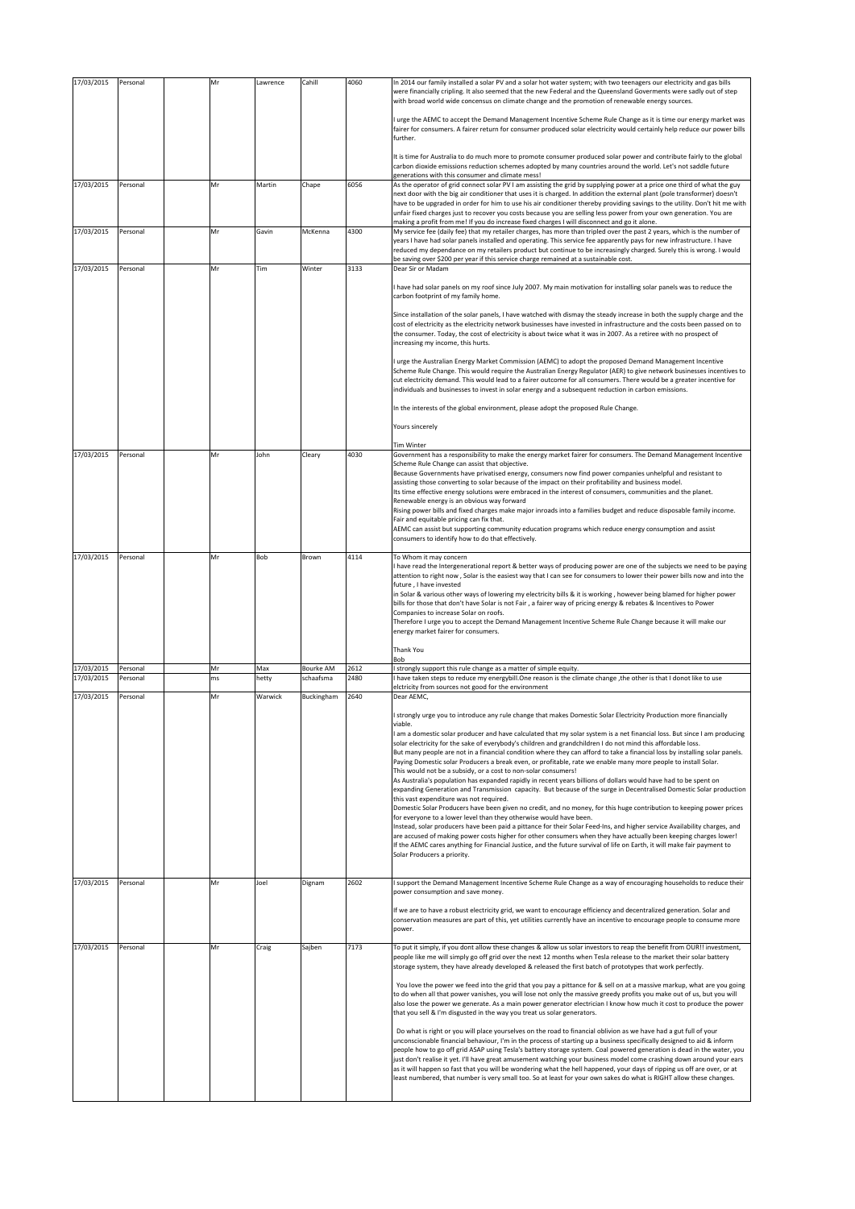| | | | | | | | |
|---|---|---|---|---|---|---|---|
| 17/03/2015 | Personal | | Mr | Lawrence | Cahill | 4060 | In 2014 our family installed a solar PV and a solar hot water system; with two teenagers our electricity and gas bills were financially cripling. It also seemed that the new Federal and the Queensland Goverments were sadly out of step with broad world wide concensus on climate change and the promotion of renewable energy sources.<br><br>I urge the AEMC to accept the Demand Management Incentive Scheme Rule Change as it is time our energy market was fairer for consumers. A fairer return for consumer produced solar electricity would certainly help reduce our power bills further.<br><br>It is time for Australia to do much more to promote consumer produced solar power and contribute fairly to the global carbon dioxide emissions reduction schemes adopted by many countries around the world. Let's not saddle future generations with this consumer and climate mess! |
| 17/03/2015 | Personal | | Mr | Martin | Chape | 6056 | As the operator of grid connect solar PV I am assisting the grid by supplying power at a price one third of what the guy next door with the big air conditioner that uses it is charged. In addition the external plant (pole transformer) doesn't have to be upgraded in order for him to use his air conditioner thereby providing savings to the utility. Don't hit me with unfair fixed charges just to recover you costs because you are selling less power from your own generation. You are making a profit from me! If you do increase fixed charges I will disconnect and go it alone. |
| 17/03/2015 | Personal | | Mr | Gavin | McKenna | 4300 | My service fee (daily fee) that my retailer charges, has more than tripled over the past 2 years, which is the number of years I have had solar panels installed and operating. This service fee apparently pays for new infrastructure. I have reduced my dependance on my retailers product but continue to be increasingly charged. Surely this is wrong. I would be saving over $200 per year if this service charge remained at a sustainable cost. |
| 17/03/2015 | Personal | | Mr | Tim | Winter | 3133 | Dear Sir or Madam<br><br>I have had solar panels on my roof since July 2007. My main motivation for installing solar panels was to reduce the carbon footprint of my family home.<br><br>Since installation of the solar panels, I have watched with dismay the steady increase in both the supply charge and the cost of electricity as the electricity network businesses have invested in infrastructure and the costs been passed on to the consumer. Today, the cost of electricity is about twice what it was in 2007. As a retiree with no prospect of increasing my income, this hurts.<br><br>I urge the Australian Energy Market Commission (AEMC) to adopt the proposed Demand Management Incentive Scheme Rule Change. This would require the Australian Energy Regulator (AER) to give network businesses incentives to cut electricity demand. This would lead to a fairer outcome for all consumers. There would be a greater incentive for individuals and businesses to invest in solar energy and a subsequent reduction in carbon emissions.<br><br>In the interests of the global environment, please adopt the proposed Rule Change.<br><br>Yours sincerely<br><br>Tim Winter |
| 17/03/2015 | Personal | | Mr | John | Cleary | 4030 | Government has a responsibility to make the energy market fairer for consumers. The Demand Management Incentive Scheme Rule Change can assist that objective.<br>Because Governments have privatised energy, consumers now find power companies unhelpful and resistant to assisting those converting to solar because of the impact on their profitability and business model.<br>Its time effective energy solutions were embraced in the interest of consumers, communities and the planet.<br>Renewable energy is an obvious way forward<br>Rising power bills and fixed charges make major inroads into a families budget and reduce disposable family income.<br>Fair and equitable pricing can fix that.<br>AEMC can assist but supporting community education programs which reduce energy consumption and assist consumers to identify how to do that effectively. |
| 17/03/2015 | Personal | | Mr | Bob | Brown | 4114 | To Whom it may concern<br>I have read the Intergenerational report & better ways of producing power are one of the subjects we need to be paying attention to right now , Solar is the easiest way that I can see for consumers to lower their power bills now and into the future , I have invested<br>in Solar & various other ways of lowering my electricity bills & it is working , however being blamed for higher power bills for those that don't have Solar is not Fair , a fairer way of pricing energy & rebates & Incentives to Power Companies to increase Solar on roofs.<br>Therefore I urge you to accept the Demand Management Incentive Scheme Rule Change because it will make our energy market fairer for consumers.<br><br>Thank You<br>Bob |
| 17/03/2015 | Personal | | Mr | Max | Bourke AM | 2612 | I strongly support this rule change as a matter of simple equity. |
| 17/03/2015 | Personal | | ms | hetty | schaafsma | 2480 | I have taken steps to reduce my energybill.One reason is the climate change ,the other is that I donot like to use elctricity from sources not good for the environment |
| 17/03/2015 | Personal | | Mr | Warwick | Buckingham | 2640 | Dear AEMC,<br><br>I strongly urge you to introduce any rule change that makes Domestic Solar Electricity Production more financially viable.<br>I am a domestic solar producer and have calculated that my solar system is a net financial loss. But since I am producing solar electricity for the sake of everybody's children and grandchildren I do not mind this affordable loss.<br>But many people are not in a financial condition where they can afford to take a financial loss by installing solar panels.<br>Paying Domestic solar Producers a break even, or profitable, rate we enable many more people to install Solar.<br>This would not be a subsidy, or a cost to non-solar consumers!<br>As Australia's population has expanded rapidly in recent years billions of dollars would have had to be spent on expanding Generation and Transmission capacity. But because of the surge in Decentralised Domestic Solar production this vast expenditure was not required.<br>Domestic Solar Producers have been given no credit, and no money, for this huge contribution to keeping power prices for everyone to a lower level than they otherwise would have been.<br>Instead, solar producers have been paid a pittance for their Solar Feed-Ins, and higher service Availability charges, and are accused of making power costs higher for other consumers when they have actually been keeping charges lower!<br>If the AEMC cares anything for Financial Justice, and the future survival of life on Earth, it will make fair payment to Solar Producers a priority. |
| 17/03/2015 | Personal | | Mr | Joel | Dignam | 2602 | I support the Demand Management Incentive Scheme Rule Change as a way of encouraging households to reduce their power consumption and save money.<br><br>If we are to have a robust electricity grid, we want to encourage efficiency and decentralized generation. Solar and conservation measures are part of this, yet utilities currently have an incentive to encourage people to consume more power. |
| 17/03/2015 | Personal | | Mr | Craig | Sajben | 7173 | To put it simply, if you dont allow these changes & allow us solar investors to reap the benefit from OUR!! investment, people like me will simply go off grid over the next 12 months when Tesla release to the market their solar battery storage system, they have already developed & released the first batch of prototypes that work perfectly.<br><br>You love the power we feed into the grid that you pay a pittance for & sell on at a massive markup, what are you going to do when all that power vanishes, you will lose not only the massive greedy profits you make out of us, but you will also lose the power we generate. As a main power generator electrician I know how much it cost to produce the power that you sell & I'm disgusted in the way you treat us solar generators.<br><br>Do what is right or you will place yourselves on the road to financial oblivion as we have had a gut full of your unconscionable financial behaviour, I'm in the process of starting up a business specifically designed to aid & inform people how to go off grid ASAP using Tesla's battery storage system. Coal powered generation is dead in the water, you just don't realise it yet. I'll have great amusement watching your business model come crashing down around your ears as it will happen so fast that you will be wondering what the hell happened, your days of ripping us off are over, or at least numbered, that number is very small too. So at least for your own sakes do what is RIGHT allow these changes. |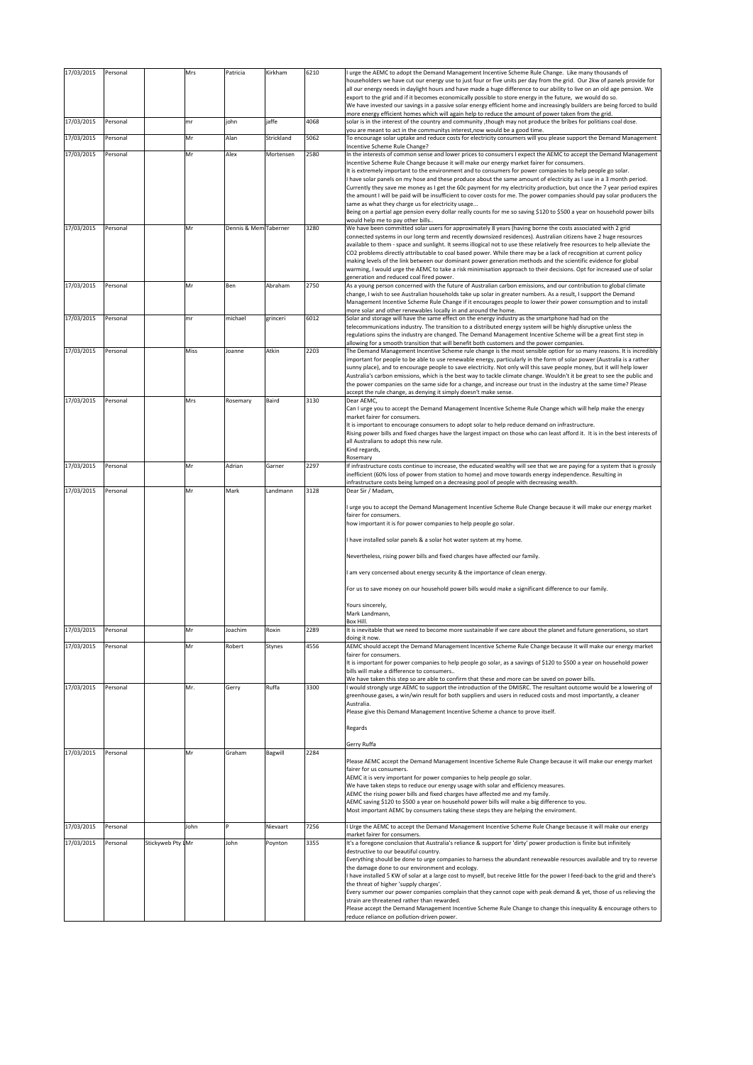| 17/03/2015 | Personal | | Mrs | Patricia | Kirkham | 6210 | I urge the AEMC to adopt the Demand Management Incentive Scheme Rule Change. Like many thousands of householders we have cut our energy use to just four or five units per day from the grid. Our 2kw of panels provide for all our energy needs in daylight hours and have made a huge difference to our ability to live on an old age pension. We export to the grid and if it becomes economically possible to store energy in the future, we would do so. We have invested our savings in a passive solar energy efficient home and increasingly builders are being forced to build more energy efficient homes which will again help to reduce the amount of power taken from the grid. |
|---|---|---|---|---|---|---|---|
| 17/03/2015 | Personal | | mr | john | jaffe | 4068 | solar is in the interest of the country and community ,though may not produce the bribes for politians coal dose. you are meant to act in the communitys interest,now would be a good time. |
| 17/03/2015 | Personal | | Mr | Alan | Strickland | 5062 | To encourage solar uptake and reduce costs for electricity consumers will you please support the Demand Management Incentive Scheme Rule Change? |
| 17/03/2015 | Personal | | Mr | Alex | Mortensen | 2580 | In the interests of common sense and lower prices to consumers I expect the AEMC to accept the Demand Management Incentive Scheme Rule Change because it will make our energy market fairer for consumers. It is extremely important to the environment and to consumers for power companies to help people go solar. I have solar panels on my hose and these produce about the same amount of electricity as I use in a 3 month period. Currently they save me money as I get the 60c payment for my electricity production, but once the 7 year period expires the amount I will be paid will be insufficient to cover costs for me. The power companies should pay solar producers the same as what they charge us for electricity usage... Being on a partial age pension every dollar really counts for me so saving $120 to $500 a year on household power bills would help me to pay other bills.. |
| 17/03/2015 | Personal | | Mr | Dennis & Mem | Taberner | 3280 | We have been committed solar users for approximately 8 years (having borne the costs associated with 2 grid connected systems in our long term and recently downsized residences). Australian citizens have 2 huge resources available to them - space and sunlight. It seems illogical not to use these relatively free resources to help alleviate the CO2 problems directly attributable to coal based power. While there may be a lack of recognition at current policy making levels of the link between our dominant power generation methods and the scientific evidence for global warming, I would urge the AEMC to take a risk minimisation approach to their decisions. Opt for increased use of solar generation and reduced coal fired power. |
| 17/03/2015 | Personal | | Mr | Ben | Abraham | 2750 | As a young person concerned with the future of Australian carbon emissions, and our contribution to global climate change, I wish to see Australian households take up solar in greater numbers. As a result, I support the Demand Management Incentive Scheme Rule Change if it encourages people to lower their power consumption and to install more solar and other renewables locally in and around the home. |
| 17/03/2015 | Personal | | mr | michael | grinceri | 6012 | Solar and storage will have the same effect on the energy industry as the smartphone had had on the telecommunications industry. The transition to a distributed energy system will be highly disruptive unless the regulations spins the industry are changed. The Demand Management Incentive Scheme will be a great first step in allowing for a smooth transition that will benefit both customers and the power companies. |
| 17/03/2015 | Personal | | Miss | Joanne | Atkin | 2203 | The Demand Management Incentive Scheme rule change is the most sensible option for so many reasons. It is incredibly important for people to be able to use renewable energy, particularly in the form of solar power (Australia is a rather sunny place), and to encourage people to save electricity. Not only will this save people money, but it will help lower Australia's carbon emissions, which is the best way to tackle climate change. Wouldn't it be great to see the public and the power companies on the same side for a change, and increase our trust in the industry at the same time? Please accept the rule change, as denying it simply doesn't make sense. |
| 17/03/2015 | Personal | | Mrs | Rosemary | Baird | 3130 | Dear AEMC, Can I urge you to accept the Demand Management Incentive Scheme Rule Change which will help make the energy market fairer for consumers. It is important to encourage consumers to adopt solar to help reduce demand on infrastructure. Rising power bills and fixed charges have the largest impact on those who can least afford it. It is in the best interests of all Australians to adopt this new rule. Kind regards, Rosemary |
| 17/03/2015 | Personal | | Mr | Adrian | Garner | 2297 | If infrastructure costs continue to increase, the educated wealthy will see that we are paying for a system that is grossly inefficient (60% loss of power from station to home) and move towards energy independence. Resulting in infrastructure costs being lumped on a decreasing pool of people with decreasing wealth. |
| 17/03/2015 | Personal | | Mr | Mark | Landmann | 3128 | Dear Sir / Madam, I urge you to accept the Demand Management Incentive Scheme Rule Change because it will make our energy market fairer for consumers. how important it is for power companies to help people go solar. I have installed solar panels & a solar hot water system at my home. Nevertheless, rising power bills and fixed charges have affected our family. I am very concerned about energy security & the importance of clean energy. For us to save money on our household power bills would make a significant difference to our family. Yours sincerely, Mark Landmann, Box Hill. |
| 17/03/2015 | Personal | | Mr | Joachim | Roxin | 2289 | It is inevitable that we need to become more sustainable if we care about the planet and future generations, so start doing it now. |
| 17/03/2015 | Personal | | Mr | Robert | Stynes | 4556 | AEMC should accept the Demand Management Incentive Scheme Rule Change because it will make our energy market fairer for consumers. It is important for power companies to help people go solar, as a savings of $120 to $500 a year on household power bills will make a difference to consumers.. We have taken this step so are able to confirm that these and more can be saved on power bills. |
| 17/03/2015 | Personal | | Mr. | Gerry | Ruffa | 3300 | I would strongly urge AEMC to support the introduction of the DMISRC. The resultant outcome would be a lowering of greenhouse gases, a win/win result for both suppliers and users in reduced costs and most importantly, a cleaner Australia. Please give this Demand Management Incentive Scheme a chance to prove itself. Regards Gerry Ruffa |
| 17/03/2015 | Personal | | Mr | Graham | Bagwill | 2284 | Please AEMC accept the Demand Management Incentive Scheme Rule Change because it will make our energy market fairer for us consumers. AEMC it is very important for power companies to help people go solar. We have taken steps to reduce our energy usage with solar and efficiency measures. AEMC the rising power bills and fixed charges have affected me and my family. AEMC saving $120 to $500 a year on household power bills will make a big difference to you. Most important AEMC by consumers taking these steps they are helping the enviroment. |
| 17/03/2015 | Personal | | John | P | Nievaart | 7256 | I Urge the AEMC to accept the Demand Management Incentive Scheme Rule Change because it will make our energy market fairer for consumers. |
| 17/03/2015 | Personal | Stickyweb Pty L | Mr | John | Poynton | 3355 | It's a foregone conclusion that Australia's reliance & support for 'dirty' power production is finite but infinitely destructive to our beautiful country. Everything should be done to urge companies to harness the abundant renewable resources available and try to reverse the damage done to our environment and ecology. I have installed 5 KW of solar at a large cost to myself, but receive little for the power I feed-back to the grid and there's the threat of higher 'supply charges'. Every summer our power companies complain that they cannot cope with peak demand & yet, those of us relieving the strain are threatened rather than rewarded. Please accept the Demand Management Incentive Scheme Rule Change to change this inequality & encourage others to reduce reliance on pollution-driven power. |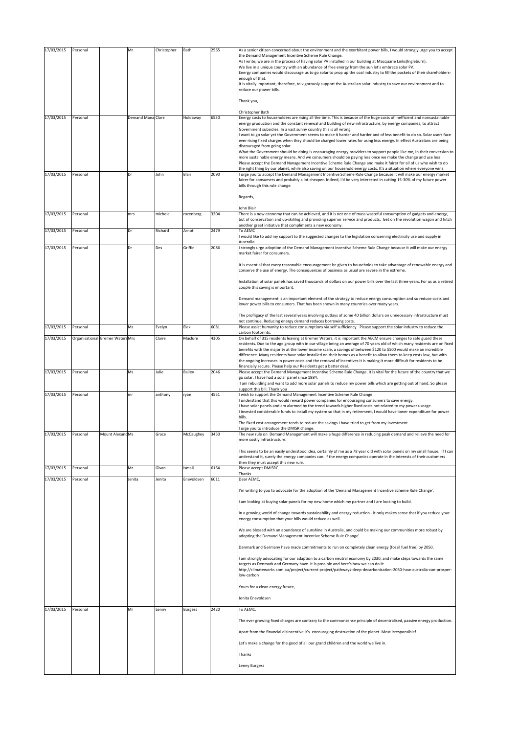| 17/03/2015 | Personal | | Mr | Christopher | Bath | 2565 | As a senior citizen concerned about the environment and the exorbitant power bills, I would strongly urge you to accept the Demand Management Incentive Scheme Rule Change.<br>As I write, we are in the process of having solar PV installed in our building at Macquarie Links(Ingleburn).<br>We live in a unique country with an abundance of free energy from the sun let's embrace solar PV.<br>Energy companies would discourage us to go solar to prop up the coal industry to fill the pockets of their shareholders- enough of that.<br>It is vitally important, therefore, to vigorously support the Australian solar industry to save our environment and to reduce our power bills.<br><br>Thank you,<br><br>Christopher Bath |
|---|---|---|---|---|---|---|---|
| 17/03/2015 | Personal | | Demand Mana | Clare | Holdaway | 6530 | Energy costs to householders are rising all the time. This is because of the huge costs of inefficient and nonsustainable energy production and the constant renewal and building of new infrastructure, by energy companies, to attract Government subsidies. In a vast sunny country this is all wrong.<br>I want to go solar yet the Government seems to make it harder and harder and of less benefit to do so. Solar users face ever rising fixed charges when they should be charged lower rates for using less energy. In effect Australans are being discouraged from going solar.<br>What the Government should be doing is encouraging energy providers to support people like me, in their conversion to more sustainable energy means. And we consumers should be paying less once we make the change and use less.<br>Please accept the Demand Nanagement Incentive Scheme Rule Change and make it fairer for all of us who wish to do the right thing by our planet, while also saving on our household energy costs. It's a situation where everyone wins. |
| 17/03/2015 | Personal | | Dr | John | Blair | 2090 | I urge you to accept the Demand Management Incentive Scheme Rule Change because it will make our energy market fairer for consumers and probably a lot cheaper. Indeed, I'd be very interested in cutting 15-30% of my future power bills through this rule change.<br><br>Regards,<br><br>John Blair |
| 17/03/2015 | Personal | | mrs | michele | rozenberg | 3204 | There is a new economy that can be achieved, and it is not one of mass wasteful consumption of gadgets and energy, but of conservation and up-skilling and providing superior service and products. Get on the revolution wagon and hitch another great initiative that compliments a new economy. |
| 17/03/2015 | Personal | | Dr | Richard | Arnot | 2479 | To AEMC<br>I would like to add my support to the suggested changes to the legislation concerning electricity use and supply in Australia |
| 17/03/2015 | Personal | | Dr | Des | Griffin | 2086 | I strongly urge adoption of the Demand Management Incentive Scheme Rule Change because it will make our energy market fairer for consumers.<br><br>It is essential that every reasonable encouragement be given to households to take advantage of renewable energy and conserve the use of energy. The consequences of business as usual are severe in the extreme.<br><br>Installation of solar panels has saved thousands of dollars on our power bills over the last three years. For us as a retired couple this saving is important.<br><br>Demand management is an important element of the strategy to reduce energy consumption and so reduce costs and lower power bills to consumers. That has been shown in many countries over many years.<br><br>The profligacy of the last several years involving outlays of some 40 billion dollars on unnecessary infrastructure must not continue. Reducing energy demand reduces borrowing costs. |
| 17/03/2015 | Personal | | Ms | Evelyn | Elek | 6081 | Please assist humanity to reduce consumptions via self sufficiency. Please support the solar industry to reduce the carbon footprints. |
| 17/03/2015 | Organisational | Bremer Waters | Mrs | Claire | Maclure | 4305 | On behalf of 315 residents leaving at Bremer Waters, it is important the AECM ensure changes to safe guard these residents. Due to the age group with in our village being an average of 70 years old of which many residents are on fixed benefits with the majority at the lower income scale, a savings of between $120 to $500 would make an incredible difference. Many residents have solar installed on their homes as a benefit to allow them to keep costs low, but with the ongoing increases in power costs and the removal of incentives it is making it more difficult for residents to be financially secure. Please help our Residents get a better deal. |
| 17/03/2015 | Personal | | Ms | Julie | Bailey | 2046 | Please accept the Demand Management Incentive Scheme Rule Change. It is vital for the future of the country that we go solar. I have had a solar panel since 1984.<br>I am rebuilding and want to add more solar panels to reduce my power bills which are getting out of hand. So please support this bill. Thank you |
| 17/03/2015 | Personal | | mr | anthony | ryan | 4551 | I wish to support the Demand Management Incentive Scheme Rule Change.<br>I understand that this would reward power companies for encouraging consumers to save energy.<br>I have solar panels and am alarmed by the trend towards higher fixed costs not related to my power useage.<br>I invested considerable funds to install my system so that in my retirement, I would have lower expenditure for power bills.<br>The fixed cost arrangement tends to reduce the savings I have tried to get from my investment.<br>I urge you to introduce the DMISR change. |
| 17/03/2015 | Personal | Mount Alexand | Ms | Grace | McCaughey | 3450 | The new rule on Demand Management will make a huge difference in reducing peak demand and relieve the need for more costly infrastructure.<br><br>This seems to be an easily understood idea, certainly of me as a 78 year old with solar panels on my small house. If I can understand it, surely the energy companies can. If the energy companies operate in the interests of their customers then they must accept this new rule. |
| 17/03/2015 | Personal | | Mr | Givan | Ismail | 6164 | Please accept DMISRC.<br>Thanks |
| 17/03/2015 | Personal | | Jenita | Jenita | Enevoldsen | 6011 | Dear AEMC,<br><br>I'm writing to you to advocate for the adoption of the 'Demand Management Incentive Scheme Rule Change'.<br><br>I am looking at buying solar panels for my new home which my partner and I are looking to build.<br><br>In a growing world of change towards sustainability and energy reduction - it only makes sense that if you reduce your energy consumption that your bills would reduce as well.<br><br>We are blessed with an abundance of sunshine in Australia, and could be making our communities more robust by adopting the'Demand Management Incentive Scheme Rule Change'.<br><br>Denmark and Germany have made commitments to run on completely clean energy (fossil fuel free) by 2050.<br><br>I am strongly advocating for our adaption to a carbon neutral economy by 2030, and make steps towards the same targets as Denmark and Germany have. It is possible and here's how we can do it:<br>http://climateworks.com.au/project/current-project/pathways-deep-decarbonisation-2050-how-australia-can-prosper-low-carbon<br><br>Yours for a clean energy future,<br><br>Jenita Enevoldsen |
| 17/03/2015 | Personal | | Mr | Lenny | Burgess | 2420 | To AEMC,<br><br>The ever growing fixed charges are contrary to the commonsense principle of decentralised, passive energy production.<br><br>Apart from the financial disincentive it's encouraging destruction of the planet. Most irresponsible!<br><br>Let's make a change for the good of all our grand children and the world we live in.<br><br>Thanks<br><br>Lenny Burgess |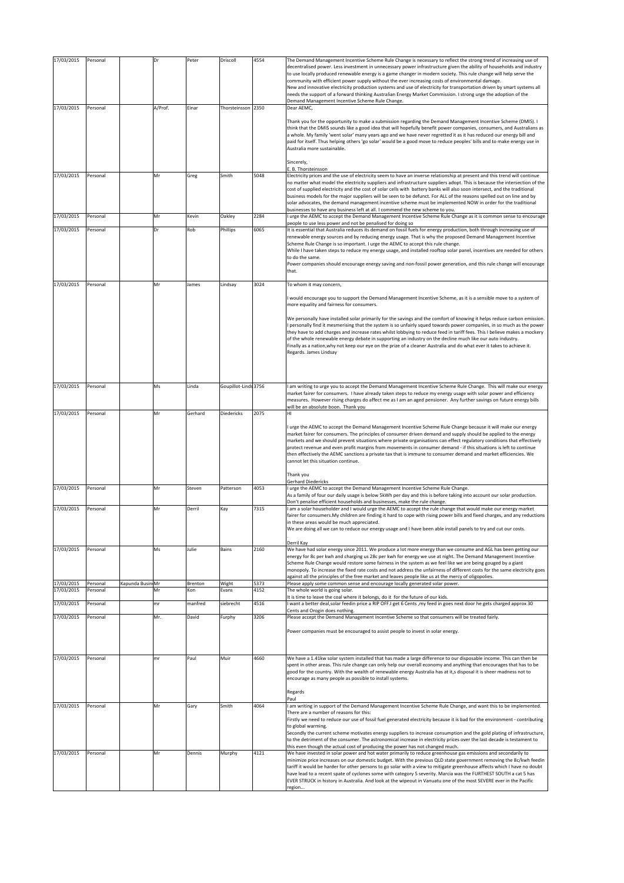| | | | | | | | |
|---|---|---|---|---|---|---|---|
| 17/03/2015 | Personal | | Dr | Peter | Driscoll | 4554 | The Demand Management Incentive Scheme Rule Change is necessary to reflect the strong trend of increasing use of decentralised power. Less investment in unnecessary power infrastructure given the ability of households and industry to use locally produced renewable energy is a game changer in modern society. This rule change will help serve the community with efficient power supply without the ever increasing costs of environmental damage. New and innovative electricity production systems and use of electricity for transportation driven by smart systems all needs the support of a forward thinking Australian Energy Market Commission. I strong urge the adoption of the Demand Management Incentive Scheme Rule Change. |
| 17/03/2015 | Personal | | A/Prof. | Einar | Thorsteinsson | 2350 | Dear AEMC,<br><br>Thank you for the opportunity to make a submission regarding the Demand Management Incentive Scheme (DMIS). I think that the DMIS sounds like a good idea that will hopefully benefit power companies, consumers, and Australians as a whole. My family 'went solar' many years ago and we have never regretted it as it has reduced our energy bill and paid for itself. Thus helping others 'go solar' would be a good move to reduce peoples' bills and to make energy use in Australia more sustainable.<br><br>Sincerely,<br>E. B. Thorsteinsson |
| 17/03/2015 | Personal | | Mr | Greg | Smith | 5048 | Electricity prices and the use of electricity seem to have an inverse relationship at present and this trend will continue no matter what model the electricity suppliers and infrastructure suppliers adopt. This is because the intersection of the cost of supplied electricity and the cost of solar cells with battery banks will also soon intersect, and the traditional business models for the major suppliers will be seen to be defunct. For ALL of the reasons spelled out on line and by solar advocates, the demand management incentive scheme must be implemented NOW in order for the traditional businesses to have any business left at all. I commend the new scheme to you. |
| 17/03/2015 | Personal | | Mr | Kevin | Oakley | 2284 | I urge the AEMC to accept the Demand Management Incentive Scheme Rule Change as it is common sense to encourage people to use less power and not be penalised for doing so |
| 17/03/2015 | Personal | | Dr | Rob | Phillips | 6065 | It is essential that Australia reduces its demand on fossil fuels for energy production, both through increasing use of renewable energy sources and by reducing energy usage. That is why the proposed Demand Management Incentive Scheme Rule Change is so important. I urge the AEMC to accept this rule change.<br>While I have taken steps to reduce my energy usage, and installed rooftop solar panel, incentives are needed for others to do the same.<br>Power companies should encourage energy saving and non-fossil power generation, and this rule change will encourage that. |
| 17/03/2015 | Personal | | Mr | James | Lindsay | 3024 | To whom it may concern,<br><br>I would encourage you to support the Demand Management Incentive Scheme, as it is a sensible move to a system of more equality and fairness for consumers.<br><br>We personally have installed solar primarily for the savings and the comfort of knowing it helps reduce carbon emission. I personally find it mesmerising that the system is so unfairly squed towards power companies, in so much as the power they have to add charges and increase rates whilst lobbying to reduce feed in tariff fees. This I believe makes a mockery of the whole renewable energy debate in supporting an industry on the decline much like our auto industry.<br>Finally as a nation,why not keep our eye on the prize of a cleaner Australia and do what ever it takes to achieve it.<br>Regards. James Lindsay |
| 17/03/2015 | Personal | | Ms | Linda | Goupillot-Linds | 3756 | I am writing to urge you to accept the Demand Management Incentive Scheme Rule Change. This will make our energy market fairer for consumers. I have already taken steps to reduce my energy usage with solar power and efficiency measures. However rising charges do affect me as I am an aged pensioner. Any further savings on future energy bills will be an absolute boon. Thank you |
| 17/03/2015 | Personal | | Mr | Gerhard | Diedericks | 2075 | HI<br><br>I urge the AEMC to accept the Demand Management Incentive Scheme Rule Change because it will make our energy market fairer for consumers. The principles of consumer driven demand and supply should be applied to the energy markets and we should prevent situations where private organisations can effect regulatory conditions that effectively protect revenue and even profit margins from movements in consumer demand - if this situations is left to continue then effectively the AEMC sanctions a private tax that is immune to consumer demand and market efficiencies. We cannot let this situation continue.<br><br>Thank you<br>Gerhard Diedericks |
| 17/03/2015 | Personal | | Mr | Steven | Patterson | 4053 | I urge the AEMC to accept the Demand Management Incentive Scheme Rule Change.<br>As a family of four our daily usage is below 5kWh per day and this is before taking into account our solar production. Don't penalise efficient households and businesses, make the rule change. |
| 17/03/2015 | Personal | | Mr | Derril | Kay | 7315 | I am a solar householder and I would urge the AEMC to accept the rule change that would make our energy market fairer for consumers.My children are finding it hard to cope with rising power bills and fixed charges, and any reductions in these areas would be much appreciated.<br>We are doing all we can to reduce our energy usage and I have been able install panels to try and cut our costs.<br><br>Derril Kay |
| 17/03/2015 | Personal | | Ms | Julie | Bains | 2160 | We have had solar energy since 2011. We produce a lot more energy than we consume and AGL has been getting our energy for 8c per kwh and charging us 28c per kwh for energy we use at night. The Demand Management Incentive Scheme Rule Change would restore some fairness in the system as we feel like we are being gouged by a giant monopoly. To increase the fixed rate costs and not address the unfairness of different costs for the same electricity goes against all the principles of the free market and leaves people like us at the mercy of oligopolies. |
| 17/03/2015 | Personal | Kapunda Busin | Mr | Brenton | Wight | 5373 | Please apply some common sense and encourage locally generated solar power. |
| 17/03/2015 | Personal | | Mr | Kon | Evans | 4152 | The whole world is going solar.<br>It is time to leave the coal where it belongs, do it for the future of our kids. |
| 17/03/2015 | Personal | | mr | manfred | siebrecht | 4516 | I want a better deal,solar feedin price a RIP OFF.I get 6 Cents ,my feed in goes next door he gets charged approx 30 Cents and Orogin does nothing. |
| 17/03/2015 | Personal | | Mr. | David | Furphy | 3206 | Please accept the Demand Management Incentive Scheme so that consumers will be treated fairly.<br><br>Power companies must be encouraged to assist people to invest in solar energy. |
| 17/03/2015 | Personal | | mr | Paul | Muir | 4660 | We have a 1.41kw solar system installed that has made a large difference to our disposable income. This can then be spent in other areas. This rule change can only help our overall economy and anything that encourages that has to be good for the country. With the wealth of renewable energy Australia has at it,s disposal it is sheer madness not to encourage as many people as possible to install systems.<br><br>Regards<br>Paul |
| 17/03/2015 | Personal | | Mr | Gary | Smith | 4064 | I am writing in support of the Demand Management Incentive Scheme Rule Change, and want this to be implemented. There are a number of reasons for this:<br>Firstly we need to reduce our use of fossil fuel generated electricity because it is bad for the environment - contributing to global warming.<br>Secondly the current scheme motivates energy suppliers to increase consumption and the gold plating of infrastructure, to the detriment of the consumer. The astronomical increase in electricity prices over the last decade is testament to this even though the actual cost of producing the power has not changed much. |
| 17/03/2015 | Personal | | Mr | Dennis | Murphy | 4121 | We have invested in solar power and hot water primarily to reduce greenhouse gas emissions and secondarily to minimize price increases on our domestic budget. With the previous QLD state government removing the 8c/kwh feedin tariff it would be harder for other persons to go solar with a view to mitigate greenhouse affects which I have no doubt have lead to a recent spate of cyclones some with category 5 severity. Marcia was the FURTHEST SOUTH a cat 5 has EVER STRUCK in history in Australia. And look at the wipeout in Vanuatu one of the most SEVERE ever in the Pacific region... |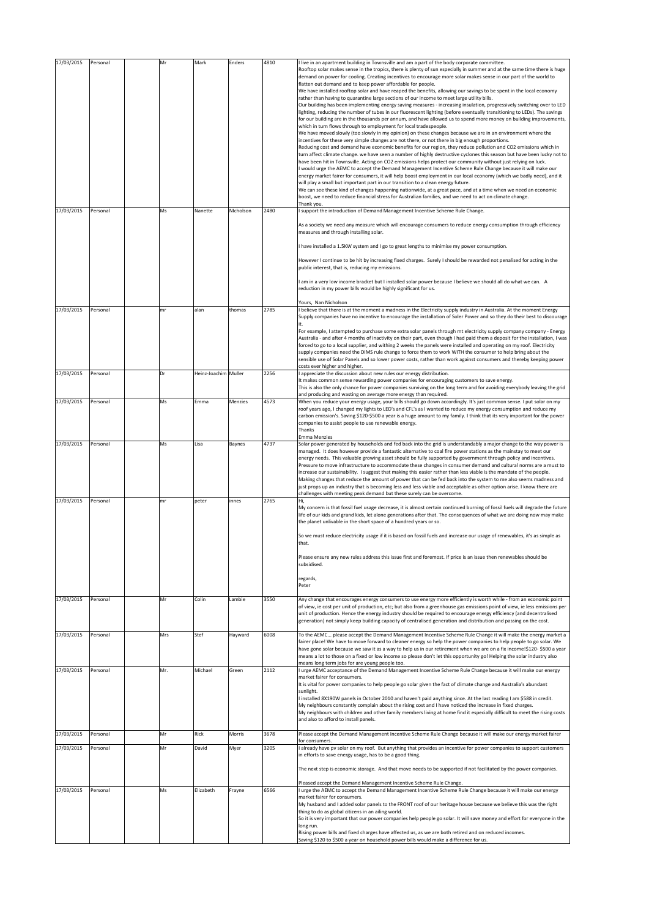| | | | | | | | |
|---|---|---|---|---|---|---|---|
| 17/03/2015 | Personal | | Mr | Mark | Enders | 4810 | I live in an apartment building in Townsville and am a part of the body corporate committee.<br>Rooftop solar makes sense in the tropics, there is plenty of sun especially in summer and at the same time there is huge demand on power for cooling. Creating incentives to encourage more solar makes sense in our part of the world to flatten out demand and to keep power affordable for people.<br>We have installed rooftop solar and have reaped the benefits, allowing our savings to be spent in the local economy rather than having to quarantine large sections of our income to meet large utility bills.<br>Our building has been implementing energy saving measures - increasing insulation, progressively switching over to LED lighting, reducing the number of tubes in our fluorescent lighting (before eventually transitioning to LEDs). The savings for our building are in the thousands per annum, and have allowed us to spend more money on building improvements, which in turn flows through to employment for local tradespeople.<br>We have moved slowly (too slowly in my opinion) on these changes because we are in an environment where the incentives for these very simple changes are not there, or not there in big enough proportions.<br>Reducing cost and demand have economic benefits for our region, they reduce pollution and CO2 emissions which in turn affect climate change. we have seen a number of highly destructive cyclones this season but have been lucky not to have been hit in Townsville. Acting on CO2 emissions helps protect our community without just relying on luck.<br>I would urge the AEMC to accept the Demand Management Incentive Scheme Rule Change because it will make our energy market fairer for consumers, it will help boost employment in our local economy (which we badly need), and it will play a small but important part in our transition to a clean energy future.<br>We can see these kind of changes happening nationwide, at a great pace, and at a time when we need an economic boost, we need to reduce financial stress for Australian families, and we need to act on climate change.<br>Thank you. |
| 17/03/2015 | Personal | | Ms | Nanette | NIcholson | 2480 | I support the introduction of Demand Management Incentive Scheme Rule Change.<br><br>As a society we need any measure which will encourage consumers to reduce energy consumption through efficiency measures and through installing solar.<br><br>I have installed a 1.5KW system and I go to great lengths to minimise my power consumption.<br><br>However I continue to be hit by increasing fixed charges. Surely I should be rewarded not penalised for acting in the public interest, that is, reducing my emissions.<br><br>I am in a very low income bracket but I installed solar power because I believe we should all do what we can. A reduction in my power bills would be highly significant for us.<br><br>Yours, Nan Nicholson |
| 17/03/2015 | Personal | | mr | alan | thomas | 2785 | I believe that there is at the moment a madness in the Electricity supply industry in Australia. At the moment Energy Supply companies have no incentive to encourage the installation of Soler Power and so they do their best to discourage it.<br>For example, I attempted to purchase some extra solar panels through mt electricity supply company company - Energy Australia - and after 4 months of inactivity on their part, even though I had paid them a deposit for the installation, I was forced to go to a local supplier, and withing 2 weeks the panels were installed and operating on my roof. Electricity supply companies need the DIMS rule change to force them to work WITH the consumer to help bring about the sensible use of Solar Panels and so lower power costs, rather than work against consumers and thereby keeping power costs ever higher and higher. |
| 17/03/2015 | Personal | | Dr | Heinz-Joachim | Muller | 2256 | I appreciate the discussion about new rules our energy distribution.<br>It makes common sense rewarding power companies for encouraging customers to save energy.<br>This is also the only chance for power companies surviving on the long term and for avoiding everybody leaving the grid and producing and wasting on average more energy than required. |
| 17/03/2015 | Personal | | Ms | Emma | Menzies | 4573 | When you reduce your energy usage, your bills should go down accordingly. It's just common sense. I put solar on my roof years ago, I changed my lights to LED's and CFL's as I wanted to reduce my energy consumption and reduce my carbon emission's. Saving $120-$500 a year is a huge amount to my family. I think that its very important for the power companies to assist people to use renewable energy.<br>Thanks<br>Emma Menzies |
| 17/03/2015 | Personal | | Ms | Lisa | Baynes | 4737 | Solar power generated by households and fed back into the grid is understandably a major change to the way power is managed. It does however provide a fantastic alternative to coal fire power stations as the mainstay to meet our energy needs. This valuable growing asset should be fully supported by government through policy and incentives. Pressure to move infrastructure to accommodate these changes in consumer demand and cultural norms are a must to increase our sustainability. I suggest that making this easier rather than less viable is the mandate of the people. Making changes that reduce the amount of power that can be fed back into the system to me also seems madness and just props up an industry that is becoming less and less viable and acceptable as other option arise. I know there are challenges with meeting peak demand but these surely can be overcome. |
| 17/03/2015 | Personal | | mr | peter | innes | 2765 | Hi,<br>My concern is that fossil fuel usage decrease, it is almost certain continued burning of fossil fuels will degrade the future life of our kids and grand kids, let alone generations after that. The consequences of what we are doing now may make the planet unlivable in the short space of a hundred years or so.<br><br>So we must reduce electricity usage if it is based on fossil fuels and increase our usage of renewables, it's as simple as that.<br><br>Please ensure any new rules address this issue first and foremost. If price is an issue then renewables should be subsidised.<br><br>regards,<br>Peter |
| 17/03/2015 | Personal | | Mr | Colin | Lambie | 3550 | Any change that encourages energy consumers to use energy more efficiently is worth while - from an economic point of view, ie cost per unit of production, etc; but also from a greenhouse gas emissions point of view, ie less emissions per unit of production. Hence the energy industry should be required to encourage energy efficiency (and decentralised generation) not simply keep building capacity of centralised generation and distribution and passing on the cost. |
| 17/03/2015 | Personal | | Mrs | Stef | Hayward | 6008 | To the AEMC... please accept the Demand Management Incentive Scheme Rule Change it will make the energy market a fairer place! We have to move forward to cleaner energy so help the power companies to help people to go solar. We have gone solar because we saw it as a way to help us in our retirement when we are on a fix income!$120- $500 a year means a lot to those on a fixed or low income so please don't let this opportunity go! Helping the solar industry also means long term jobs for are young people too. |
| 17/03/2015 | Personal | | Mr. | Michael | Green | 2112 | I urge AEMC acceptance of the Demand Management Incentive Scheme Rule Change because it will make our energy market fairer for consumers.<br>It is vital for power companies to help people go solar given the fact of climate change and Australia's abundant sunlight.<br>I installed 8X190W panels in October 2010 and haven't paid anything since. At the last reading I am $588 in credit.<br>My neighbours constantly complain about the rising cost and I have noticed the increase in fixed charges.<br>My neighbours with children and other family members living at home find it especially difficult to meet the rising costs and also to afford to install panels. |
| 17/03/2015 | Personal | | Mr | Rick | Morris | 3678 | Please accept the Demand Management Incentive Scheme Rule Change because it will make our energy market fairer for consumers. |
| 17/03/2015 | Personal | | Mr | David | Myer | 3205 | I already have pv solar on my roof. But anything that provides an incentive for power companies to support customers in efforts to save energy usage, has to be a good thing.<br><br>The next step is economic storage. And that move needs to be supported if not facilitated by the power companies.<br><br>Pleased accept the Demand Management Incentive Scheme Rule Change. |
| 17/03/2015 | Personal | | Ms | Elizabeth | Frayne | 6566 | I urge the AEMC to accept the Demand Management Incentive Scheme Rule Change because it will make our energy market fairer for consumers.<br>My husband and I added solar panels to the FRONT roof of our heritage house because we believe this was the right thing to do as global citizens in an ailing world.<br>So it is very important that our power companies help people go solar. It will save money and effort for everyone in the long run.<br>Rising power bills and fixed charges have affected us, as we are both retired and on reduced incomes.<br>Saving $120 to $500 a year on household power bills would make a difference for us. |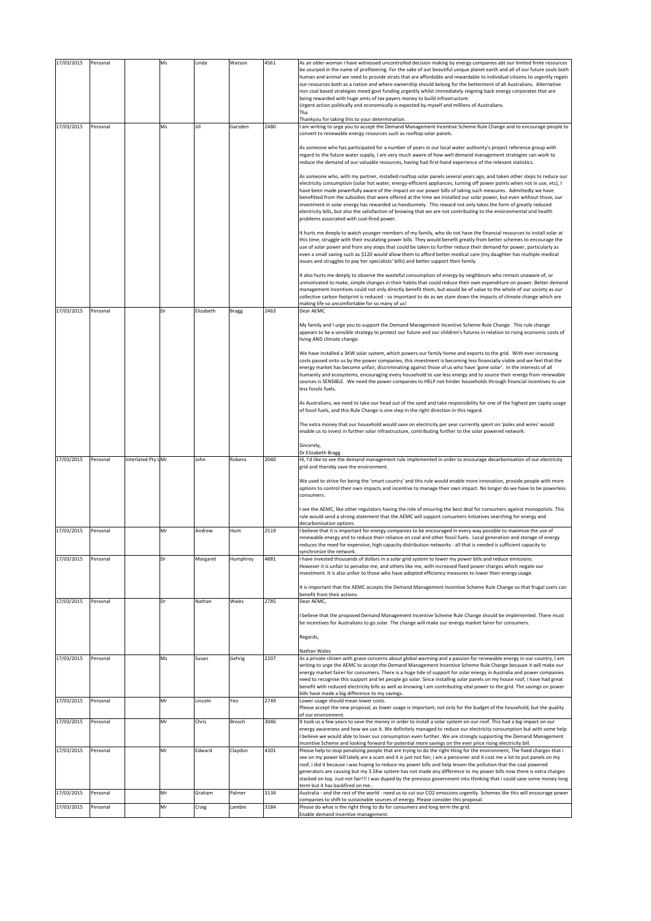| | | | | | | | |
|---|---|---|---|---|---|---|---|
| 17/03/2015 | Personal | | Ms | Linda | Watson | 4561 | As an older woman i have witnessed uncontrolled decision making by energy companies abt our limited finite resources be usurped in the name of profiteering. For the sake of out beautiful unique planet earth and all of our future souls both human and animal we need to provide strats that are affordable and rewardable to individual citizens to urgently regain our resources both as a nation and where ownership should belong for the betterment of all Australians. Alternative non coal based strategies meed govt funding urgently whilst immediately reigning back energy corporates that are being rewarded with huge amts of tax payers money to build infrastructure.<br>Urgent action politically and economically is expected by myself and millions of Australians.<br>Tha<br>Thankyou for taking this to your determination. |
| 17/03/2015 | Personal | | Ms | Jill | Garsden | 2480 | I am writing to urge you to accept the Demand Management Incentive Scheme Rule Change and to encourage people to convert to renewable energy resources such as rooftop solar panels.<br><br>As someone who has participated for a number of years in our local water authority's project reference group with regard to the future water supply, I am very much aware of how well demand management strategies can work to reduce the demand of our valuable resources, having had first-hand experience of the relevant statistics.<br><br>As someone who, with my partner, installed rooftop solar panels several years ago, and taken other steps to reduce our electricity consumption (solar hot water, energy-efficient appliances, turning off power points when not in use, etc), I have been made powerfully aware of the impact on our power bills of taking such measures. Admittedly we have benefitted from the subsidies that were offered at the time we installed our solar power, but even without those, our investment in solar energy has rewarded us handsomely. This reward not only takes the form of greatly reduced electricity bills, but also the satisfaction of knowing that we are not contributing to the environmental and health problems associated with coal-fired power.<br><br>It hurts me deeply to watch younger members of my family, who do not have the financial resources to install solar at this time, struggle with their escalating power bills. They would benefit greatly from better schemes to encourage the use of solar power and from any steps that could be taken to further reduce their demand for power, particularly as even a small saving such as $120 would allow them to afford better medical care (my daughter has multiple medical issues and struggles to pay her specialists' bills) and better support their family.<br><br>It also hurts me deeply to observe the wasteful consumption of energy by neighbours who remain unaware of, or unmotivated to make, simple changes in their habits that could reduce their own expenditure on power. Better demand management incentives could not only directly benefit them, but would be of value to the whole of our society as our collective carbon footprint is reduced - so important to do as we stare down the impacts of climate change which are making life so uncomfortable for so many of us! |
| 17/03/2015 | Personal | | Dr | Elizabeth | Bragg | 2463 | Dear AEMC<br><br>My family and I urge you to support the Demand Management Incentive Scheme Rule Change. This rule change appears to be a sensible strategy to protect our future and our children's futures in relation to rising economic costs of living AND climate change.<br><br>We have installed a 3KW solar system, which powers our family home and exports to the grid. With ever increasing costs passed onto us by the power companies, this investment is becoming less financially viable and we feel that the energy market has become unfair, discriminating against those of us who have 'gone solar'. In the interests of all humanity and ecosystems, encouraging every household to use less energy and to source their energy from renewable sources is SENSIBLE. We need the power companies to HELP not hinder households through financial incentives to use less fossils fuels.<br><br>As Australians, we need to take our head out of the sand and take responsibility for one of the highest per capita usage of fossil fuels, and this Rule Change is one step in the right direction in this regard.<br><br>The extra money that our household would save on electricity per year currently spent on 'poles and wires' would enable us to invest in further solar infrastructure, contributing further to the solar powered network.<br><br>Sincerely,<br>Dr Elizabeth Bragg |
| 17/03/2015 | Personal | Interlated Pty L | Mr | John | Robens | 2040 | Hi, I'd like to see the demand management rule implemented in order to encourage decarbonisation of our electricity grid and thereby save the environment.<br><br>We used to strive for being the 'smart country' and this rule would enable more innovation, provide people with more options to control their own impacts and incentive to manage their own impact. No longer do we have to be powerless consumers.<br><br>I see the AEMC, like other regulators having the role of ensuring the best deal for consumers against monopolists. This rule would send a strong statement that the AEMC will support consumers initiatives searching for energy and decarbonisation options. |
| 17/03/2015 | Personal | | Mr | Andrew | Hunt | 2519 | I believe that it is important for energy companies to be encouraged in every way possible to maximize the use of renewable energy and to reduce their reliance on coal and other fossil fuels. Local generation and storage of energy reduces the need for expensive, high capacity distribution networks - all that is needed is sufficient capacity to synchronize the network. |
| 17/03/2015 | Personal | | Dr | Margaret | Humphrey | 4881 | I have invested thousands of dollars in a solar grid system to lower my power bills and reduce emissions.<br>However it is unfair to penalise me, and others like me, with increased fixed power charges which negate our investment. It is also unfair to those who have adopted efficiency measures to lower their energy usage.<br><br>It is important that the AEMC accepts the Demand Management Incentive Scheme Rule Change so that frugal users can benefit from their actions. |
| 17/03/2015 | Personal | | Dr | Nathan | Wales | 2785 | Dear AEMC,<br><br>I believe that the proposed Demand Management Incentive Scheme Rule Change should be implemented. There must be incentives for Australians to go solar. The change will make our energy market fairer for consumers.<br><br>Regards,<br><br>Nathan Wales |
| 17/03/2015 | Personal | | Ms | Susan | Gehrig | 2207 | As a private citizen with grave concerns about global warming and a passion for renewable energy in our country, I am writing to urge the AEMC to accept the Demand Management Incentive Scheme Rule Change because it will make our energy market fairer for consumers. There is a huge tide of support for solar energy in Australia and power companies need to recognise this support and let people go solar. Since installing solar panels on my house roof, I have had great benefit wtih reduced electricity bills as well as knowing I am contributing vital power to the grid. The savings on power bills have made a big difference to my savings. |
| 17/03/2015 | Personal | | Mr | Lincoln | Yeo | 2749 | Lower usage should mean lower costs.<br>Please accept the new proposal, as lower usage is important, not only for the budget of the household, but the quality of our environment. |
| 17/03/2015 | Personal | | Mr | Chris | Brosch | 3046 | It took us a few years to save the money in order to install a solar system on our roof. This had a big impact on our energy awareness and how we use it. We definitely managed to reduce our electricity consumption but with some help I believe we would able to lover our consumption even further. We are strongly supporting the Demand Management Incentive Scheme and looking forward for potential more savings on the ever price rising electricity bill. |
| 17/03/2015 | Personal | | Mr | Edward | Claydon | 4301 | Please help to stop penalizing people that are trying to do the right thing for the environment, The fixed charges that i see on my power bill lately are a scam and it is just not fair, i am a pensioner and it cost me a lot to put panels on my roof, i did it because i was hoping to reduce my power bills and help lessen the pollution that the coal powered generators are causing but my 3.5Kw system has not made any difference to my power bills now there is extra charges stacked on top. Just not fair!!! I was duped by the previous government into thinking that i could save some money long term but it has backfired on me.. |
| 17/03/2015 | Personal | | Mr | Graham | Palmer | 3134 | Australia - and the rest of the world - need us to cut our $CO_2$ emissions urgently. Schemes like this will encourage power companies to shift to sustainable sources of energy. Please consider this proposal. |
| 17/03/2015 | Personal | | Mr | Craig | Lambie | 3184 | Please do what is the right thing to do for consumers and long term the grid.<br>Enable demand incentive management. |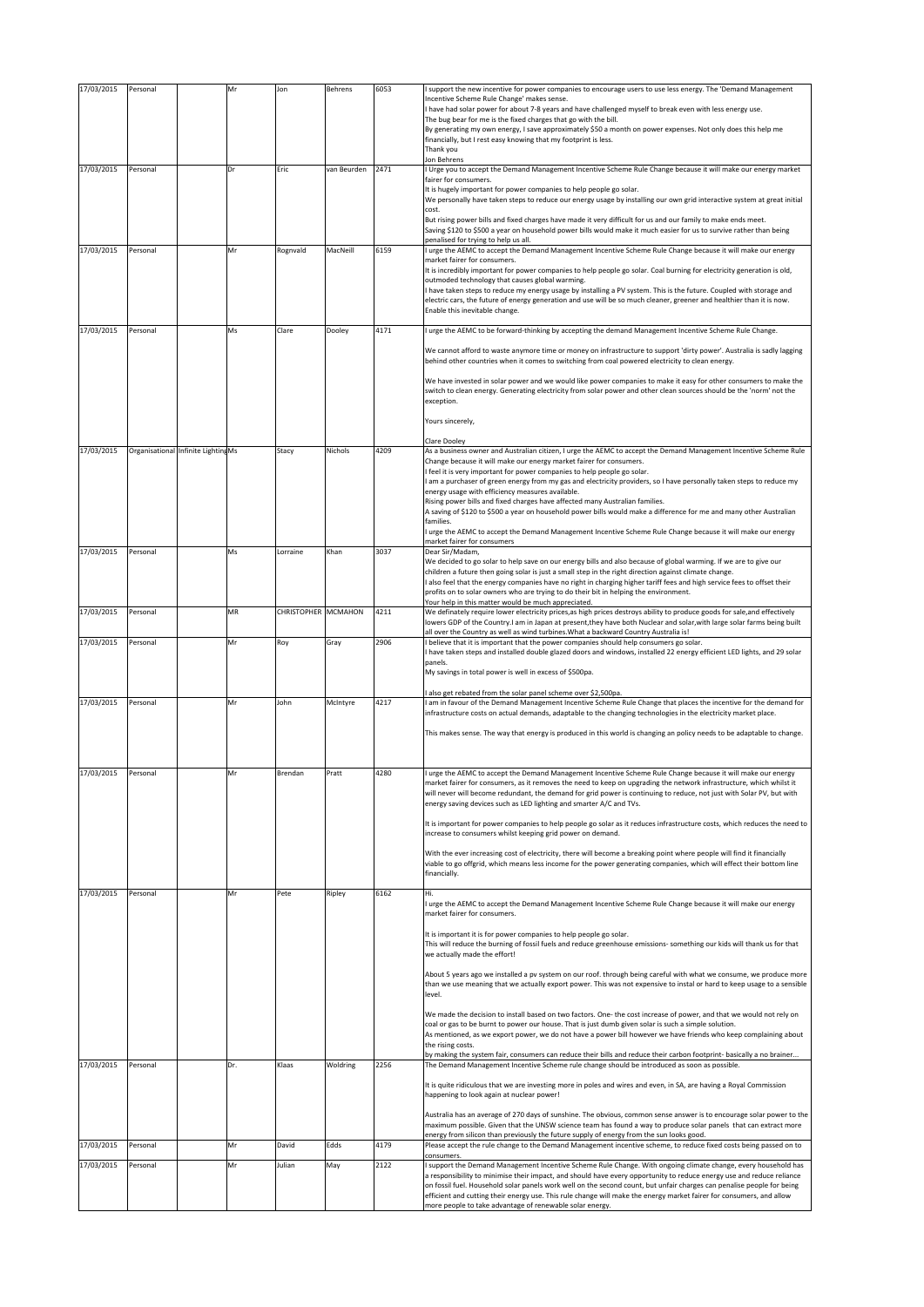| | | | | | | | |
|---|---|---|---|---|---|---|---|
| 17/03/2015 | Personal | | Mr | Jon | Behrens | 6053 | I support the new incentive for power companies to encourage users to use less energy. The 'Demand Management Incentive Scheme Rule Change' makes sense.<br>I have had solar power for about 7-8 years and have challenged myself to break even with less energy use.<br>The bug bear for me is the fixed charges that go with the bill.<br>By generating my own energy, I save approximately $50 a month on power expenses. Not only does this help me financially, but I rest easy knowing that my footprint is less.<br>Thank you<br>Jon Behrens |
| 17/03/2015 | Personal | | Dr | Eric | van Beurden | 2471 | I Urge you to accept the Demand Management Incentive Scheme Rule Change because it will make our energy market fairer for consumers.<br>It is hugely important for power companies to help people go solar.<br>We personally have taken steps to reduce our energy usage by installing our own grid interactive system at great initial cost.<br>But rising power bills and fixed charges have made it very difficult for us and our family to make ends meet.<br>Saving $120 to $500 a year on household power bills would make it much easier for us to survive rather than being penalised for trying to help us all. |
| 17/03/2015 | Personal | | Mr | Rognvald | MacNeill | 6159 | I urge the AEMC to accept the Demand Management Incentive Scheme Rule Change because it will make our energy market fairer for consumers.<br>It is incredibly important for power companies to help people go solar. Coal burning for electricity generation is old, outmoded technology that causes global warming.<br>I have taken steps to reduce my energy usage by installing a PV system. This is the future. Coupled with storage and electric cars, the future of energy generation and use will be so much cleaner, greener and healthier than it is now. Enable this inevitable change. |
| 17/03/2015 | Personal | | Ms | Clare | Dooley | 4171 | I urge the AEMC to be forward-thinking by accepting the demand Management Incentive Scheme Rule Change.<br><br>We cannot afford to waste anymore time or money on infrastructure to support 'dirty power'. Australia is sadly lagging behind other countries when it comes to switching from coal powered electricity to clean energy.<br><br>We have invested in solar power and we would like power companies to make it easy for other consumers to make the switch to clean energy. Generating electricity from solar power and other clean sources should be the 'norm' not the exception.<br><br>Yours sincerely,<br><br>Clare Dooley |
| 17/03/2015 | Organisational | Infinite Lighting | Ms | Stacy | Nichols | 4209 | As a business owner and Australian citizen, I urge the AEMC to accept the Demand Management Incentive Scheme Rule Change because it will make our energy market fairer for consumers.<br>I feel it is very important for power companies to help people go solar.<br>I am a purchaser of green energy from my gas and electricity providers, so I have personally taken steps to reduce my energy usage with efficiency measures available.<br>Rising power bills and fixed charges have affected many Australian families.<br>A saving of $120 to $500 a year on household power bills would make a difference for me and many other Australian families.<br>I urge the AEMC to accept the Demand Management Incentive Scheme Rule Change because it will make our energy market fairer for consumers |
| 17/03/2015 | Personal | | Ms | Lorraine | Khan | 3037 | Dear Sir/Madam,<br>We decided to go solar to help save on our energy bills and also because of global warming. If we are to give our children a future then going solar is just a small step in the right direction against climate change.<br>I also feel that the energy companies have no right in charging higher tariff fees and high service fees to offset their profits on to solar owners who are trying to do their bit in helping the environment.<br>Your help in this matter would be much appreciated. |
| 17/03/2015 | Personal | | MR | CHRISTOPHER | MCMAHON | 4211 | We definately require lower electricity prices,as high prices destroys ability to produce goods for sale,and effectively lowers GDP of the Country.I am in Japan at present,they have both Nuclear and solar,with large solar farms being built all over the Country as well as wind turbines.What a backward Country Australia is! |
| 17/03/2015 | Personal | | Mr | Roy | Gray | 2906 | I believe that it is important that the power companies should help consumers go solar.<br>I have taken steps and installed double glazed doors and windows, installed 22 energy efficient LED lights, and 29 solar panels.<br>My savings in total power is well in excess of $500pa.<br><br>I also get rebated from the solar panel scheme over $2,500pa. |
| 17/03/2015 | Personal | | Mr | John | McIntyre | 4217 | I am in favour of the Demand Management Incentive Scheme Rule Change that places the incentive for the demand for infrastructure costs on actual demands, adaptable to the changing technologies in the electricity market place.<br><br>This makes sense. The way that energy is produced in this world is changing an policy needs to be adaptable to change. |
| 17/03/2015 | Personal | | Mr | Brendan | Pratt | 4280 | I urge the AEMC to accept the Demand Management Incentive Scheme Rule Change because it will make our energy market fairer for consumers, as it removes the need to keep on upgrading the network infrastructure, which whilst it will never will become redundant, the demand for grid power is continuing to reduce, not just with Solar PV, but with energy saving devices such as LED lighting and smarter A/C and TVs.<br><br>It is important for power companies to help people go solar as it reduces infrastructure costs, which reduces the need to increase to consumers whilst keeping grid power on demand.<br><br>With the ever increasing cost of electricity, there will become a breaking point where people will find it financially viable to go offgrid, which means less income for the power generating companies, which will effect their bottom line financially. |
| 17/03/2015 | Personal | | Mr | Pete | Ripley | 6162 | Hi.<br>I urge the AEMC to accept the Demand Management Incentive Scheme Rule Change because it will make our energy market fairer for consumers.<br><br>It is important it is for power companies to help people go solar.<br>This will reduce the burning of fossil fuels and reduce greenhouse emissions- something our kids will thank us for that we actually made the effort!<br><br>About 5 years ago we installed a pv system on our roof. through being careful with what we consume, we produce more than we use meaning that we actually export power. This was not expensive to instal or hard to keep usage to a sensible level.<br><br>We made the decision to install based on two factors. One- the cost increase of power, and that we would not rely on coal or gas to be burnt to power our house. That is just dumb given solar is such a simple solution.<br>As mentioned, as we export power, we do not have a power bill however we have friends who keep complaining about the rising costs.<br>by making the system fair, consumers can reduce their bills and reduce their carbon footprint- basically a no brainer... |
| 17/03/2015 | Personal | | Dr. | Klaas | Woldring | 2256 | The Demand Management Incentive Scheme rule change should be introduced as soon as possible.<br><br>It is quite ridiculous that we are investing more in poles and wires and even, in SA, are having a Royal Commission happening to look again at nuclear power!<br><br>Australia has an average of 270 days of sunshine. The obvious, common sense answer is to encourage solar power to the maximum possible. Given that the UNSW science team has found a way to produce solar panels that can extract more energy from silicon than previously the future supply of energy from the sun looks good. |
| 17/03/2015 | Personal | | Mr | David | Edds | 4179 | Please accept the rule change to the Demand Management incentive scheme, to reduce fixed costs being passed on to consumers. |
| 17/03/2015 | Personal | | Mr | Julian | May | 2122 | I support the Demand Management Incentive Scheme Rule Change. With ongoing climate change, every household has a responsibility to minimise their impact, and should have every opportunity to reduce energy use and reduce reliance on fossil fuel. Household solar panels work well on the second count, but unfair charges can penalise people for being efficient and cutting their energy use. This rule change will make the energy market fairer for consumers, and allow more people to take advantage of renewable solar energy. |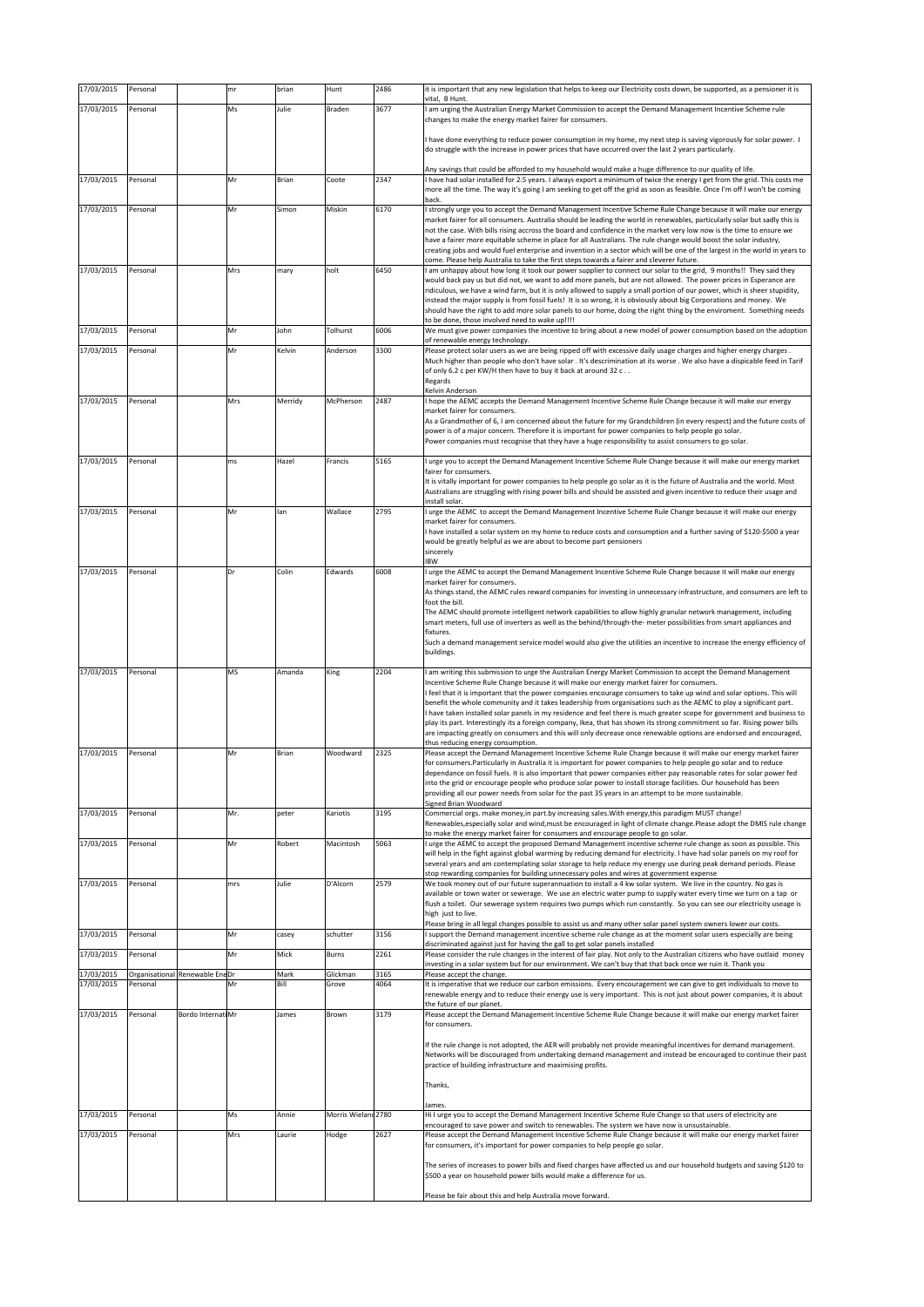| 17/03/2015 | Personal | | mr | brian | Hunt | 2486 | it is important that any new legislation that helps to keep our Electricity costs down, be supported, as a pensioner it is vital, B Hunt. |
|---|---|---|---|---|---|---|---|
| 17/03/2015 | Personal | | Ms | Julie | Braden | 3677 | I am urging the Australian Energy Market Commission to accept the Demand Management Incentive Scheme rule changes to make the energy market fairer for consumers.<br><br>I have done everything to reduce power consumption in my home, my next step is saving vigorously for solar power. I do struggle with the increase in power prices that have occurred over the last 2 years particularly.<br><br>Any savings that could be afforded to my household would make a huge difference to our quality of life. |
| 17/03/2015 | Personal | | Mr | Brian | Coote | 2347 | I have had solar installed for 2.5 years. I always export a minimum of twice the energy I get from the grid. This costs me more all the time. The way it's going I am seeking to get off the grid as soon as feasible. Once I'm off I won't be coming back. |
| 17/03/2015 | Personal | | Mr | Simon | Miskin | 6170 | I strongly urge you to accept the Demand Management Incentive Scheme Rule Change because it will make our energy market fairer for all consumers. Australia should be leading the world in renewables, particularly solar but sadly this is not the case. With bills rising accross the board and confidence in the market very low now is the time to ensure we have a fairer more equitable scheme in place for all Australians. The rule change would boost the solar industry, creating jobs and would fuel enterprise and invention in a sector which will be one of the largest in the world in years to come. Please help Australia to take the first steps towards a fairer and cleverer future. |
| 17/03/2015 | Personal | | Mrs | mary | holt | 6450 | I am unhappy about how long it took our power supplier to connect our solar to the grid, 9 months!! They said they would back pay us but did not, we want to add more panels, but are not allowed. The power prices in Esperance are ridiculous, we have a wind farm, but it is only allowed to supply a small portion of our power, which is sheer stupidity, instead the major supply is from fossil fuels! It is so wrong, it is obviously about big Corporations and money. We should have the right to add more solar panels to our home, doing the right thing by the enviroment. Something needs to be done, those involved need to wake up!!!! |
| 17/03/2015 | Personal | | Mr | John | Tolhurst | 6006 | We must give power companies the incentive to bring about a new model of power consumption based on the adoption of renewable energy technology. |
| 17/03/2015 | Personal | | Mr | Kelvin | Anderson | 3300 | Please protect solar users as we are being ripped off with excessive daily usage charges and higher energy charges . Much higher than people who don't have solar . It's descrimination at its worse . We also have a dispicable feed in Tarif of only 6.2 c per KW/H then have to buy it back at around 32 c . .<br>Regards<br>Kelvin Anderson |
| 17/03/2015 | Personal | | Mrs | Merridy | McPherson | 2487 | I hope the AEMC accepts the Demand Management Incentive Scheme Rule Change because it will make our energy market fairer for consumers.<br>As a Grandmother of 6, I am concerned about the future for my Grandchildren (in every respect) and the future costs of power is of a major concern. Therefore it is important for power companies to help people go solar.<br>Power companies must recognise that they have a huge responsibility to assist consumers to go solar. |
| 17/03/2015 | Personal | | ms | Hazel | Francis | 5165 | I urge you to accept the Demand Management Incentive Scheme Rule Change because it will make our energy market fairer for consumers.<br>It is vitally important for power companies to help people go solar as it is the future of Australia and the world. Most Australians are struggling with rising power bills and should be assisted and given incentive to reduce their usage and install solar. |
| 17/03/2015 | Personal | | Mr | Ian | Wallace | 2795 | I urge the AEMC to accept the Demand Management Incentive Scheme Rule Change because it will make our energy market fairer for consumers.<br>I have installed a solar system on my home to reduce costs and consumption and a further saving of $120-$500 a year would be greatly helpful as we are about to become part pensioners<br>sincerely<br>IBW |
| 17/03/2015 | Personal | | Dr | Colin | Edwards | 6008 | I urge the AEMC to accept the Demand Management Incentive Scheme Rule Change because it will make our energy market fairer for consumers.<br>As things stand, the AEMC rules reward companies for investing in unnecessary infrastructure, and consumers are left to foot the bill.<br>The AEMC should promote intelligent network capabilities to allow highly granular network management, including smart meters, full use of inverters as well as the behind/through-the- meter possibilities from smart appliances and fixtures.<br>Such a demand management service model would also give the utilities an incentive to increase the energy efficiency of buildings. |
| 17/03/2015 | Personal | | MS | Amanda | King | 2204 | I am writing this submission to urge the Australian Energy Market Commission to accept the Demand Management Incentive Scheme Rule Change because it will make our energy market fairer for consumers.<br>I feel that it is important that the power companies encourage consumers to take up wind and solar options. This will benefit the whole community and it takes leadership from organisations such as the AEMC to play a significant part.<br>I have taken installed solar panels in my residence and feel there is much greater scope for government and business to play its part. Interestingly its a foreign company, Ikea, that has shown its strong commitment so far. Rising power bills are impacting greatly on consumers and this will only decrease once renewable options are endorsed and encouraged, thus reducing energy consumption. |
| 17/03/2015 | Personal | | Mr | Brian | Woodward | 2325 | Please accept the Demand Management Incentive Scheme Rule Change because it will make our energy market fairer for consumers.Particularly in Australia it is important for power companies to help people go solar and to reduce dependance on fossil fuels. It is also important that power companies either pay reasonable rates for solar power fed into the grid or encourage people who produce solar power to install storage facilities. Our household has been providing all our power needs from solar for the past 35 years in an attempt to be more sustainable.<br>Signed Brian Woodward |
| 17/03/2015 | Personal | | Mr. | peter | Kariotis | 3195 | Commercial orgs. make money,in part.by increasing sales.With energy,this paradigm MUST change!<br>Renewables,especially solar and wind,must be encouraged in light of climate change.Please adopt the DMIS rule change to make the energy market fairer for consumers and encourage people to go solar. |
| 17/03/2015 | Personal | | Mr | Robert | Macintosh | 5063 | I urge the AEMC to accept the proposed Demand Management incentive scheme rule change as soon as possible. This will help in the fight against global warming by reducing demand for electricity. I have had solar panels on my roof for several years and am contemplating solar storage to help reduce my energy use during peak demand periods. Please stop rewarding companies for building unnecessary poles and wires at government expense |
| 17/03/2015 | Personal | | mrs | Julie | D'Alcorn | 2579 | We took money out of our future superannuation to install a 4 kw solar system. We live in the country. No gas is available or town water or sewerage. We use an electric water pump to supply water every time we turn on a tap or flush a toilet. Our sewerage system requires two pumps which run constantly. So you can see our electricity useage is high just to live.<br>Please bring in all legal changes possible to assist us and many other solar panel system owners lower our costs. |
| 17/03/2015 | Personal | | Mr | casey | schutter | 3156 | I support the Demand management incentive scheme rule change as at the moment solar users especially are being discriminated against just for having the gall to get solar panels installed |
| 17/03/2015 | Personal | | Mr | Mick | Burns | 2261 | Please consider the rule changes in the interest of fair play. Not only to the Australian citizens who have outlaid money investing in a solar system but for our environment. We can't buy that that back once we ruin it. Thank you |
| 17/03/2015 | Organisational | Renewable Ene | Dr | Mark | Glickman | 3165 | Please accept the change. |
| 17/03/2015 | Personal | | Mr | Bill | Grove | 4064 | It is imperative that we reduce our carbon emissions. Every encouragement we can give to get individuals to move to renewable energy and to reduce their energy use is very important. This is not just about power companies, it is about the future of our planet. |
| 17/03/2015 | Personal | Bordo Internati | Mr | James | Brown | 3179 | Please accept the Demand Management Incentive Scheme Rule Change because it will make our energy market fairer for consumers.<br><br>If the rule change is not adopted, the AER will probably not provide meaningful incentives for demand management. Networks will be discouraged from undertaking demand management and instead be encouraged to continue their past practice of building infrastructure and maximising profits.<br><br>Thanks,<br><br>James. |
| 17/03/2015 | Personal | | Ms | Annie | Morris Wieland | 2780 | Hi I urge you to accept the Demand Management Incentive Scheme Rule Change so that users of electricity are encouraged to save power and switch to renewables. The system we have now is unsustainable. |
| 17/03/2015 | Personal | | Mrs | Laurie | Hodge | 2627 | Please accept the Demand Management Incentive Scheme Rule Change because it will make our energy market fairer for consumers, it's important for power companies to help people go solar.<br><br>The series of increases to power bills and fixed charges have affected us and our household budgets and saving $120 to $500 a year on household power bills would make a difference for us.<br><br>Please be fair about this and help Australia move forward. |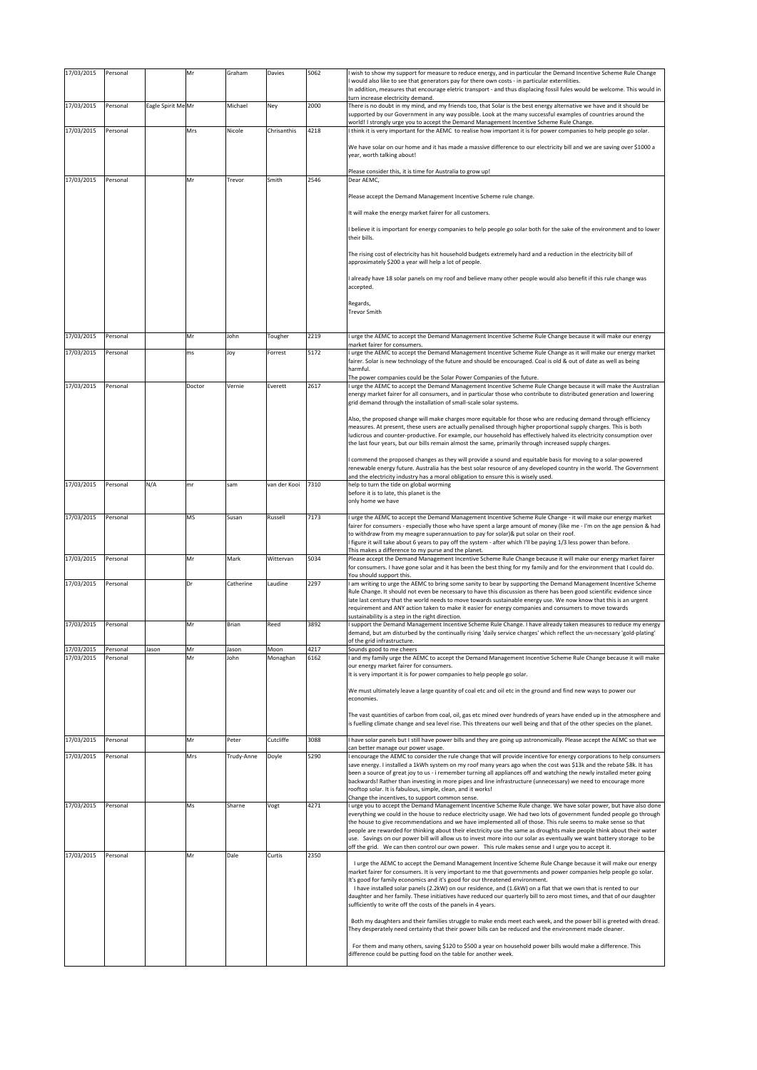| | | | | | | | |
|---|---|---|---|---|---|---|---|
| 17/03/2015 | Personal | | Mr | Graham | Davies | 5062 | I wish to show my support for measure to reduce energy, and in particular the Demand Incentive Scheme Rule Change I would also like to see that generators pay for there own costs - in particular externlities. In addition, measures that encourage eletric transport - and thus displacing fossil fules would be welcome. This would in turn increase electricity demand. |
| 17/03/2015 | Personal | Eagle Spirit Me | Mr | Michael | Ney | 2000 | There is no doubt in my mind, and my friends too, that Solar is the best energy alternative we have and it should be supported by our Government in any way possible. Look at the many successful examples of countries around the world! I strongly urge you to accept the Demand Management Incentive Scheme Rule Change. |
| 17/03/2015 | Personal | | Mrs | Nicole | Chrisanthis | 4218 | I think it is very important for the AEMC to realise how important it is for power companies to help people go solar.<br><br>We have solar on our home and it has made a massive difference to our electricity bill and we are saving over $1000 a year, worth talking about!<br><br>Please consider this, it is time for Australia to grow up! |
| 17/03/2015 | Personal | | Mr | Trevor | Smith | 2546 | Dear AEMC,<br><br>Please accept the Demand Management Incentive Scheme rule change.<br><br>It will make the energy market fairer for all customers.<br><br>I believe it is important for energy companies to help people go solar both for the sake of the environment and to lower their bills.<br><br>The rising cost of electricity has hit household budgets extremely hard and a reduction in the electricity bill of approximately $200 a year will help a lot of people.<br><br>I already have 18 solar panels on my roof and believe many other people would also benefit if this rule change was accepted.<br><br>Regards,<br>Trevor Smith |
| 17/03/2015 | Personal | | Mr | John | Tougher | 2219 | I urge the AEMC to accept the Demand Management Incentive Scheme Rule Change because it will make our energy market fairer for consumers. |
| 17/03/2015 | Personal | | ms | Joy | Forrest | 5172 | I urge the AEMC to accept the Demand Management Incentive Scheme Rule Change as it will make our energy market fairer. Solar is new technology of the future and should be encouraged. Coal is old & out of date as well as being harmful.<br>The power companies could be the Solar Power Companies of the future. |
| 17/03/2015 | Personal | | Doctor | Vernie | Everett | 2617 | I urge the AEMC to accept the Demand Management Incentive Scheme Rule Change because it will make the Australian energy market fairer for all consumers, and in particular those who contribute to distributed generation and lowering grid demand through the installation of small-scale solar systems.<br><br>Also, the proposed change will make charges more equitable for those who are reducing demand through efficiency measures. At present, these users are actually penalised through higher proportional supply charges. This is both ludicrous and counter-productive. For example, our household has effectively halved its electricity consumption over the last four years, but our bills remain almost the same, primarily through increased supply charges.<br><br>I commend the proposed changes as they will provide a sound and equitable basis for moving to a solar-powered renewable energy future. Australia has the best solar resource of any developed country in the world. The Government and the electricity industry has a moral obligation to ensure this is wisely used. |
| 17/03/2015 | Personal | N/A | mr | sam | van der Kooi | 7310 | help to turn the tide on global worming<br>before it is to late, this planet is the<br>only home we have |
| 17/03/2015 | Personal | | MS | Susan | Russell | 7173 | I urge the AEMC to accept the Demand Management Incentive Scheme Rule Change - it will make our energy market fairer for consumers - especially those who have spent a large amount of money (like me - I'm on the age pension & had to withdraw from my meagre superannuation to pay for solar)& put solar on their roof.<br>I figure it will take about 6 years to pay off the system - after which I'll be paying 1/3 less power than before.<br>This makes a difference to my purse and the planet. |
| 17/03/2015 | Personal | | Mr | Mark | Wittervan | 5034 | Please accept the Demand Management Incentive Scheme Rule Change because it will make our energy market fairer for consumers. I have gone solar and it has been the best thing for my family and for the environment that I could do. You should support this. |
| 17/03/2015 | Personal | | Dr | Catherine | Laudine | 2297 | I am writing to urge the AEMC to bring some sanity to bear by supporting the Demand Management Incentive Scheme Rule Change. It should not even be necessary to have this discussion as there has been good scientific evidence since late last century that the world needs to move towards sustainable energy use. We now know that this is an urgent requirement and ANY action taken to make it easier for energy companies and consumers to move towards sustainability is a step in the right direction. |
| 17/03/2015 | Personal | | Mr | Brian | Reed | 3892 | I support the Demand Management Incentive Scheme Rule Change. I have already taken measures to reduce my energy demand, but am disturbed by the continually rising 'daily service charges' which reflect the un-necessary 'gold-plating' of the grid infrastructure. |
| 17/03/2015 | Personal | Jason | Mr | Jason | Moon | 4217 | Sounds good to me cheers |
| 17/03/2015 | Personal | | Mr | John | Monaghan | 6162 | I and my family urge the AEMC to accept the Demand Management Incentive Scheme Rule Change because it will make our energy market fairer for consumers.<br>It is very important it is for power companies to help people go solar.<br><br>We must ultimately leave a large quantity of coal etc and oil etc in the ground and find new ways to power our economies.<br><br>The vast quantities of carbon from coal, oil, gas etc mined over hundreds of years have ended up in the atmosphere and is fuelling climate change and sea level rise. This threatens our well being and that of the other species on the planet. |
| 17/03/2015 | Personal | | Mr | Peter | Cutcliffe | 3088 | I have solar panels but I still have power bills and they are going up astronomically. Please accept the AEMC so that we can better manage our power usage. |
| 17/03/2015 | Personal | | Mrs | Trudy-Anne | Doyle | 5290 | I encourage the AEMC to consider the rule change that will provide incentive for energy corporations to help consumers save energy. I installed a 1kWh system on my roof many years ago when the cost was $13k and the rebate $8k. It has been a source of great joy to us - i remember turning all appliances off and watching the newly installed meter going backwards! Rather than investing in more pipes and line infrastructure (unnecessary) we need to encourage more rooftop solar. It is fabulous, simple, clean, and it works!<br>Change the incentives, to support common sense. |
| 17/03/2015 | Personal | | Ms | Sharne | Vogt | 4271 | I urge you to accept the Demand Management Incentive Scheme Rule change. We have solar power, but have also done everything we could in the house to reduce electricity usage. We had two lots of government funded people go through the house to give recommendations and we have implemented all of those. This rule seems to make sense so that people are rewarded for thinking about their electricity use the same as droughts make people think about their water use. Savings on our power bill will allow us to invest more into our solar as eventually we want battery storage to be off the grid. We can then control our own power. This rule makes sense and I urge you to accept it. |
| 17/03/2015 | Personal | | Mr | Dale | Curtis | 2350 | I urge the AEMC to accept the Demand Management Incentive Scheme Rule Change because it will make our energy market fairer for consumers. It is very important that governments and power companies help people go solar. It's good for family economics and it's good for our threatened environment.<br>I have installed solar panels (2.2kW) on our residence, and (1.6kW) on a flat that we own that is rented to our daughter and her family. These initiatives have reduced our quarterly bill to zero most times, and that of our daughter sufficiently to write off the costs of the panels in 4 years.<br><br>Both my daughters and their families struggle to make ends meet each week, and the power bill is greeted with dread. They desperately need certainty that their power bills can be reduced and the environment made cleaner.<br><br>For them and many others, saving $120 to $500 a year on household power bills would make a difference. This difference could be putting food on the table for another week. |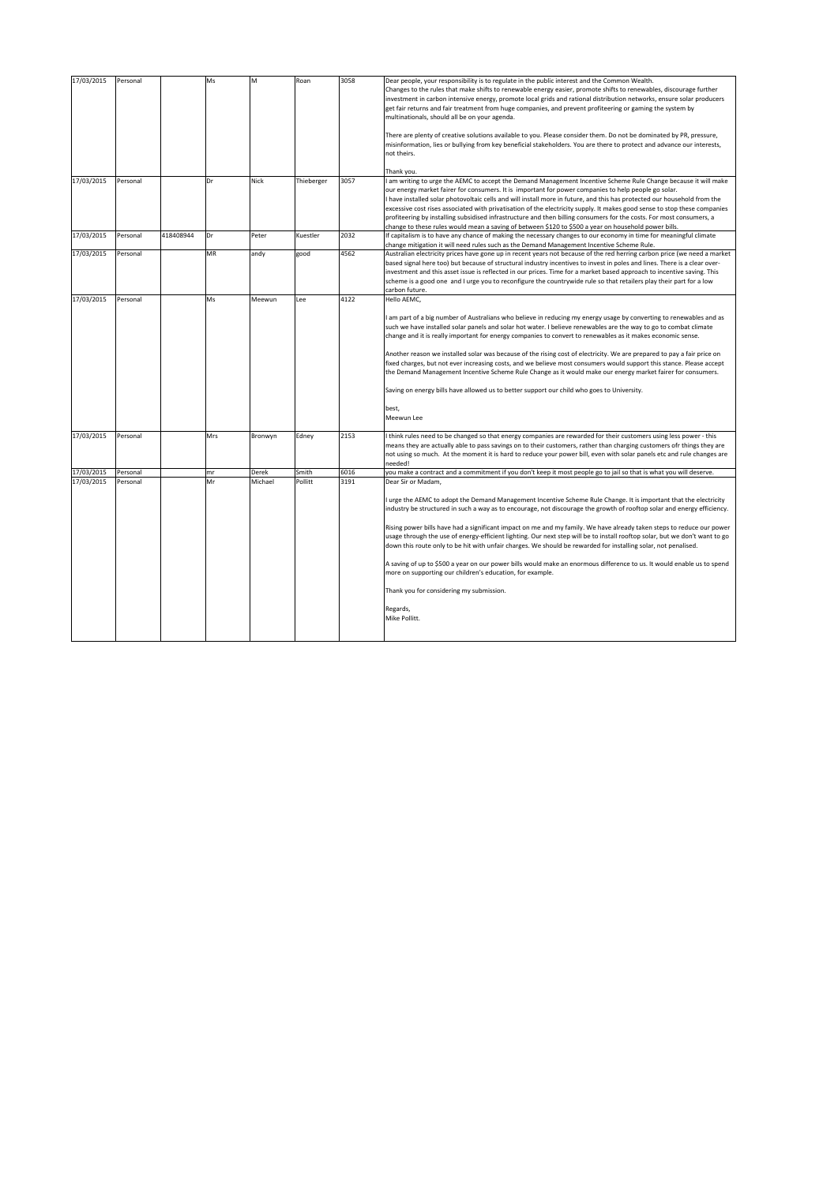| | | | | | | | |
|---|---|---|---|---|---|---|---|
| 17/03/2015 | Personal | | Ms | M | Roan | 3058 | Dear people, your responsibility is to regulate in the public interest and the Common Wealth.<br>Changes to the rules that make shifts to renewable energy easier, promote shifts to renewables, discourage further investment in carbon intensive energy, promote local grids and rational distribution networks, ensure solar producers get fair returns and fair treatment from huge companies, and prevent profiteering or gaming the system by multinationals, should all be on your agenda.<br><br>There are plenty of creative solutions available to you. Please consider them. Do not be dominated by PR, pressure, misinformation, lies or bullying from key beneficial stakeholders. You are there to protect and advance our interests, not theirs.<br><br>Thank you. |
| 17/03/2015 | Personal | | Dr | Nick | Thieberger | 3057 | I am writing to urge the AEMC to accept the Demand Management Incentive Scheme Rule Change because it will make our energy market fairer for consumers. It is important for power companies to help people go solar.<br>I have installed solar photovoltaic cells and will install more in future, and this has protected our household from the excessive cost rises associated with privatisation of the electricity supply. It makes good sense to stop these companies profiteering by installing subsidised infrastructure and then billing consumers for the costs. For most consumers, a change to these rules would mean a saving of between $120 to $500 a year on household power bills. |
| 17/03/2015 | Personal | 418408944 | Dr | Peter | Kuestler | 2032 | If capitalism is to have any chance of making the necessary changes to our economy in time for meaningful climate change mitigation it will need rules such as the Demand Management Incentive Scheme Rule. |
| 17/03/2015 | Personal | | MR | andy | good | 4562 | Australian electricity prices have gone up in recent years not because of the red herring carbon price (we need a market based signal here too) but because of structural industry incentives to invest in poles and lines. There is a clear over-investment and this asset issue is reflected in our prices. Time for a market based approach to incentive saving. This scheme is a good one and I urge you to reconfigure the countrywide rule so that retailers play their part for a low carbon future. |
| 17/03/2015 | Personal | | Ms | Meewun | Lee | 4122 | Hello AEMC,<br><br>I am part of a big number of Australians who believe in reducing my energy usage by converting to renewables and as such we have installed solar panels and solar hot water. I believe renewables are the way to go to combat climate change and it is really important for energy companies to convert to renewables as it makes economic sense.<br><br>Another reason we installed solar was because of the rising cost of electricity. We are prepared to pay a fair price on fixed charges, but not ever increasing costs, and we believe most consumers would support this stance. Please accept the Demand Management Incentive Scheme Rule Change as it would make our energy market fairer for consumers.<br><br>Saving on energy bills have allowed us to better support our child who goes to University.<br><br>best,<br>Meewun Lee |
| 17/03/2015 | Personal | | Mrs | Bronwyn | Edney | 2153 | I think rules need to be changed so that energy companies are rewarded for their customers using less power - this means they are actually able to pass savings on to their customers, rather than charging customers ofr things they are not using so much. At the moment it is hard to reduce your power bill, even with solar panels etc and rule changes are needed! |
| 17/03/2015 | Personal | | mr | Derek | Smith | 6016 | you make a contract and a commitment if you don't keep it most people go to jail so that is what you will deserve. |
| 17/03/2015 | Personal | | Mr | Michael | Pollitt | 3191 | Dear Sir or Madam,<br><br>I urge the AEMC to adopt the Demand Management Incentive Scheme Rule Change. It is important that the electricity industry be structured in such a way as to encourage, not discourage the growth of rooftop solar and energy efficiency.<br><br>Rising power bills have had a significant impact on me and my family. We have already taken steps to reduce our power usage through the use of energy-efficient lighting. Our next step will be to install rooftop solar, but we don't want to go down this route only to be hit with unfair charges. We should be rewarded for installing solar, not penalised.<br><br>A saving of up to $500 a year on our power bills would make an enormous difference to us. It would enable us to spend more on supporting our children's education, for example.<br><br>Thank you for considering my submission.<br><br>Regards,<br>Mike Pollitt. |